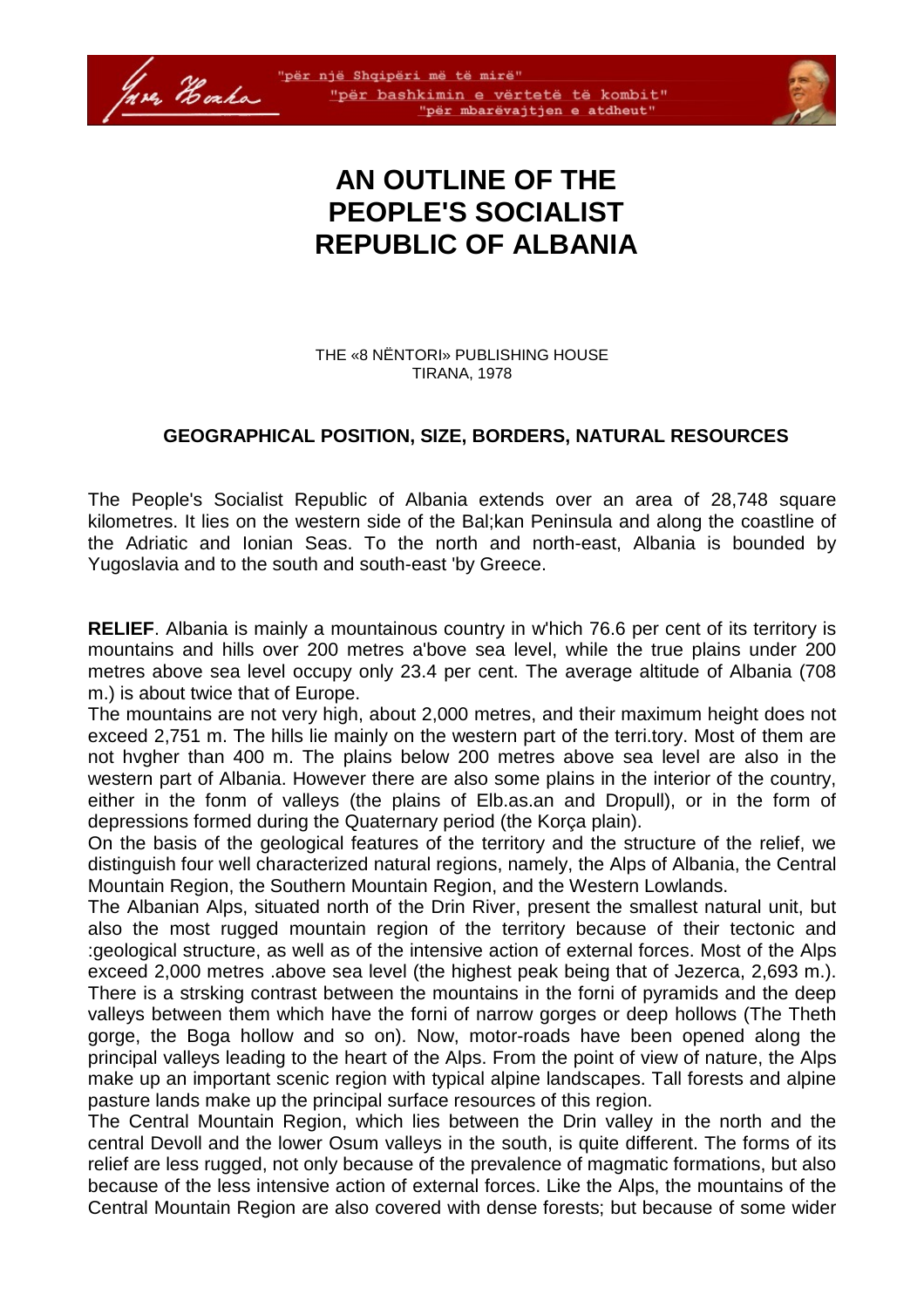# AN OUTLINE OF THE PEOPLE'S SOCIALIST REPUBLIC OF ALBANIA

THE «8 NËNTORI» PUBLISHING HOUSE
TIRANA, 1978

## GEOGRAPHICAL POSITION, SIZE, BORDERS, NATURAL RESOURCES

The People's Socialist Republic of Albania extends over an area of 28,748 square kilometres. It lies on the western side of the Bal;kan Peninsula and along the coastline of the Adriatic and Ionian Seas. To the north and north-east, Albania is bounded by Yugoslavia and to the south and south-east 'by Greece.

**RELIEF**. Albania is mainly a mountainous country in w'hich 76.6 per cent of its territory is mountains and hills over 200 metres a'bove sea level, while the true plains under 200 metres above sea level occupy only 23.4 per cent. The average altitude of Albania (708 m.) is about twice that of Europe.

The mountains are not very high, about 2,000 metres, and their maximum height does not exceed 2,751 m. The hills lie mainly on the western part of the terri.tory. Most of them are not hvgher than 400 m. The plains below 200 metres above sea level are also in the western part of Albania. However there are also some plains in the interior of the country, either in the fonm of valleys (the plains of Elb.as.an and Dropull), or in the form of depressions formed during the Quaternary period (the Korça plain).

On the basis of the geological features of the territory and the structure of the relief, we distinguish four well characterized natural regions, namely, the Alps of Albania, the Central Mountain Region, the Southern Mountain Region, and the Western Lowlands.

The Albanian Alps, situated north of the Drin River, present the smallest natural unit, but also the most rugged mountain region of the territory because of their tectonic and :geological structure, as well as of the intensive action of external forces. Most of the Alps exceed 2,000 metres .above sea level (the highest peak being that of Jezerca, 2,693 m.). There is a strsking contrast between the mountains in the forni of pyramids and the deep valleys between them which have the forni of narrow gorges or deep hollows (The Theth gorge, the Boga hollow and so on). Now, motor-roads have been opened along the principal valleys leading to the heart of the Alps. From the point of view of nature, the Alps make up an important scenic region with typical alpine landscapes. Tall forests and alpine pasture lands make up the principal surface resources of this region.

The Central Mountain Region, which lies between the Drin valley in the north and the central Devoll and the lower Osum valleys in the south, is quite different. The forms of its relief are less rugged, not only because of the prevalence of magmatic formations, but also because of the less intensive action of external forces. Like the Alps, the mountains of the Central Mountain Region are also covered with dense forests; but because of some wider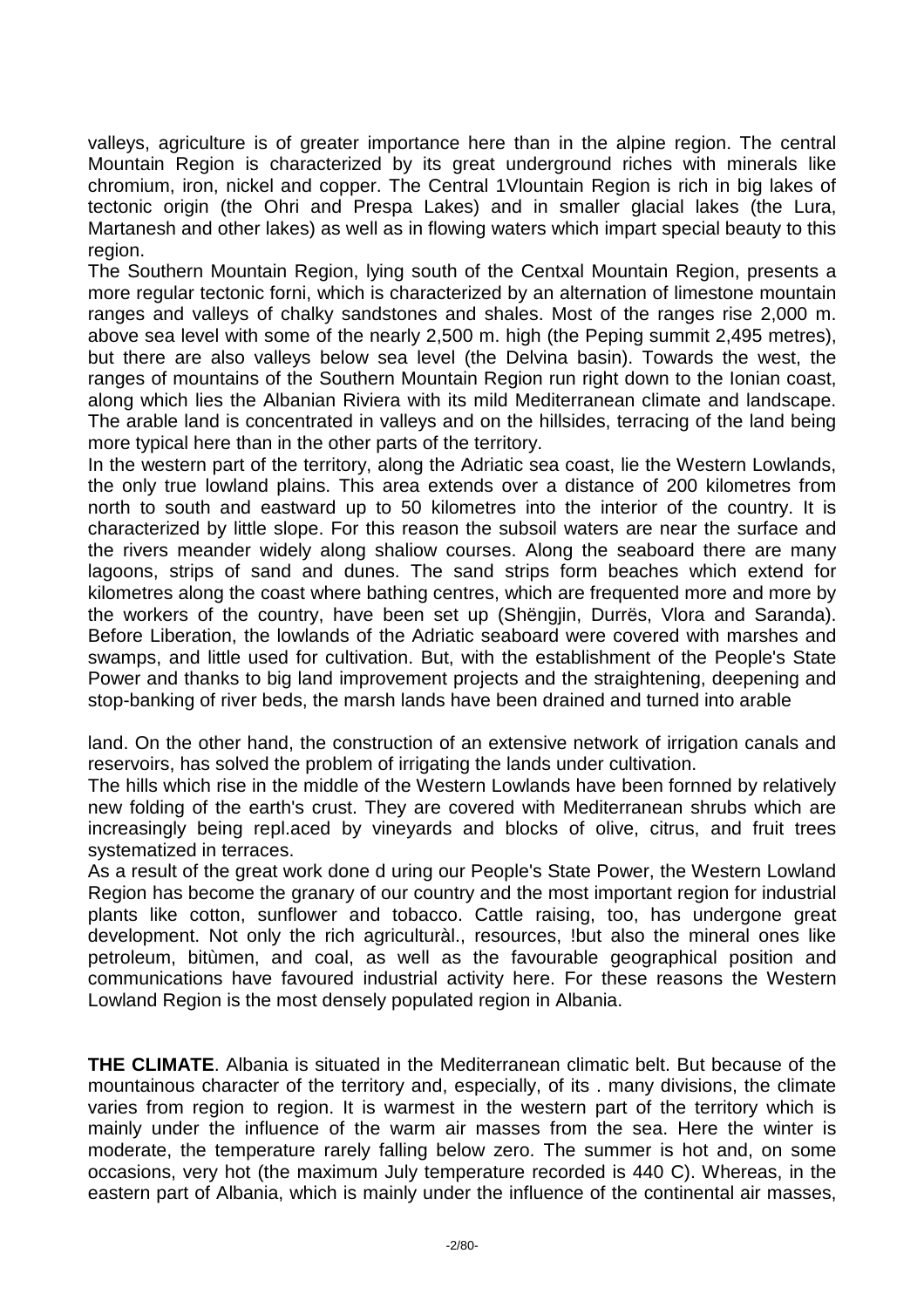valleys, agriculture is of greater importance here than in the alpine region. The central Mountain Region is characterized by its great underground riches with minerals like chromium, iron, nickel and copper. The Central 1Vlountain Region is rich in big lakes of tectonic origin (the Ohri and Prespa Lakes) and in smaller glacial lakes (the Lura, Martanesh and other lakes) as well as in flowing waters which impart special beauty to this region.

The Southern Mountain Region, lying south of the Centxal Mountain Region, presents a more regular tectonic forni, which is characterized by an alternation of limestone mountain ranges and valleys of chalky sandstones and shales. Most of the ranges rise 2,000 m. above sea level with some of the nearly 2,500 m. high (the Peping summit 2,495 metres), but there are also valleys below sea level (the Delvina basin). Towards the west, the ranges of mountains of the Southern Mountain Region run right down to the Ionian coast, along which lies the Albanian Riviera with its mild Mediterranean climate and landscape. The arable land is concentrated in valleys and on the hillsides, terracing of the land being more typical here than in the other parts of the territory.

In the western part of the territory, along the Adriatic sea coast, lie the Western Lowlands, the only true lowland plains. This area extends over a distance of 200 kilometres from north to south and eastward up to 50 kilometres into the interior of the country. It is characterized by little slope. For this reason the subsoil waters are near the surface and the rivers meander widely along shaliow courses. Along the seaboard there are many lagoons, strips of sand and dunes. The sand strips form beaches which extend for kilometres along the coast where bathing centres, which are frequented more and more by the workers of the country, have been set up (Shëngjin, Durrës, Vlora and Saranda). Before Liberation, the lowlands of the Adriatic seaboard were covered with marshes and swamps, and little used for cultivation. But, with the establishment of the People's State Power and thanks to big land improvement projects and the straightening, deepening and stop-banking of river beds, the marsh lands have been drained and turned into arable land. On the other hand, the construction of an extensive network of irrigation canals and reservoirs, has solved the problem of irrigating the lands under cultivation.

The hills which rise in the middle of the Western Lowlands have been fornned by relatively new folding of the earth's crust. They are covered with Mediterranean shrubs which are increasingly being repl.aced by vineyards and blocks of olive, citrus, and fruit trees systematized in terraces.

As a result of the great work done d uring our People's State Power, the Western Lowland Region has become the granary of our country and the most important region for industrial plants like cotton, sunflower and tobacco. Cattle raising, too, has undergone great development. Not only the rich agriculturàl., resources, !but also the mineral ones like petroleum, bitùmen, and coal, as well as the favourable geographical position and communications have favoured industrial activity here. For these reasons the Western Lowland Region is the most densely populated region in Albania.

**THE CLIMATE**. Albania is situated in the Mediterranean climatic belt. But because of the mountainous character of the territory and, especially, of its . many divisions, the climate varies from region to region. It is warmest in the western part of the territory which is mainly under the influence of the warm air masses from the sea. Here the winter is moderate, the temperature rarely falling below zero. The summer is hot and, on some occasions, very hot (the maximum July temperature recorded is 440 C). Whereas, in the eastern part of Albania, which is mainly under the influence of the continental air masses,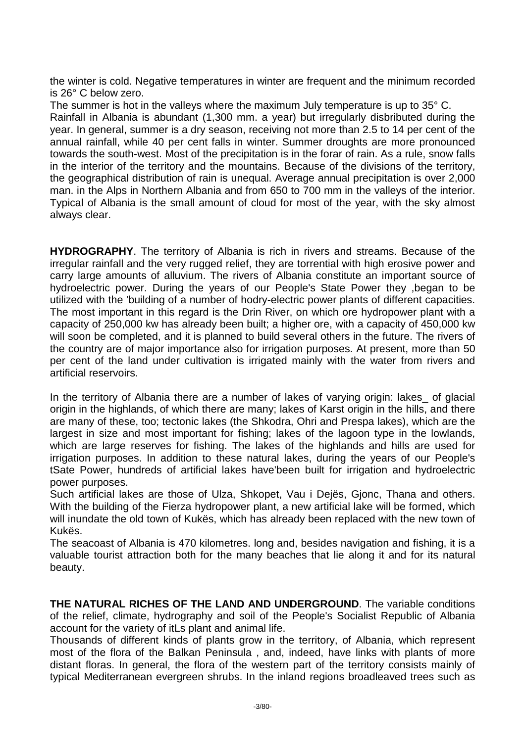the winter is cold. Negative temperatures in winter are frequent and the minimum recorded is 26° C below zero.

The summer is hot in the valleys where the maximum July temperature is up to 35° C.

Rainfall in Albania is abundant (1,300 mm. a year) but irregularly disbributed during the year. In general, summer is a dry season, receiving not more than 2.5 to 14 per cent of the annual rainfall, while 40 per cent falls in winter. Summer droughts are more pronounced towards the south-west. Most of the precipitation is in the forar of rain. As a rule, snow falls in the interior of the territory and the mountains. Because of the divisions of the territory, the geographical distribution of rain is unequal. Average annual precipitation is over 2,000 man. in the Alps in Northern Albania and from 650 to 700 mm in the valleys of the interior. Typical of Albania is the small amount of cloud for most of the year, with the sky almost always clear.

**HYDROGRAPHY**. The territory of Albania is rich in rivers and streams. Because of the irregular rainfall and the very rugged relief, they are torrential with high erosive power and carry large amounts of alluvium. The rivers of Albania constitute an important source of hydroelectric power. During the years of our People's State Power they ,began to be utilized with the 'building of a number of hodry-electric power plants of different capacities. The most important in this regard is the Drin River, on which ore hydropower plant with a capacity of 250,000 kw has already been built; a higher ore, with a capacity of 450,000 kw will soon be completed, and it is planned to build several others in the future. The rivers of the country are of major importance also for irrigation purposes. At present, more than 50 per cent of the land under cultivation is irrigated mainly with the water from rivers and artificial reservoirs.

In the territory of Albania there are a number of lakes of varying origin: lakes_ of glacial origin in the highlands, of which there are many; lakes of Karst origin in the hills, and there are many of these, too; tectonic lakes (the Shkodra, Ohri and Prespa lakes), which are the largest in size and most important for fishing; lakes of the lagoon type in the lowlands, which are large reserves for fishing. The lakes of the highlands and hills are used for irrigation purposes. In addition to these natural lakes, during the years of our People's tSate Power, hundreds of artificial lakes have'been built for irrigation and hydroelectric power purposes.

Such artificial lakes are those of Ulza, Shkopet, Vau i Dejës, Gjonc, Thana and others. With the building of the Fierza hydropower plant, a new artificial lake will be formed, which will inundate the old town of Kukës, which has already been replaced with the new town of Kukës.

The seacoast of Albania is 470 kilometres. long and, besides navigation and fishing, it is a valuable tourist attraction both for the many beaches that lie along it and for its natural beauty.

**THE NATURAL RICHES OF THE LAND AND UNDERGROUND**. The variable conditions of the relief, climate, hydrography and soil of the People's Socialist Republic of Albania account for the variety of itLs plant and animal life.

Thousands of different kinds of plants grow in the territory, of Albania, which represent most of the flora of the Balkan Peninsula , and, indeed, have links with plants of more distant floras. In general, the flora of the western part of the territory consists mainly of typical Mediterranean evergreen shrubs. In the inland regions broadleaved trees such as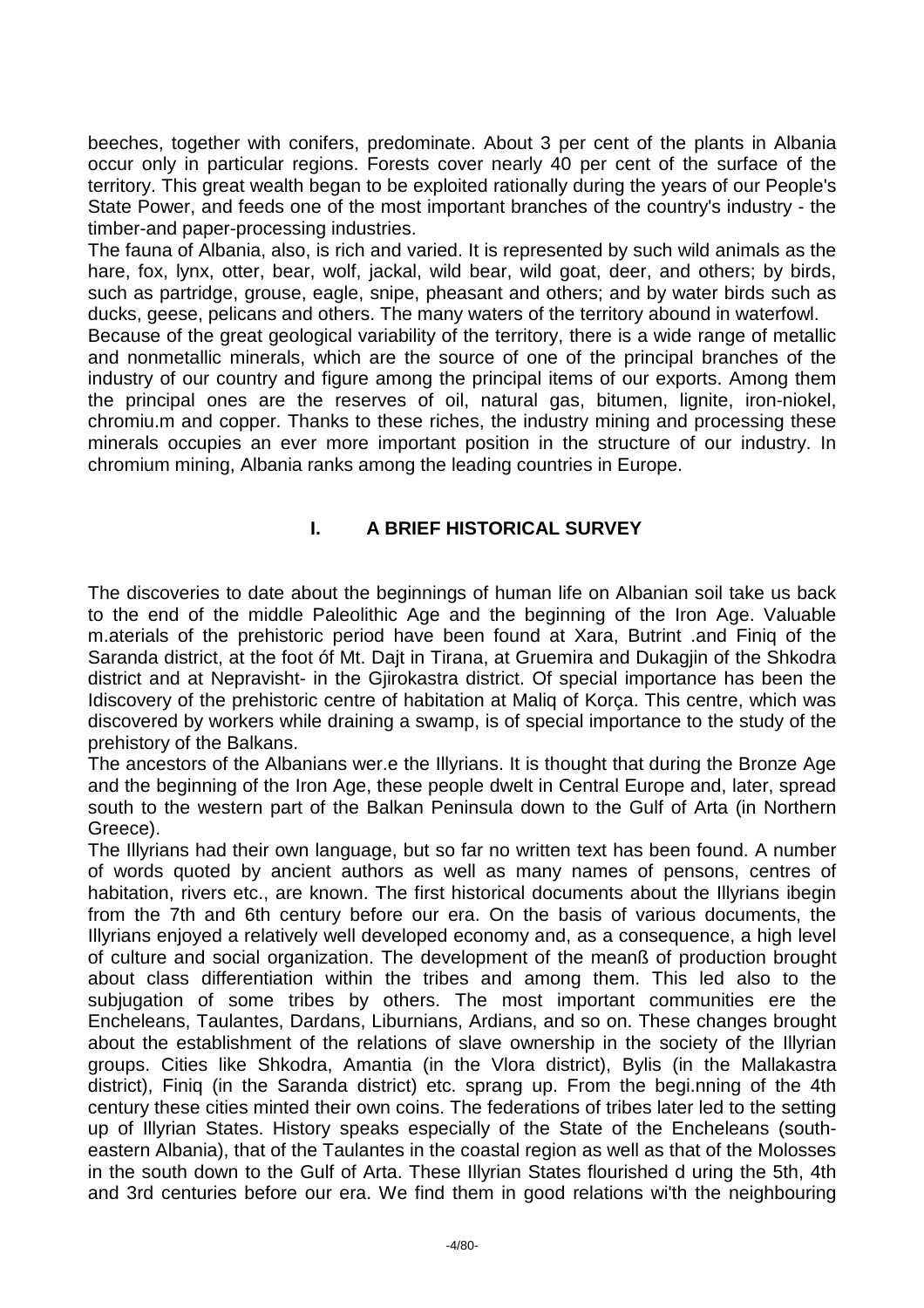beeches, together with conifers, predominate. About 3 per cent of the plants in Albania occur only in particular regions. Forests cover nearly 40 per cent of the surface of the territory. This great wealth began to be exploited rationally during the years of our People's State Power, and feeds one of the most important branches of the country's industry - the timber-and paper-processing industries.

The fauna of Albania, also, is rich and varied. It is represented by such wild animals as the hare, fox, lynx, otter, bear, wolf, jackal, wild bear, wild goat, deer, and others; by birds, such as partridge, grouse, eagle, snipe, pheasant and others; and by water birds such as ducks, geese, pelicans and others. The many waters of the territory abound in waterfowl.

Because of the great geological variability of the territory, there is a wide range of metallic and nonmetallic minerals, which are the source of one of the principal branches of the industry of our country and figure among the principal items of our exports. Among them the principal ones are the reserves of oil, natural gas, bitumen, lignite, iron-niokel, chromiu.m and copper. Thanks to these riches, the industry mining and processing these minerals occupies an ever more important position in the structure of our industry. In chromium mining, Albania ranks among the leading countries in Europe.

## I. A BRIEF HISTORICAL SURVEY

The discoveries to date about the beginnings of human life on Albanian soil take us back to the end of the middle Paleolithic Age and the beginning of the Iron Age. Valuable m.aterials of the prehistoric period have been found at Xara, Butrint .and Finiq of the Saranda district, at the foot óf Mt. Dajt in Tirana, at Gruemira and Dukagjin of the Shkodra district and at Nepravisht- in the Gjirokastra district. Of special importance has been the Idiscovery of the prehistoric centre of habitation at Maliq of Korça. This centre, which was discovered by workers while draining a swamp, is of special importance to the study of the prehistory of the Balkans.

The ancestors of the Albanians wer.e the Illyrians. It is thought that during the Bronze Age and the beginning of the Iron Age, these people dwelt in Central Europe and, later, spread south to the western part of the Balkan Peninsula down to the Gulf of Arta (in Northern Greece).

The Illyrians had their own language, but so far no written text has been found. A number of words quoted by ancient authors as well as many names of pensons, centres of habitation, rivers etc., are known. The first historical documents about the Illyrians ibegin from the 7th and 6th century before our era. On the basis of various documents, the Illyrians enjoyed a relatively well developed economy and, as a consequence, a high level of culture and social organization. The development of the meanß of production brought about class differentiation within the tribes and among them. This led also to the subjugation of some tribes by others. The most important communities ere the Encheleans, Taulantes, Dardans, Liburnians, Ardians, and so on. These changes brought about the establishment of the relations of slave ownership in the society of the Illyrian groups. Cities like Shkodra, Amantia (in the Vlora district), Bylis (in the Mallakastra district), Finiq (in the Saranda district) etc. sprang up. From the begi.nning of the 4th century these cities minted their own coins. The federations of tribes later led to the setting up of Illyrian States. History speaks especially of the State of the Encheleans (south-eastern Albania), that of the Taulantes in the coastal region as well as that of the Molosses in the south down to the Gulf of Arta. These Illyrian States flourished d uring the 5th, 4th and 3rd centuries before our era. We find them in good relations wi'th the neighbouring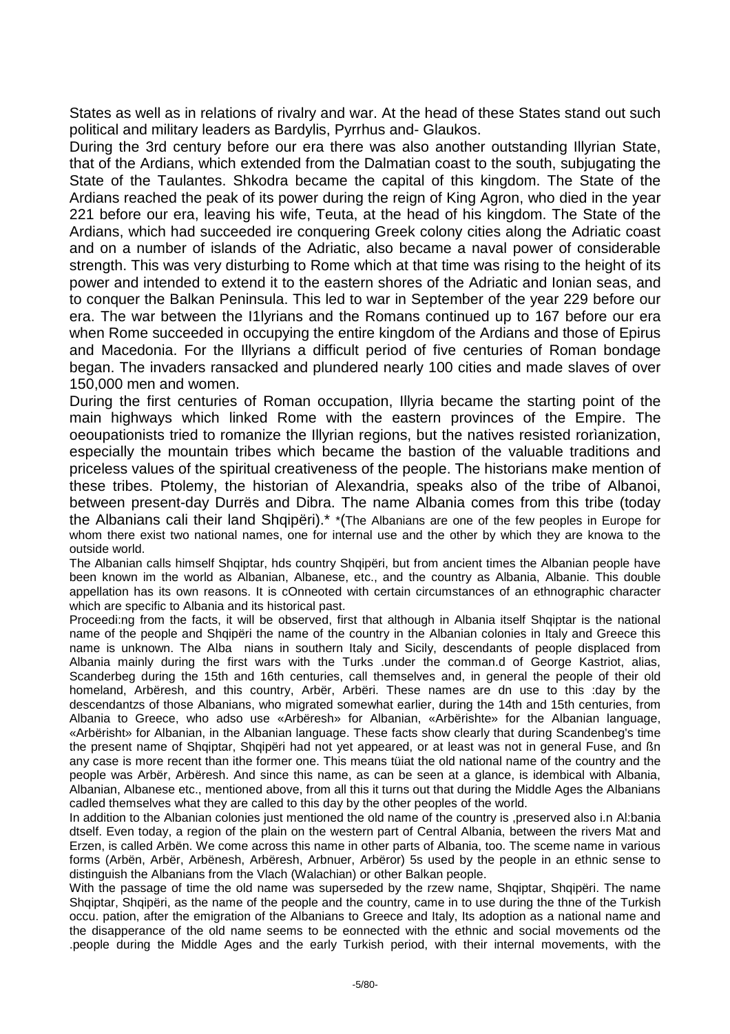States as well as in relations of rivalry and war. At the head of these States stand out such political and military leaders as Bardylis, Pyrrhus and- Glaukos.

During the 3rd century before our era there was also another outstanding Illyrian State, that of the Ardians, which extended from the Dalmatian coast to the south, subjugating the State of the Taulantes. Shkodra became the capital of this kingdom. The State of the Ardians reached the peak of its power during the reign of King Agron, who died in the year 221 before our era, leaving his wife, Teuta, at the head of his kingdom. The State of the Ardians, which had succeeded ire conquering Greek colony cities along the Adriatic coast and on a number of islands of the Adriatic, also became a naval power of considerable strength. This was very disturbing to Rome which at that time was rising to the height of its power and intended to extend it to the eastern shores of the Adriatic and Ionian seas, and to conquer the Balkan Peninsula. This led to war in September of the year 229 before our era. The war between the I1lyrians and the Romans continued up to 167 before our era when Rome succeeded in occupying the entire kingdom of the Ardians and those of Epirus and Macedonia. For the Illyrians a difficult period of five centuries of Roman bondage began. The invaders ransacked and plundered nearly 100 cities and made slaves of over 150,000 men and women.

During the first centuries of Roman occupation, Illyria became the starting point of the main highways which linked Rome with the eastern provinces of the Empire. The oeoupationists tried to romanize the Illyrian regions, but the natives resisted rorìanization, especially the mountain tribes which became the bastion of the valuable traditions and priceless values of the spiritual creativeness of the people. The historians make mention of these tribes. Ptolemy, the historian of Alexandria, speaks also of the tribe of Albanoi, between present-day Durrës and Dibra. The name Albania comes from this tribe (today the Albanians cali their land Shqipëri).* *(The Albanians are one of the few peoples in Europe for whom there exist two national names, one for internal use and the other by which they are knowa to the outside world.

The Albanian calls himself Shqiptar, hds country Shqipëri, but from ancient times the Albanian people have been known im the world as Albanian, Albanese, etc., and the country as Albania, Albanie. This double appellation has its own reasons. It is cOnneoted with certain circumstances of an ethnographic character which are specific to Albania and its historical past.

Proceedi:ng from the facts, it will be observed, first that although in Albania itself Shqiptar is the national name of the people and Shqipëri the name of the country in the Albanian colonies in Italy and Greece this name is unknown. The Alba nians in southern Italy and Sicily, descendants of people displaced from Albania mainly during the first wars with the Turks .under the comman.d of George Kastriot, alias, Scanderbeg during the 15th and 16th centuries, call themselves and, in general the people of their old homeland, Arbëresh, and this country, Arbër, Arbëri. These names are dn use to this :day by the descendantzs of those Albanians, who migrated somewhat earlier, during the 14th and 15th centuries, from Albania to Greece, who adso use «Arbëresh» for Albanian, «Arbërishte» for the Albanian language, «Arbërisht» for Albanian, in the Albanian language. These facts show clearly that during Scandenbeg's time the present name of Shqiptar, Shqipëri had not yet appeared, or at least was not in general Fuse, and ßn any case is more recent than ithe former one. This means tüiat the old national name of the country and the people was Arbër, Arbëresh. And since this name, as can be seen at a glance, is idembical with Albania, Albanian, Albanese etc., mentioned above, from all this it turns out that during the Middle Ages the Albanians cadled themselves what they are called to this day by the other peoples of the world.

In addition to the Albanian colonies just mentioned the old name of the country is ,preserved also i.n Al:bania dtself. Even today, a region of the plain on the western part of Central Albania, between the rivers Mat and Erzen, is called Arbën. We come across this name in other parts of Albania, too. The sceme name in various forms (Arbën, Arbër, Arbënesh, Arbëresh, Arbnuer, Arbëror) 5s used by the people in an ethnic sense to distinguish the Albanians from the Vlach (Walachian) or other Balkan people.

With the passage of time the old name was superseded by the rzew name, Shqiptar, Shqipëri. The name Shqiptar, Shqipëri, as the name of the people and the country, came in to use during the thne of the Turkish occu. pation, after the emigration of the Albanians to Greece and Italy, Its adoption as a national name and the disapperance of the old name seems to be eonnected with the ethnic and social movements od the .people during the Middle Ages and the early Turkish period, with their internal movements, with the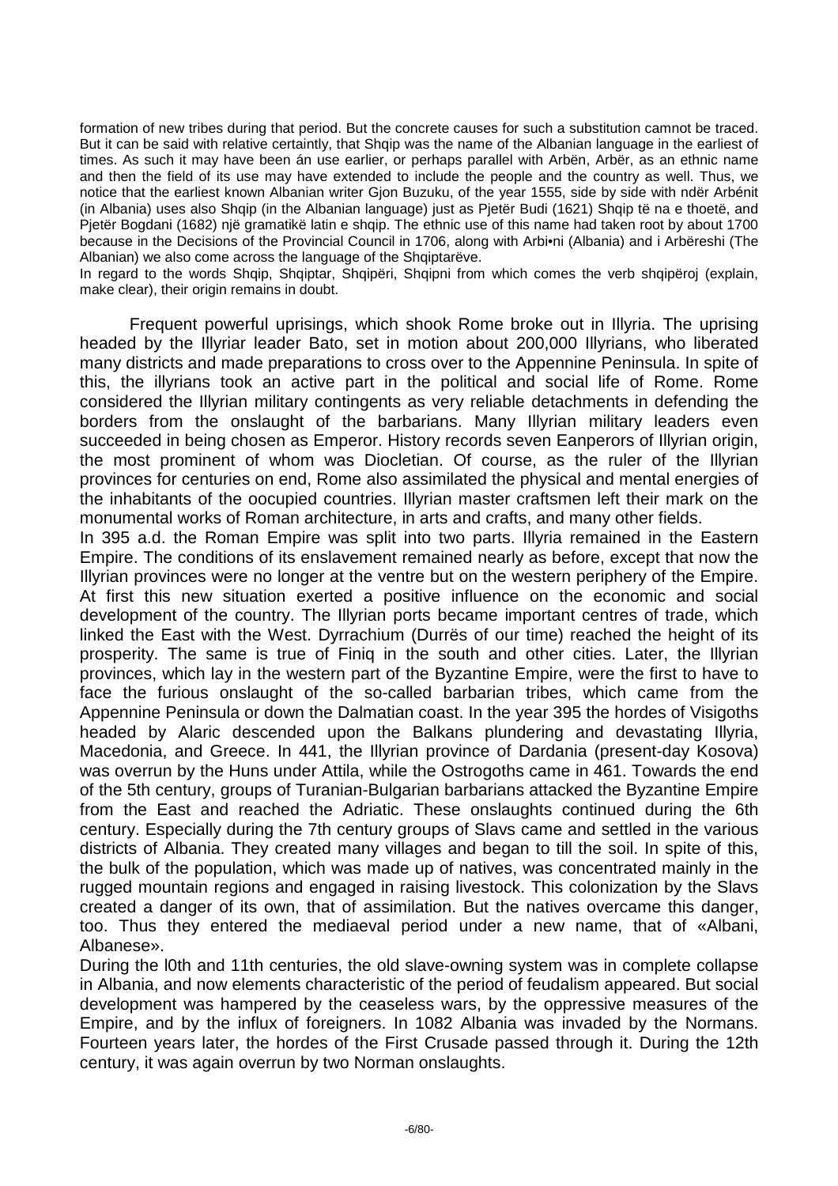formation of new tribes during that period. But the concrete causes for such a substitution camnot be traced. But it can be said with relative certaintly, that Shqip was the name of the Albanian language in the earliest of times. As such it may have been án use earlier, or perhaps parallel with Arbën, Arbër, as an ethnic name and then the field of its use may have extended to include the people and the country as well. Thus, we notice that the earliest known Albanian writer Gjon Buzuku, of the year 1555, side by side with ndër Arbénit (in Albania) uses also Shqip (in the Albanian language) just as Pjetër Budi (1621) Shqip të na e thoetë, and Pjetër Bogdani (1682) një gramatikë latin e shqip. The ethnic use of this name had taken root by about 1700 because in the Decisions of the Provincial Council in 1706, along with Arbi•ni (Albania) and i Arbëreshi (The Albanian) we also come across the language of the Shqiptarëve.

In regard to the words Shqip, Shqiptar, Shqipëri, Shqipni from which comes the verb shqipëroj (explain, make clear), their origin remains in doubt.

Frequent powerful uprisings, which shook Rome broke out in Illyria. The uprising headed by the Illyriar leader Bato, set in motion about 200,000 Illyrians, who liberated many districts and made preparations to cross over to the Appennine Peninsula. In spite of this, the illyrians took an active part in the political and social life of Rome. Rome considered the Illyrian military contingents as very reliable detachments in defending the borders from the onslaught of the barbarians. Many Illyrian military leaders even succeeded in being chosen as Emperor. History records seven Eanperors of Illyrian origin, the most prominent of whom was Diocletian. Of course, as the ruler of the Illyrian provinces for centuries on end, Rome also assimilated the physical and mental energies of the inhabitants of the oocupied countries. Illyrian master craftsmen left their mark on the monumental works of Roman architecture, in arts and crafts, and many other fields.

In 395 a.d. the Roman Empire was split into two parts. Illyria remained in the Eastern Empire. The conditions of its enslavement remained nearly as before, except that now the Illyrian provinces were no longer at the ventre but on the western periphery of the Empire. At first this new situation exerted a positive influence on the economic and social development of the country. The Illyrian ports became important centres of trade, which linked the East with the West. Dyrrachium (Durrës of our time) reached the height of its prosperity. The same is true of Finiq in the south and other cities. Later, the Illyrian provinces, which lay in the western part of the Byzantine Empire, were the first to have to face the furious onslaught of the so-called barbarian tribes, which came from the Appennine Peninsula or down the Dalmatian coast. In the year 395 the hordes of Visigoths headed by Alaric descended upon the Balkans plundering and devastating Illyria, Macedonia, and Greece. In 441, the Illyrian province of Dardania (present-day Kosova) was overrun by the Huns under Attila, while the Ostrogoths came in 461. Towards the end of the 5th century, groups of Turanian-Bulgarian barbarians attacked the Byzantine Empire from the East and reached the Adriatic. These onslaughts continued during the 6th century. Especially during the 7th century groups of Slavs came and settled in the various districts of Albania. They created many villages and began to till the soil. In spite of this, the bulk of the population, which was made up of natives, was concentrated mainly in the rugged mountain regions and engaged in raising livestock. This colonization by the Slavs created a danger of its own, that of assimilation. But the natives overcame this danger, too. Thus they entered the mediaeval period under a new name, that of «Albani, Albanese».

During the l0th and 11th centuries, the old slave-owning system was in complete collapse in Albania, and now elements characteristic of the period of feudalism appeared. But social development was hampered by the ceaseless wars, by the oppressive measures of the Empire, and by the influx of foreigners. In 1082 Albania was invaded by the Normans. Fourteen years later, the hordes of the First Crusade passed through it. During the 12th century, it was again overrun by two Norman onslaughts.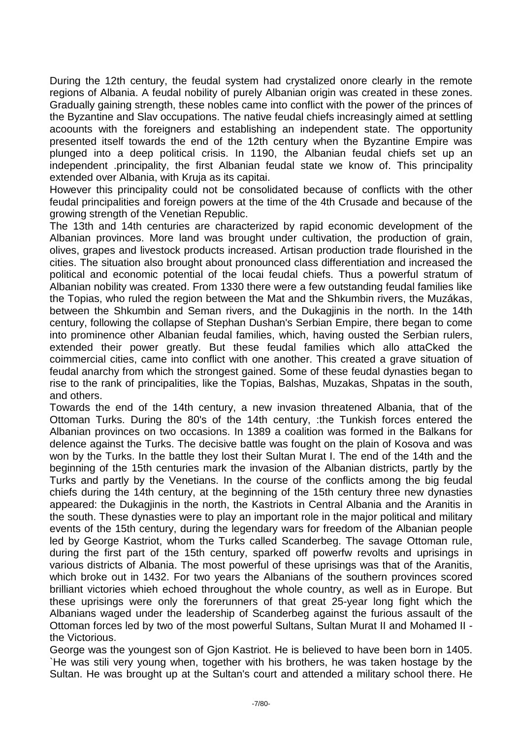During the 12th century, the feudal system had crystalized onore clearly in the remote regions of Albania. A feudal nobility of purely Albanian origin was created in these zones. Gradually gaining strength, these nobles came into conflict with the power of the princes of the Byzantine and Slav occupations. The native feudal chiefs increasingly aimed at settling acoounts with the foreigners and establishing an independent state. The opportunity presented itself towards the end of the 12th century when the Byzantine Empire was plunged into a deep political crisis. In 1190, the Albanian feudal chiefs set up an independent .principality, the first Albanian feudal state we know of. This principality extended over Albania, with Kruja as its capitai.

However this principality could not be consolidated because of conflicts with the other feudal principalities and foreign powers at the time of the 4th Crusade and because of the growing strength of the Venetian Republic.

The 13th and 14th centuries are characterized by rapid economic development of the Albanian provinces. More land was brought under cultivation, the production of grain, olives, grapes and livestock products increased. Artisan production trade flourished in the cities. The situation also brought about pronounced class differentiation and increased the political and economic potential of the locai feudal chiefs. Thus a powerful stratum of Albanian nobility was created. From 1330 there were a few outstanding feudal families like the Topias, who ruled the region between the Mat and the Shkumbin rivers, the Muzákas, between the Shkumbin and Seman rivers, and the Dukagjinis in the north. In the 14th century, following the collapse of Stephan Dushan's Serbian Empire, there began to come into prominence other Albanian feudal families, which, having ousted the Serbian rulers, extended their power greatly. But these feudal families which allo attaCked the coimmercial cities, came into conflict with one another. This created a grave situation of feudal anarchy from which the strongest gained. Some of these feudal dynasties began to rise to the rank of principalities, like the Topias, Balshas, Muzakas, Shpatas in the south, and others.

Towards the end of the 14th century, a new invasion threatened Albania, that of the Ottoman Turks. During the 80's of the 14th century, :the Tunkish forces entered the Albanian provinces on two occasions. In 1389 a coalition was formed in the Balkans for delence against the Turks. The decisive battle was fought on the plain of Kosova and was won by the Turks. In the battle they lost their Sultan Murat I. The end of the 14th and the beginning of the 15th centuries mark the invasion of the Albanian districts, partly by the Turks and partly by the Venetians. In the course of the conflicts among the big feudal chiefs during the 14th century, at the beginning of the 15th century three new dynasties appeared: the Dukagjinis in the north, the Kastriots in Central Albania and the Aranitis in the south. These dynasties were to play an important role in the major political and military events of the 15th century, during the legendary wars for freedom of the Albanian people led by George Kastriot, whom the Turks called Scanderbeg. The savage Ottoman rule, during the first part of the 15th century, sparked off powerfw revolts and uprisings in various districts of Albania. The most powerful of these uprisings was that of the Aranitis, which broke out in 1432. For two years the Albanians of the southern provinces scored brilliant victories whieh echoed throughout the whole country, as well as in Europe. But these uprisings were only the forerunners of that great 25-year long fight which the Albanians waged under the leadership of Scanderbeg against the furious assault of the Ottoman forces led by two of the most powerful Sultans, Sultan Murat II and Mohamed II - the Victorious.

George was the youngest son of Gjon Kastriot. He is believed to have been born in 1405. `He was stili very young when, together with his brothers, he was taken hostage by the Sultan. He was brought up at the Sultan's court and attended a military school there. He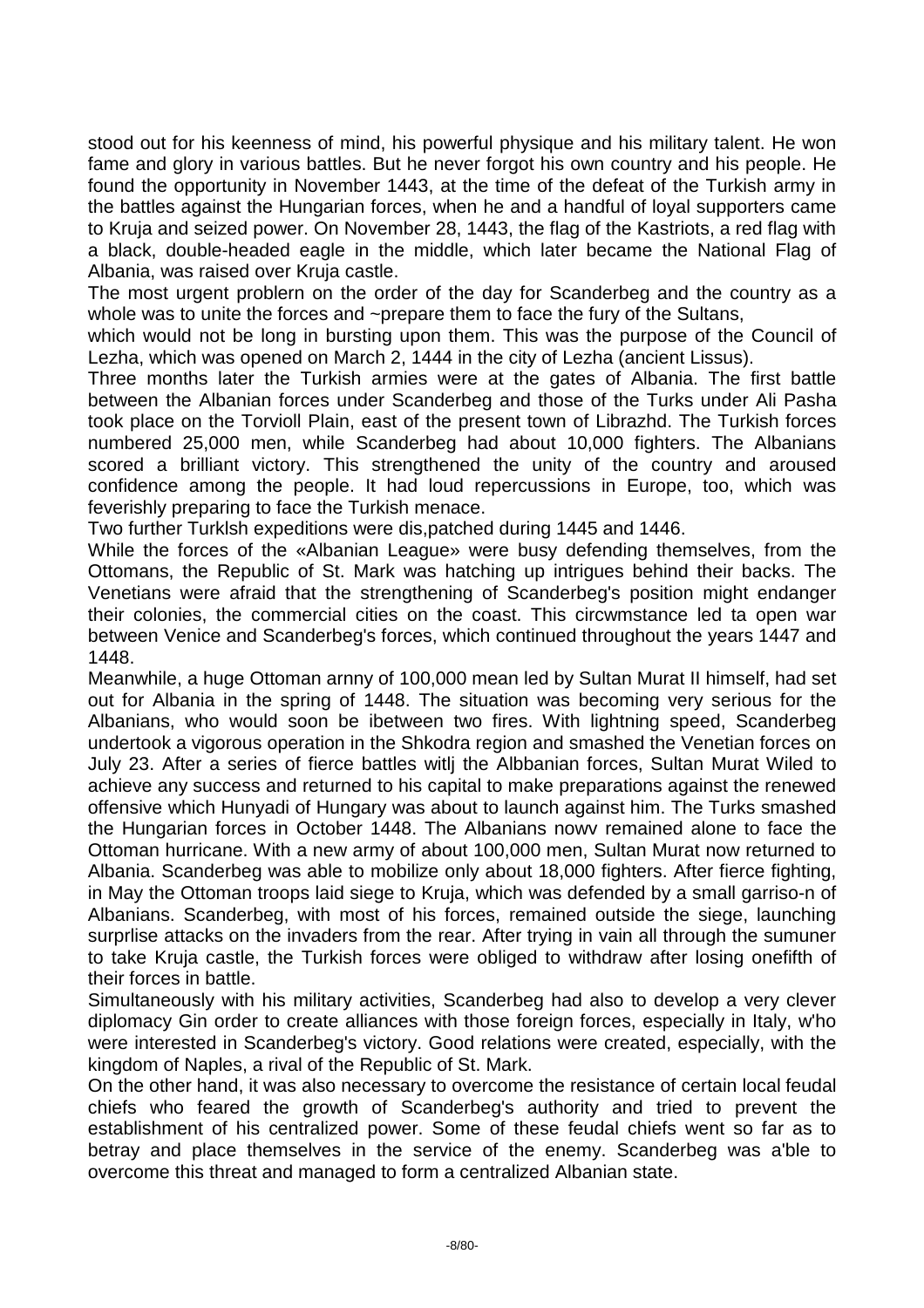stood out for his keenness of mind, his powerful physique and his military talent. He won fame and glory in various battles. But he never forgot his own country and his people. He found the opportunity in November 1443, at the time of the defeat of the Turkish army in the battles against the Hungarian forces, when he and a handful of loyal supporters came to Kruja and seized power. On November 28, 1443, the flag of the Kastriots, a red flag with a black, double-headed eagle in the middle, which later became the National Flag of Albania, was raised over Kruja castle.

The most urgent problern on the order of the day for Scanderbeg and the country as a whole was to unite the forces and ~prepare them to face the fury of the Sultans, which would not be long in bursting upon them. This was the purpose of the Council of Lezha, which was opened on March 2, 1444 in the city of Lezha (ancient Lissus).

Three months later the Turkish armies were at the gates of Albania. The first battle between the Albanian forces under Scanderbeg and those of the Turks under Ali Pasha took place on the Torvioll Plain, east of the present town of Librazhd. The Turkish forces numbered 25,000 men, while Scanderbeg had about 10,000 fighters. The Albanians scored a brilliant victory. This strengthened the unity of the country and aroused confidence among the people. It had loud repercussions in Europe, too, which was feverishly preparing to face the Turkish menace.

Two further Turklsh expeditions were dis,patched during 1445 and 1446.

While the forces of the «Albanian League» were busy defending themselves, from the Ottomans, the Republic of St. Mark was hatching up intrigues behind their backs. The Venetians were afraid that the strengthening of Scanderbeg's position might endanger their colonies, the commercial cities on the coast. This circwmstance led ta open war between Venice and Scanderbeg's forces, which continued throughout the years 1447 and 1448.

Meanwhile, a huge Ottoman arnny of 100,000 mean led by Sultan Murat II himself, had set out for Albania in the spring of 1448. The situation was becoming very serious for the Albanians, who would soon be ibetween two fires. With lightning speed, Scanderbeg undertook a vigorous operation in the Shkodra region and smashed the Venetian forces on July 23. After a series of fierce battles witlj the Albbanian forces, Sultan Murat Wiled to achieve any success and returned to his capital to make preparations against the renewed offensive which Hunyadi of Hungary was about to launch against him. The Turks smashed the Hungarian forces in October 1448. The Albanians nowv remained alone to face the Ottoman hurricane. With a new army of about 100,000 men, Sultan Murat now returned to Albania. Scanderbeg was able to mobilize only about 18,000 fighters. After fierce fighting, in May the Ottoman troops laid siege to Kruja, which was defended by a small garriso-n of Albanians. Scanderbeg, with most of his forces, remained outside the siege, launching surprlise attacks on the invaders from the rear. After trying in vain all through the sumuner to take Kruja castle, the Turkish forces were obliged to withdraw after losing onefifth of their forces in battle.

Simultaneously with his military activities, Scanderbeg had also to develop a very clever diplomacy Gin order to create alliances with those foreign forces, especially in Italy, w'ho were interested in Scanderbeg's victory. Good relations were created, especially, with the kingdom of Naples, a rival of the Republic of St. Mark.

On the other hand, it was also necessary to overcome the resistance of certain local feudal chiefs who feared the growth of Scanderbeg's authority and tried to prevent the establishment of his centralized power. Some of these feudal chiefs went so far as to betray and place themselves in the service of the enemy. Scanderbeg was a'ble to overcome this threat and managed to form a centralized Albanian state.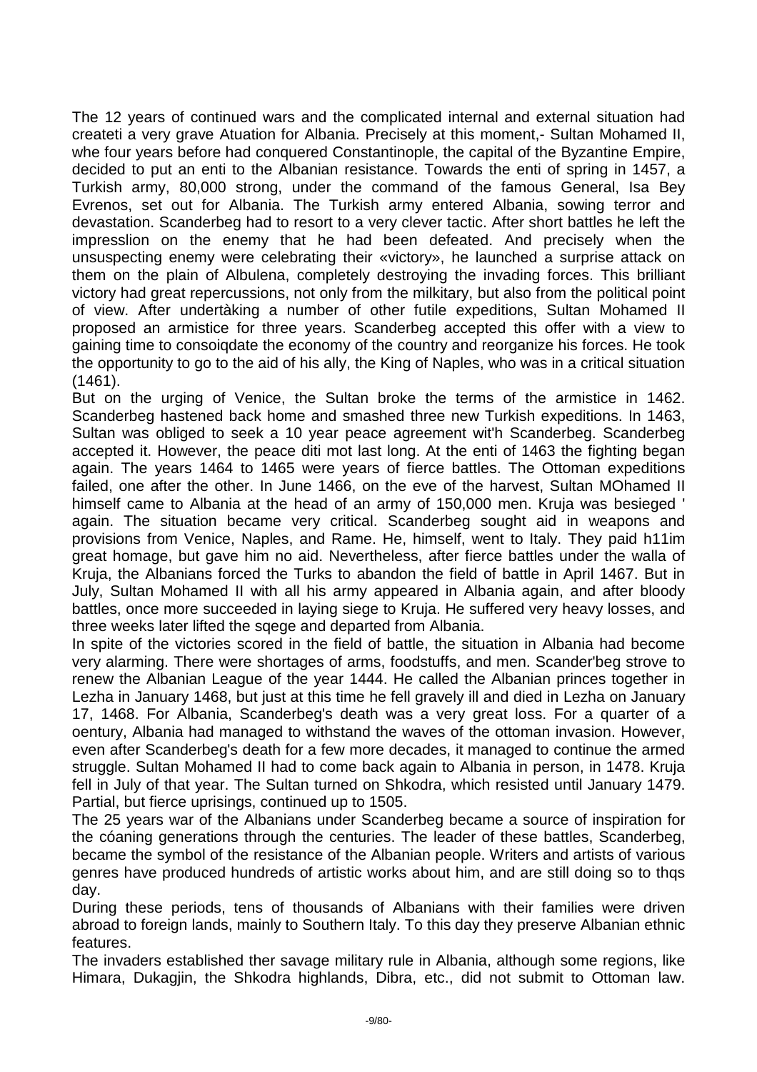The 12 years of continued wars and the complicated internal and external situation had createti a very grave Atuation for Albania. Precisely at this moment,- Sultan Mohamed II, whe four years before had conquered Constantinople, the capital of the Byzantine Empire, decided to put an enti to the Albanian resistance. Towards the enti of spring in 1457, a Turkish army, 80,000 strong, under the command of the famous General, Isa Bey Evrenos, set out for Albania. The Turkish army entered Albania, sowing terror and devastation. Scanderbeg had to resort to a very clever tactic. After short battles he left the impresslion on the enemy that he had been defeated. And precisely when the unsuspecting enemy were celebrating their «victory», he launched a surprise attack on them on the plain of Albulena, completely destroying the invading forces. This brilliant victory had great repercussions, not only from the milkitary, but also from the political point of view. After undertàking a number of other futile expeditions, Sultan Mohamed II proposed an armistice for three years. Scanderbeg accepted this offer with a view to gaining time to consoiqdate the economy of the country and reorganize his forces. He took the opportunity to go to the aid of his ally, the King of Naples, who was in a critical situation (1461).

But on the urging of Venice, the Sultan broke the terms of the armistice in 1462. Scanderbeg hastened back home and smashed three new Turkish expeditions. In 1463, Sultan was obliged to seek a 10 year peace agreement wit'h Scanderbeg. Scanderbeg accepted it. However, the peace diti mot last long. At the enti of 1463 the fighting began again. The years 1464 to 1465 were years of fierce battles. The Ottoman expeditions failed, one after the other. In June 1466, on the eve of the harvest, Sultan MOhamed II himself came to Albania at the head of an army of 150,000 men. Kruja was besieged ' again. The situation became very critical. Scanderbeg sought aid in weapons and provisions from Venice, Naples, and Rame. He, himself, went to Italy. They paid h11im great homage, but gave him no aid. Nevertheless, after fierce battles under the walla of Kruja, the Albanians forced the Turks to abandon the field of battle in April 1467. But in July, Sultan Mohamed II with all his army appeared in Albania again, and after bloody battles, once more succeeded in laying siege to Kruja. He suffered very heavy losses, and three weeks later lifted the sqege and departed from Albania.

In spite of the victories scored in the field of battle, the situation in Albania had become very alarming. There were shortages of arms, foodstuffs, and men. Scander'beg strove to renew the Albanian League of the year 1444. He called the Albanian princes together in Lezha in January 1468, but just at this time he fell gravely ill and died in Lezha on January 17, 1468. For Albania, Scanderbeg's death was a very great loss. For a quarter of a oentury, Albania had managed to withstand the waves of the ottoman invasion. However, even after Scanderbeg's death for a few more decades, it managed to continue the armed struggle. Sultan Mohamed II had to come back again to Albania in person, in 1478. Kruja fell in July of that year. The Sultan turned on Shkodra, which resisted until January 1479. Partial, but fierce uprisings, continued up to 1505.

The 25 years war of the Albanians under Scanderbeg became a source of inspiration for the cóaning generations through the centuries. The leader of these battles, Scanderbeg, became the symbol of the resistance of the Albanian people. Writers and artists of various genres have produced hundreds of artistic works about him, and are still doing so to thqs day.

During these periods, tens of thousands of Albanians with their families were driven abroad to foreign lands, mainly to Southern Italy. To this day they preserve Albanian ethnic features.

The invaders established ther savage military rule in Albania, although some regions, like Himara, Dukagjin, the Shkodra highlands, Dibra, etc., did not submit to Ottoman law.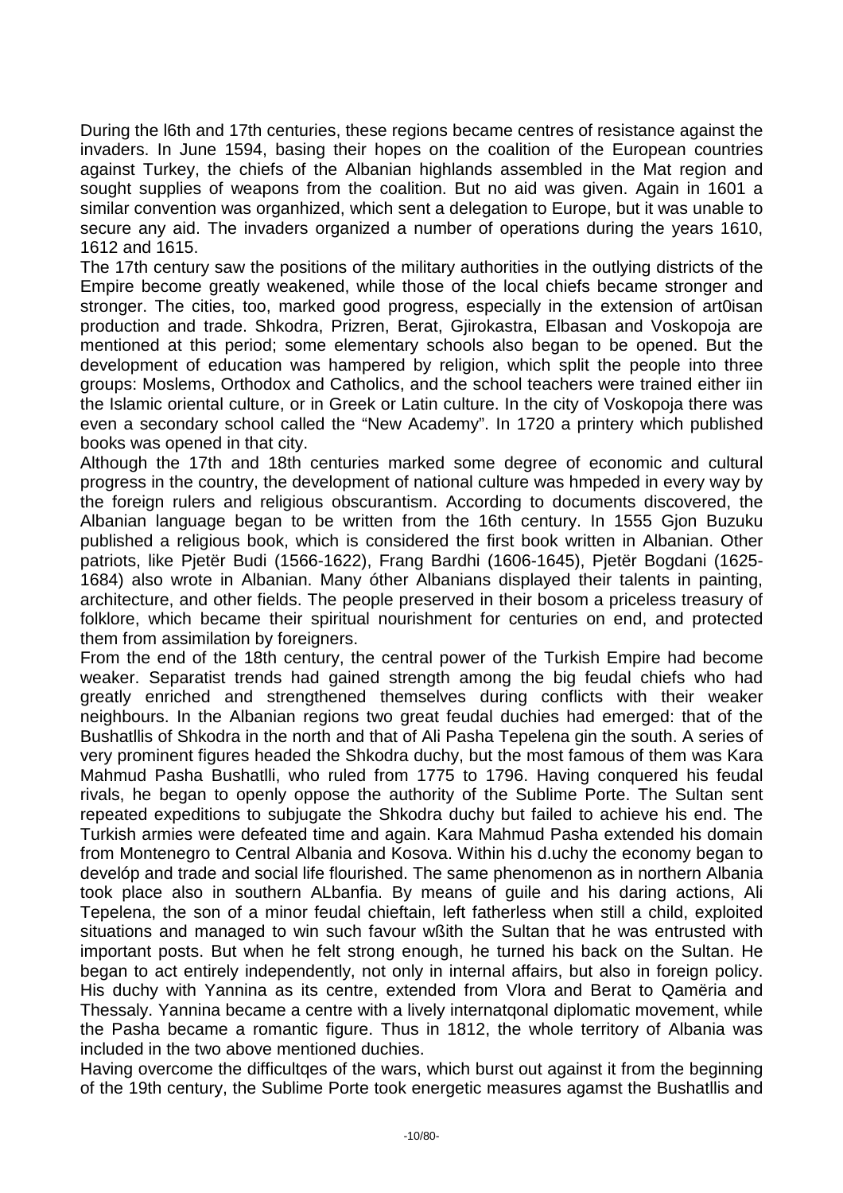During the l6th and 17th centuries, these regions became centres of resistance against the invaders. In June 1594, basing their hopes on the coalition of the European countries against Turkey, the chiefs of the Albanian highlands assembled in the Mat region and sought supplies of weapons from the coalition. But no aid was given. Again in 1601 a similar convention was organhized, which sent a delegation to Europe, but it was unable to secure any aid. The invaders organized a number of operations during the years 1610, 1612 and 1615.

The 17th century saw the positions of the military authorities in the outlying districts of the Empire become greatly weakened, while those of the local chiefs became stronger and stronger. The cities, too, marked good progress, especially in the extension of art0isan production and trade. Shkodra, Prizren, Berat, Gjirokastra, Elbasan and Voskopoja are mentioned at this period; some elementary schools also began to be opened. But the development of education was hampered by religion, which split the people into three groups: Moslems, Orthodox and Catholics, and the school teachers were trained either iin the Islamic oriental culture, or in Greek or Latin culture. In the city of Voskopoja there was even a secondary school called the "New Academy". In 1720 a printery which published books was opened in that city.

Although the 17th and 18th centuries marked some degree of economic and cultural progress in the country, the development of national culture was hmpeded in every way by the foreign rulers and religious obscurantism. According to documents discovered, the Albanian language began to be written from the 16th century. In 1555 Gjon Buzuku published a religious book, which is considered the first book written in Albanian. Other patriots, like Pjetër Budi (1566-1622), Frang Bardhi (1606-1645), Pjetër Bogdani (1625-1684) also wrote in Albanian. Many óther Albanians displayed their talents in painting, architecture, and other fields. The people preserved in their bosom a priceless treasury of folklore, which became their spiritual nourishment for centuries on end, and protected them from assimilation by foreigners.

From the end of the 18th century, the central power of the Turkish Empire had become weaker. Separatist trends had gained strength among the big feudal chiefs who had greatly enriched and strengthened themselves during conflicts with their weaker neighbours. In the Albanian regions two great feudal duchies had emerged: that of the Bushatllis of Shkodra in the north and that of Ali Pasha Tepelena gin the south. A series of very prominent figures headed the Shkodra duchy, but the most famous of them was Kara Mahmud Pasha Bushatlli, who ruled from 1775 to 1796. Having conquered his feudal rivals, he began to openly oppose the authority of the Sublime Porte. The Sultan sent repeated expeditions to subjugate the Shkodra duchy but failed to achieve his end. The Turkish armies were defeated time and again. Kara Mahmud Pasha extended his domain from Montenegro to Central Albania and Kosova. Within his d.uchy the economy began to develóp and trade and social life flourished. The same phenomenon as in northern Albania took place also in southern ALbanfia. By means of guile and his daring actions, Ali Tepelena, the son of a minor feudal chieftain, left fatherless when still a child, exploited situations and managed to win such favour wßith the Sultan that he was entrusted with important posts. But when he felt strong enough, he turned his back on the Sultan. He began to act entirely independently, not only in internal affairs, but also in foreign policy. His duchy with Yannina as its centre, extended from Vlora and Berat to Qamëria and Thessaly. Yannina became a centre with a lively internatqonal diplomatic movement, while the Pasha became a romantic figure. Thus in 1812, the whole territory of Albania was included in the two above mentioned duchies.

Having overcome the difficultqes of the wars, which burst out against it from the beginning of the 19th century, the Sublime Porte took energetic measures agamst the Bushatllis and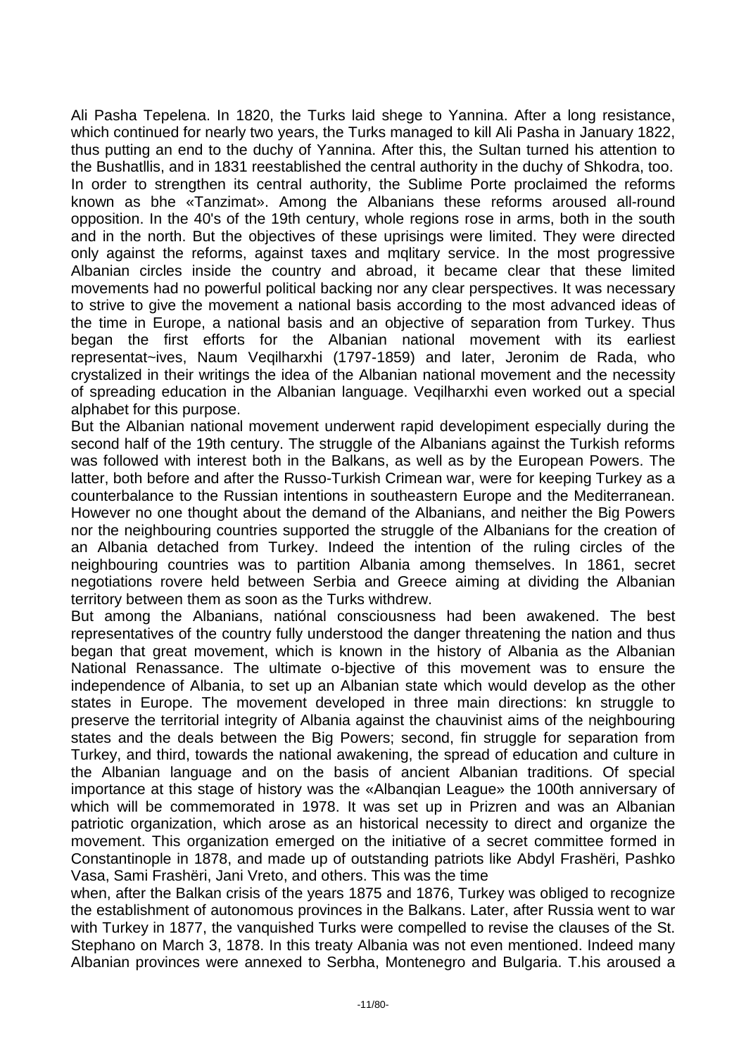Ali Pasha Tepelena. In 1820, the Turks laid shege to Yannina. After a long resistance, which continued for nearly two years, the Turks managed to kill Ali Pasha in January 1822, thus putting an end to the duchy of Yannina. After this, the Sultan turned his attention to the Bushatllis, and in 1831 reestablished the central authority in the duchy of Shkodra, too.
In order to strengthen its central authority, the Sublime Porte proclaimed the reforms known as bhe «Tanzimat». Among the Albanians these reforms aroused all-round opposition. In the 40's of the 19th century, whole regions rose in arms, both in the south and in the north. But the objectives of these uprisings were limited. They were directed only against the reforms, against taxes and mqlitary service. In the most progressive Albanian circles inside the country and abroad, it became clear that these limited movements had no powerful political backing nor any clear perspectives. It was necessary to strive to give the movement a national basis according to the most advanced ideas of the time in Europe, a national basis and an objective of separation from Turkey. Thus began the first efforts for the Albanian national movement with its earliest representat~ives, Naum Veqilharxhi (1797-1859) and later, Jeronim de Rada, who crystalized in their writings the idea of the Albanian national movement and the necessity of spreading education in the Albanian language. Veqilharxhi even worked out a special alphabet for this purpose.
But the Albanian national movement underwent rapid developiment especially during the second half of the 19th century. The struggle of the Albanians against the Turkish reforms was followed with interest both in the Balkans, as well as by the European Powers. The latter, both before and after the Russo-Turkish Crimean war, were for keeping Turkey as a counterbalance to the Russian intentions in southeastern Europe and the Mediterranean. However no one thought about the demand of the Albanians, and neither the Big Powers nor the neighbouring countries supported the struggle of the Albanians for the creation of an Albania detached from Turkey. Indeed the intention of the ruling circles of the neighbouring countries was to partition Albania among themselves. In 1861, secret negotiations rovere held between Serbia and Greece aiming at dividing the Albanian territory between them as soon as the Turks withdrew.
But among the Albanians, natiónal consciousness had been awakened. The best representatives of the country fully understood the danger threatening the nation and thus began that great movement, which is known in the history of Albania as the Albanian National Renassance. The ultimate o-bjective of this movement was to ensure the independence of Albania, to set up an Albanian state which would develop as the other states in Europe. The movement developed in three main directions: kn struggle to preserve the territorial integrity of Albania against the chauvinist aims of the neighbouring states and the deals between the Big Powers; second, fin struggle for separation from Turkey, and third, towards the national awakening, the spread of education and culture in the Albanian language and on the basis of ancient Albanian traditions. Of special importance at this stage of history was the «Albanqian League» the 100th anniversary of which will be commemorated in 1978. It was set up in Prizren and was an Albanian patriotic organization, which arose as an historical necessity to direct and organize the movement. This organization emerged on the initiative of a secret committee formed in Constantinople in 1878, and made up of outstanding patriots like Abdyl Frashëri, Pashko Vasa, Sami Frashëri, Jani Vreto, and others. This was the time
when, after the Balkan crisis of the years 1875 and 1876, Turkey was obliged to recognize the establishment of autonomous provinces in the Balkans. Later, after Russia went to war with Turkey in 1877, the vanquished Turks were compelled to revise the clauses of the St. Stephano on March 3, 1878. In this treaty Albania was not even mentioned. Indeed many Albanian provinces were annexed to Serbha, Montenegro and Bulgaria. T.his aroused a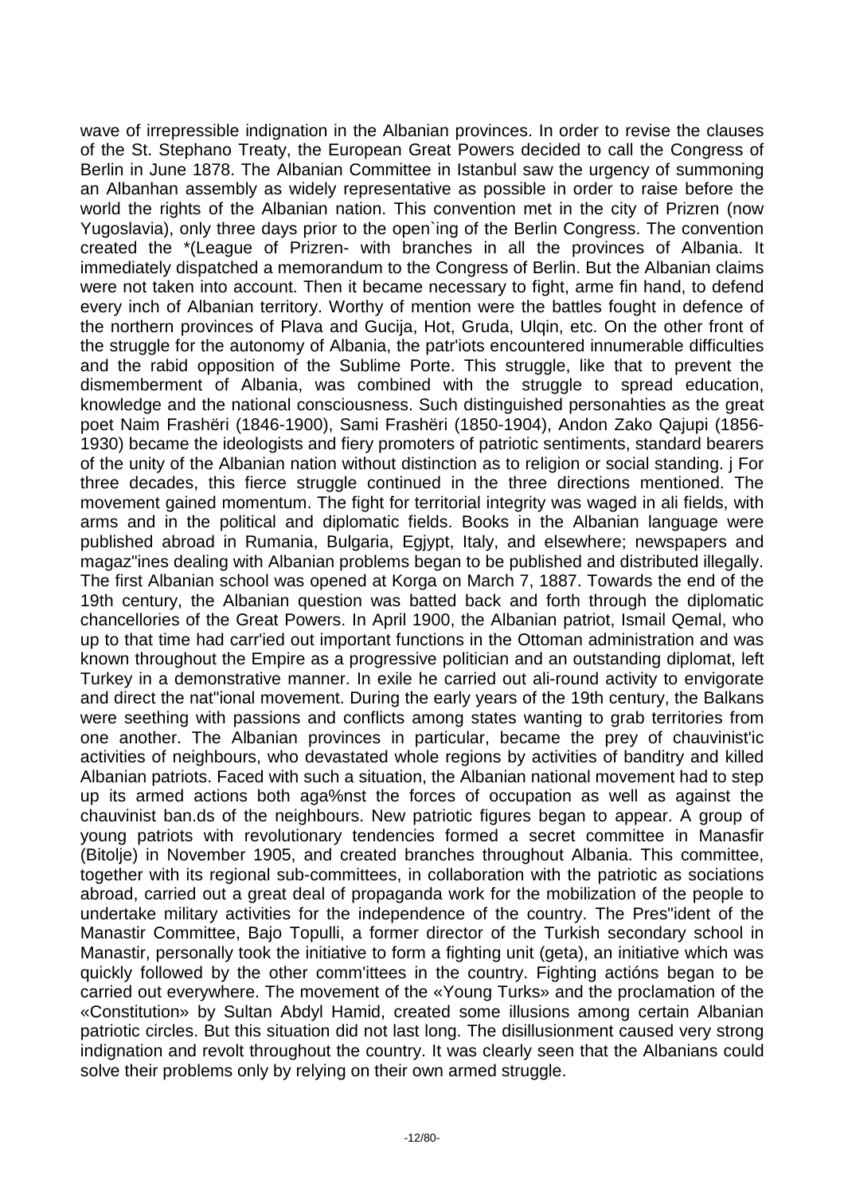wave of irrepressible indignation in the Albanian provinces. In order to revise the clauses of the St. Stephano Treaty, the European Great Powers decided to call the Congress of Berlin in June 1878. The Albanian Committee in Istanbul saw the urgency of summoning an Albanhan assembly as widely representative as possible in order to raise before the world the rights of the Albanian nation. This convention met in the city of Prizren (now Yugoslavia), only three days prior to the open`ing of the Berlin Congress. The convention created the *(League of Prizren- with branches in all the provinces of Albania. It immediately dispatched a memorandum to the Congress of Berlin. But the Albanian claims were not taken into account. Then it became necessary to fight, arme fin hand, to defend every inch of Albanian territory. Worthy of mention were the battles fought in defence of the northern provinces of Plava and Gucija, Hot, Gruda, Ulqin, etc. On the other front of the struggle for the autonomy of Albania, the patr'iots encountered innumerable difficulties and the rabid opposition of the Sublime Porte. This struggle, like that to prevent the dismemberment of Albania, was combined with the struggle to spread education, knowledge and the national consciousness. Such distinguished personahties as the great poet Naim Frashëri (1846-1900), Sami Frashëri (1850-1904), Andon Zako Qajupi (1856-1930) became the ideologists and fiery promoters of patriotic sentiments, standard bearers of the unity of the Albanian nation without distinction as to religion or social standing. j For three decades, this fierce struggle continued in the three directions mentioned. The movement gained momentum. The fight for territorial integrity was waged in ali fields, with arms and in the political and diplomatic fields. Books in the Albanian language were published abroad in Rumania, Bulgaria, Egjypt, Italy, and elsewhere; newspapers and magaz"ines dealing with Albanian problems began to be published and distributed illegally. The first Albanian school was opened at Korga on March 7, 1887. Towards the end of the 19th century, the Albanian question was batted back and forth through the diplomatic chancellories of the Great Powers. In April 1900, the Albanian patriot, Ismail Qemal, who up to that time had carr'ied out important functions in the Ottoman administration and was known throughout the Empire as a progressive politician and an outstanding diplomat, left Turkey in a demonstrative manner. In exile he carried out ali-round activity to envigorate and direct the nat"ional movement. During the early years of the 19th century, the Balkans were seething with passions and conflicts among states wanting to grab territories from one another. The Albanian provinces in particular, became the prey of chauvinist'ic activities of neighbours, who devastated whole regions by activities of banditry and killed Albanian patriots. Faced with such a situation, the Albanian national movement had to step up its armed actions both aga%nst the forces of occupation as well as against the chauvinist ban.ds of the neighbours. New patriotic figures began to appear. A group of young patriots with revolutionary tendencies formed a secret committee in Manasfir (Bitolje) in November 1905, and created branches throughout Albania. This committee, together with its regional sub-committees, in collaboration with the patriotic as sociations abroad, carried out a great deal of propaganda work for the mobilization of the people to undertake military activities for the independence of the country. The Pres"ident of the Manastir Committee, Bajo Topulli, a former director of the Turkish secondary school in Manastir, personally took the initiative to form a fighting unit (geta), an initiative which was quickly followed by the other comm'ittees in the country. Fighting actións began to be carried out everywhere. The movement of the «Young Turks» and the proclamation of the «Constitution» by Sultan Abdyl Hamid, created some illusions among certain Albanian patriotic circles. But this situation did not last long. The disillusionment caused very strong indignation and revolt throughout the country. It was clearly seen that the Albanians could solve their problems only by relying on their own armed struggle.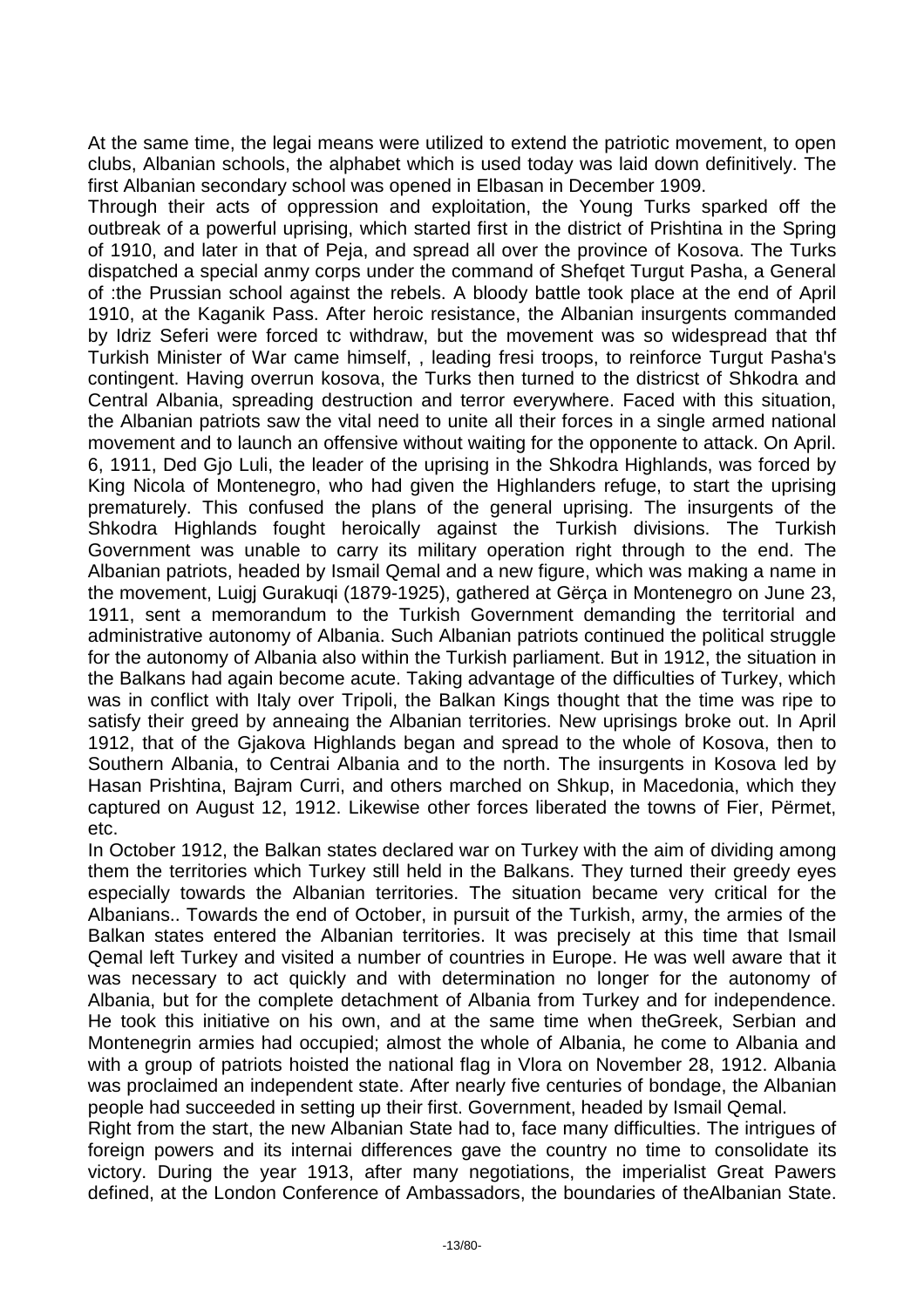At the same time, the legai means were utilized to extend the patriotic movement, to open clubs, Albanian schools, the alphabet which is used today was laid down definitively. The first Albanian secondary school was opened in Elbasan in December 1909.

Through their acts of oppression and exploitation, the Young Turks sparked off the outbreak of a powerful uprising, which started first in the district of Prishtina in the Spring of 1910, and later in that of Peja, and spread all over the province of Kosova. The Turks dispatched a special anmy corps under the command of Shefqet Turgut Pasha, a General of :the Prussian school against the rebels. A bloody battle took place at the end of April 1910, at the Kaganik Pass. After heroic resistance, the Albanian insurgents commanded by Idriz Seferi were forced tc withdraw, but the movement was so widespread that thf Turkish Minister of War came himself, , leading fresi troops, to reinforce Turgut Pasha's contingent. Having overrun kosova, the Turks then turned to the districst of Shkodra and Central Albania, spreading destruction and terror everywhere. Faced with this situation, the Albanian patriots saw the vital need to unite all their forces in a single armed national movement and to launch an offensive without waiting for the opponente to attack. On April. 6, 1911, Ded Gjo Luli, the leader of the uprising in the Shkodra Highlands, was forced by King Nicola of Montenegro, who had given the Highlanders refuge, to start the uprising prematurely. This confused the plans of the general uprising. The insurgents of the Shkodra Highlands fought heroically against the Turkish divisions. The Turkish Government was unable to carry its military operation right through to the end. The Albanian patriots, headed by Ismail Qemal and a new figure, which was making a name in the movement, Luigj Gurakuqi (1879-1925), gathered at Gërça in Montenegro on June 23, 1911, sent a memorandum to the Turkish Government demanding the territorial and administrative autonomy of Albania. Such Albanian patriots continued the political struggle for the autonomy of Albania also within the Turkish parliament. But in 1912, the situation in the Balkans had again become acute. Taking advantage of the difficulties of Turkey, which was in conflict with Italy over Tripoli, the Balkan Kings thought that the time was ripe to satisfy their greed by anneaing the Albanian territories. New uprisings broke out. In April 1912, that of the Gjakova Highlands began and spread to the whole of Kosova, then to Southern Albania, to Centrai Albania and to the north. The insurgents in Kosova led by Hasan Prishtina, Bajram Curri, and others marched on Shkup, in Macedonia, which they captured on August 12, 1912. Likewise other forces liberated the towns of Fier, Përmet, etc.

In October 1912, the Balkan states declared war on Turkey with the aim of dividing among them the territories which Turkey still held in the Balkans. They turned their greedy eyes especially towards the Albanian territories. The situation became very critical for the Albanians.. Towards the end of October, in pursuit of the Turkish, army, the armies of the Balkan states entered the Albanian territories. It was precisely at this time that Ismail Qemal left Turkey and visited a number of countries in Europe. He was well aware that it was necessary to act quickly and with determination no longer for the autonomy of Albania, but for the complete detachment of Albania from Turkey and for independence. He took this initiative on his own, and at the same time when theGreek, Serbian and Montenegrin armies had occupied; almost the whole of Albania, he come to Albania and with a group of patriots hoisted the national flag in Vlora on November 28, 1912. Albania was proclaimed an independent state. After nearly five centuries of bondage, the Albanian people had succeeded in setting up their first. Government, headed by Ismail Qemal.

Right from the start, the new Albanian State had to, face many difficulties. The intrigues of foreign powers and its internai differences gave the country no time to consolidate its victory. During the year 1913, after many negotiations, the imperialist Great Pawers defined, at the London Conference of Ambassadors, the boundaries of theAlbanian State.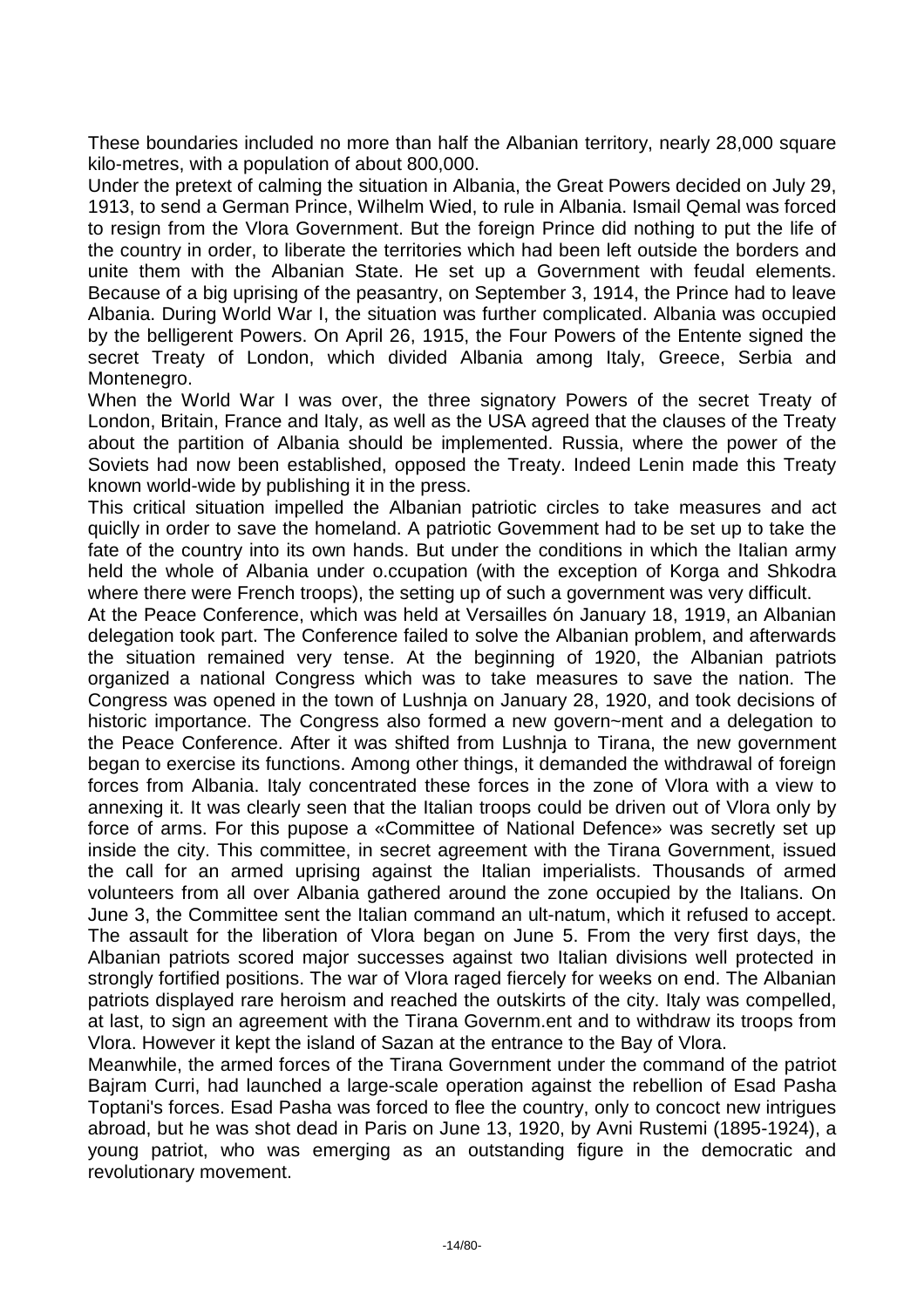These boundaries included no more than half the Albanian territory, nearly 28,000 square kilo-metres, with a population of about 800,000.

Under the pretext of calming the situation in Albania, the Great Powers decided on July 29, 1913, to send a German Prince, Wilhelm Wied, to rule in Albania. Ismail Qemal was forced to resign from the Vlora Government. But the foreign Prince did nothing to put the life of the country in order, to liberate the territories which had been left outside the borders and unite them with the Albanian State. He set up a Government with feudal elements. Because of a big uprising of the peasantry, on September 3, 1914, the Prince had to leave Albania. During World War I, the situation was further complicated. Albania was occupied by the belligerent Powers. On April 26, 1915, the Four Powers of the Entente signed the secret Treaty of London, which divided Albania among Italy, Greece, Serbia and Montenegro.

When the World War I was over, the three signatory Powers of the secret Treaty of London, Britain, France and Italy, as well as the USA agreed that the clauses of the Treaty about the partition of Albania should be implemented. Russia, where the power of the Soviets had now been established, opposed the Treaty. Indeed Lenin made this Treaty known world-wide by publishing it in the press.

This critical situation impelled the Albanian patriotic circles to take measures and act quiclly in order to save the homeland. A patriotic Govemment had to be set up to take the fate of the country into its own hands. But under the conditions in which the Italian army held the whole of Albania under o.ccupation (with the exception of Korga and Shkodra where there were French troops), the setting up of such a government was very difficult.

At the Peace Conference, which was held at Versailles ón January 18, 1919, an Albanian delegation took part. The Conference failed to solve the Albanian problem, and afterwards the situation remained very tense. At the beginning of 1920, the Albanian patriots organized a national Congress which was to take measures to save the nation. The Congress was opened in the town of Lushnja on January 28, 1920, and took decisions of historic importance. The Congress also formed a new govern~ment and a delegation to the Peace Conference. After it was shifted from Lushnja to Tirana, the new government began to exercise its functions. Among other things, it demanded the withdrawal of foreign forces from Albania. Italy concentrated these forces in the zone of Vlora with a view to annexing it. It was clearly seen that the Italian troops could be driven out of Vlora only by force of arms. For this pupose a «Committee of National Defence» was secretly set up inside the city. This committee, in secret agreement with the Tirana Government, issued the call for an armed uprising against the Italian imperialists. Thousands of armed volunteers from all over Albania gathered around the zone occupied by the Italians. On June 3, the Committee sent the Italian command an ult-natum, which it refused to accept. The assault for the liberation of Vlora began on June 5. From the very first days, the Albanian patriots scored major successes against two Italian divisions well protected in strongly fortified positions. The war of Vlora raged fiercely for weeks on end. The Albanian patriots displayed rare heroism and reached the outskirts of the city. Italy was compelled, at last, to sign an agreement with the Tirana Governm.ent and to withdraw its troops from Vlora. However it kept the island of Sazan at the entrance to the Bay of Vlora.

Meanwhile, the armed forces of the Tirana Government under the command of the patriot Bajram Curri, had launched a large-scale operation against the rebellion of Esad Pasha Toptani's forces. Esad Pasha was forced to flee the country, only to concoct new intrigues abroad, but he was shot dead in Paris on June 13, 1920, by Avni Rustemi (1895-1924), a young patriot, who was emerging as an outstanding figure in the democratic and revolutionary movement.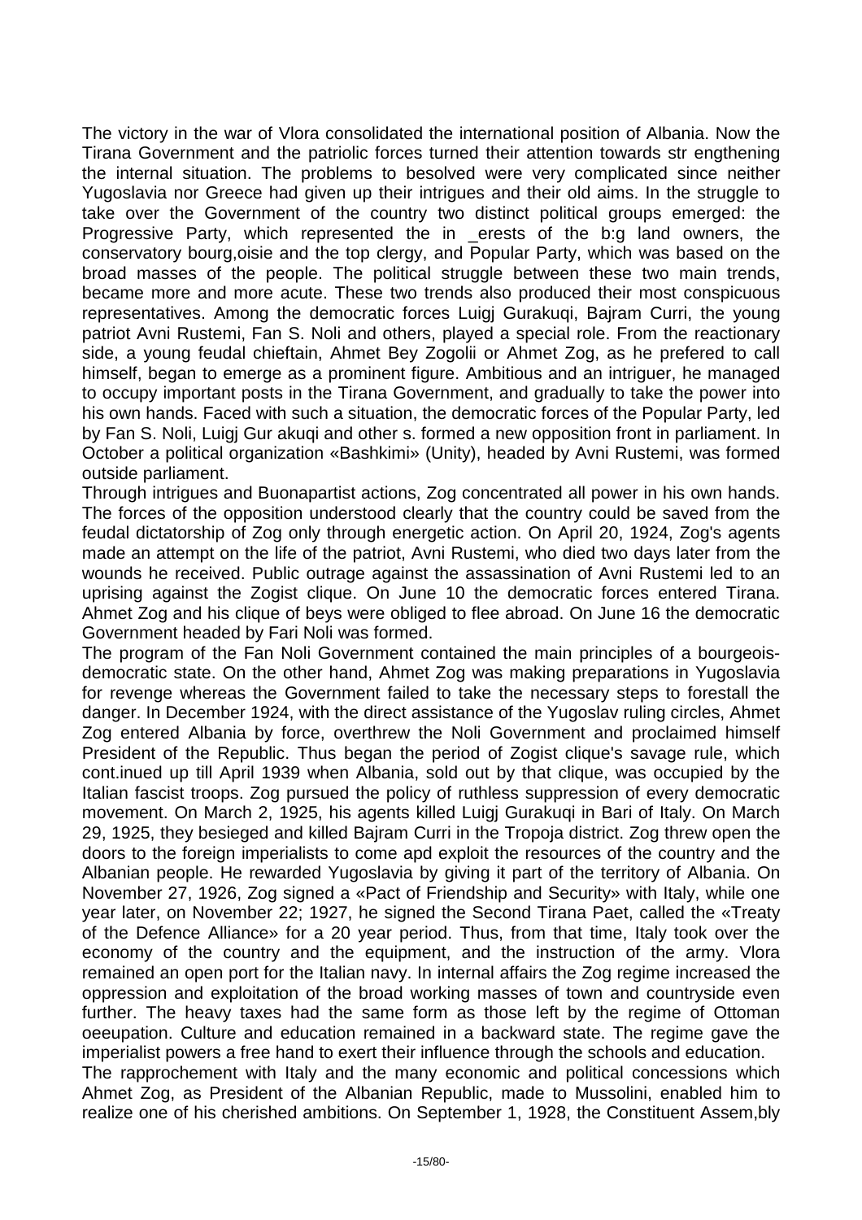The victory in the war of Vlora consolidated the international position of Albania. Now the Tirana Government and the patriolic forces turned their attention towards str engthening the internal situation. The problems to besolved were very complicated since neither Yugoslavia nor Greece had given up their intrigues and their old aims. In the struggle to take over the Government of the country two distinct political groups emerged: the Progressive Party, which represented the in _erests of the b:g land owners, the conservatory bourg,oisie and the top clergy, and Popular Party, which was based on the broad masses of the people. The political struggle between these two main trends, became more and more acute. These two trends also produced their most conspicuous representatives. Among the democratic forces Luigj Gurakuqi, Bajram Curri, the young patriot Avni Rustemi, Fan S. Noli and others, played a special role. From the reactionary side, a young feudal chieftain, Ahmet Bey Zogolii or Ahmet Zog, as he prefered to call himself, began to emerge as a prominent figure. Ambitious and an intriguer, he managed to occupy important posts in the Tirana Government, and gradually to take the power into his own hands. Faced with such a situation, the democratic forces of the Popular Party, led by Fan S. Noli, Luigj Gur akuqi and other s. formed a new opposition front in parliament. In October a political organization «Bashkimi» (Unity), headed by Avni Rustemi, was formed outside parliament.

Through intrigues and Buonapartist actions, Zog concentrated all power in his own hands. The forces of the opposition understood clearly that the country could be saved from the feudal dictatorship of Zog only through energetic action. On April 20, 1924, Zog's agents made an attempt on the life of the patriot, Avni Rustemi, who died two days later from the wounds he received. Public outrage against the assassination of Avni Rustemi led to an uprising against the Zogist clique. On June 10 the democratic forces entered Tirana. Ahmet Zog and his clique of beys were obliged to flee abroad. On June 16 the democratic Government headed by Fari Noli was formed.

The program of the Fan Noli Government contained the main principles of a bourgeois-democratic state. On the other hand, Ahmet Zog was making preparations in Yugoslavia for revenge whereas the Government failed to take the necessary steps to forestall the danger. In December 1924, with the direct assistance of the Yugoslav ruling circles, Ahmet Zog entered Albania by force, overthrew the Noli Government and proclaimed himself President of the Republic. Thus began the period of Zogist clique's savage rule, which cont.inued up till April 1939 when Albania, sold out by that clique, was occupied by the Italian fascist troops. Zog pursued the policy of ruthless suppression of every democratic movement. On March 2, 1925, his agents killed Luigj Gurakuqi in Bari of Italy. On March 29, 1925, they besieged and killed Bajram Curri in the Tropoja district. Zog threw open the doors to the foreign imperialists to come apd exploit the resources of the country and the Albanian people. He rewarded Yugoslavia by giving it part of the territory of Albania. On November 27, 1926, Zog signed a «Pact of Friendship and Security» with Italy, while one year later, on November 22; 1927, he signed the Second Tirana Paet, called the «Treaty of the Defence Alliance» for a 20 year period. Thus, from that time, Italy took over the economy of the country and the equipment, and the instruction of the army. Vlora remained an open port for the Italian navy. In internal affairs the Zog regime increased the oppression and exploitation of the broad working masses of town and countryside even further. The heavy taxes had the same form as those left by the regime of Ottoman oeeupation. Culture and education remained in a backward state. The regime gave the imperialist powers a free hand to exert their influence through the schools and education.

The rapprochement with Italy and the many economic and political concessions which Ahmet Zog, as President of the Albanian Republic, made to Mussolini, enabled him to realize one of his cherished ambitions. On September 1, 1928, the Constituent Assem,bly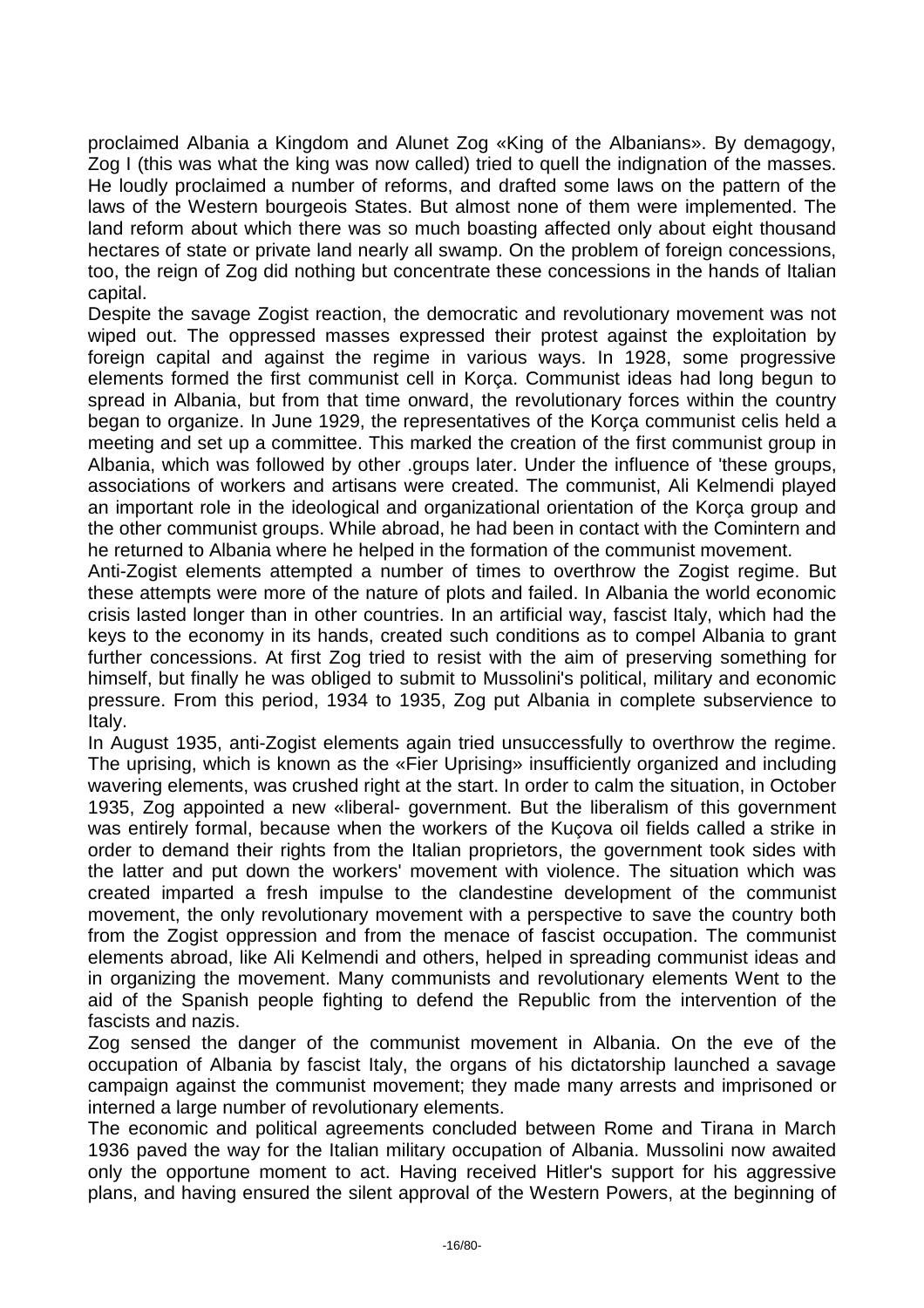proclaimed Albania a Kingdom and Alunet Zog «King of the Albanians». By demagogy, Zog I (this was what the king was now called) tried to quell the indignation of the masses. He loudly proclaimed a number of reforms, and drafted some laws on the pattern of the laws of the Western bourgeois States. But almost none of them were implemented. The land reform about which there was so much boasting affected only about eight thousand hectares of state or private land nearly all swamp. On the problem of foreign concessions, too, the reign of Zog did nothing but concentrate these concessions in the hands of Italian capital.

Despite the savage Zogist reaction, the democratic and revolutionary movement was not wiped out. The oppressed masses expressed their protest against the exploitation by foreign capital and against the regime in various ways. In 1928, some progressive elements formed the first communist cell in Korça. Communist ideas had long begun to spread in Albania, but from that time onward, the revolutionary forces within the country began to organize. In June 1929, the representatives of the Korça communist celis held a meeting and set up a committee. This marked the creation of the first communist group in Albania, which was followed by other .groups later. Under the influence of 'these groups, associations of workers and artisans were created. The communist, Ali Kelmendi played an important role in the ideological and organizational orientation of the Korça group and the other communist groups. While abroad, he had been in contact with the Comintern and he returned to Albania where he helped in the formation of the communist movement.

Anti-Zogist elements attempted a number of times to overthrow the Zogist regime. But these attempts were more of the nature of plots and failed. In Albania the world economic crisis lasted longer than in other countries. In an artificial way, fascist Italy, which had the keys to the economy in its hands, created such conditions as to compel Albania to grant further concessions. At first Zog tried to resist with the aim of preserving something for himself, but finally he was obliged to submit to Mussolini's political, military and economic pressure. From this period, 1934 to 1935, Zog put Albania in complete subservience to Italy.

In August 1935, anti-Zogist elements again tried unsuccessfully to overthrow the regime. The uprising, which is known as the «Fier Uprising» insufficiently organized and including wavering elements, was crushed right at the start. In order to calm the situation, in October 1935, Zog appointed a new «liberal- government. But the liberalism of this government was entirely formal, because when the workers of the Kuçova oil fields called a strike in order to demand their rights from the Italian proprietors, the government took sides with the latter and put down the workers' movement with violence. The situation which was created imparted a fresh impulse to the clandestine development of the communist movement, the only revolutionary movement with a perspective to save the country both from the Zogist oppression and from the menace of fascist occupation. The communist elements abroad, like Ali Kelmendi and others, helped in spreading communist ideas and in organizing the movement. Many communists and revolutionary elements Went to the aid of the Spanish people fighting to defend the Republic from the intervention of the fascists and nazis.

Zog sensed the danger of the communist movement in Albania. On the eve of the occupation of Albania by fascist Italy, the organs of his dictatorship launched a savage campaign against the communist movement; they made many arrests and imprisoned or interned a large number of revolutionary elements.

The economic and political agreements concluded between Rome and Tirana in March 1936 paved the way for the Italian military occupation of Albania. Mussolini now awaited only the opportune moment to act. Having received Hitler's support for his aggressive plans, and having ensured the silent approval of the Western Powers, at the beginning of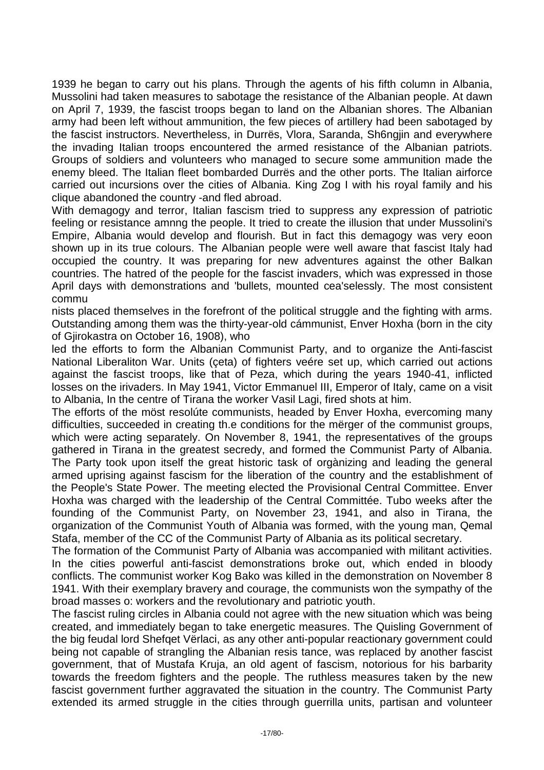1939 he began to carry out his plans. Through the agents of his fifth column in Albania, Mussolini had taken measures to sabotage the resistance of the Albanian people. At dawn on April 7, 1939, the fascist troops began to land on the Albanian shores. The Albanian army had been left without ammunition, the few pieces of artillery had been sabotaged by the fascist instructors. Nevertheless, in Durrës, Vlora, Saranda, Sh6ngjin and everywhere the invading Italian troops encountered the armed resistance of the Albanian patriots. Groups of soldiers and volunteers who managed to secure some ammunition made the enemy bleed. The Italian fleet bombarded Durrës and the other ports. The Italian airforce carried out incursions over the cities of Albania. King Zog I with his royal family and his clique abandoned the country -and fled abroad.

With demagogy and terror, Italian fascism tried to suppress any expression of patriotic feeling or resistance amnng the people. It tried to create the illusion that under Mussolini's Empire, Albania would develop and flourish. But in fact this demagogy was very eoon shown up in its true colours. The Albanian people were well aware that fascist Italy had occupied the country. It was preparing for new adventures against the other Balkan countries. The hatred of the people for the fascist invaders, which was expressed in those April days with demonstrations and 'bullets, mounted cea'selessly. The most consistent commu
nists placed themselves in the forefront of the political struggle and the fighting with arms. Outstanding among them was the thirty-year-old cámmunist, Enver Hoxha (born in the city of Gjirokastra on October 16, 1908), who
led the efforts to form the Albanian Communist Party, and to organize the Anti-fascist National Liberaliton War. Units (çeta) of fighters veére set up, which carried out actions against the fascist troops, like that of Peza, which during the years 1940-41, inflicted losses on the irivaders. In May 1941, Victor Emmanuel III, Emperor of Italy, came on a visit to Albania, In the centre of Tirana the worker Vasil Lagi, fired shots at him.

The efforts of the möst resolúte communists, headed by Enver Hoxha, evercoming many difficulties, succeeded in creating th.e conditions for the mërger of the communist groups, which were acting separately. On November 8, 1941, the representatives of the groups gathered in Tirana in the greatest secredy, and formed the Communist Party of Albania. The Party took upon itself the great historic task of orgànizing and leading the general armed uprising against fascism for the liberation of the country and the establishment of the People's State Power. The meeting elected the Provisional Central Committee. Enver Hoxha was charged with the leadership of the Central Committée. Tubo weeks after the founding of the Communist Party, on November 23, 1941, and also in Tirana, the organization of the Communist Youth of Albania was formed, with the young man, Qemal Stafa, member of the CC of the Communist Party of Albania as its political secretary.

The formation of the Communist Party of Albania was accompanied with militant activities. In the cities powerful anti-fascist demonstrations broke out, which ended in bloody conflicts. The communist worker Kog Bako was killed in the demonstration on November 8 1941. With their exemplary bravery and courage, the communists won the sympathy of the broad masses o: workers and the revolutionary and patriotic youth.

The fascist ruling circles in Albania could not agree with the new situation which was being created, and immediately began to take energetic measures. The Quisling Government of the big feudal lord Shefqet Vërlaci, as any other anti-popular reactionary government could being not capable of strangling the Albanian resis tance, was replaced by another fascist government, that of Mustafa Kruja, an old agent of fascism, notorious for his barbarity towards the freedom fighters and the people. The ruthless measures taken by the new fascist government further aggravated the situation in the country. The Communist Party extended its armed struggle in the cities through guerrilla units, partisan and volunteer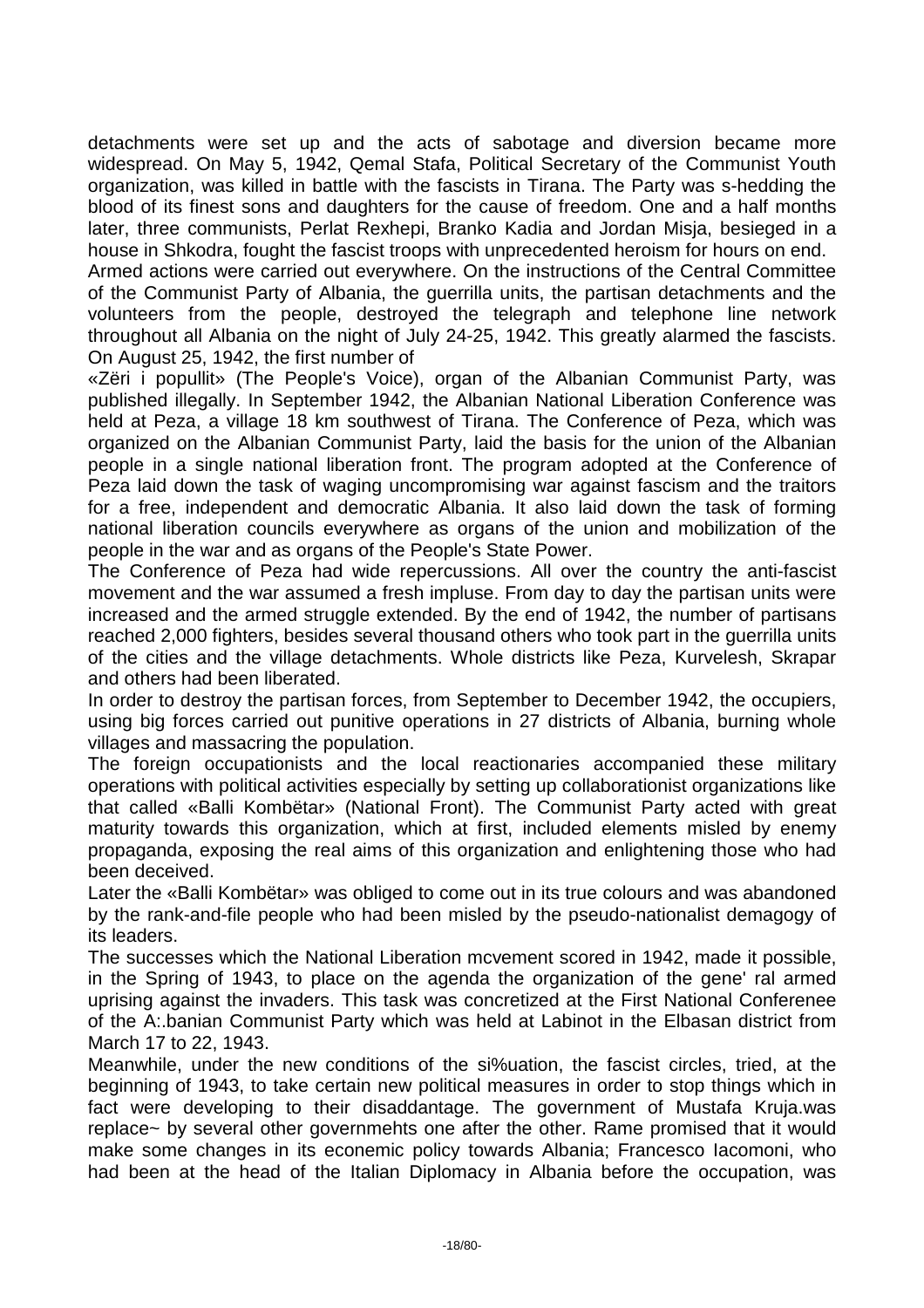detachments were set up and the acts of sabotage and diversion became more widespread. On May 5, 1942, Qemal Stafa, Political Secretary of the Communist Youth organization, was killed in battle with the fascists in Tirana. The Party was s-hedding the blood of its finest sons and daughters for the cause of freedom. One and a half months later, three communists, Perlat Rexhepi, Branko Kadia and Jordan Misja, besieged in a house in Shkodra, fought the fascist troops with unprecedented heroism for hours on end.

Armed actions were carried out everywhere. On the instructions of the Central Committee of the Communist Party of Albania, the guerrilla units, the partisan detachments and the volunteers from the people, destroyed the telegraph and telephone line network throughout all Albania on the night of July 24-25, 1942. This greatly alarmed the fascists. On August 25, 1942, the first number of

«Zëri i popullit» (The People's Voice), organ of the Albanian Communist Party, was published illegally. In September 1942, the Albanian National Liberation Conference was held at Peza, a village 18 km southwest of Tirana. The Conference of Peza, which was organized on the Albanian Communist Party, laid the basis for the union of the Albanian people in a single national liberation front. The program adopted at the Conference of Peza laid down the task of waging uncompromising war against fascism and the traitors for a free, independent and democratic Albania. It also laid down the task of forming national liberation councils everywhere as organs of the union and mobilization of the people in the war and as organs of the People's State Power.

The Conference of Peza had wide repercussions. All over the country the anti-fascist movement and the war assumed a fresh impluse. From day to day the partisan units were increased and the armed struggle extended. By the end of 1942, the number of partisans reached 2,000 fighters, besides several thousand others who took part in the guerrilla units of the cities and the village detachments. Whole districts like Peza, Kurvelesh, Skrapar and others had been liberated.

In order to destroy the partisan forces, from September to December 1942, the occupiers, using big forces carried out punitive operations in 27 districts of Albania, burning whole villages and massacring the population.

The foreign occupationists and the local reactionaries accompanied these military operations with political activities especially by setting up collaborationist organizations like that called «Balli Kombëtar» (National Front). The Communist Party acted with great maturity towards this organization, which at first, included elements misled by enemy propaganda, exposing the real aims of this organization and enlightening those who had been deceived.

Later the «Balli Kombëtar» was obliged to come out in its true colours and was abandoned by the rank-and-file people who had been misled by the pseudo-nationalist demagogy of its leaders.

The successes which the National Liberation mcvement scored in 1942, made it possible, in the Spring of 1943, to place on the agenda the organization of the gene' ral armed uprising against the invaders. This task was concretized at the First National Conferenee of the A:.banian Communist Party which was held at Labinot in the Elbasan district from March 17 to 22, 1943.

Meanwhile, under the new conditions of the si%uation, the fascist circles, tried, at the beginning of 1943, to take certain new political measures in order to stop things which in fact were developing to their disaddantage. The government of Mustafa Kruja.was replace~ by several other governmehts one after the other. Rame promised that it would make some changes in its econemic policy towards Albania; Francesco Iacomoni, who had been at the head of the Italian Diplomacy in Albania before the occupation, was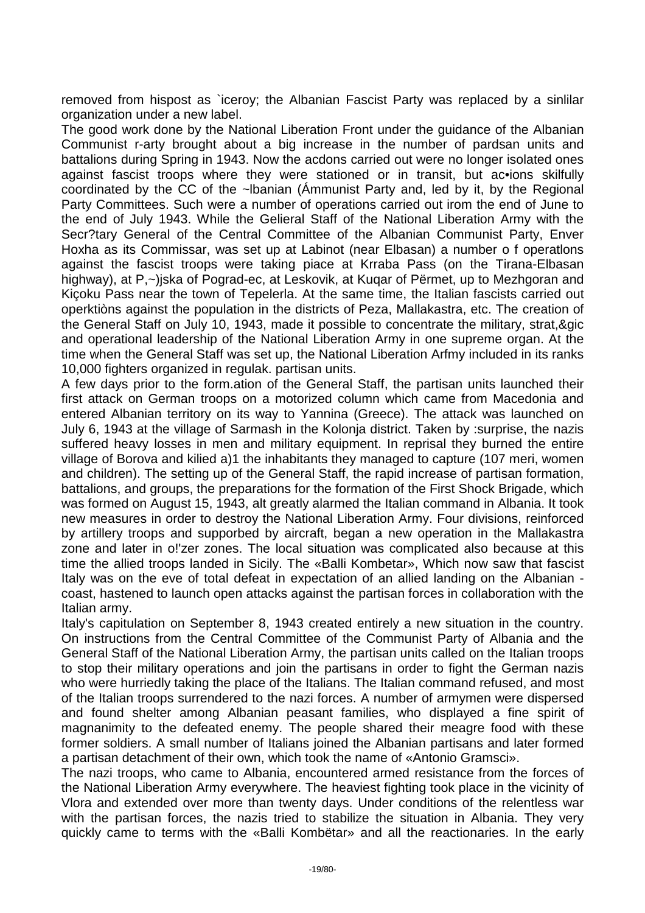removed from hispost as `iceroy; the Albanian Fascist Party was replaced by a sinlilar organization under a new label.

The good work done by the National Liberation Front under the guidance of the Albanian Communist r-arty brought about a big increase in the number of pardsan units and battalions during Spring in 1943. Now the acdons carried out were no longer isolated ones against fascist troops where they were stationed or in transit, but ac•ions skilfully coordinated by the CC of the ~lbanian (Ámmunist Party and, led by it, by the Regional Party Committees. Such were a number of operations carried out irom the end of June to the end of July 1943. While the Gelieral Staff of the National Liberation Army with the Secr?tary General of the Central Committee of the Albanian Communist Party, Enver Hoxha as its Commissar, was set up at Labinot (near Elbasan) a number o f operatlons against the fascist troops were taking piace at Krraba Pass (on the Tirana-Elbasan highway), at P,~)jska of Pograd-ec, at Leskovik, at Kuqar of Përmet, up to Mezhgoran and Kiçoku Pass near the town of Tepelerla. At the same time, the Italian fascists carried out operktiòns against the population in the districts of Peza, Mallakastra, etc. The creation of the General Staff on July 10, 1943, made it possible to concentrate the military, strat,&gic and operational leadership of the National Liberation Army in one supreme organ. At the time when the General Staff was set up, the National Liberation Arfmy included in its ranks 10,000 fighters organized in regulak. partisan units.

A few days prior to the form.ation of the General Staff, the partisan units launched their first attack on German troops on a motorized column which came from Macedonia and entered Albanian territory on its way to Yannina (Greece). The attack was launched on July 6, 1943 at the village of Sarmash in the Kolonja district. Taken by :surprise, the nazis suffered heavy losses in men and military equipment. In reprisal they burned the entire village of Borova and kilied a)1 the inhabitants they managed to capture (107 meri, women and children). The setting up of the General Staff, the rapid increase of partisan formation, battalions, and groups, the preparations for the formation of the First Shock Brigade, which was formed on August 15, 1943, alt greatly alarmed the Italian command in Albania. It took new measures in order to destroy the National Liberation Army. Four divisions, reinforced by artillery troops and supporbed by aircraft, began a new operation in the Mallakastra zone and later in o!'zer zones. The local situation was complicated also because at this time the allied troops landed in Sicily. The «Balli Kombetar», Which now saw that fascist Italy was on the eve of total defeat in expectation of an allied landing on the Albanian - coast, hastened to launch open attacks against the partisan forces in collaboration with the Italian army.

Italy's capitulation on September 8, 1943 created entirely a new situation in the country. On instructions from the Central Committee of the Communist Party of Albania and the General Staff of the National Liberation Army, the partisan units called on the Italian troops to stop their military operations and join the partisans in order to fight the German nazis who were hurriedly taking the place of the Italians. The Italian command refused, and most of the Italian troops surrendered to the nazi forces. A number of armymen were dispersed and found shelter among Albanian peasant families, who displayed a fine spirit of magnanimity to the defeated enemy. The people shared their meagre food with these former soldiers. A small number of Italians joined the Albanian partisans and later formed a partisan detachment of their own, which took the name of «Antonio Gramsci».

The nazi troops, who came to Albania, encountered armed resistance from the forces of the National Liberation Army everywhere. The heaviest fighting took place in the vicinity of Vlora and extended over more than twenty days. Under conditions of the relentless war with the partisan forces, the nazis tried to stabilize the situation in Albania. They very quickly came to terms with the «Balli Kombëtar» and all the reactionaries. In the early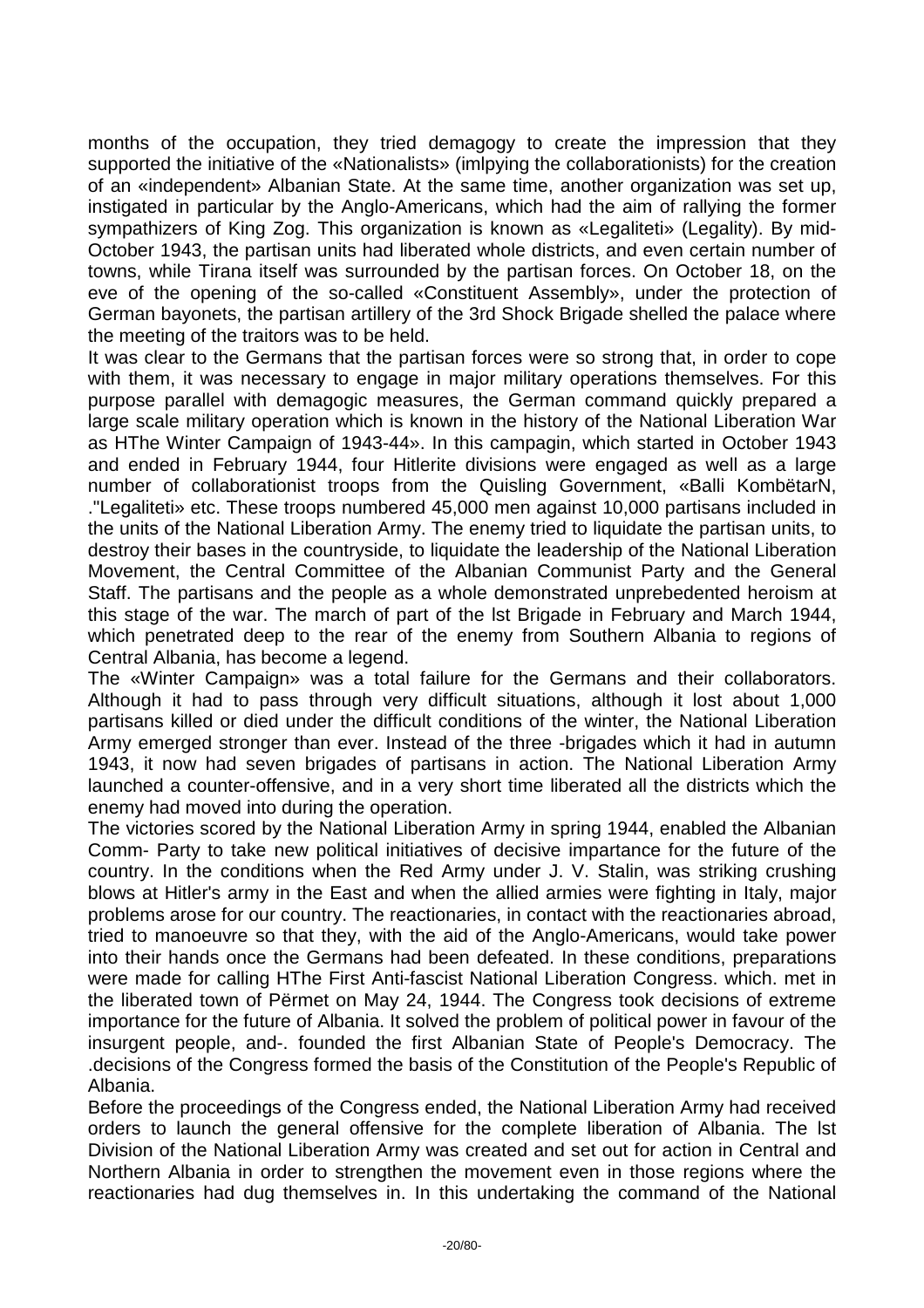months of the occupation, they tried demagogy to create the impression that they supported the initiative of the «Nationalists» (imlpying the collaborationists) for the creation of an «independent» Albanian State. At the same time, another organization was set up, instigated in particular by the Anglo-Americans, which had the aim of rallying the former sympathizers of King Zog. This organization is known as «Legaliteti» (Legality). By mid-October 1943, the partisan units had liberated whole districts, and even certain number of towns, while Tirana itself was surrounded by the partisan forces. On October 18, on the eve of the opening of the so-called «Constituent Assembly», under the protection of German bayonets, the partisan artillery of the 3rd Shock Brigade shelled the palace where the meeting of the traitors was to be held.

It was clear to the Germans that the partisan forces were so strong that, in order to cope with them, it was necessary to engage in major military operations themselves. For this purpose parallel with demagogic measures, the German command quickly prepared a large scale military operation which is known in the history of the National Liberation War as HThe Winter Campaign of 1943-44». In this campagin, which started in October 1943 and ended in February 1944, four Hitlerite divisions were engaged as well as a large number of collaborationist troops from the Quisling Government, «Balli KombëtarN, ."Legaliteti» etc. These troops numbered 45,000 men against 10,000 partisans included in the units of the National Liberation Army. The enemy tried to liquidate the partisan units, to destroy their bases in the countryside, to liquidate the leadership of the National Liberation Movement, the Central Committee of the Albanian Communist Party and the General Staff. The partisans and the people as a whole demonstrated unprebedented heroism at this stage of the war. The march of part of the lst Brigade in February and March 1944, which penetrated deep to the rear of the enemy from Southern Albania to regions of Central Albania, has become a legend.

The «Winter Campaign» was a total failure for the Germans and their collaborators. Although it had to pass through very difficult situations, although it lost about 1,000 partisans killed or died under the difficult conditions of the winter, the National Liberation Army emerged stronger than ever. Instead of the three -brigades which it had in autumn 1943, it now had seven brigades of partisans in action. The National Liberation Army launched a counter-offensive, and in a very short time liberated all the districts which the enemy had moved into during the operation.

The victories scored by the National Liberation Army in spring 1944, enabled the Albanian Comm- Party to take new political initiatives of decisive impartance for the future of the country. In the conditions when the Red Army under J. V. Stalin, was striking crushing blows at Hitler's army in the East and when the allied armies were fighting in Italy, major problems arose for our country. The reactionaries, in contact with the reactionaries abroad, tried to manoeuvre so that they, with the aid of the Anglo-Americans, would take power into their hands once the Germans had been defeated. In these conditions, preparations were made for calling HThe First Anti-fascist National Liberation Congress. which. met in the liberated town of Përmet on May 24, 1944. The Congress took decisions of extreme importance for the future of Albania. It solved the problem of political power in favour of the insurgent people, and-. founded the first Albanian State of People's Democracy. The .decisions of the Congress formed the basis of the Constitution of the People's Republic of Albania.

Before the proceedings of the Congress ended, the National Liberation Army had received orders to launch the general offensive for the complete liberation of Albania. The lst Division of the National Liberation Army was created and set out for action in Central and Northern Albania in order to strengthen the movement even in those regions where the reactionaries had dug themselves in. In this undertaking the command of the National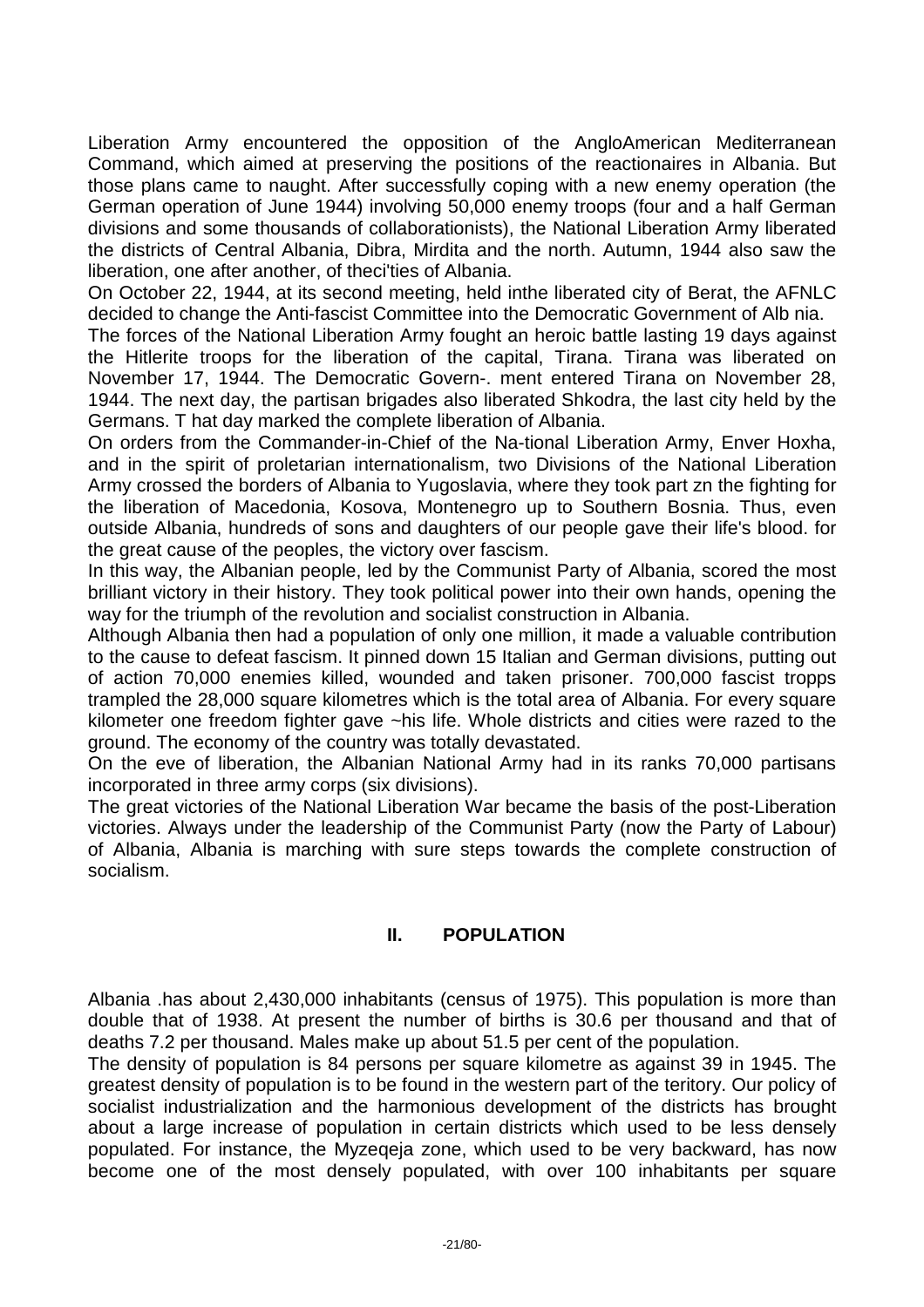Liberation Army encountered the opposition of the AngloAmerican Mediterranean Command, which aimed at preserving the positions of the reactionaires in Albania. But those plans came to naught. After successfully coping with a new enemy operation (the German operation of June 1944) involving 50,000 enemy troops (four and a half German divisions and some thousands of collaborationists), the National Liberation Army liberated the districts of Central Albania, Dibra, Mirdita and the north. Autumn, 1944 also saw the liberation, one after another, of theci'ties of Albania.

On October 22, 1944, at its second meeting, held inthe liberated city of Berat, the AFNLC decided to change the Anti-fascist Committee into the Democratic Government of Alb nia.

The forces of the National Liberation Army fought an heroic battle lasting 19 days against the Hitlerite troops for the liberation of the capital, Tirana. Tirana was liberated on November 17, 1944. The Democratic Govern-. ment entered Tirana on November 28, 1944. The next day, the partisan brigades also liberated Shkodra, the last city held by the Germans. T hat day marked the complete liberation of Albania.

On orders from the Commander-in-Chief of the Na-tional Liberation Army, Enver Hoxha, and in the spirit of proletarian internationalism, two Divisions of the National Liberation Army crossed the borders of Albania to Yugoslavia, where they took part zn the fighting for the liberation of Macedonia, Kosova, Montenegro up to Southern Bosnia. Thus, even outside Albania, hundreds of sons and daughters of our people gave their life's blood. for the great cause of the peoples, the victory over fascism.

In this way, the Albanian people, led by the Communist Party of Albania, scored the most brilliant victory in their history. They took political power into their own hands, opening the way for the triumph of the revolution and socialist construction in Albania.

Although Albania then had a population of only one million, it made a valuable contribution to the cause to defeat fascism. It pinned down 15 Italian and German divisions, putting out of action 70,000 enemies killed, wounded and taken prisoner. 700,000 fascist tropps trampled the 28,000 square kilometres which is the total area of Albania. For every square kilometer one freedom fighter gave ~his life. Whole districts and cities were razed to the ground. The economy of the country was totally devastated.

On the eve of liberation, the Albanian National Army had in its ranks 70,000 partisans incorporated in three army corps (six divisions).

The great victories of the National Liberation War became the basis of the post-Liberation victories. Always under the leadership of the Communist Party (now the Party of Labour) of Albania, Albania is marching with sure steps towards the complete construction of socialism.

## II. POPULATION

Albania .has about 2,430,000 inhabitants (census of 1975). This population is more than double that of 1938. At present the number of births is 30.6 per thousand and that of deaths 7.2 per thousand. Males make up about 51.5 per cent of the population.

The density of population is 84 persons per square kilometre as against 39 in 1945. The greatest density of population is to be found in the western part of the teritory. Our policy of socialist industrialization and the harmonious development of the districts has brought about a large increase of population in certain districts which used to be less densely populated. For instance, the Myzeqeja zone, which used to be very backward, has now become one of the most densely populated, with over 100 inhabitants per square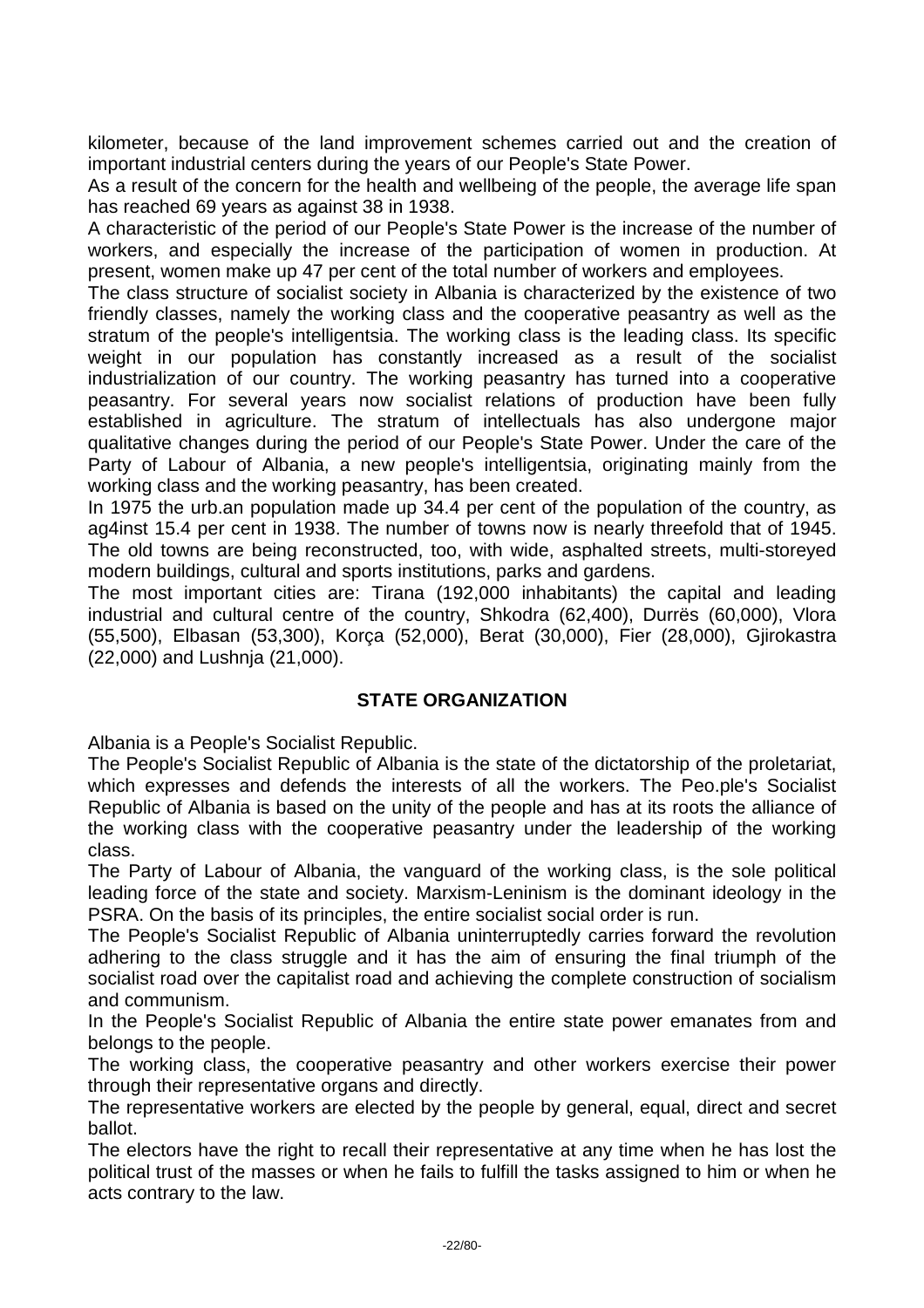kilometer, because of the land improvement schemes carried out and the creation of important industrial centers during the years of our People's State Power.

As a result of the concern for the health and wellbeing of the people, the average life span has reached 69 years as against 38 in 1938.

A characteristic of the period of our People's State Power is the increase of the number of workers, and especially the increase of the participation of women in production. At present, women make up 47 per cent of the total number of workers and employees.

The class structure of socialist society in Albania is characterized by the existence of two friendly classes, namely the working class and the cooperative peasantry as well as the stratum of the people's intelligentsia. The working class is the leading class. Its specific weight in our population has constantly increased as a result of the socialist industrialization of our country. The working peasantry has turned into a cooperative peasantry. For several years now socialist relations of production have been fully established in agriculture. The stratum of intellectuals has also undergone major qualitative changes during the period of our People's State Power. Under the care of the Party of Labour of Albania, a new people's intelligentsia, originating mainly from the working class and the working peasantry, has been created.

In 1975 the urb.an population made up 34.4 per cent of the population of the country, as ag4inst 15.4 per cent in 1938. The number of towns now is nearly threefold that of 1945. The old towns are being reconstructed, too, with wide, asphalted streets, multi-storeyed modern buildings, cultural and sports institutions, parks and gardens.

The most important cities are: Tirana (192,000 inhabitants) the capital and leading industrial and cultural centre of the country, Shkodra (62,400), Durrës (60,000), Vlora (55,500), Elbasan (53,300), Korça (52,000), Berat (30,000), Fier (28,000), Gjirokastra (22,000) and Lushnja (21,000).

## STATE ORGANIZATION

Albania is a People's Socialist Republic.

The People's Socialist Republic of Albania is the state of the dictatorship of the proletariat, which expresses and defends the interests of all the workers. The Peo.ple's Socialist Republic of Albania is based on the unity of the people and has at its roots the alliance of the working class with the cooperative peasantry under the leadership of the working class.

The Party of Labour of Albania, the vanguard of the working class, is the sole political leading force of the state and society. Marxism-Leninism is the dominant ideology in the PSRA. On the basis of its principles, the entire socialist social order is run.

The People's Socialist Republic of Albania uninterruptedly carries forward the revolution adhering to the class struggle and it has the aim of ensuring the final triumph of the socialist road over the capitalist road and achieving the complete construction of socialism and communism.

In the People's Socialist Republic of Albania the entire state power emanates from and belongs to the people.

The working class, the cooperative peasantry and other workers exercise their power through their representative organs and directly.

The representative workers are elected by the people by general, equal, direct and secret ballot.

The electors have the right to recall their representative at any time when he has lost the political trust of the masses or when he fails to fulfill the tasks assigned to him or when he acts contrary to the law.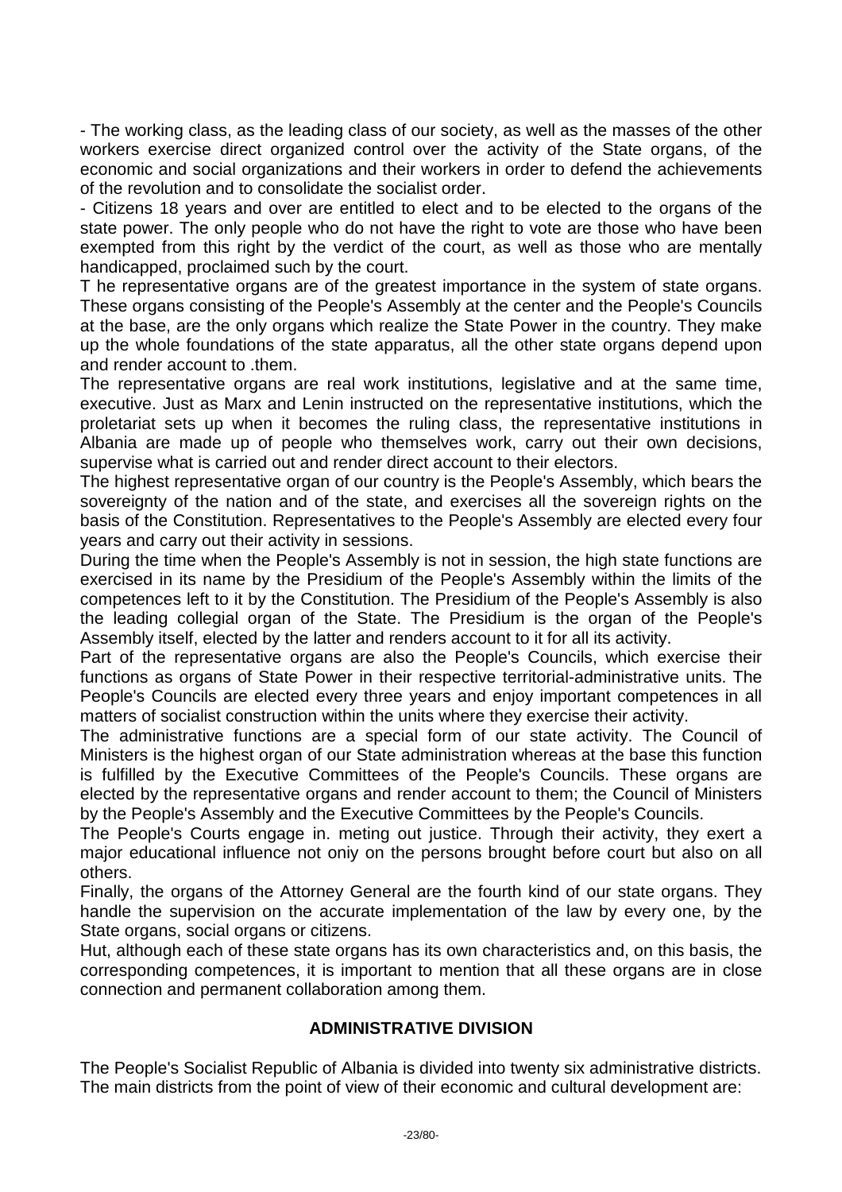- The working class, as the leading class of our society, as well as the masses of the other workers exercise direct organized control over the activity of the State organs, of the economic and social organizations and their workers in order to defend the achievements of the revolution and to consolidate the socialist order.

- Citizens 18 years and over are entitled to elect and to be elected to the organs of the state power. The only people who do not have the right to vote are those who have been exempted from this right by the verdict of the court, as well as those who are mentally handicapped, proclaimed such by the court.

T he representative organs are of the greatest importance in the system of state organs. These organs consisting of the People's Assembly at the center and the People's Councils at the base, are the only organs which realize the State Power in the country. They make up the whole foundations of the state apparatus, all the other state organs depend upon and render account to .them.

The representative organs are real work institutions, legislative and at the same time, executive. Just as Marx and Lenin instructed on the representative institutions, which the proletariat sets up when it becomes the ruling class, the representative institutions in Albania are made up of people who themselves work, carry out their own decisions, supervise what is carried out and render direct account to their electors.

The highest representative organ of our country is the People's Assembly, which bears the sovereignty of the nation and of the state, and exercises all the sovereign rights on the basis of the Constitution. Representatives to the People's Assembly are elected every four years and carry out their activity in sessions.

During the time when the People's Assembly is not in session, the high state functions are exercised in its name by the Presidium of the People's Assembly within the limits of the competences left to it by the Constitution. The Presidium of the People's Assembly is also the leading collegial organ of the State. The Presidium is the organ of the People's Assembly itself, elected by the latter and renders account to it for all its activity.

Part of the representative organs are also the People's Councils, which exercise their functions as organs of State Power in their respective territorial-administrative units. The People's Councils are elected every three years and enjoy important competences in all matters of socialist construction within the units where they exercise their activity.

The administrative functions are a special form of our state activity. The Council of Ministers is the highest organ of our State administration whereas at the base this function is fulfilled by the Executive Committees of the People's Councils. These organs are elected by the representative organs and render account to them; the Council of Ministers by the People's Assembly and the Executive Committees by the People's Councils.

The People's Courts engage in. meting out justice. Through their activity, they exert a major educational influence not oniy on the persons brought before court but also on all others.

Finally, the organs of the Attorney General are the fourth kind of our state organs. They handle the supervision on the accurate implementation of the law by every one, by the State organs, social organs or citizens.

Hut, although each of these state organs has its own characteristics and, on this basis, the corresponding competences, it is important to mention that all these organs are in close connection and permanent collaboration among them.

## ADMINISTRATIVE DIVISION

The People's Socialist Republic of Albania is divided into twenty six administrative districts. The main districts from the point of view of their economic and cultural development are: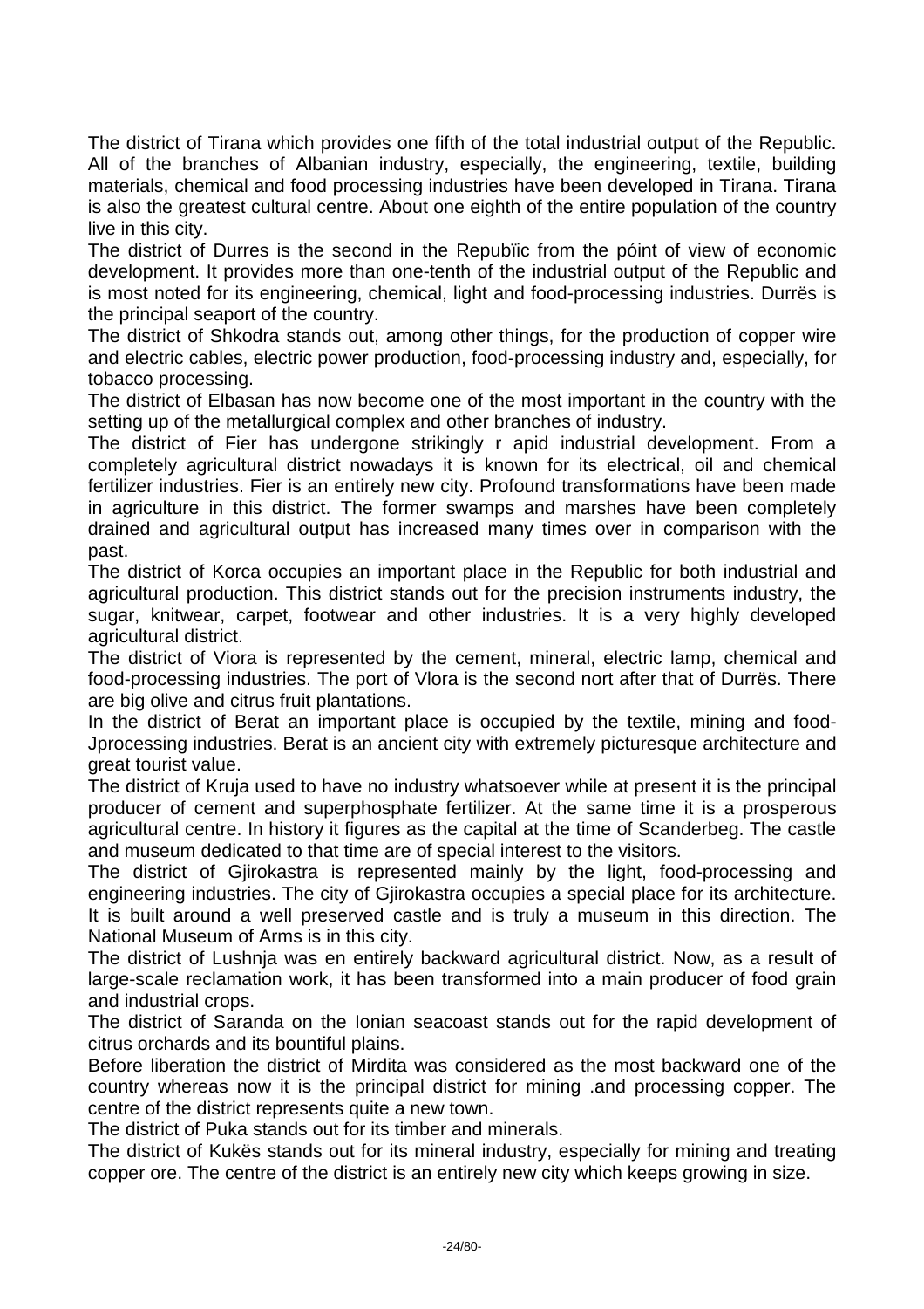The district of Tirana which provides one fifth of the total industrial output of the Republic. All of the branches of Albanian industry, especially, the engineering, textile, building materials, chemical and food processing industries have been developed in Tirana. Tirana is also the greatest cultural centre. About one eighth of the entire population of the country live in this city.

The district of Durres is the second in the Repubïic from the póint of view of economic development. It provides more than one-tenth of the industrial output of the Republic and is most noted for its engineering, chemical, light and food-processing industries. Durrës is the principal seaport of the country.

The district of Shkodra stands out, among other things, for the production of copper wire and electric cables, electric power production, food-processing industry and, especially, for tobacco processing.

The district of Elbasan has now become one of the most important in the country with the setting up of the metallurgical complex and other branches of industry.

The district of Fier has undergone strikingly r apid industrial development. From a completely agricultural district nowadays it is known for its electrical, oil and chemical fertilizer industries. Fier is an entirely new city. Profound transformations have been made in agriculture in this district. The former swamps and marshes have been completely drained and agricultural output has increased many times over in comparison with the past.

The district of Korca occupies an important place in the Republic for both industrial and agricultural production. This district stands out for the precision instruments industry, the sugar, knitwear, carpet, footwear and other industries. It is a very highly developed agricultural district.

The district of Viora is represented by the cement, mineral, electric lamp, chemical and food-processing industries. The port of Vlora is the second nort after that of Durrës. There are big olive and citrus fruit plantations.

In the district of Berat an important place is occupied by the textile, mining and food-Jprocessing industries. Berat is an ancient city with extremely picturesque architecture and great tourist value.

The district of Kruja used to have no industry whatsoever while at present it is the principal producer of cement and superphosphate fertilizer. At the same time it is a prosperous agricultural centre. In history it figures as the capital at the time of Scanderbeg. The castle and museum dedicated to that time are of special interest to the visitors.

The district of Gjirokastra is represented mainly by the light, food-processing and engineering industries. The city of Gjirokastra occupies a special place for its architecture. It is built around a well preserved castle and is truly a museum in this direction. The National Museum of Arms is in this city.

The district of Lushnja was en entirely backward agricultural district. Now, as a result of large-scale reclamation work, it has been transformed into a main producer of food grain and industrial crops.

The district of Saranda on the Ionian seacoast stands out for the rapid development of citrus orchards and its bountiful plains.

Before liberation the district of Mirdita was considered as the most backward one of the country whereas now it is the principal district for mining .and processing copper. The centre of the district represents quite a new town.

The district of Puka stands out for its timber and minerals.

The district of Kukës stands out for its mineral industry, especially for mining and treating copper ore. The centre of the district is an entirely new city which keeps growing in size.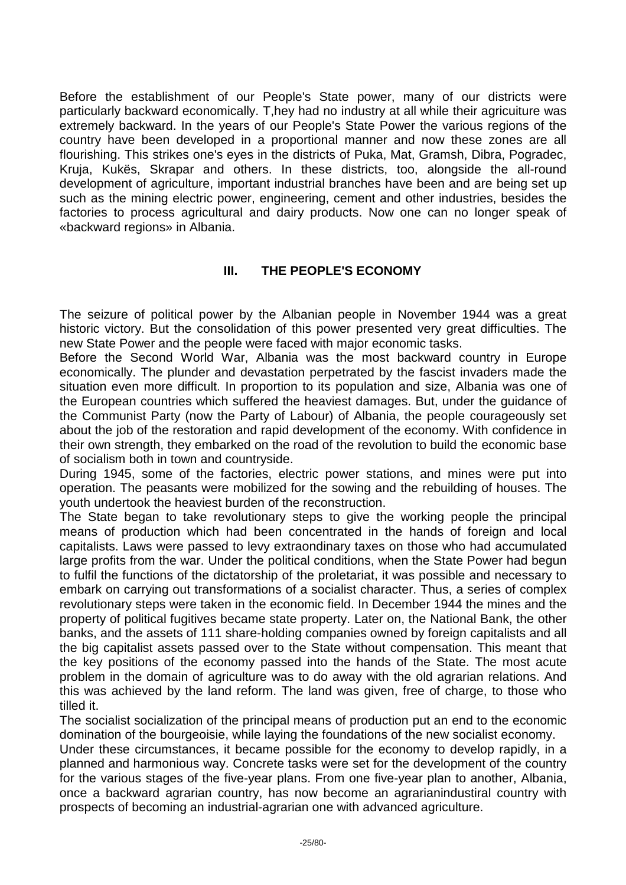Before the establishment of our People's State power, many of our districts were particularly backward economically. T,hey had no industry at all while their agricuiture was extremely backward. In the years of our People's State Power the various regions of the country have been developed in a proportional manner and now these zones are all flourishing. This strikes one's eyes in the districts of Puka, Mat, Gramsh, Dibra, Pogradec, Kruja, Kukës, Skrapar and others. In these districts, too, alongside the all-round development of agriculture, important industrial branches have been and are being set up such as the mining electric power, engineering, cement and other industries, besides the factories to process agricultural and dairy products. Now one can no longer speak of «backward regions» in Albania.

## III. THE PEOPLE'S ECONOMY

The seizure of political power by the Albanian people in November 1944 was a great historic victory. But the consolidation of this power presented very great difficulties. The new State Power and the people were faced with major economic tasks.

Before the Second World War, Albania was the most backward country in Europe economically. The plunder and devastation perpetrated by the fascist invaders made the situation even more difficult. In proportion to its population and size, Albania was one of the European countries which suffered the heaviest damages. But, under the guidance of the Communist Party (now the Party of Labour) of Albania, the people courageously set about the job of the restoration and rapid development of the economy. With confidence in their own strength, they embarked on the road of the revolution to build the economic base of socialism both in town and countryside.

During 1945, some of the factories, electric power stations, and mines were put into operation. The peasants were mobilized for the sowing and the rebuilding of houses. The youth undertook the heaviest burden of the reconstruction.

The State began to take revolutionary steps to give the working people the principal means of production which had been concentrated in the hands of foreign and local capitalists. Laws were passed to levy extraondinary taxes on those who had accumulated large profits from the war. Under the political conditions, when the State Power had begun to fulfil the functions of the dictatorship of the proletariat, it was possible and necessary to embark on carrying out transformations of a socialist character. Thus, a series of complex revolutionary steps were taken in the economic field. In December 1944 the mines and the property of political fugitives became state property. Later on, the National Bank, the other banks, and the assets of 111 share-holding companies owned by foreign capitalists and all the big capitalist assets passed over to the State without compensation. This meant that the key positions of the economy passed into the hands of the State. The most acute problem in the domain of agriculture was to do away with the old agrarian relations. And this was achieved by the land reform. The land was given, free of charge, to those who tilled it.

The socialist socialization of the principal means of production put an end to the economic domination of the bourgeoisie, while laying the foundations of the new socialist economy.

Under these circumstances, it became possible for the economy to develop rapidly, in a planned and harmonious way. Concrete tasks were set for the development of the country for the various stages of the five-year plans. From one five-year plan to another, Albania, once a backward agrarian country, has now become an agrarianindustiral country with prospects of becoming an industrial-agrarian one with advanced agriculture.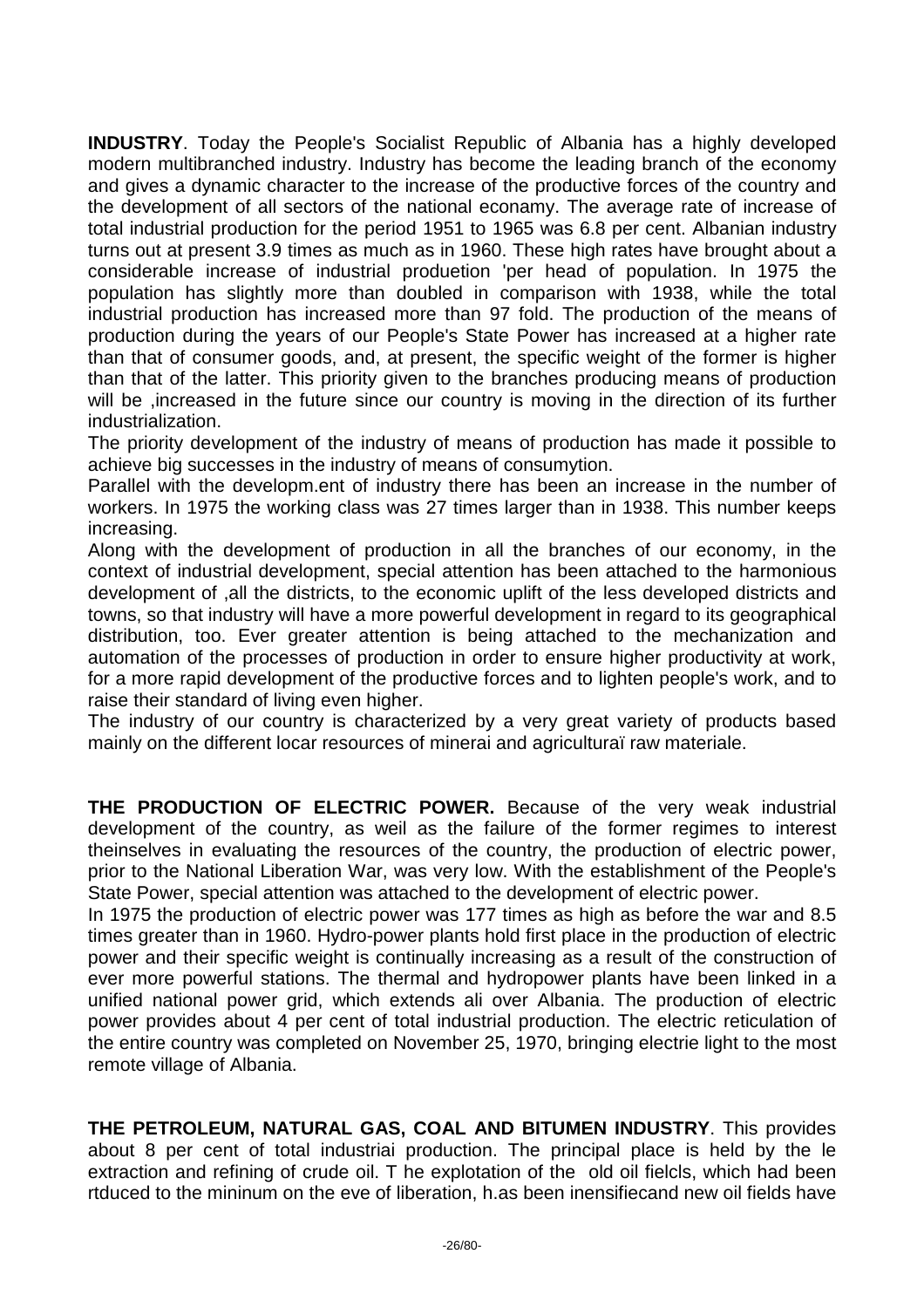**INDUSTRY**. Today the People's Socialist Republic of Albania has a highly developed modern multibranched industry. Industry has become the leading branch of the economy and gives a dynamic character to the increase of the productive forces of the country and the development of all sectors of the national econamy. The average rate of increase of total industrial production for the period 1951 to 1965 was 6.8 per cent. Albanian industry turns out at present 3.9 times as much as in 1960. These high rates have brought about a considerable increase of industrial produetion 'per head of population. In 1975 the population has slightly more than doubled in comparison with 1938, while the total industrial production has increased more than 97 fold. The production of the means of production during the years of our People's State Power has increased at a higher rate than that of consumer goods, and, at present, the specific weight of the former is higher than that of the latter. This priority given to the branches producing means of production will be ,increased in the future since our country is moving in the direction of its further industrialization.

The priority development of the industry of means of production has made it possible to achieve big successes in the industry of means of consumytion.

Parallel with the developm.ent of industry there has been an increase in the number of workers. In 1975 the working class was 27 times larger than in 1938. This number keeps increasing.

Along with the development of production in all the branches of our economy, in the context of industrial development, special attention has been attached to the harmonious development of ,all the districts, to the economic uplift of the less developed districts and towns, so that industry will have a more powerful development in regard to its geographical distribution, too. Ever greater attention is being attached to the mechanization and automation of the processes of production in order to ensure higher productivity at work, for a more rapid development of the productive forces and to lighten people's work, and to raise their standard of living even higher.

The industry of our country is characterized by a very great variety of products based mainly on the different locar resources of minerai and agriculturaï raw materiale.

**THE PRODUCTION OF ELECTRIC POWER.** Because of the very weak industrial development of the country, as weil as the failure of the former regimes to interest theinselves in evaluating the resources of the country, the production of electric power, prior to the National Liberation War, was very low. With the establishment of the People's State Power, special attention was attached to the development of electric power.

In 1975 the production of electric power was 177 times as high as before the war and 8.5 times greater than in 1960. Hydro-power plants hold first place in the production of electric power and their specific weight is continually increasing as a result of the construction of ever more powerful stations. The thermal and hydropower plants have been linked in a unified national power grid, which extends ali over Albania. The production of electric power provides about 4 per cent of total industrial production. The electric reticulation of the entire country was completed on November 25, 1970, bringing electrie light to the most remote village of Albania.

**THE PETROLEUM, NATURAL GAS, COAL AND BITUMEN INDUSTRY**. This provides about 8 per cent of total industriai production. The principal place is held by the le extraction and refining of crude oil. T he explotation of the old oil fielcls, which had been rtduced to the mininum on the eve of liberation, h.as been inensifiecand new oil fields have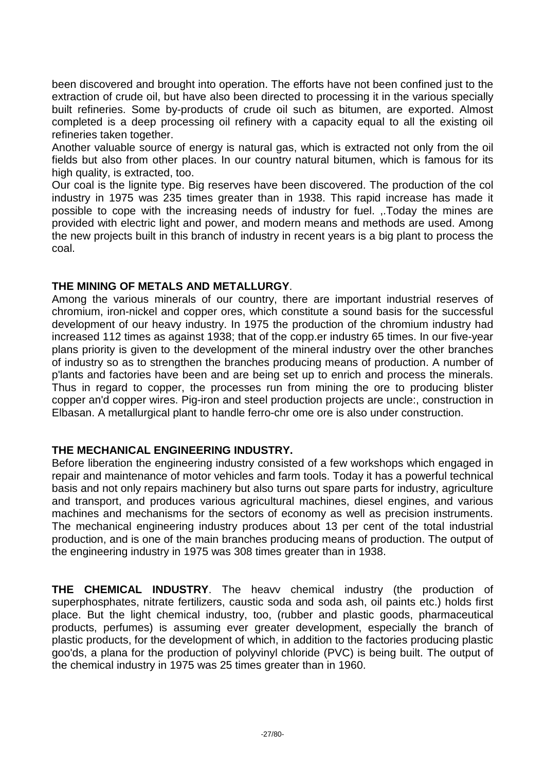been discovered and brought into operation. The efforts have not been confined just to the extraction of crude oil, but have also been directed to processing it in the various specially built refineries. Some by-products of crude oil such as bitumen, are exported. Almost completed is a deep processing oil refinery with a capacity equal to all the existing oil refineries taken together.

Another valuable source of energy is natural gas, which is extracted not only from the oil fields but also from other places. In our country natural bitumen, which is famous for its high quality, is extracted, too.

Our coal is the lignite type. Big reserves have been discovered. The production of the col industry in 1975 was 235 times greater than in 1938. This rapid increase has made it possible to cope with the increasing needs of industry for fuel. ,.Today the mines are provided with electric light and power, and modern means and methods are used. Among the new projects built in this branch of industry in recent years is a big plant to process the coal.

**THE MINING OF METALS AND METALLURGY**.

Among the various minerals of our country, there are important industrial reserves of chromium, iron-nickel and copper ores, which constitute a sound basis for the successful development of our heavy industry. In 1975 the production of the chromium industry had increased 112 times as against 1938; that of the copp.er industry 65 times. In our five-year plans priority is given to the development of the mineral industry over the other branches of industry so as to strengthen the branches producing means of production. A number of p'lants and factories have been and are being set up to enrich and process the minerals. Thus in regard to copper, the processes run from mining the ore to producing blister copper an'd copper wires. Pig-iron and steel production projects are uncle:, construction in Elbasan. A metallurgical plant to handle ferro-chr ome ore is also under construction.

**THE MECHANICAL ENGINEERING INDUSTRY.**

Before liberation the engineering industry consisted of a few workshops which engaged in repair and maintenance of motor vehicles and farm tools. Today it has a powerful technical basis and not only repairs machinery but also turns out spare parts for industry, agriculture and transport, and produces various agricultural machines, diesel engines, and various machines and mechanisms for the sectors of economy as well as precision instruments. The mechanical engineering industry produces about 13 per cent of the total industrial production, and is one of the main branches producing means of production. The output of the engineering industry in 1975 was 308 times greater than in 1938.

**THE CHEMICAL INDUSTRY**. The heavv chemical industry (the production of superphosphates, nitrate fertilizers, caustic soda and soda ash, oil paints etc.) holds first place. But the light chemical industry, too, (rubber and plastic goods, pharmaceutical products, perfumes) is assuming ever greater development, especially the branch of plastic products, for the development of which, in addition to the factories producing plastic goo'ds, a plana for the production of polyvinyl chloride (PVC) is being built. The output of the chemical industry in 1975 was 25 times greater than in 1960.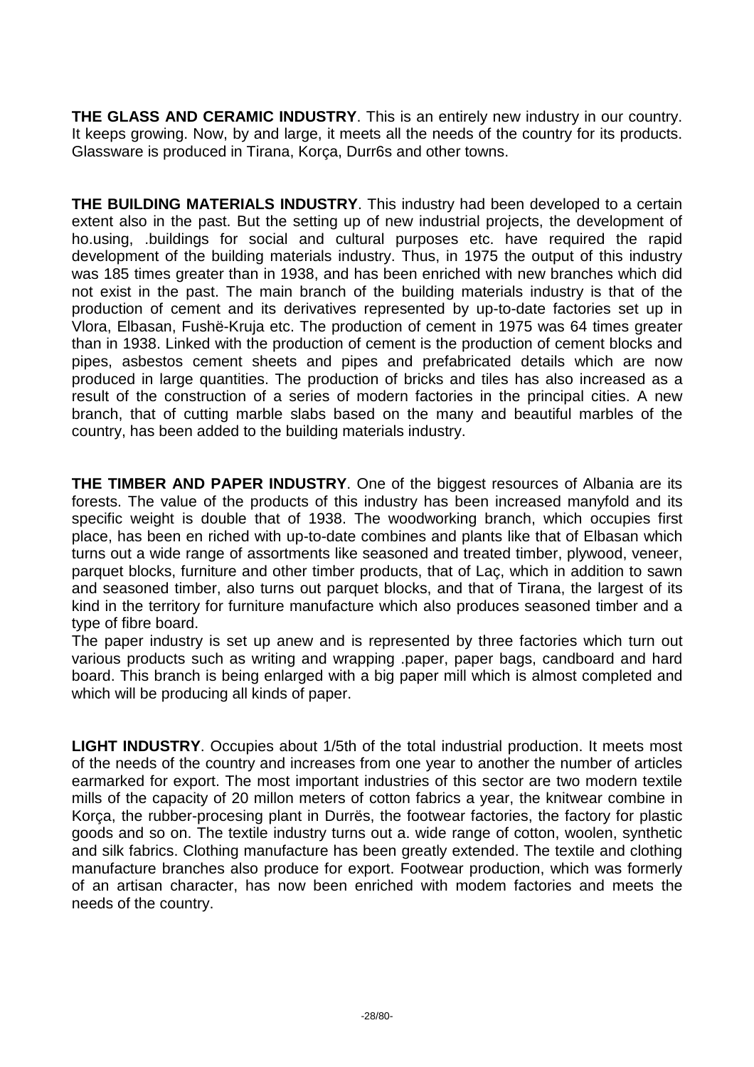**THE GLASS AND CERAMIC INDUSTRY**. This is an entirely new industry in our country. It keeps growing. Now, by and large, it meets all the needs of the country for its products. Glassware is produced in Tirana, Korça, Durr6s and other towns.

**THE BUILDING MATERIALS INDUSTRY**. This industry had been developed to a certain extent also in the past. But the setting up of new industrial projects, the development of ho.using, .buildings for social and cultural purposes etc. have required the rapid development of the building materials industry. Thus, in 1975 the output of this industry was 185 times greater than in 1938, and has been enriched with new branches which did not exist in the past. The main branch of the building materials industry is that of the production of cement and its derivatives represented by up-to-date factories set up in Vlora, Elbasan, Fushë-Kruja etc. The production of cement in 1975 was 64 times greater than in 1938. Linked with the production of cement is the production of cement blocks and pipes, asbestos cement sheets and pipes and prefabricated details which are now produced in large quantities. The production of bricks and tiles has also increased as a result of the construction of a series of modern factories in the principal cities. A new branch, that of cutting marble slabs based on the many and beautiful marbles of the country, has been added to the building materials industry.

**THE TIMBER AND PAPER INDUSTRY**. One of the biggest resources of Albania are its forests. The value of the products of this industry has been increased manyfold and its specific weight is double that of 1938. The woodworking branch, which occupies first place, has been en riched with up-to-date combines and plants like that of Elbasan which turns out a wide range of assortments like seasoned and treated timber, plywood, veneer, parquet blocks, furniture and other timber products, that of Laç, which in addition to sawn and seasoned timber, also turns out parquet blocks, and that of Tirana, the largest of its kind in the territory for furniture manufacture which also produces seasoned timber and a type of fibre board.
The paper industry is set up anew and is represented by three factories which turn out various products such as writing and wrapping .paper, paper bags, candboard and hard board. This branch is being enlarged with a big paper mill which is almost completed and which will be producing all kinds of paper.

**LIGHT INDUSTRY**. Occupies about 1/5th of the total industrial production. It meets most of the needs of the country and increases from one year to another the number of articles earmarked for export. The most important industries of this sector are two modern textile mills of the capacity of 20 millon meters of cotton fabrics a year, the knitwear combine in Korça, the rubber-procesing plant in Durrës, the footwear factories, the factory for plastic goods and so on. The textile industry turns out a. wide range of cotton, woolen, synthetic and silk fabrics. Clothing manufacture has been greatly extended. The textile and clothing manufacture branches also produce for export. Footwear production, which was formerly of an artisan character, has now been enriched with modem factories and meets the needs of the country.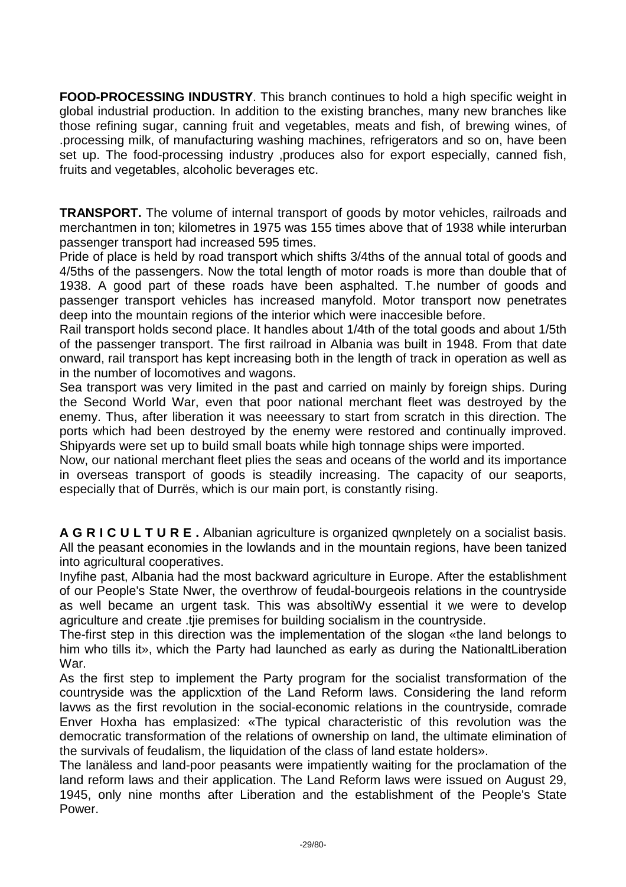**FOOD-PROCESSING INDUSTRY**. This branch continues to hold a high specific weight in global industrial production. In addition to the existing branches, many new branches like those refining sugar, canning fruit and vegetables, meats and fish, of brewing wines, of .processing milk, of manufacturing washing machines, refrigerators and so on, have been set up. The food-processing industry ,produces also for export especially, canned fish, fruits and vegetables, alcoholic beverages etc.

**TRANSPORT.** The volume of internal transport of goods by motor vehicles, railroads and merchantmen in ton; kilometres in 1975 was 155 times above that of 1938 while interurban passenger transport had increased 595 times.

Pride of place is held by road transport which shifts 3/4ths of the annual total of goods and 4/5ths of the passengers. Now the total length of motor roads is more than double that of 1938. A good part of these roads have been asphalted. T.he number of goods and passenger transport vehicles has increased manyfold. Motor transport now penetrates deep into the mountain regions of the interior which were inaccesible before.

Rail transport holds second place. It handles about 1/4th of the total goods and about 1/5th of the passenger transport. The first railroad in Albania was built in 1948. From that date onward, rail transport has kept increasing both in the length of track in operation as well as in the number of locomotives and wagons.

Sea transport was very limited in the past and carried on mainly by foreign ships. During the Second World War, even that poor national merchant fleet was destroyed by the enemy. Thus, after liberation it was neeessary to start from scratch in this direction. The ports which had been destroyed by the enemy were restored and continually improved. Shipyards were set up to build small boats while high tonnage ships were imported.

Now, our national merchant fleet plies the seas and oceans of the world and its importance in overseas transport of goods is steadily increasing. The capacity of our seaports, especially that of Durrës, which is our main port, is constantly rising.

**A G R I C U L T U R E .** Albanian agriculture is organized qwnpletely on a socialist basis. All the peasant economies in the lowlands and in the mountain regions, have been tanized into agricultural cooperatives.

Inyfihe past, Albania had the most backward agriculture in Europe. After the establishment of our People's State Nwer, the overthrow of feudal-bourgeois relations in the countryside as well became an urgent task. This was absoltiWy essential it we were to develop agriculture and create .tjie premises for building socialism in the countryside.

The-first step in this direction was the implementation of the slogan «the land belongs to him who tills it», which the Party had launched as early as during the NationaltLiberation War.

As the first step to implement the Party program for the socialist transformation of the countryside was the applicxtion of the Land Reform laws. Considering the land reform lavws as the first revolution in the social-economic relations in the countryside, comrade Enver Hoxha has emplasized: «The typical characteristic of this revolution was the democratic transformation of the relations of ownership on land, the ultimate elimination of the survivals of feudalism, the liquidation of the class of land estate holders».

The lanäless and land-poor peasants were impatiently waiting for the proclamation of the land reform laws and their application. The Land Reform laws were issued on August 29, 1945, only nine months after Liberation and the establishment of the People's State Power.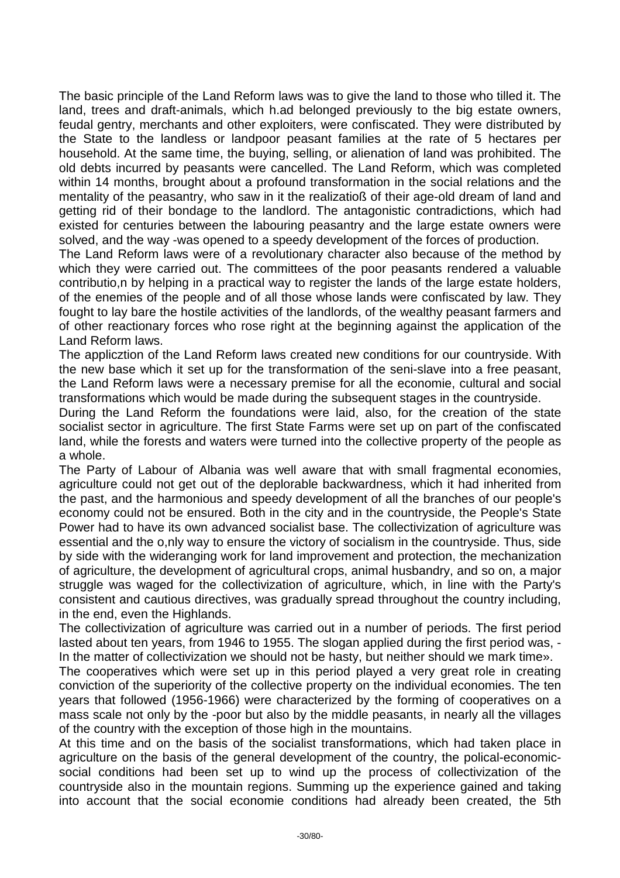The basic principle of the Land Reform laws was to give the land to those who tilled it. The land, trees and draft-animals, which h.ad belonged previously to the big estate owners, feudal gentry, merchants and other exploiters, were confiscated. They were distributed by the State to the landless or landpoor peasant families at the rate of 5 hectares per household. At the same time, the buying, selling, or alienation of land was prohibited. The old debts incurred by peasants were cancelled. The Land Reform, which was completed within 14 months, brought about a profound transformation in the social relations and the mentality of the peasantry, who saw in it the realizatioß of their age-old dream of land and getting rid of their bondage to the landlord. The antagonistic contradictions, which had existed for centuries between the labouring peasantry and the large estate owners were solved, and the way -was opened to a speedy development of the forces of production.

The Land Reform laws were of a revolutionary character also because of the method by which they were carried out. The committees of the poor peasants rendered a valuable contributio,n by helping in a practical way to register the lands of the large estate holders, of the enemies of the people and of all those whose lands were confiscated by law. They fought to lay bare the hostile activities of the landlords, of the wealthy peasant farmers and of other reactionary forces who rose right at the beginning against the application of the Land Reform laws.

The applicztion of the Land Reform laws created new conditions for our countryside. With the new base which it set up for the transformation of the seni-slave into a free peasant, the Land Reform laws were a necessary premise for all the economie, cultural and social transformations which would be made during the subsequent stages in the countryside.

During the Land Reform the foundations were laid, also, for the creation of the state socialist sector in agriculture. The first State Farms were set up on part of the confiscated land, while the forests and waters were turned into the collective property of the people as a whole.

The Party of Labour of Albania was well aware that with small fragmental economies, agriculture could not get out of the deplorable backwardness, which it had inherited from the past, and the harmonious and speedy development of all the branches of our people's economy could not be ensured. Both in the city and in the countryside, the People's State Power had to have its own advanced socialist base. The collectivization of agriculture was essential and the o,nly way to ensure the victory of socialism in the countryside. Thus, side by side with the wideranging work for land improvement and protection, the mechanization of agriculture, the development of agricultural crops, animal husbandry, and so on, a major struggle was waged for the collectivization of agriculture, which, in line with the Party's consistent and cautious directives, was gradually spread throughout the country including, in the end, even the Highlands.

The collectivization of agriculture was carried out in a number of periods. The first period lasted about ten years, from 1946 to 1955. The slogan applied during the first period was, - In the matter of collectivization we should not be hasty, but neither should we mark time».

The cooperatives which were set up in this period played a very great role in creating conviction of the superiority of the collective property on the individual economies. The ten years that followed (1956-1966) were characterized by the forming of cooperatives on a mass scale not only by the -poor but also by the middle peasants, in nearly all the villages of the country with the exception of those high in the mountains.

At this time and on the basis of the socialist transformations, which had taken place in agriculture on the basis of the general development of the country, the polical-economic-social conditions had been set up to wind up the process of collectivization of the countryside also in the mountain regions. Summing up the experience gained and taking into account that the social economie conditions had already been created, the 5th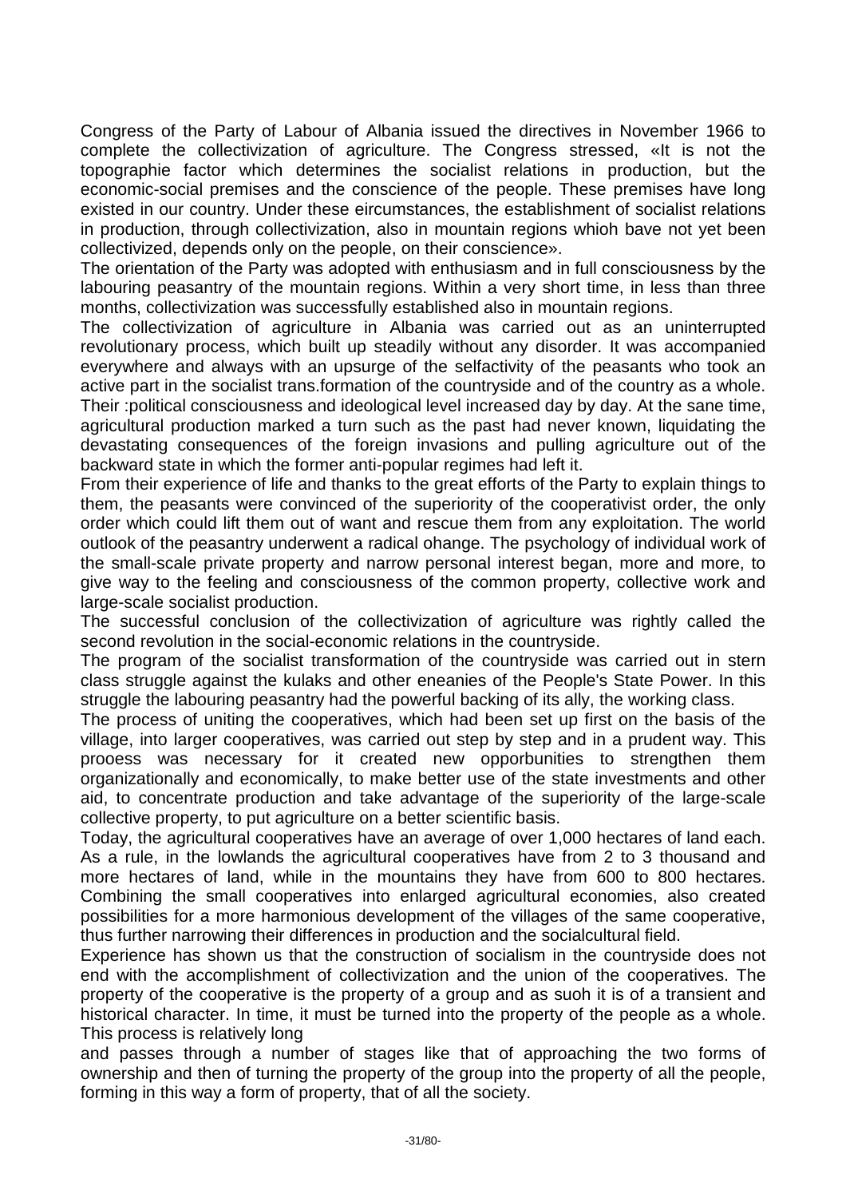Congress of the Party of Labour of Albania issued the directives in November 1966 to complete the collectivization of agriculture. The Congress stressed, «It is not the topographie factor which determines the socialist relations in production, but the economic-social premises and the conscience of the people. These premises have long existed in our country. Under these eircumstances, the establishment of socialist relations in production, through collectivization, also in mountain regions whioh bave not yet been collectivized, depends only on the people, on their conscience».

The orientation of the Party was adopted with enthusiasm and in full consciousness by the labouring peasantry of the mountain regions. Within a very short time, in less than three months, collectivization was successfully established also in mountain regions.

The collectivization of agriculture in Albania was carried out as an uninterrupted revolutionary process, which built up steadily without any disorder. It was accompanied everywhere and always with an upsurge of the selfactivity of the peasants who took an active part in the socialist trans.formation of the countryside and of the country as a whole. Their :political consciousness and ideological level increased day by day. At the sane time, agricultural production marked a turn such as the past had never known, liquidating the devastating consequences of the foreign invasions and pulling agriculture out of the backward state in which the former anti-popular regimes had left it.

From their experience of life and thanks to the great efforts of the Party to explain things to them, the peasants were convinced of the superiority of the cooperativist order, the only order which could lift them out of want and rescue them from any exploitation. The world outlook of the peasantry underwent a radical ohange. The psychology of individual work of the small-scale private property and narrow personal interest began, more and more, to give way to the feeling and consciousness of the common property, collective work and large-scale socialist production.

The successful conclusion of the collectivization of agriculture was rightly called the second revolution in the social-economic relations in the countryside.

The program of the socialist transformation of the countryside was carried out in stern class struggle against the kulaks and other eneanies of the People's State Power. In this struggle the labouring peasantry had the powerful backing of its ally, the working class.

The process of uniting the cooperatives, which had been set up first on the basis of the village, into larger cooperatives, was carried out step by step and in a prudent way. This prooess was necessary for it created new opporbunities to strengthen them organizationally and economically, to make better use of the state investments and other aid, to concentrate production and take advantage of the superiority of the large-scale collective property, to put agriculture on a better scientific basis.

Today, the agricultural cooperatives have an average of over 1,000 hectares of land each. As a rule, in the lowlands the agricultural cooperatives have from 2 to 3 thousand and more hectares of land, while in the mountains they have from 600 to 800 hectares. Combining the small cooperatives into enlarged agricultural economies, also created possibilities for a more harmonious development of the villages of the same cooperative, thus further narrowing their differences in production and the socialcultural field.

Experience has shown us that the construction of socialism in the countryside does not end with the accomplishment of collectivization and the union of the cooperatives. The property of the cooperative is the property of a group and as suoh it is of a transient and historical character. In time, it must be turned into the property of the people as a whole. This process is relatively long and passes through a number of stages like that of approaching the two forms of ownership and then of turning the property of the group into the property of all the people, forming in this way a form of property, that of all the society.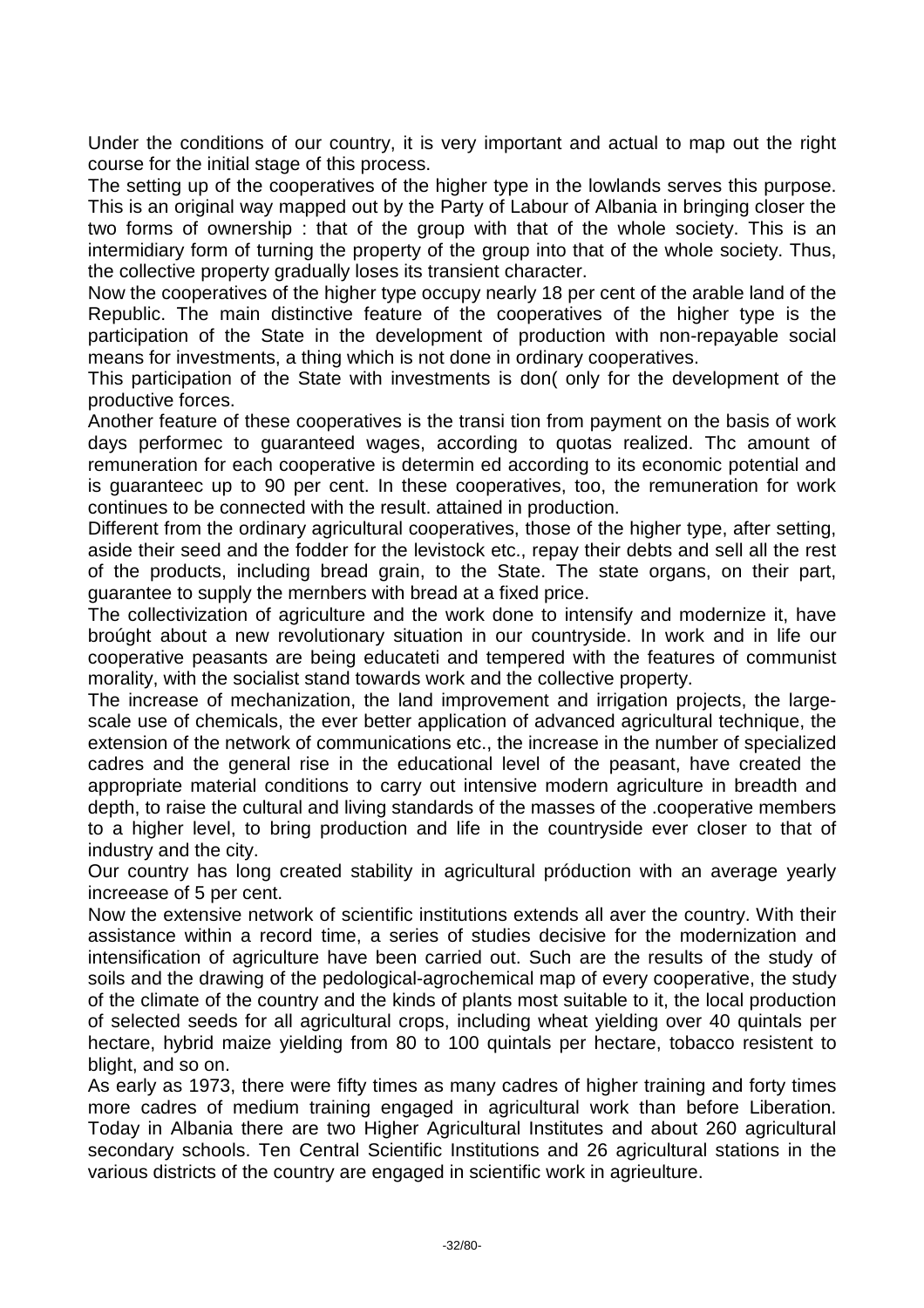Under the conditions of our country, it is very important and actual to map out the right course for the initial stage of this process.

The setting up of the cooperatives of the higher type in the lowlands serves this purpose. This is an original way mapped out by the Party of Labour of Albania in bringing closer the two forms of ownership : that of the group with that of the whole society. This is an intermidiary form of turning the property of the group into that of the whole society. Thus, the collective property gradually loses its transient character.

Now the cooperatives of the higher type occupy nearly 18 per cent of the arable land of the Republic. The main distinctive feature of the cooperatives of the higher type is the participation of the State in the development of production with non-repayable social means for investments, a thing which is not done in ordinary cooperatives.

This participation of the State with investments is don( only for the development of the productive forces.

Another feature of these cooperatives is the transi tion from payment on the basis of work days performec to guaranteed wages, according to quotas realized. Thc amount of remuneration for each cooperative is determin ed according to its economic potential and is guaranteec up to 90 per cent. In these cooperatives, too, the remuneration for work continues to be connected with the result. attained in production.

Different from the ordinary agricultural cooperatives, those of the higher type, after setting, aside their seed and the fodder for the levistock etc., repay their debts and sell all the rest of the products, including bread grain, to the State. The state organs, on their part, guarantee to supply the mernbers with bread at a fixed price.

The collectivization of agriculture and the work done to intensify and modernize it, have broúght about a new revolutionary situation in our countryside. In work and in life our cooperative peasants are being educateti and tempered with the features of communist morality, with the socialist stand towards work and the collective property.

The increase of mechanization, the land improvement and irrigation projects, the large-scale use of chemicals, the ever better application of advanced agricultural technique, the extension of the network of communications etc., the increase in the number of specialized cadres and the general rise in the educational level of the peasant, have created the appropriate material conditions to carry out intensive modern agriculture in breadth and depth, to raise the cultural and living standards of the masses of the .cooperative members to a higher level, to bring production and life in the countryside ever closer to that of industry and the city.

Our country has long created stability in agricultural próduction with an average yearly increease of 5 per cent.

Now the extensive network of scientific institutions extends all aver the country. With their assistance within a record time, a series of studies decisive for the modernization and intensification of agriculture have been carried out. Such are the results of the study of soils and the drawing of the pedological-agrochemical map of every cooperative, the study of the climate of the country and the kinds of plants most suitable to it, the local production of selected seeds for all agricultural crops, including wheat yielding over 40 quintals per hectare, hybrid maize yielding from 80 to 100 quintals per hectare, tobacco resistent to blight, and so on.

As early as 1973, there were fifty times as many cadres of higher training and forty times more cadres of medium training engaged in agricultural work than before Liberation. Today in Albania there are two Higher Agricultural Institutes and about 260 agricultural secondary schools. Ten Central Scientific Institutions and 26 agricultural stations in the various districts of the country are engaged in scientific work in agrieulture.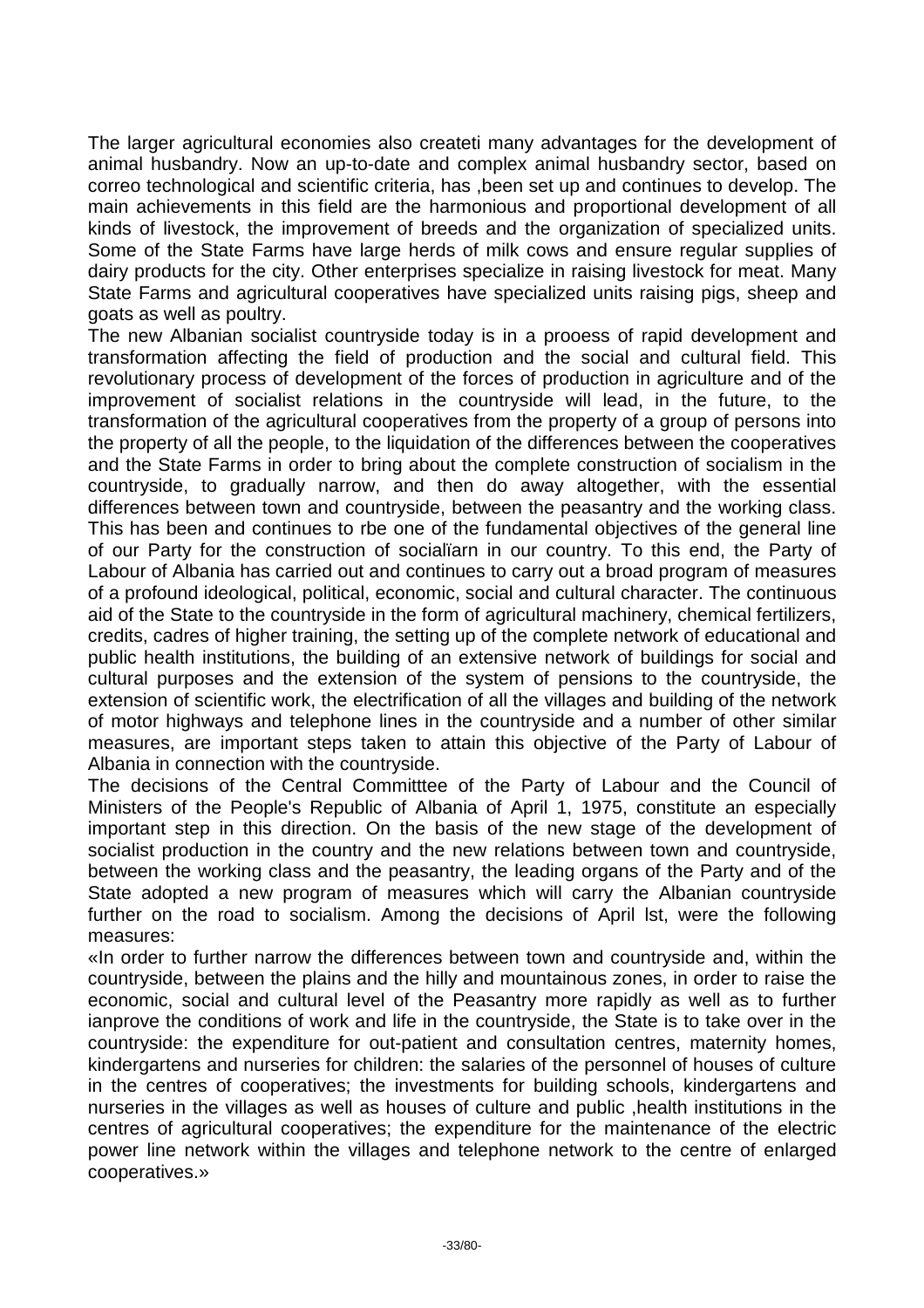The larger agricultural economies also createti many advantages for the development of animal husbandry. Now an up-to-date and complex animal husbandry sector, based on correo technological and scientific criteria, has ,been set up and continues to develop. The main achievements in this field are the harmonious and proportional development of all kinds of livestock, the improvement of breeds and the organization of specialized units. Some of the State Farms have large herds of milk cows and ensure regular supplies of dairy products for the city. Other enterprises specialize in raising livestock for meat. Many State Farms and agricultural cooperatives have specialized units raising pigs, sheep and goats as well as poultry.

The new Albanian socialist countryside today is in a prooess of rapid development and transformation affecting the field of production and the social and cultural field. This revolutionary process of development of the forces of production in agriculture and of the improvement of socialist relations in the countryside will lead, in the future, to the transformation of the agricultural cooperatives from the property of a group of persons into the property of all the people, to the liquidation of the differences between the cooperatives and the State Farms in order to bring about the complete construction of socialism in the countryside, to gradually narrow, and then do away altogether, with the essential differences between town and countryside, between the peasantry and the working class. This has been and continues to rbe one of the fundamental objectives of the general line of our Party for the construction of socialïarn in our country. To this end, the Party of Labour of Albania has carried out and continues to carry out a broad program of measures of a profound ideological, political, economic, social and cultural character. The continuous aid of the State to the countryside in the form of agricultural machinery, chemical fertilizers, credits, cadres of higher training, the setting up of the complete network of educational and public health institutions, the building of an extensive network of buildings for social and cultural purposes and the extension of the system of pensions to the countryside, the extension of scientific work, the electrification of all the villages and building of the network of motor highways and telephone lines in the countryside and a number of other similar measures, are important steps taken to attain this objective of the Party of Labour of Albania in connection with the countryside.

The decisions of the Central Committtee of the Party of Labour and the Council of Ministers of the People's Republic of Albania of April 1, 1975, constitute an especially important step in this direction. On the basis of the new stage of the development of socialist production in the country and the new relations between town and countryside, between the working class and the peasantry, the leading organs of the Party and of the State adopted a new program of measures which will carry the Albanian countryside further on the road to socialism. Among the decisions of April lst, were the following measures:

«In order to further narrow the differences between town and countryside and, within the countryside, between the plains and the hilly and mountainous zones, in order to raise the economic, social and cultural level of the Peasantry more rapidly as well as to further ianprove the conditions of work and life in the countryside, the State is to take over in the countryside: the expenditure for out-patient and consultation centres, maternity homes, kindergartens and nurseries for children: the salaries of the personnel of houses of culture in the centres of cooperatives; the investments for building schools, kindergartens and nurseries in the villages as well as houses of culture and public ,health institutions in the centres of agricultural cooperatives; the expenditure for the maintenance of the electric power line network within the villages and telephone network to the centre of enlarged cooperatives.»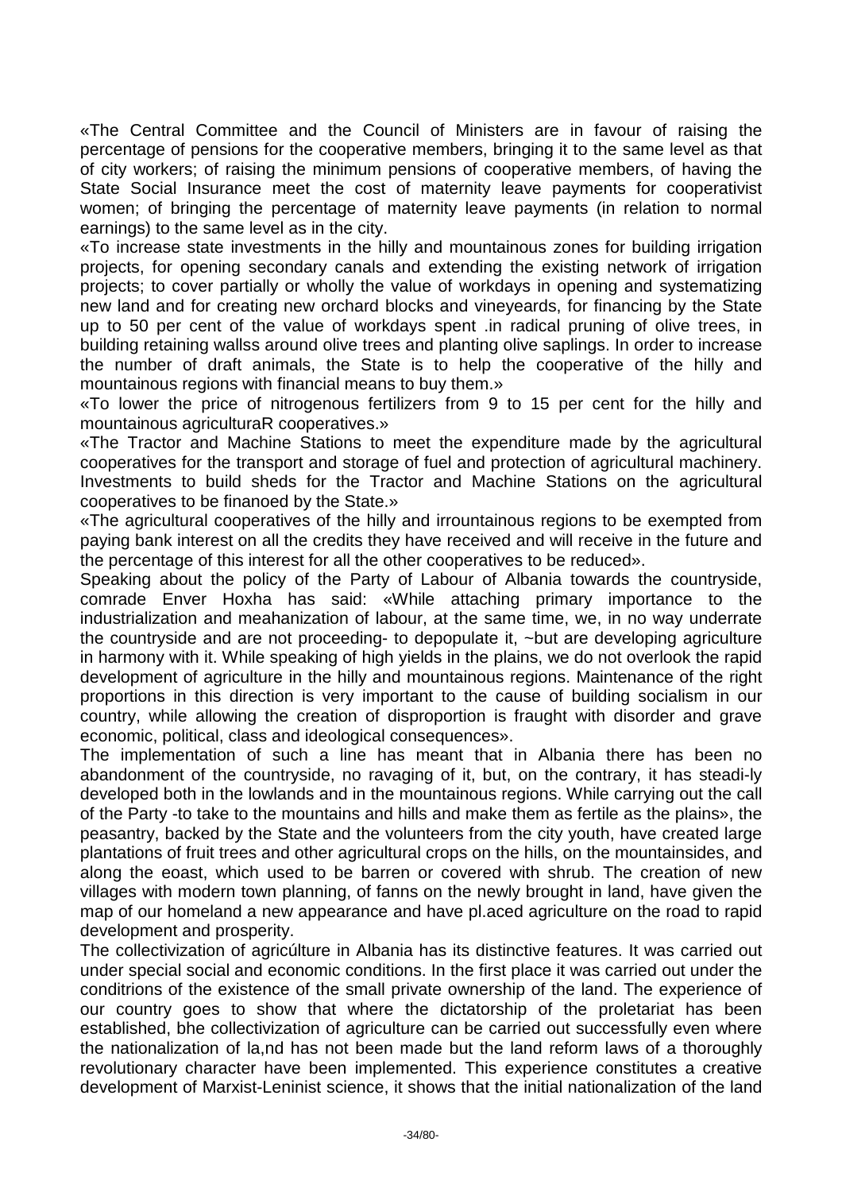«The Central Committee and the Council of Ministers are in favour of raising the percentage of pensions for the cooperative members, bringing it to the same level as that of city workers; of raising the minimum pensions of cooperative members, of having the State Social Insurance meet the cost of maternity leave payments for cooperativist women; of bringing the percentage of maternity leave payments (in relation to normal earnings) to the same level as in the city.

«To increase state investments in the hilly and mountainous zones for building irrigation projects, for opening secondary canals and extending the existing network of irrigation projects; to cover partially or wholly the value of workdays in opening and systematizing new land and for creating new orchard blocks and vineyeards, for financing by the State up to 50 per cent of the value of workdays spent .in radical pruning of olive trees, in building retaining wallss around olive trees and planting olive saplings. In order to increase the number of draft animals, the State is to help the cooperative of the hilly and mountainous regions with financial means to buy them.»

«To lower the price of nitrogenous fertilizers from 9 to 15 per cent for the hilly and mountainous agriculturaR cooperatives.»

«The Tractor and Machine Stations to meet the expenditure made by the agricultural cooperatives for the transport and storage of fuel and protection of agricultural machinery. Investments to build sheds for the Tractor and Machine Stations on the agricultural cooperatives to be finanoed by the State.»

«The agricultural cooperatives of the hilly and irrountainous regions to be exempted from paying bank interest on all the credits they have received and will receive in the future and the percentage of this interest for all the other cooperatives to be reduced».

Speaking about the policy of the Party of Labour of Albania towards the countryside, comrade Enver Hoxha has said: «While attaching primary importance to the industrialization and meahanization of labour, at the same time, we, in no way underrate the countryside and are not proceeding- to depopulate it, ~but are developing agriculture in harmony with it. While speaking of high yields in the plains, we do not overlook the rapid development of agriculture in the hilly and mountainous regions. Maintenance of the right proportions in this direction is very important to the cause of building socialism in our country, while allowing the creation of disproportion is fraught with disorder and grave economic, political, class and ideological consequences».

The implementation of such a line has meant that in Albania there has been no abandonment of the countryside, no ravaging of it, but, on the contrary, it has steadi-ly developed both in the lowlands and in the mountainous regions. While carrying out the call of the Party -to take to the mountains and hills and make them as fertile as the plains», the peasantry, backed by the State and the volunteers from the city youth, have created large plantations of fruit trees and other agricultural crops on the hills, on the mountainsides, and along the eoast, which used to be barren or covered with shrub. The creation of new villages with modern town planning, of fanns on the newly brought in land, have given the map of our homeland a new appearance and have pl.aced agriculture on the road to rapid development and prosperity.

The collectivization of agricúlture in Albania has its distinctive features. It was carried out under special social and economic conditions. In the first place it was carried out under the conditrions of the existence of the small private ownership of the land. The experience of our country goes to show that where the dictatorship of the proletariat has been established, bhe collectivization of agriculture can be carried out successfully even where the nationalization of la,nd has not been made but the land reform laws of a thoroughly revolutionary character have been implemented. This experience constitutes a creative development of Marxist-Leninist science, it shows that the initial nationalization of the land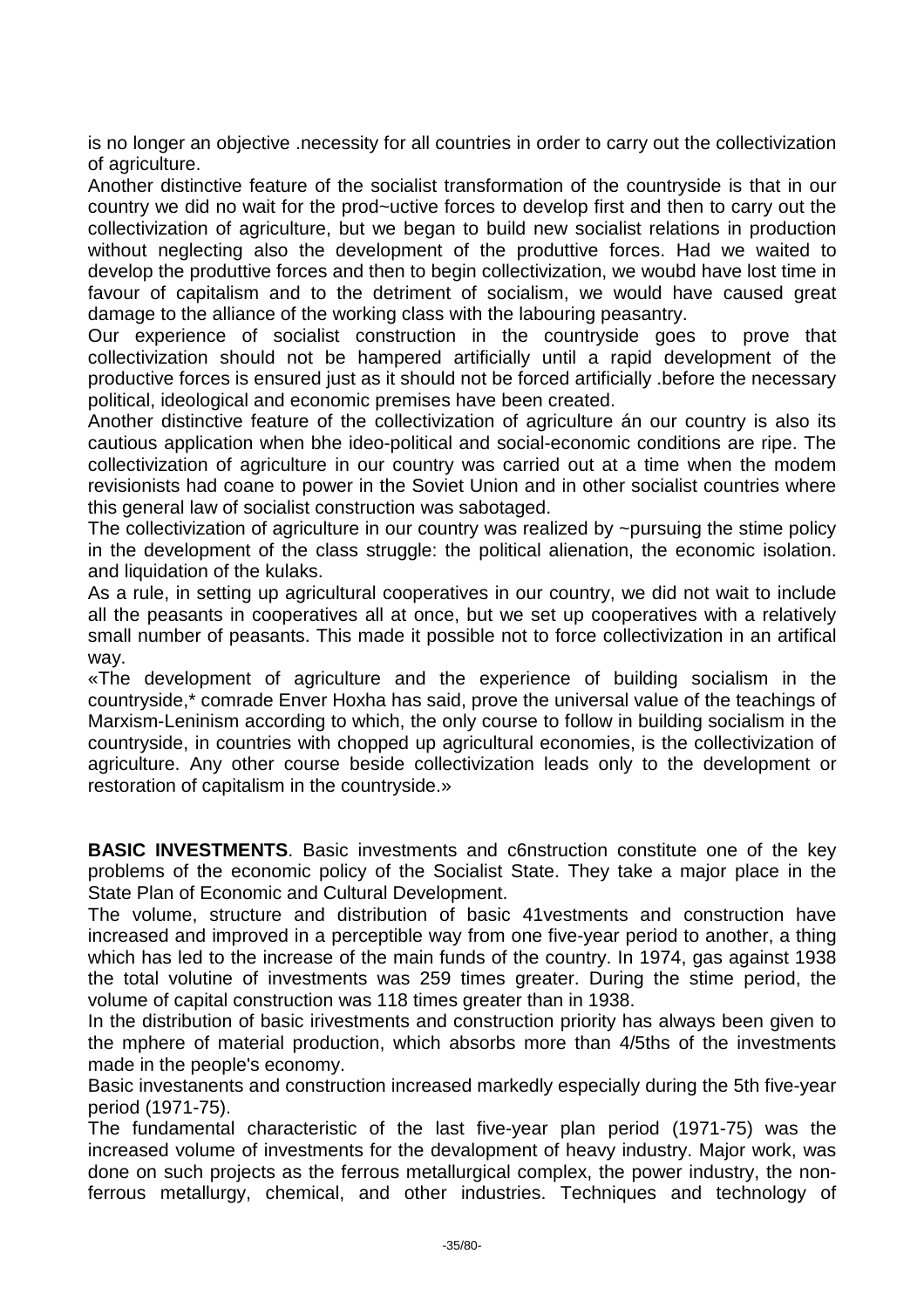is no longer an objective .necessity for all countries in order to carry out the collectivization of agriculture.

Another distinctive feature of the socialist transformation of the countryside is that in our country we did no wait for the prod~uctive forces to develop first and then to carry out the collectivization of agriculture, but we began to build new socialist relations in production without neglecting also the development of the produttive forces. Had we waited to develop the produttive forces and then to begin collectivization, we woubd have lost time in favour of capitalism and to the detriment of socialism, we would have caused great damage to the alliance of the working class with the labouring peasantry.

Our experience of socialist construction in the countryside goes to prove that collectivization should not be hampered artificially until a rapid development of the productive forces is ensured just as it should not be forced artificially .before the necessary political, ideological and economic premises have been created.

Another distinctive feature of the collectivization of agriculture án our country is also its cautious application when bhe ideo-political and social-economic conditions are ripe. The collectivization of agriculture in our country was carried out at a time when the modem revisionists had coane to power in the Soviet Union and in other socialist countries where this general law of socialist construction was sabotaged.

The collectivization of agriculture in our country was realized by ~pursuing the stime policy in the development of the class struggle: the political alienation, the economic isolation. and liquidation of the kulaks.

As a rule, in setting up agricultural cooperatives in our country, we did not wait to include all the peasants in cooperatives all at once, but we set up cooperatives with a relatively small number of peasants. This made it possible not to force collectivization in an artifical way.

«The development of agriculture and the experience of building socialism in the countryside,* comrade Enver Hoxha has said, prove the universal value of the teachings of Marxism-Leninism according to which, the only course to follow in building socialism in the countryside, in countries with chopped up agricultural economies, is the collectivization of agriculture. Any other course beside collectivization leads only to the development or restoration of capitalism in the countryside.»

**BASIC INVESTMENTS**. Basic investments and c6nstruction constitute one of the key problems of the economic policy of the Socialist State. They take a major place in the State Plan of Economic and Cultural Development.

The volume, structure and distribution of basic 41vestments and construction have increased and improved in a perceptible way from one five-year period to another, a thing which has led to the increase of the main funds of the country. In 1974, gas against 1938 the total volutine of investments was 259 times greater. During the stime period, the volume of capital construction was 118 times greater than in 1938.

In the distribution of basic irivestments and construction priority has always been given to the mphere of material production, which absorbs more than 4/5ths of the investments made in the people's economy.

Basic investanents and construction increased markedly especially during the 5th five-year period (1971-75).

The fundamental characteristic of the last five-year plan period (1971-75) was the increased volume of investments for the devalopment of heavy industry. Major work, was done on such projects as the ferrous metallurgical complex, the power industry, the non-ferrous metallurgy, chemical, and other industries. Techniques and technology of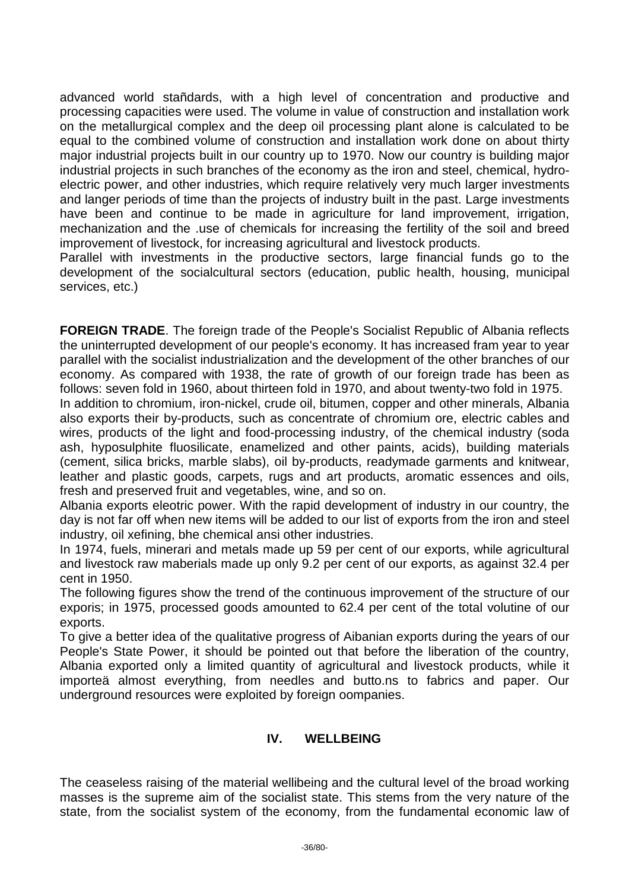advanced world stañdards, with a high level of concentration and productive and processing capacities were used. The volume in value of construction and installation work on the metallurgical complex and the deep oil processing plant alone is calculated to be equal to the combined volume of construction and installation work done on about thirty major industrial projects built in our country up to 1970. Now our country is building major industrial projects in such branches of the economy as the iron and steel, chemical, hydro-electric power, and other industries, which require relatively very much larger investments and langer periods of time than the projects of industry built in the past. Large investments have been and continue to be made in agriculture for land improvement, irrigation, mechanization and the .use of chemicals for increasing the fertility of the soil and breed improvement of livestock, for increasing agricultural and livestock products.
Parallel with investments in the productive sectors, large financial funds go to the development of the socialcultural sectors (education, public health, housing, municipal services, etc.)

**FOREIGN TRADE**. The foreign trade of the People's Socialist Republic of Albania reflects the uninterrupted development of our people's economy. It has increased fram year to year parallel with the socialist industrialization and the development of the other branches of our economy. As compared with 1938, the rate of growth of our foreign trade has been as follows: seven fold in 1960, about thirteen fold in 1970, and about twenty-two fold in 1975.
In addition to chromium, iron-nickel, crude oil, bitumen, copper and other minerals, Albania also exports their by-products, such as concentrate of chromium ore, electric cables and wires, products of the light and food-processing industry, of the chemical industry (soda ash, hyposulphite fluosilicate, enamelized and other paints, acids), building materials (cement, silica bricks, marble slabs), oil by-products, readymade garments and knitwear, leather and plastic goods, carpets, rugs and art products, aromatic essences and oils, fresh and preserved fruit and vegetables, wine, and so on.
Albania exports eleotric power. With the rapid development of industry in our country, the day is not far off when new items will be added to our list of exports from the iron and steel industry, oil xefining, bhe chemical ansi other industries.
In 1974, fuels, minerari and metals made up 59 per cent of our exports, while agricultural and livestock raw maberials made up only 9.2 per cent of our exports, as against 32.4 per cent in 1950.
The following figures show the trend of the continuous improvement of the structure of our exporis; in 1975, processed goods amounted to 62.4 per cent of the total volutine of our exports.
To give a better idea of the qualitative progress of Aibanian exports during the years of our People's State Power, it should be pointed out that before the liberation of the country, Albania exported only a limited quantity of agricultural and livestock products, while it importeä almost everything, from needles and butto.ns to fabrics and paper. Our underground resources were exploited by foreign oompanies.

## IV. WELLBEING

The ceaseless raising of the material wellibeing and the cultural level of the broad working masses is the supreme aim of the socialist state. This stems from the very nature of the state, from the socialist system of the economy, from the fundamental economic law of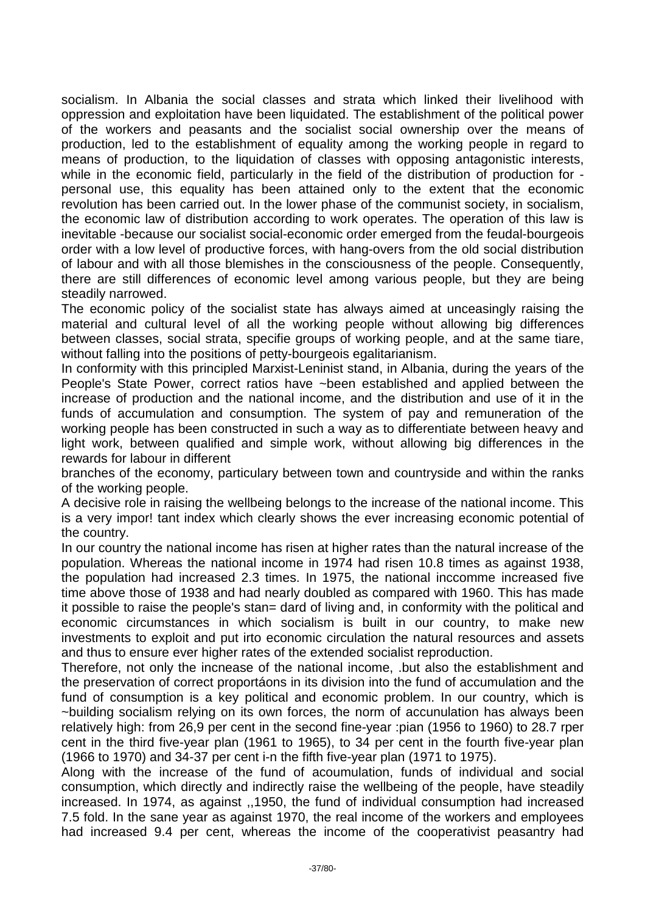socialism. In Albania the social classes and strata which linked their livelihood with oppression and exploitation have been liquidated. The establishment of the political power of the workers and peasants and the socialist social ownership over the means of production, led to the establishment of equality among the working people in regard to means of production, to the liquidation of classes with opposing antagonistic interests, while in the economic field, particularly in the field of the distribution of production for - personal use, this equality has been attained only to the extent that the economic revolution has been carried out. In the lower phase of the communist society, in socialism, the economic law of distribution according to work operates. The operation of this law is inevitable -because our socialist social-economic order emerged from the feudal-bourgeois order with a low level of productive forces, with hang-overs from the old social distribution of labour and with all those blemishes in the consciousness of the people. Consequently, there are still differences of economic level among various people, but they are being steadily narrowed.

The economic policy of the socialist state has always aimed at unceasingly raising the material and cultural level of all the working people without allowing big differences between classes, social strata, specifie groups of working people, and at the same tiare, without falling into the positions of petty-bourgeois egalitarianism.

In conformity with this principled Marxist-Leninist stand, in Albania, during the years of the People's State Power, correct ratios have ~been established and applied between the increase of production and the national income, and the distribution and use of it in the funds of accumulation and consumption. The system of pay and remuneration of the working people has been constructed in such a way as to differentiate between heavy and light work, between qualified and simple work, without allowing big differences in the rewards for labour in different branches of the economy, particulary between town and countryside and within the ranks of the working people.

A decisive role in raising the wellbeing belongs to the increase of the national income. This is a very impor! tant index which clearly shows the ever increasing economic potential of the country.

In our country the national income has risen at higher rates than the natural increase of the population. Whereas the national income in 1974 had risen 10.8 times as against 1938, the population had increased 2.3 times. In 1975, the national inccomme increased five time above those of 1938 and had nearly doubled as compared with 1960. This has made it possible to raise the people's stan= dard of living and, in conformity with the political and economic circumstances in which socialism is built in our country, to make new investments to exploit and put irto economic circulation the natural resources and assets and thus to ensure ever higher rates of the extended socialist reproduction.

Therefore, not only the incnease of the national income, .but also the establishment and the preservation of correct proportáons in its division into the fund of accumulation and the fund of consumption is a key political and economic problem. In our country, which is ~building socialism relying on its own forces, the norm of accunulation has always been relatively high: from 26,9 per cent in the second fine-year :pian (1956 to 1960) to 28.7 rper cent in the third five-year plan (1961 to 1965), to 34 per cent in the fourth five-year plan (1966 to 1970) and 34-37 per cent i-n the fifth five-year plan (1971 to 1975).

Along with the increase of the fund of acoumulation, funds of individual and social consumption, which directly and indirectly raise the wellbeing of the people, have steadily increased. In 1974, as against ,,1950, the fund of individual consumption had increased 7.5 fold. In the sane year as against 1970, the real income of the workers and employees had increased 9.4 per cent, whereas the income of the cooperativist peasantry had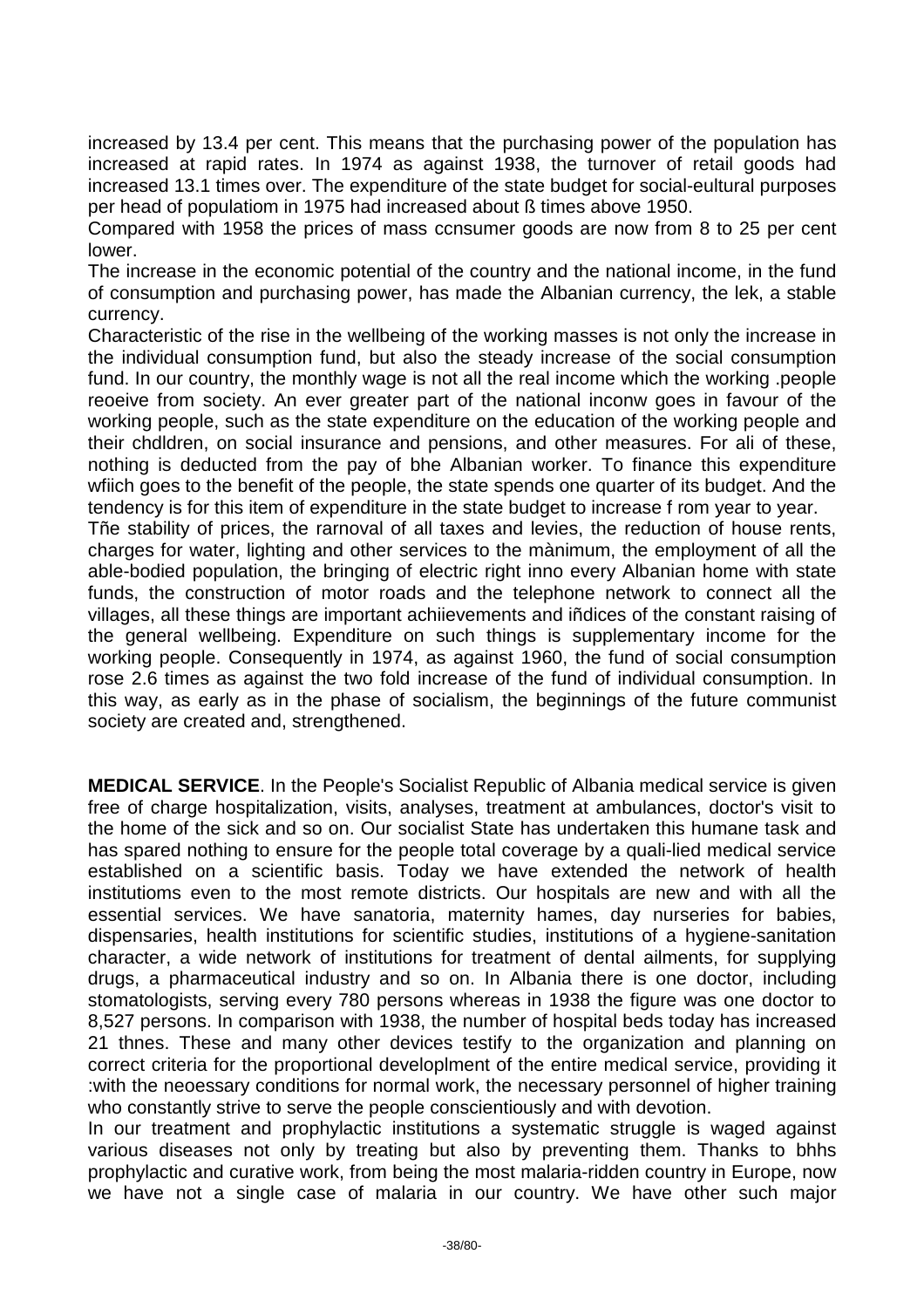increased by 13.4 per cent. This means that the purchasing power of the population has increased at rapid rates. In 1974 as against 1938, the turnover of retail goods had increased 13.1 times over. The expenditure of the state budget for social-eultural purposes per head of populatiom in 1975 had increased about ß times above 1950.

Compared with 1958 the prices of mass ccnsumer goods are now from 8 to 25 per cent lower.

The increase in the economic potential of the country and the national income, in the fund of consumption and purchasing power, has made the Albanian currency, the lek, a stable currency.

Characteristic of the rise in the wellbeing of the working masses is not only the increase in the individual consumption fund, but also the steady increase of the social consumption fund. In our country, the monthly wage is not all the real income which the working .people reoeive from society. An ever greater part of the national inconw goes in favour of the working people, such as the state expenditure on the education of the working people and their chdldren, on social insurance and pensions, and other measures. For ali of these, nothing is deducted from the pay of bhe Albanian worker. To finance this expenditure wfiich goes to the benefit of the people, the state spends one quarter of its budget. And the tendency is for this item of expenditure in the state budget to increase f rom year to year.

Tñe stability of prices, the rarnoval of all taxes and levies, the reduction of house rents, charges for water, lighting and other services to the mànimum, the employment of all the able-bodied population, the bringing of electric right inno every Albanian home with state funds, the construction of motor roads and the telephone network to connect all the villages, all these things are important achiievements and iñdices of the constant raising of the general wellbeing. Expenditure on such things is supplementary income for the working people. Consequently in 1974, as against 1960, the fund of social consumption rose 2.6 times as against the two fold increase of the fund of individual consumption. In this way, as early as in the phase of socialism, the beginnings of the future communist society are created and, strengthened.

**MEDICAL SERVICE**. In the People's Socialist Republic of Albania medical service is given free of charge hospitalization, visits, analyses, treatment at ambulances, doctor's visit to the home of the sick and so on. Our socialist State has undertaken this humane task and has spared nothing to ensure for the people total coverage by a quali-lied medical service established on a scientific basis. Today we have extended the network of health institutioms even to the most remote districts. Our hospitals are new and with all the essential services. We have sanatoria, maternity hames, day nurseries for babies, dispensaries, health institutions for scientific studies, institutions of a hygiene-sanitation character, a wide network of institutions for treatment of dental ailments, for supplying drugs, a pharmaceutical industry and so on. In Albania there is one doctor, including stomatologists, serving every 780 persons whereas in 1938 the figure was one doctor to 8,527 persons. In comparison with 1938, the number of hospital beds today has increased 21 thnes. These and many other devices testify to the organization and planning on correct criteria for the proportional developlment of the entire medical service, providing it :with the neoessary conditions for normal work, the necessary personnel of higher training who constantly strive to serve the people conscientiously and with devotion.

In our treatment and prophylactic institutions a systematic struggle is waged against various diseases not only by treating but also by preventing them. Thanks to bhhs prophylactic and curative work, from being the most malaria-ridden country in Europe, now we have not a single case of malaria in our country. We have other such major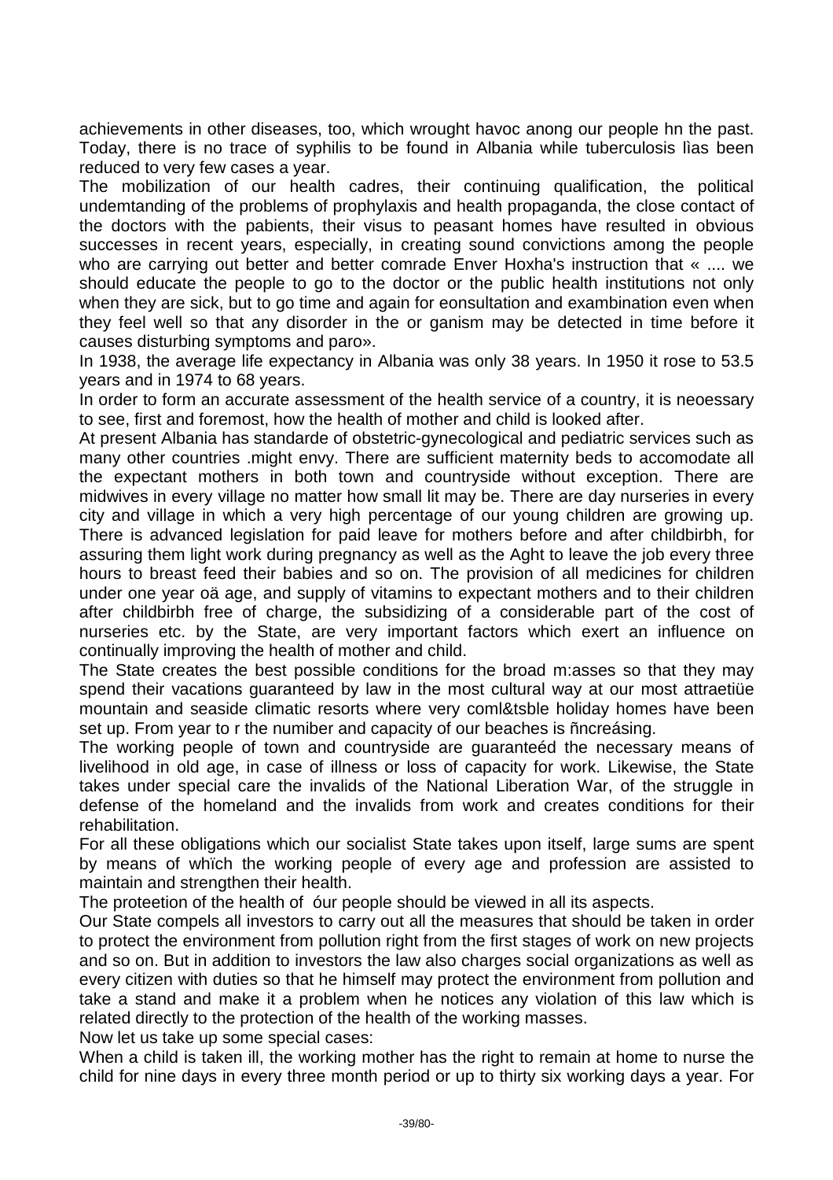achievements in other diseases, too, which wrought havoc anong our people hn the past. Today, there is no trace of syphilis to be found in Albania while tuberculosis lìas been reduced to very few cases a year.

The mobilization of our health cadres, their continuing qualification, the political undemtanding of the problems of prophylaxis and health propaganda, the close contact of the doctors with the pabients, their visus to peasant homes have resulted in obvious successes in recent years, especially, in creating sound convictions among the people who are carrying out better and better comrade Enver Hoxha's instruction that « .... we should educate the people to go to the doctor or the public health institutions not only when they are sick, but to go time and again for eonsultation and exambination even when they feel well so that any disorder in the or ganism may be detected in time before it causes disturbing symptoms and paro».

In 1938, the average life expectancy in Albania was only 38 years. In 1950 it rose to 53.5 years and in 1974 to 68 years.

In order to form an accurate assessment of the health service of a country, it is neoessary to see, first and foremost, how the health of mother and child is looked after.

At present Albania has standarde of obstetric-gynecological and pediatric services such as many other countries .might envy. There are sufficient maternity beds to accomodate all the expectant mothers in both town and countryside without exception. There are midwives in every village no matter how small lit may be. There are day nurseries in every city and village in which a very high percentage of our young children are growing up. There is advanced legislation for paid leave for mothers before and after childbirbh, for assuring them light work during pregnancy as well as the Aght to leave the job every three hours to breast feed their babies and so on. The provision of all medicines for children under one year oä age, and supply of vitamins to expectant mothers and to their children after childbirbh free of charge, the subsidizing of a considerable part of the cost of nurseries etc. by the State, are very important factors which exert an influence on continually improving the health of mother and child.

The State creates the best possible conditions for the broad m:asses so that they may spend their vacations guaranteed by law in the most cultural way at our most attraetiüe mountain and seaside climatic resorts where very coml&tsble holiday homes have been set up. From year to r the numiber and capacity of our beaches is ñncreásing.

The working people of town and countryside are guaranteéd the necessary means of livelihood in old age, in case of illness or loss of capacity for work. Likewise, the State takes under special care the invalids of the National Liberation War, of the struggle in defense of the homeland and the invalids from work and creates conditions for their rehabilitation.

For all these obligations which our socialist State takes upon itself, large sums are spent by means of whïch the working people of every age and profession are assisted to maintain and strengthen their health.

The proteetion of the health of óur people should be viewed in all its aspects.

Our State compels all investors to carry out all the measures that should be taken in order to protect the environment from pollution right from the first stages of work on new projects and so on. But in addition to investors the law also charges social organizations as well as every citizen with duties so that he himself may protect the environment from pollution and take a stand and make it a problem when he notices any violation of this law which is related directly to the protection of the health of the working masses.

Now let us take up some special cases:

When a child is taken ill, the working mother has the right to remain at home to nurse the child for nine days in every three month period or up to thirty six working days a year. For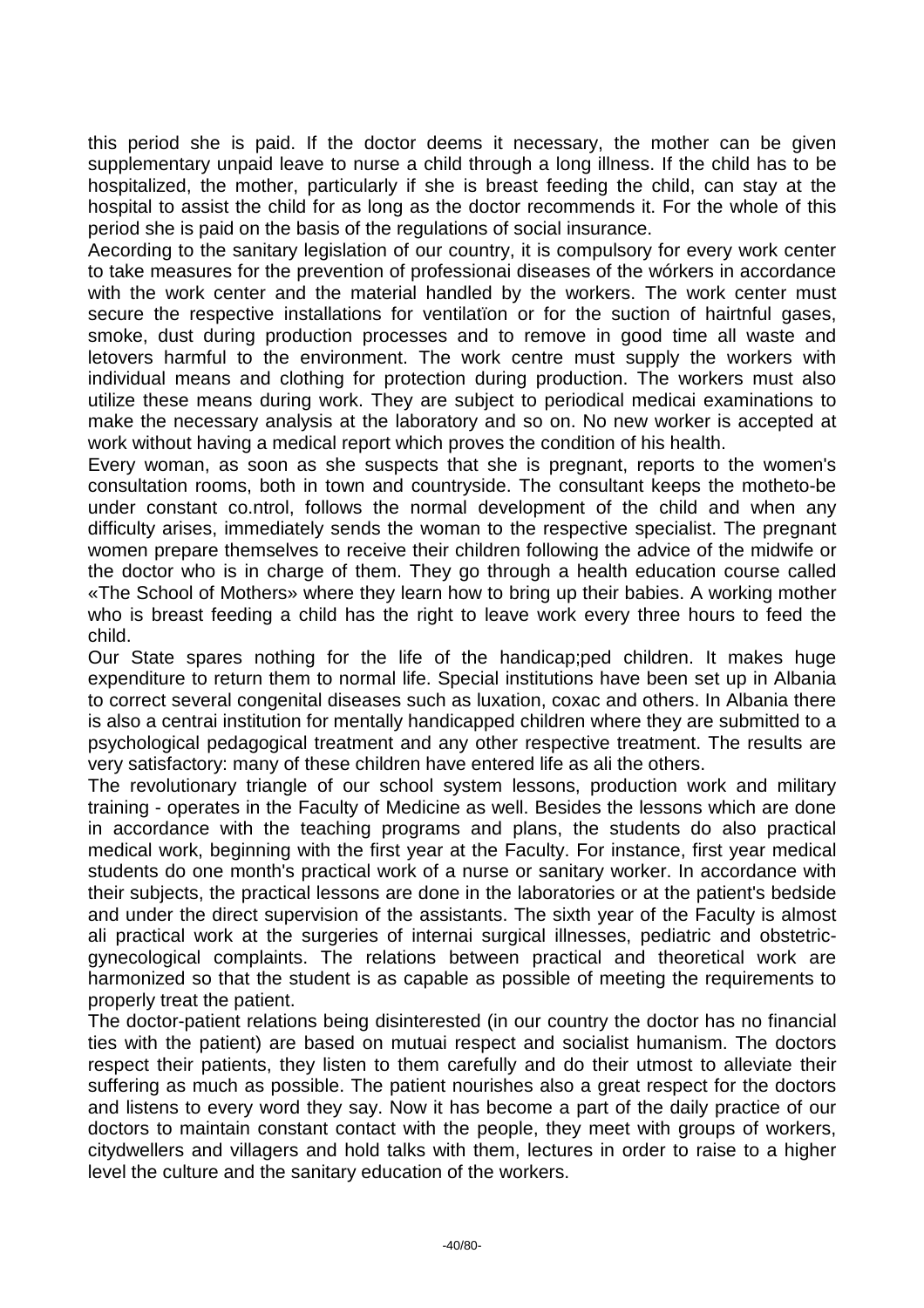this period she is paid. If the doctor deems it necessary, the mother can be given supplementary unpaid leave to nurse a child through a long illness. If the child has to be hospitalized, the mother, particularly if she is breast feeding the child, can stay at the hospital to assist the child for as long as the doctor recommends it. For the whole of this period she is paid on the basis of the regulations of social insurance.

Aecording to the sanitary legislation of our country, it is compulsory for every work center to take measures for the prevention of professionai diseases of the wórkers in accordance with the work center and the material handled by the workers. The work center must secure the respective installations for ventilatïon or for the suction of hairtnful gases, smoke, dust during production processes and to remove in good time all waste and letovers harmful to the environment. The work centre must supply the workers with individual means and clothing for protection during production. The workers must also utilize these means during work. They are subject to periodical medicai examinations to make the necessary analysis at the laboratory and so on. No new worker is accepted at work without having a medical report which proves the condition of his health.

Every woman, as soon as she suspects that she is pregnant, reports to the women's consultation rooms, both in town and countryside. The consultant keeps the motheto-be under constant co.ntrol, follows the normal development of the child and when any difficulty arises, immediately sends the woman to the respective specialist. The pregnant women prepare themselves to receive their children following the advice of the midwife or the doctor who is in charge of them. They go through a health education course called «The School of Mothers» where they learn how to bring up their babies. A working mother who is breast feeding a child has the right to leave work every three hours to feed the child.

Our State spares nothing for the life of the handicap;ped children. It makes huge expenditure to return them to normal life. Special institutions have been set up in Albania to correct several congenital diseases such as luxation, coxac and others. In Albania there is also a centrai institution for mentally handicapped children where they are submitted to a psychological pedagogical treatment and any other respective treatment. The results are very satisfactory: many of these children have entered life as ali the others.

The revolutionary triangle of our school system lessons, production work and military training - operates in the Faculty of Medicine as well. Besides the lessons which are done in accordance with the teaching programs and plans, the students do also practical medical work, beginning with the first year at the Faculty. For instance, first year medical students do one month's practical work of a nurse or sanitary worker. In accordance with their subjects, the practical lessons are done in the laboratories or at the patient's bedside and under the direct supervision of the assistants. The sixth year of the Faculty is almost ali practical work at the surgeries of internai surgical illnesses, pediatric and obstetric-gynecological complaints. The relations between practical and theoretical work are harmonized so that the student is as capable as possible of meeting the requirements to properly treat the patient.

The doctor-patient relations being disinterested (in our country the doctor has no financial ties with the patient) are based on mutuai respect and socialist humanism. The doctors respect their patients, they listen to them carefully and do their utmost to alleviate their suffering as much as possible. The patient nourishes also a great respect for the doctors and listens to every word they say. Now it has become a part of the daily practice of our doctors to maintain constant contact with the people, they meet with groups of workers, citydwellers and villagers and hold talks with them, lectures in order to raise to a higher level the culture and the sanitary education of the workers.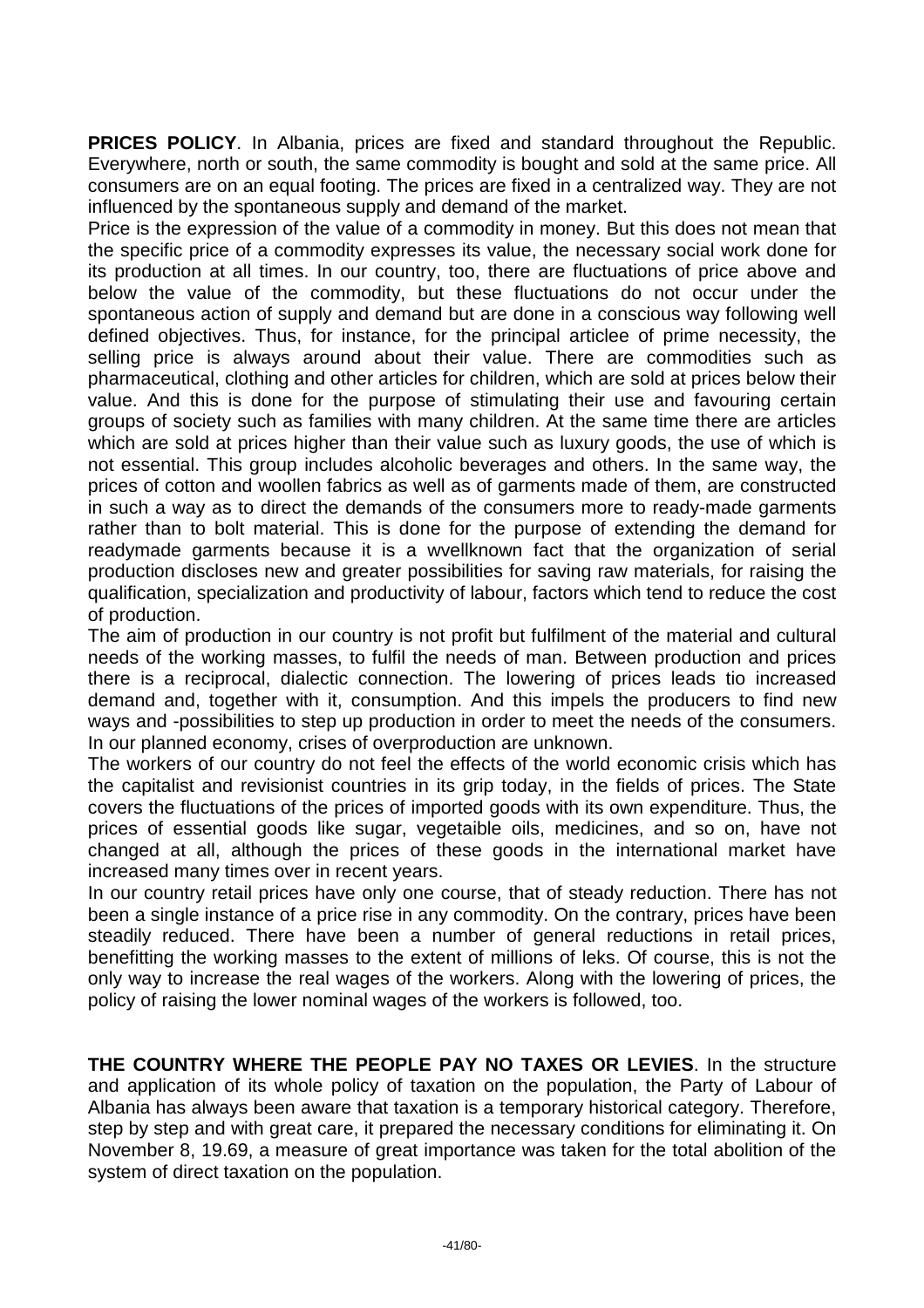**PRICES POLICY**. In Albania, prices are fixed and standard throughout the Republic. Everywhere, north or south, the same commodity is bought and sold at the same price. All consumers are on an equal footing. The prices are fixed in a centralized way. They are not influenced by the spontaneous supply and demand of the market.

Price is the expression of the value of a commodity in money. But this does not mean that the specific price of a commodity expresses its value, the necessary social work done for its production at all times. In our country, too, there are fluctuations of price above and below the value of the commodity, but these fluctuations do not occur under the spontaneous action of supply and demand but are done in a conscious way following well defined objectives. Thus, for instance, for the principal articlee of prime necessity, the selling price is always around about their value. There are commodities such as pharmaceutical, clothing and other articles for children, which are sold at prices below their value. And this is done for the purpose of stimulating their use and favouring certain groups of society such as families with many children. At the same time there are articles which are sold at prices higher than their value such as luxury goods, the use of which is not essential. This group includes alcoholic beverages and others. In the same way, the prices of cotton and woollen fabrics as well as of garments made of them, are constructed in such a way as to direct the demands of the consumers more to ready-made garments rather than to bolt material. This is done for the purpose of extending the demand for readymade garments because it is a wvellknown fact that the organization of serial production discloses new and greater possibilities for saving raw materials, for raising the qualification, specialization and productivity of labour, factors which tend to reduce the cost of production.

The aim of production in our country is not profit but fulfilment of the material and cultural needs of the working masses, to fulfil the needs of man. Between production and prices there is a reciprocal, dialectic connection. The lowering of prices leads tio increased demand and, together with it, consumption. And this impels the producers to find new ways and -possibilities to step up production in order to meet the needs of the consumers. In our planned economy, crises of overproduction are unknown.

The workers of our country do not feel the effects of the world economic crisis which has the capitalist and revisionist countries in its grip today, in the fields of prices. The State covers the fluctuations of the prices of imported goods with its own expenditure. Thus, the prices of essential goods like sugar, vegetaible oils, medicines, and so on, have not changed at all, although the prices of these goods in the international market have increased many times over in recent years.

In our country retail prices have only one course, that of steady reduction. There has not been a single instance of a price rise in any commodity. On the contrary, prices have been steadily reduced. There have been a number of general reductions in retail prices, benefitting the working masses to the extent of millions of leks. Of course, this is not the only way to increase the real wages of the workers. Along with the lowering of prices, the policy of raising the lower nominal wages of the workers is followed, too.

**THE COUNTRY WHERE THE PEOPLE PAY NO TAXES OR LEVIES**. In the structure and application of its whole policy of taxation on the population, the Party of Labour of Albania has always been aware that taxation is a temporary historical category. Therefore, step by step and with great care, it prepared the necessary conditions for eliminating it. On November 8, 19.69, a measure of great importance was taken for the total abolition of the system of direct taxation on the population.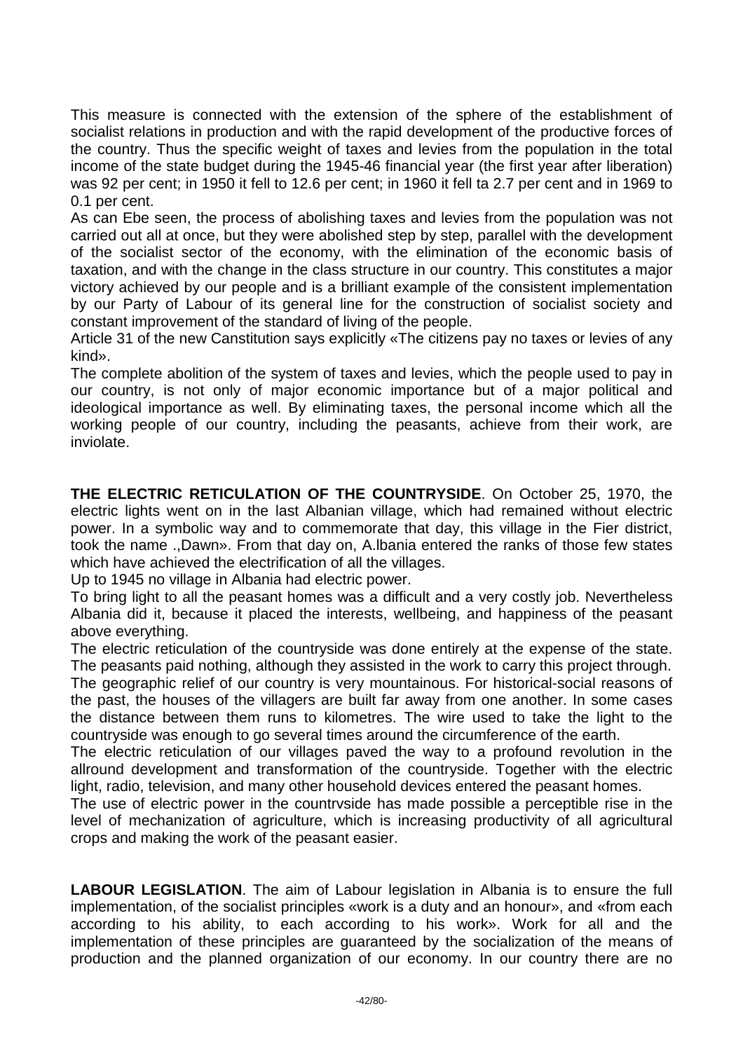This measure is connected with the extension of the sphere of the establishment of socialist relations in production and with the rapid development of the productive forces of the country. Thus the specific weight of taxes and levies from the population in the total income of the state budget during the 1945-46 financial year (the first year after liberation) was 92 per cent; in 1950 it fell to 12.6 per cent; in 1960 it fell ta 2.7 per cent and in 1969 to 0.1 per cent.

As can Ebe seen, the process of abolishing taxes and levies from the population was not carried out all at once, but they were abolished step by step, parallel with the development of the socialist sector of the economy, with the elimination of the economic basis of taxation, and with the change in the class structure in our country. This constitutes a major victory achieved by our people and is a brilliant example of the consistent implementation by our Party of Labour of its general line for the construction of socialist society and constant improvement of the standard of living of the people.

Article 31 of the new Canstitution says explicitly «The citizens pay no taxes or levies of any kind».

The complete abolition of the system of taxes and levies, which the people used to pay in our country, is not only of major economic importance but of a major political and ideological importance as well. By eliminating taxes, the personal income which all the working people of our country, including the peasants, achieve from their work, are inviolate.

**THE ELECTRIC RETICULATION OF THE COUNTRYSIDE**. On October 25, 1970, the electric lights went on in the last Albanian village, which had remained without electric power. In a symbolic way and to commemorate that day, this village in the Fier district, took the name .,Dawn». From that day on, A.lbania entered the ranks of those few states which have achieved the electrification of all the villages.

Up to 1945 no village in Albania had electric power.

To bring light to all the peasant homes was a difficult and a very costly job. Nevertheless Albania did it, because it placed the interests, wellbeing, and happiness of the peasant above everything.

The electric reticulation of the countryside was done entirely at the expense of the state. The peasants paid nothing, although they assisted in the work to carry this project through.

The geographic relief of our country is very mountainous. For historical-social reasons of the past, the houses of the villagers are built far away from one another. In some cases the distance between them runs to kilometres. The wire used to take the light to the countryside was enough to go several times around the circumference of the earth.

The electric reticulation of our villages paved the way to a profound revolution in the allround development and transformation of the countryside. Together with the electric light, radio, television, and many other household devices entered the peasant homes.

The use of electric power in the countrvside has made possible a perceptible rise in the level of mechanization of agriculture, which is increasing productivity of all agricultural crops and making the work of the peasant easier.

**LABOUR LEGISLATION**. The aim of Labour legislation in Albania is to ensure the full implementation, of the socialist principles «work is a duty and an honour», and «from each according to his ability, to each according to his work». Work for all and the implementation of these principles are guaranteed by the socialization of the means of production and the planned organization of our economy. In our country there are no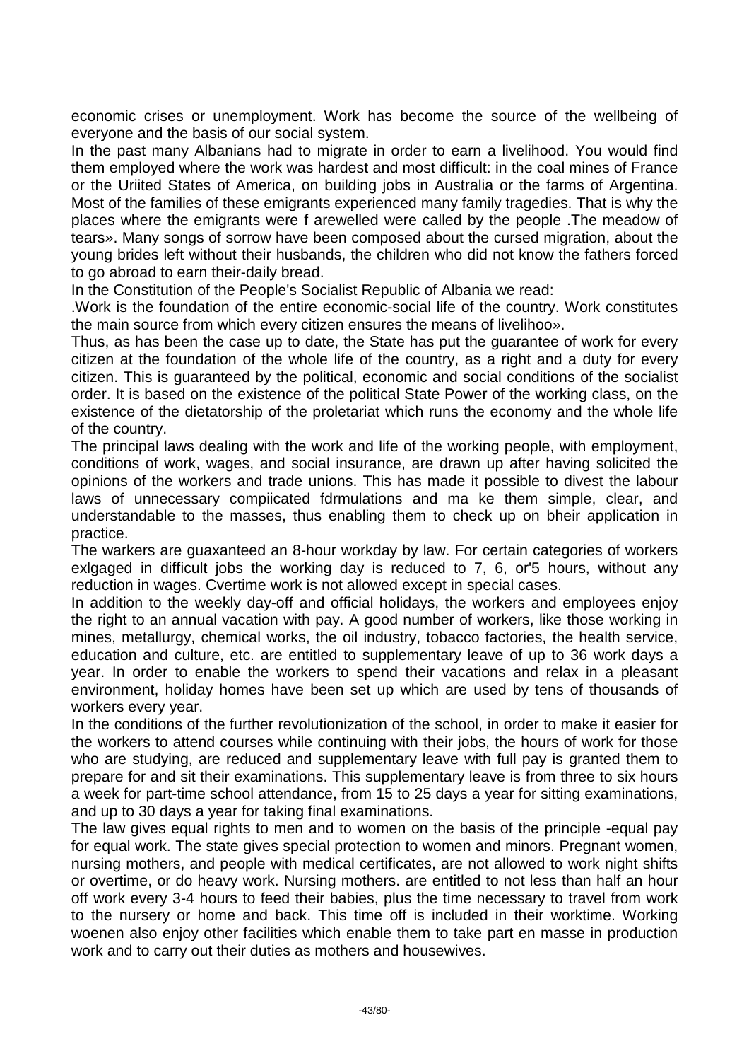economic crises or unemployment. Work has become the source of the wellbeing of everyone and the basis of our social system.

In the past many Albanians had to migrate in order to earn a livelihood. You would find them employed where the work was hardest and most difficult: in the coal mines of France or the Uriited States of America, on building jobs in Australia or the farms of Argentina. Most of the families of these emigrants experienced many family tragedies. That is why the places where the emigrants were f arewelled were called by the people .The meadow of tears». Many songs of sorrow have been composed about the cursed migration, about the young brides left without their husbands, the children who did not know the fathers forced to go abroad to earn their-daily bread.

In the Constitution of the People's Socialist Republic of Albania we read:

.Work is the foundation of the entire economic-social life of the country. Work constitutes the main source from which every citizen ensures the means of livelihoo».

Thus, as has been the case up to date, the State has put the guarantee of work for every citizen at the foundation of the whole life of the country, as a right and a duty for every citizen. This is guaranteed by the political, economic and social conditions of the socialist order. It is based on the existence of the political State Power of the working class, on the existence of the dietatorship of the proletariat which runs the economy and the whole life of the country.

The principal laws dealing with the work and life of the working people, with employment, conditions of work, wages, and social insurance, are drawn up after having solicited the opinions of the workers and trade unions. This has made it possible to divest the labour laws of unnecessary compiicated fdrmulations and ma ke them simple, clear, and understandable to the masses, thus enabling them to check up on bheir application in practice.

The warkers are guaxanteed an 8-hour workday by law. For certain categories of workers exlgaged in difficult jobs the working day is reduced to 7, 6, or'5 hours, without any reduction in wages. Cvertime work is not allowed except in special cases.

In addition to the weekly day-off and official holidays, the workers and employees enjoy the right to an annual vacation with pay. A good number of workers, like those working in mines, metallurgy, chemical works, the oil industry, tobacco factories, the health service, education and culture, etc. are entitled to supplementary leave of up to 36 work days a year. In order to enable the workers to spend their vacations and relax in a pleasant environment, holiday homes have been set up which are used by tens of thousands of workers every year.

In the conditions of the further revolutionization of the school, in order to make it easier for the workers to attend courses while continuing with their jobs, the hours of work for those who are studying, are reduced and supplementary leave with full pay is granted them to prepare for and sit their examinations. This supplementary leave is from three to six hours a week for part-time school attendance, from 15 to 25 days a year for sitting examinations, and up to 30 days a year for taking final examinations.

The law gives equal rights to men and to women on the basis of the principle -equal pay for equal work. The state gives special protection to women and minors. Pregnant women, nursing mothers, and people with medical certificates, are not allowed to work night shifts or overtime, or do heavy work. Nursing mothers. are entitled to not less than half an hour off work every 3-4 hours to feed their babies, plus the time necessary to travel from work to the nursery or home and back. This time off is included in their worktime. Working woenen also enjoy other facilities which enable them to take part en masse in production work and to carry out their duties as mothers and housewives.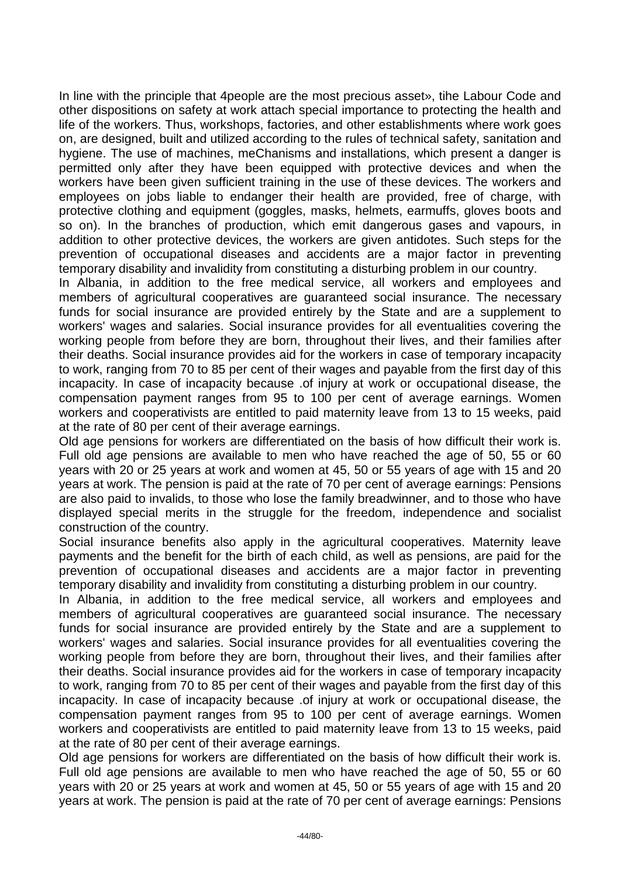In line with the principle that 4people are the most precious asset», tihe Labour Code and other dispositions on safety at work attach special importance to protecting the health and life of the workers. Thus, workshops, factories, and other establishments where work goes on, are designed, built and utilized according to the rules of technical safety, sanitation and hygiene. The use of machines, meChanisms and installations, which present a danger is permitted only after they have been equipped with protective devices and when the workers have been given sufficient training in the use of these devices. The workers and employees on jobs liable to endanger their health are provided, free of charge, with protective clothing and equipment (goggles, masks, helmets, earmuffs, gloves boots and so on). In the branches of production, which emit dangerous gases and vapours, in addition to other protective devices, the workers are given antidotes. Such steps for the prevention of occupational diseases and accidents are a major factor in preventing temporary disability and invalidity from constituting a disturbing problem in our country.

In Albania, in addition to the free medical service, all workers and employees and members of agricultural cooperatives are guaranteed social insurance. The necessary funds for social insurance are provided entirely by the State and are a supplement to workers' wages and salaries. Social insurance provides for all eventualities covering the working people from before they are born, throughout their lives, and their families after their deaths. Social insurance provides aid for the workers in case of temporary incapacity to work, ranging from 70 to 85 per cent of their wages and payable from the first day of this incapacity. In case of incapacity because .of injury at work or occupational disease, the compensation payment ranges from 95 to 100 per cent of average earnings. Women workers and cooperativists are entitled to paid maternity leave from 13 to 15 weeks, paid at the rate of 80 per cent of their average earnings.

Old age pensions for workers are differentiated on the basis of how difficult their work is. Full old age pensions are available to men who have reached the age of 50, 55 or 60 years with 20 or 25 years at work and women at 45, 50 or 55 years of age with 15 and 20 years at work. The pension is paid at the rate of 70 per cent of average earnings: Pensions are also paid to invalids, to those who lose the family breadwinner, and to those who have displayed special merits in the struggle for the freedom, independence and socialist construction of the country.

Social insurance benefits also apply in the agricultural cooperatives. Maternity leave payments and the benefit for the birth of each child, as well as pensions, are paid for the prevention of occupational diseases and accidents are a major factor in preventing temporary disability and invalidity from constituting a disturbing problem in our country.

In Albania, in addition to the free medical service, all workers and employees and members of agricultural cooperatives are guaranteed social insurance. The necessary funds for social insurance are provided entirely by the State and are a supplement to workers' wages and salaries. Social insurance provides for all eventualities covering the working people from before they are born, throughout their lives, and their families after their deaths. Social insurance provides aid for the workers in case of temporary incapacity to work, ranging from 70 to 85 per cent of their wages and payable from the first day of this incapacity. In case of incapacity because .of injury at work or occupational disease, the compensation payment ranges from 95 to 100 per cent of average earnings. Women workers and cooperativists are entitled to paid maternity leave from 13 to 15 weeks, paid at the rate of 80 per cent of their average earnings.

Old age pensions for workers are differentiated on the basis of how difficult their work is. Full old age pensions are available to men who have reached the age of 50, 55 or 60 years with 20 or 25 years at work and women at 45, 50 or 55 years of age with 15 and 20 years at work. The pension is paid at the rate of 70 per cent of average earnings: Pensions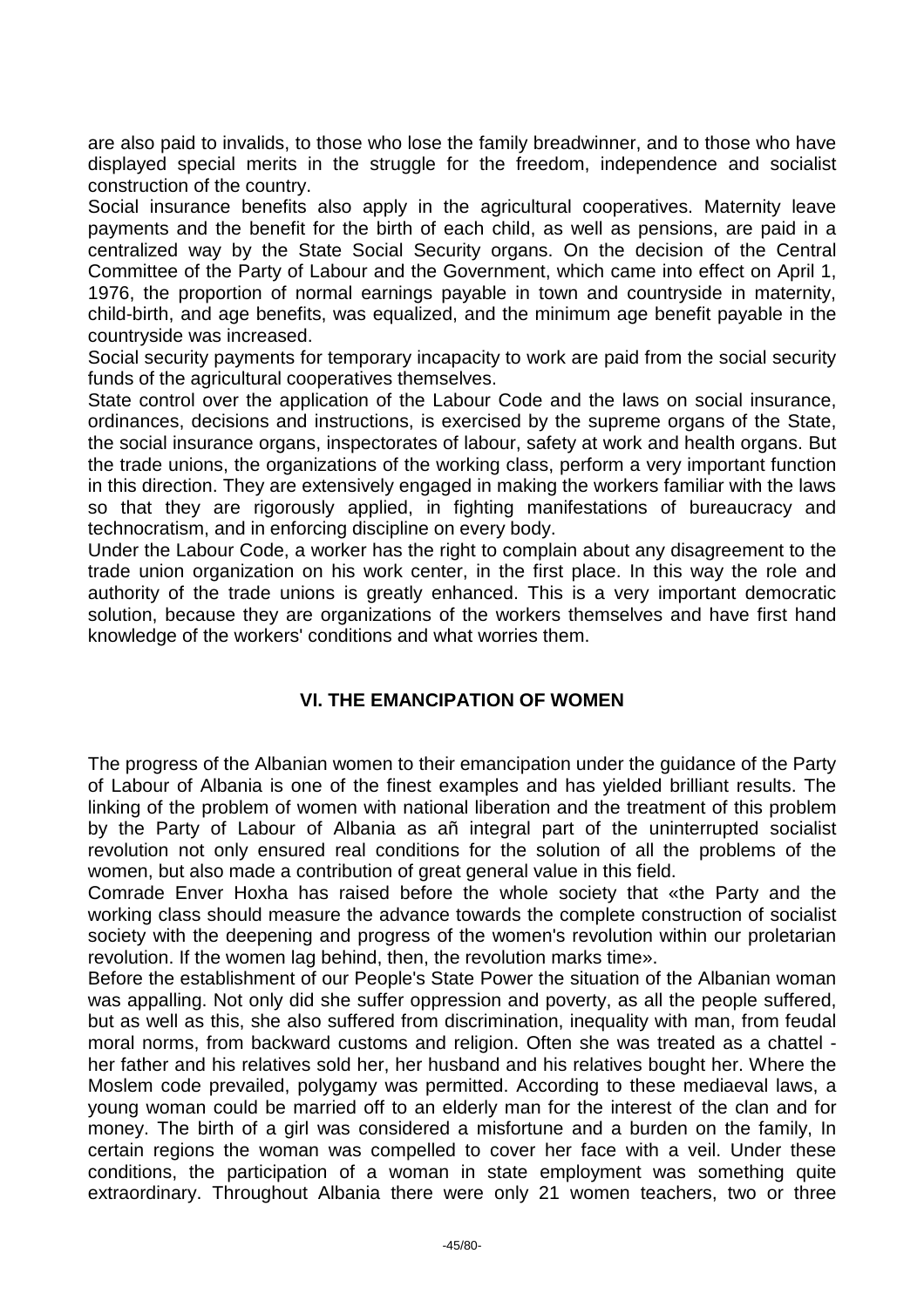are also paid to invalids, to those who lose the family breadwinner, and to those who have displayed special merits in the struggle for the freedom, independence and socialist construction of the country.

Social insurance benefits also apply in the agricultural cooperatives. Maternity leave payments and the benefit for the birth of each child, as well as pensions, are paid in a centralized way by the State Social Security organs. On the decision of the Central Committee of the Party of Labour and the Government, which came into effect on April 1, 1976, the proportion of normal earnings payable in town and countryside in maternity, child-birth, and age benefits, was equalized, and the minimum age benefit payable in the countryside was increased.

Social security payments for temporary incapacity to work are paid from the social security funds of the agricultural cooperatives themselves.

State control over the application of the Labour Code and the laws on social insurance, ordinances, decisions and instructions, is exercised by the supreme organs of the State, the social insurance organs, inspectorates of labour, safety at work and health organs. But the trade unions, the organizations of the working class, perform a very important function in this direction. They are extensively engaged in making the workers familiar with the laws so that they are rigorously applied, in fighting manifestations of bureaucracy and technocratism, and in enforcing discipline on every body.

Under the Labour Code, a worker has the right to complain about any disagreement to the trade union organization on his work center, in the first place. In this way the role and authority of the trade unions is greatly enhanced. This is a very important democratic solution, because they are organizations of the workers themselves and have first hand knowledge of the workers' conditions and what worries them.

## VI. THE EMANCIPATION OF WOMEN

The progress of the Albanian women to their emancipation under the guidance of the Party of Labour of Albania is one of the finest examples and has yielded brilliant results. The linking of the problem of women with national liberation and the treatment of this problem by the Party of Labour of Albania as añ integral part of the uninterrupted socialist revolution not only ensured real conditions for the solution of all the problems of the women, but also made a contribution of great general value in this field.

Comrade Enver Hoxha has raised before the whole society that «the Party and the working class should measure the advance towards the complete construction of socialist society with the deepening and progress of the women's revolution within our proletarian revolution. If the women lag behind, then, the revolution marks time».

Before the establishment of our People's State Power the situation of the Albanian woman was appalling. Not only did she suffer oppression and poverty, as all the people suffered, but as well as this, she also suffered from discrimination, inequality with man, from feudal moral norms, from backward customs and religion. Often she was treated as a chattel - her father and his relatives sold her, her husband and his relatives bought her. Where the Moslem code prevailed, polygamy was permitted. According to these mediaeval laws, a young woman could be married off to an elderly man for the interest of the clan and for money. The birth of a girl was considered a misfortune and a burden on the family, In certain regions the woman was compelled to cover her face with a veil. Under these conditions, the participation of a woman in state employment was something quite extraordinary. Throughout Albania there were only 21 women teachers, two or three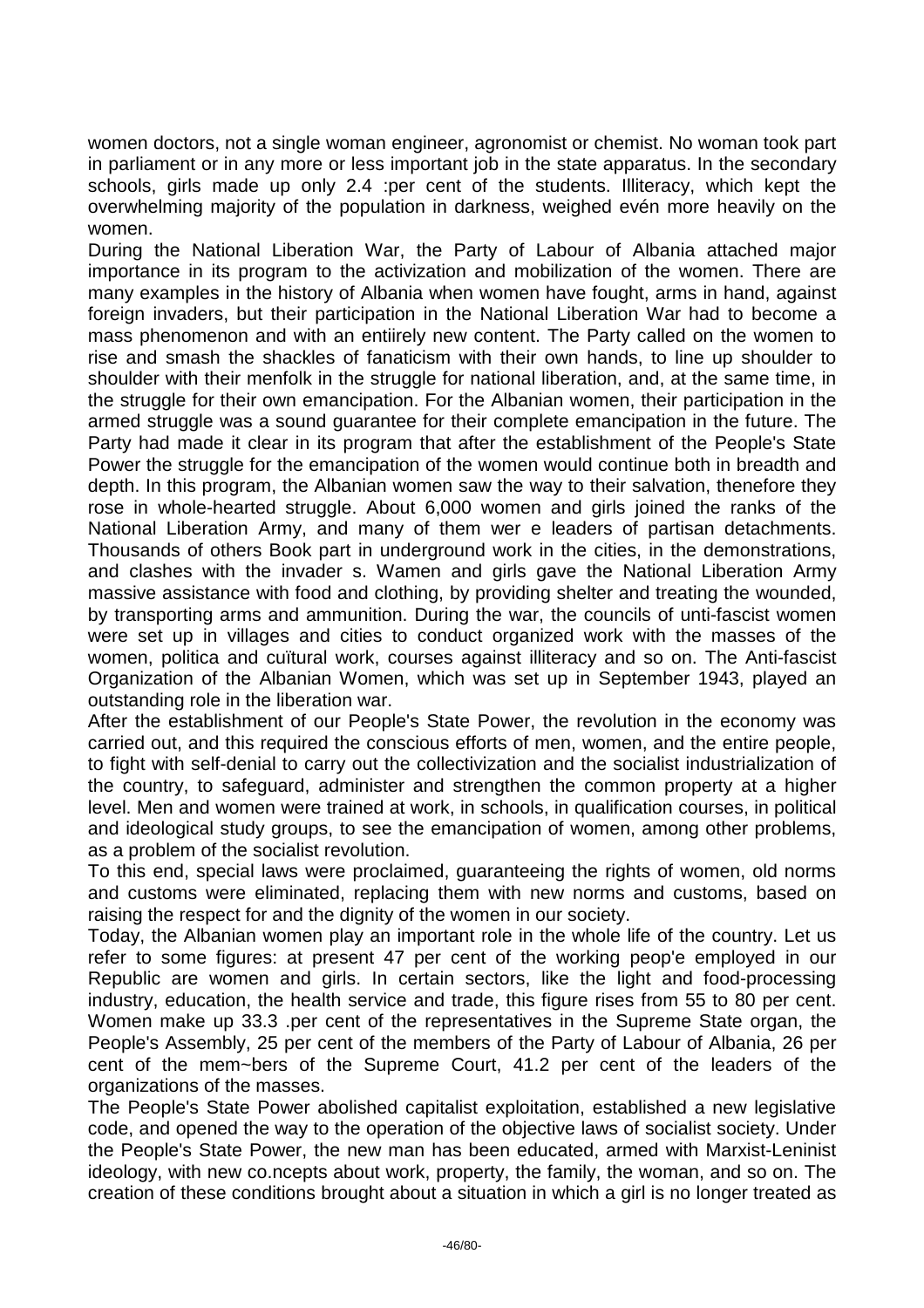women doctors, not a single woman engineer, agronomist or chemist. No woman took part in parliament or in any more or less important job in the state apparatus. In the secondary schools, girls made up only 2.4 :per cent of the students. Illiteracy, which kept the overwhelming majority of the population in darkness, weighed evén more heavily on the women.

During the National Liberation War, the Party of Labour of Albania attached major importance in its program to the activization and mobilization of the women. There are many examples in the history of Albania when women have fought, arms in hand, against foreign invaders, but their participation in the National Liberation War had to become a mass phenomenon and with an entiirely new content. The Party called on the women to rise and smash the shackles of fanaticism with their own hands, to line up shoulder to shoulder with their menfolk in the struggle for national liberation, and, at the same time, in the struggle for their own emancipation. For the Albanian women, their participation in the armed struggle was a sound guarantee for their complete emancipation in the future. The Party had made it clear in its program that after the establishment of the People's State Power the struggle for the emancipation of the women would continue both in breadth and depth. In this program, the Albanian women saw the way to their salvation, thenefore they rose in whole-hearted struggle. About 6,000 women and girls joined the ranks of the National Liberation Army, and many of them wer e leaders of partisan detachments. Thousands of others Book part in underground work in the cities, in the demonstrations, and clashes with the invader s. Wamen and girls gave the National Liberation Army massive assistance with food and clothing, by providing shelter and treating the wounded, by transporting arms and ammunition. During the war, the councils of unti-fascist women were set up in villages and cities to conduct organized work with the masses of the women, politica and cuïtural work, courses against illiteracy and so on. The Anti-fascist Organization of the Albanian Women, which was set up in September 1943, played an outstanding role in the liberation war.

After the establishment of our People's State Power, the revolution in the economy was carried out, and this required the conscious efforts of men, women, and the entire people, to fight with self-denial to carry out the collectivization and the socialist industrialization of the country, to safeguard, administer and strengthen the common property at a higher level. Men and women were trained at work, in schools, in qualification courses, in political and ideological study groups, to see the emancipation of women, among other problems, as a problem of the socialist revolution.

To this end, special laws were proclaimed, guaranteeing the rights of women, old norms and customs were eliminated, replacing them with new norms and customs, based on raising the respect for and the dignity of the women in our society.

Today, the Albanian women play an important role in the whole life of the country. Let us refer to some figures: at present 47 per cent of the working peop'e employed in our Republic are women and girls. In certain sectors, like the light and food-processing industry, education, the health service and trade, this figure rises from 55 to 80 per cent. Women make up 33.3 .per cent of the representatives in the Supreme State organ, the People's Assembly, 25 per cent of the members of the Party of Labour of Albania, 26 per cent of the mem~bers of the Supreme Court, 41.2 per cent of the leaders of the organizations of the masses.

The People's State Power abolished capitalist exploitation, established a new legislative code, and opened the way to the operation of the objective laws of socialist society. Under the People's State Power, the new man has been educated, armed with Marxist-Leninist ideology, with new co.ncepts about work, property, the family, the woman, and so on. The creation of these conditions brought about a situation in which a girl is no longer treated as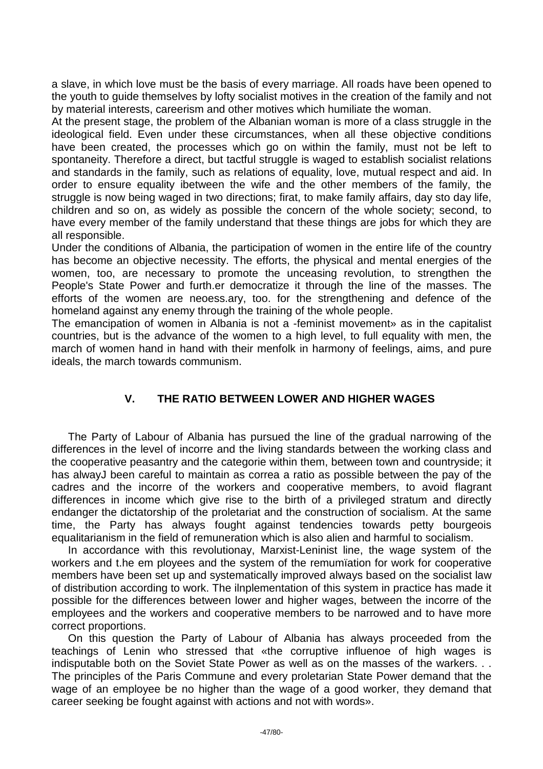a slave, in which love must be the basis of every marriage. All roads have been opened to the youth to guide themselves by lofty socialist motives in the creation of the family and not by material interests, careerism and other motives which humiliate the woman.

At the present stage, the problem of the Albanian woman is more of a class struggle in the ideological field. Even under these circumstances, when all these objective conditions have been created, the processes which go on within the family, must not be left to spontaneity. Therefore a direct, but tactful struggle is waged to establish socialist relations and standards in the family, such as relations of equality, love, mutual respect and aid. In order to ensure equality ibetween the wife and the other members of the family, the struggle is now being waged in two directions; firat, to make family affairs, day sto day life, children and so on, as widely as possible the concern of the whole society; second, to have every member of the family understand that these things are jobs for which they are all responsible.

Under the conditions of Albania, the participation of women in the entire life of the country has become an objective necessity. The efforts, the physical and mental energies of the women, too, are necessary to promote the unceasing revolution, to strengthen the People's State Power and furth.er democratize it through the line of the masses. The efforts of the women are neoess.ary, too. for the strengthening and defence of the homeland against any enemy through the training of the whole people.

The emancipation of women in Albania is not a -feminist movement» as in the capitalist countries, but is the advance of the women to a high level, to full equality with men, the march of women hand in hand with their menfolk in harmony of feelings, aims, and pure ideals, the march towards communism.

## V. THE RATIO BETWEEN LOWER AND HIGHER WAGES

The Party of Labour of Albania has pursued the line of the gradual narrowing of the differences in the level of incorre and the living standards between the working class and the cooperative peasantry and the categorie within them, between town and countryside; it has alwayJ been careful to maintain as correa a ratio as possible between the pay of the cadres and the incorre of the workers and cooperative members, to avoid flagrant differences in income which give rise to the birth of a privileged stratum and directly endanger the dictatorship of the proletariat and the construction of socialism. At the same time, the Party has always fought against tendencies towards petty bourgeois equalitarianism in the field of remuneration which is also alien and harmful to socialism.

In accordance with this revolutionay, Marxist-Leninist line, the wage system of the workers and t.he em ployees and the system of the remumïation for work for cooperative members have been set up and systematically improved always based on the socialist law of distribution according to work. The ilnplementation of this system in practice has made it possible for the differences between lower and higher wages, between the incorre of the employees and the workers and cooperative members to be narrowed and to have more correct proportions.

On this question the Party of Labour of Albania has always proceeded from the teachings of Lenin who stressed that «the corruptive influenoe of high wages is indisputable both on the Soviet State Power as well as on the masses of the warkers. . . The principles of the Paris Commune and every proletarian State Power demand that the wage of an employee be no higher than the wage of a good worker, they demand that career seeking be fought against with actions and not with words».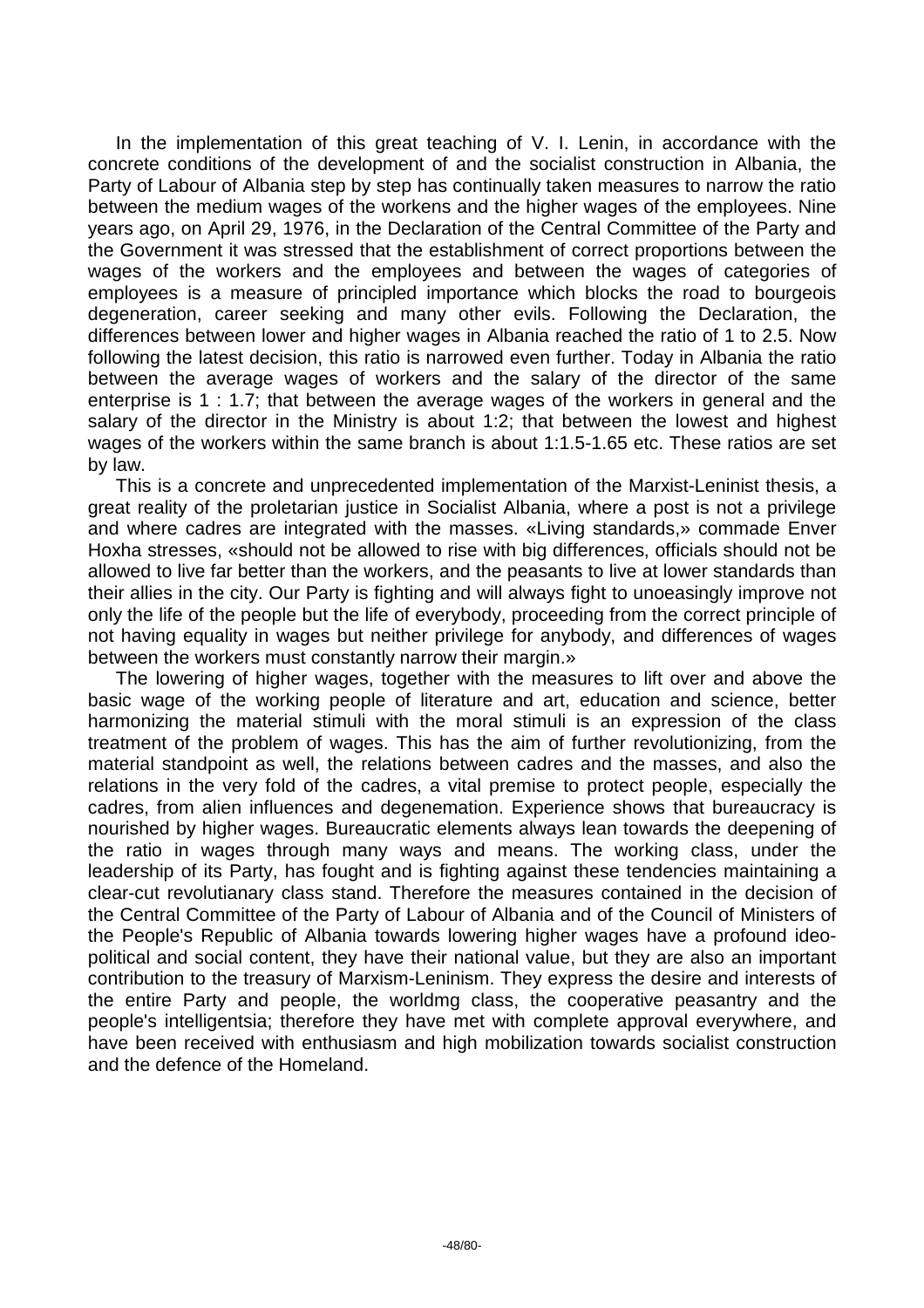In the implementation of this great teaching of V. I. Lenin, in accordance with the concrete conditions of the development of and the socialist construction in Albania, the Party of Labour of Albania step by step has continually taken measures to narrow the ratio between the medium wages of the workens and the higher wages of the employees. Nine years ago, on April 29, 1976, in the Declaration of the Central Committee of the Party and the Government it was stressed that the establishment of correct proportions between the wages of the workers and the employees and between the wages of categories of employees is a measure of principled importance which blocks the road to bourgeois degeneration, career seeking and many other evils. Following the Declaration, the differences between lower and higher wages in Albania reached the ratio of 1 to 2.5. Now following the latest decision, this ratio is narrowed even further. Today in Albania the ratio between the average wages of workers and the salary of the director of the same enterprise is 1 : 1.7; that between the average wages of the workers in general and the salary of the director in the Ministry is about 1:2; that between the lowest and highest wages of the workers within the same branch is about 1:1.5-1.65 etc. These ratios are set by law.

This is a concrete and unprecedented implementation of the Marxist-Leninist thesis, a great reality of the proletarian justice in Socialist Albania, where a post is not a privilege and where cadres are integrated with the masses. «Living standards,» commade Enver Hoxha stresses, «should not be allowed to rise with big differences, officials should not be allowed to live far better than the workers, and the peasants to live at lower standards than their allies in the city. Our Party is fighting and will always fight to unoeasingly improve not only the life of the people but the life of everybody, proceeding from the correct principle of not having equality in wages but neither privilege for anybody, and differences of wages between the workers must constantly narrow their margin.»

The lowering of higher wages, together with the measures to lift over and above the basic wage of the working people of literature and art, education and science, better harmonizing the material stimuli with the moral stimuli is an expression of the class treatment of the problem of wages. This has the aim of further revolutionizing, from the material standpoint as well, the relations between cadres and the masses, and also the relations in the very fold of the cadres, a vital premise to protect people, especially the cadres, from alien influences and degenemation. Experience shows that bureaucracy is nourished by higher wages. Bureaucratic elements always lean towards the deepening of the ratio in wages through many ways and means. The working class, under the leadership of its Party, has fought and is fighting against these tendencies maintaining a clear-cut revolutianary class stand. Therefore the measures contained in the decision of the Central Committee of the Party of Labour of Albania and of the Council of Ministers of the People's Republic of Albania towards lowering higher wages have a profound ideo-political and social content, they have their national value, but they are also an important contribution to the treasury of Marxism-Leninism. They express the desire and interests of the entire Party and people, the worldmg class, the cooperative peasantry and the people's intelligentsia; therefore they have met with complete approval everywhere, and have been received with enthusiasm and high mobilization towards socialist construction and the defence of the Homeland.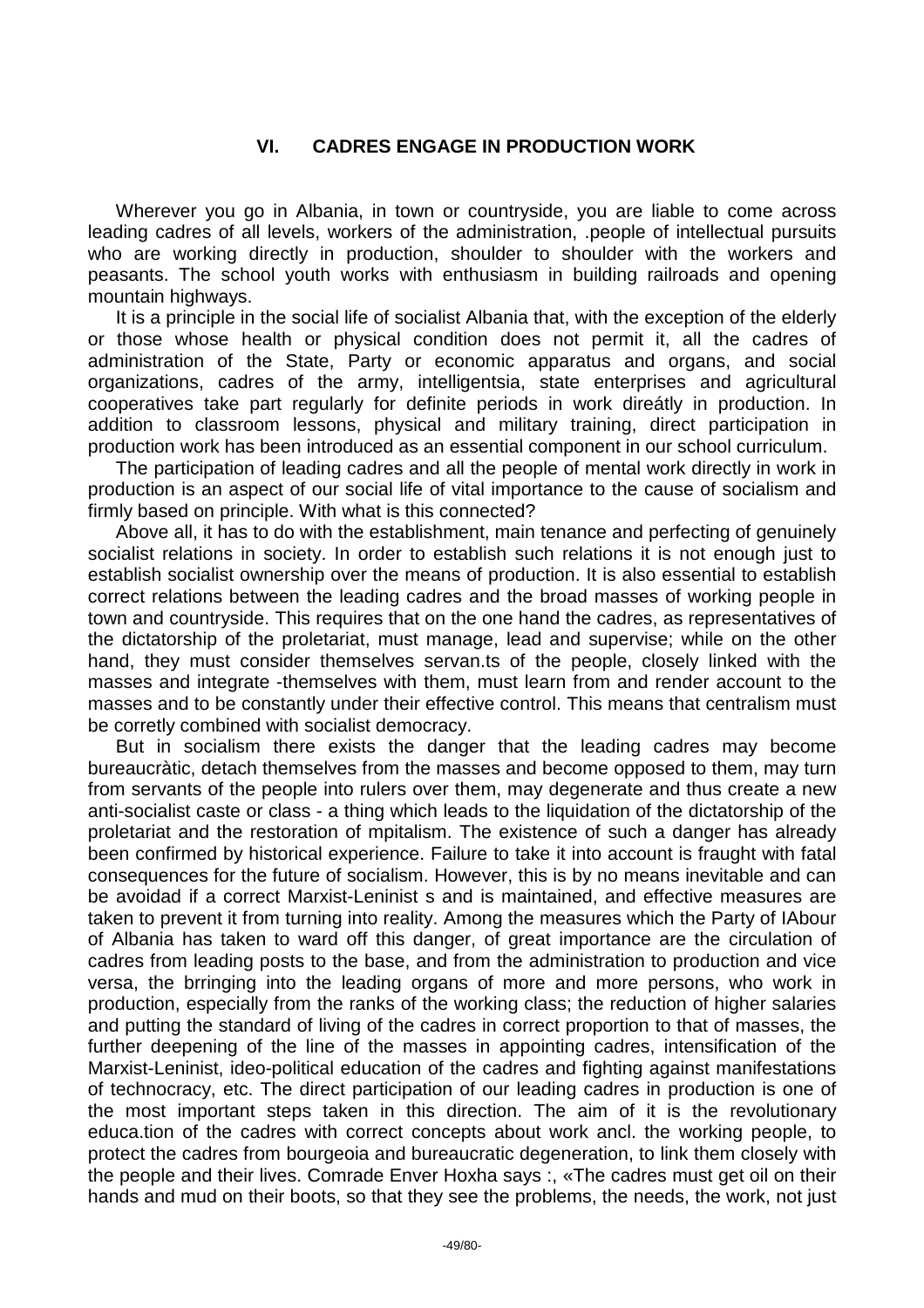## VI. CADRES ENGAGE IN PRODUCTION WORK

Wherever you go in Albania, in town or countryside, you are liable to come across leading cadres of all levels, workers of the administration, .people of intellectual pursuits who are working directly in production, shoulder to shoulder with the workers and peasants. The school youth works with enthusiasm in building railroads and opening mountain highways.

It is a principle in the social life of socialist Albania that, with the exception of the elderly or those whose health or physical condition does not permit it, all the cadres of administration of the State, Party or economic apparatus and organs, and social organizations, cadres of the army, intelligentsia, state enterprises and agricultural cooperatives take part regularly for definite periods in work direátly in production. In addition to classroom lessons, physical and military training, direct participation in production work has been introduced as an essential component in our school curriculum.

The participation of leading cadres and all the people of mental work directly in work in production is an aspect of our social life of vital importance to the cause of socialism and firmly based on principle. With what is this connected?

Above all, it has to do with the establishment, main tenance and perfecting of genuinely socialist relations in society. In order to establish such relations it is not enough just to establish socialist ownership over the means of production. It is also essential to establish correct relations between the leading cadres and the broad masses of working people in town and countryside. This requires that on the one hand the cadres, as representatives of the dictatorship of the proletariat, must manage, lead and supervise; while on the other hand, they must consider themselves servan.ts of the people, closely linked with the masses and integrate -themselves with them, must learn from and render account to the masses and to be constantly under their effective control. This means that centralism must be corretly combined with socialist democracy.

But in socialism there exists the danger that the leading cadres may become bureaucràtic, detach themselves from the masses and become opposed to them, may turn from servants of the people into rulers over them, may degenerate and thus create a new anti-socialist caste or class - a thing which leads to the liquidation of the dictatorship of the proletariat and the restoration of mpitalism. The existence of such a danger has already been confirmed by historical experience. Failure to take it into account is fraught with fatal consequences for the future of socialism. However, this is by no means inevitable and can be avoidad if a correct Marxist-Leninist s and is maintained, and effective measures are taken to prevent it from turning into reality. Among the measures which the Party of IAbour of Albania has taken to ward off this danger, of great importance are the circulation of cadres from leading posts to the base, and from the administration to production and vice versa, the brringing into the leading organs of more and more persons, who work in production, especially from the ranks of the working class; the reduction of higher salaries and putting the standard of living of the cadres in correct proportion to that of masses, the further deepening of the line of the masses in appointing cadres, intensification of the Marxist-Leninist, ideo-political education of the cadres and fighting against manifestations of technocracy, etc. The direct participation of our leading cadres in production is one of the most important steps taken in this direction. The aim of it is the revolutionary educa.tion of the cadres with correct concepts about work ancl. the working people, to protect the cadres from bourgeoia and bureaucratic degeneration, to link them closely with the people and their lives. Comrade Enver Hoxha says :, «The cadres must get oil on their hands and mud on their boots, so that they see the problems, the needs, the work, not just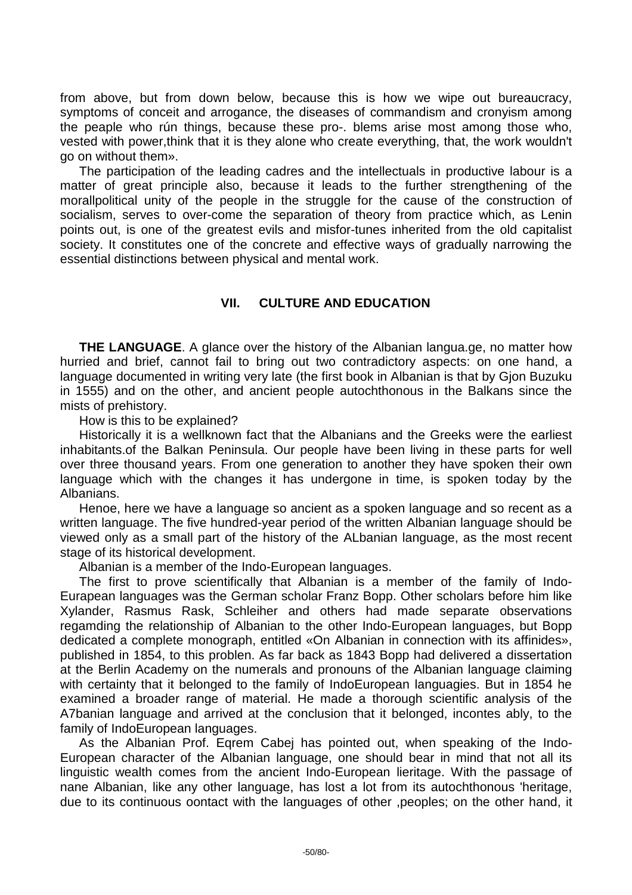from above, but from down below, because this is how we wipe out bureaucracy, symptoms of conceit and arrogance, the diseases of commandism and cronyism among the peaple who rún things, because these pro-. blems arise most among those who, vested with power,think that it is they alone who create everything, that, the work wouldn't go on without them».

The participation of the leading cadres and the intellectuals in productive labour is a matter of great principle also, because it leads to the further strengthening of the morallpolitical unity of the people in the struggle for the cause of the construction of socialism, serves to over-come the separation of theory from practice which, as Lenin points out, is one of the greatest evils and misfor-tunes inherited from the old capitalist society. It constitutes one of the concrete and effective ways of gradually narrowing the essential distinctions between physical and mental work.

## VII. CULTURE AND EDUCATION

**THE LANGUAGE**. A glance over the history of the Albanian langua.ge, no matter how hurried and brief, cannot fail to bring out two contradictory aspects: on one hand, a language documented in writing very late (the first book in Albanian is that by Gjon Buzuku in 1555) and on the other, and ancient people autochthonous in the Balkans since the mists of prehistory.

How is this to be explained?

Historically it is a wellknown fact that the Albanians and the Greeks were the earliest inhabitants.of the Balkan Peninsula. Our people have been living in these parts for well over three thousand years. From one generation to another they have spoken their own language which with the changes it has undergone in time, is spoken today by the Albanians.

Henoe, here we have a language so ancient as a spoken language and so recent as a written language. The five hundred-year period of the written Albanian language should be viewed only as a small part of the history of the ALbanian language, as the most recent stage of its historical development.

Albanian is a member of the Indo-European languages.

The first to prove scientifically that Albanian is a member of the family of Indo-Eurapean languages was the German scholar Franz Bopp. Other scholars before him like Xylander, Rasmus Rask, Schleiher and others had made separate observations regamding the relationship of Albanian to the other Indo-European languages, but Bopp dedicated a complete monograph, entitled «On Albanian in connection with its affinides», published in 1854, to this problen. As far back as 1843 Bopp had delivered a dissertation at the Berlin Academy on the numerals and pronouns of the Albanian language claiming with certainty that it belonged to the family of IndoEuropean languagies. But in 1854 he examined a broader range of material. He made a thorough scientific analysis of the A7banian language and arrived at the conclusion that it belonged, incontes ably, to the family of IndoEuropean languages.

As the Albanian Prof. Eqrem Cabej has pointed out, when speaking of the Indo-European character of the Albanian language, one should bear in mind that not all its linguistic wealth comes from the ancient Indo-European lieritage. With the passage of nane Albanian, like any other language, has lost a lot from its autochthonous 'heritage, due to its continuous oontact with the languages of other ,peoples; on the other hand, it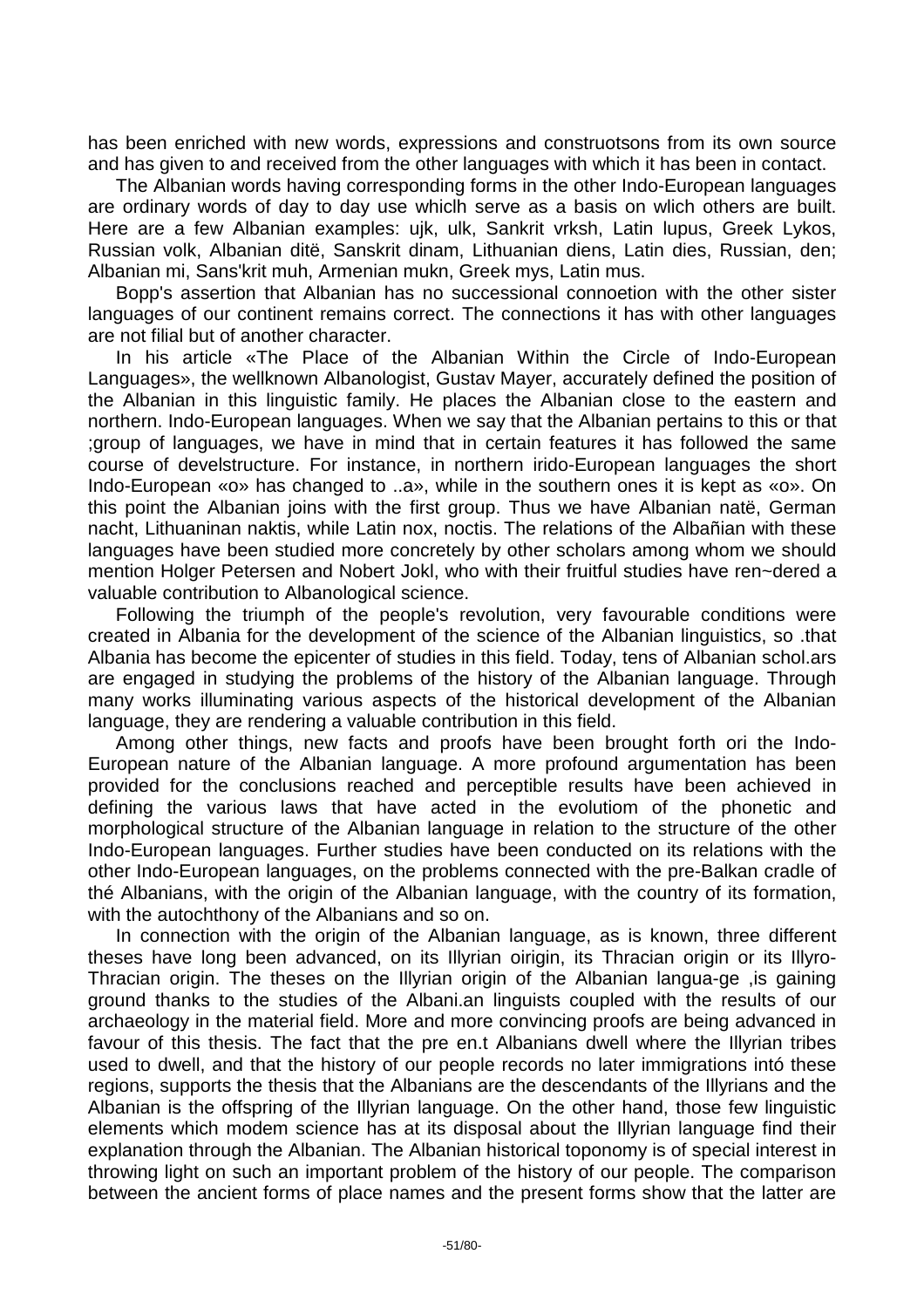has been enriched with new words, expressions and construotsons from its own source and has given to and received from the other languages with which it has been in contact.

The Albanian words having corresponding forms in the other Indo-European languages are ordinary words of day to day use whiclh serve as a basis on wlich others are built. Here are a few Albanian examples: ujk, ulk, Sankrit vrksh, Latin lupus, Greek Lykos, Russian volk, Albanian ditë, Sanskrit dinam, Lithuanian diens, Latin dies, Russian, den; Albanian mi, Sans'krit muh, Armenian mukn, Greek mys, Latin mus.

Bopp's assertion that Albanian has no successional connoetion with the other sister languages of our continent remains correct. The connections it has with other languages are not filial but of another character.

In his article «The Place of the Albanian Within the Circle of Indo-European Languages», the wellknown Albanologist, Gustav Mayer, accurately defined the position of the Albanian in this linguistic family. He places the Albanian close to the eastern and northern. Indo-European languages. When we say that the Albanian pertains to this or that ;group of languages, we have in mind that in certain features it has followed the same course of develstructure. For instance, in northern irido-European languages the short Indo-European «o» has changed to ..a», while in the southern ones it is kept as «o». On this point the Albanian joins with the first group. Thus we have Albanian natë, German nacht, Lithuaninan naktis, while Latin nox, noctis. The relations of the Albañian with these languages have been studied more concretely by other scholars among whom we should mention Holger Petersen and Nobert Jokl, who with their fruitful studies have ren~dered a valuable contribution to Albanological science.

Following the triumph of the people's revolution, very favourable conditions were created in Albania for the development of the science of the Albanian linguistics, so .that Albania has become the epicenter of studies in this field. Today, tens of Albanian schol.ars are engaged in studying the problems of the history of the Albanian language. Through many works illuminating various aspects of the historical development of the Albanian language, they are rendering a valuable contribution in this field.

Among other things, new facts and proofs have been brought forth ori the Indo-European nature of the Albanian language. A more profound argumentation has been provided for the conclusions reached and perceptible results have been achieved in defining the various laws that have acted in the evolutiom of the phonetic and morphological structure of the Albanian language in relation to the structure of the other Indo-European languages. Further studies have been conducted on its relations with the other Indo-European languages, on the problems connected with the pre-Balkan cradle of thé Albanians, with the origin of the Albanian language, with the country of its formation, with the autochthony of the Albanians and so on.

In connection with the origin of the Albanian language, as is known, three different theses have long been advanced, on its Illyrian oirigin, its Thracian origin or its Illyro-Thracian origin. The theses on the Illyrian origin of the Albanian langua-ge ,is gaining ground thanks to the studies of the Albani.an linguists coupled with the results of our archaeology in the material field. More and more convincing proofs are being advanced in favour of this thesis. The fact that the pre en.t Albanians dwell where the Illyrian tribes used to dwell, and that the history of our people records no later immigrations intó these regions, supports the thesis that the Albanians are the descendants of the Illyrians and the Albanian is the offspring of the Illyrian language. On the other hand, those few linguistic elements which modem science has at its disposal about the Illyrian language find their explanation through the Albanian. The Albanian historical toponomy is of special interest in throwing light on such an important problem of the history of our people. The comparison between the ancient forms of place names and the present forms show that the latter are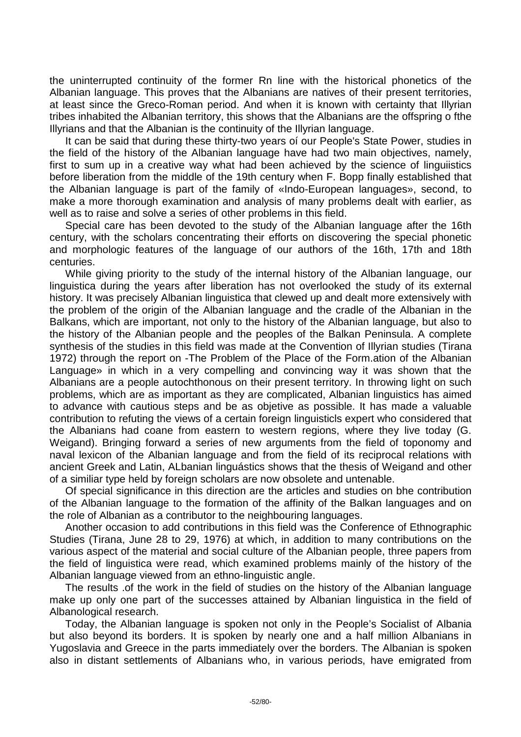the uninterrupted continuity of the former Rn line with the historical phonetics of the Albanian language. This proves that the Albanians are natives of their present territories, at least since the Greco-Roman period. And when it is known with certainty that Illyrian tribes inhabited the Albanian territory, this shows that the Albanians are the offspring o fthe Illyrians and that the Albanian is the continuity of the Illyrian language.

It can be said that during these thirty-two years oí our People's State Power, studies in the field of the history of the Albanian language have had two main objectives, namely, first to sum up in a creative way what had been achieved by the science of linguiistics before liberation from the middle of the 19th century when F. Bopp finally established that the Albanian language is part of the family of «Indo-European languages», second, to make a more thorough examination and analysis of many problems dealt with earlier, as well as to raise and solve a series of other problems in this field.

Special care has been devoted to the study of the Albanian language after the 16th century, with the scholars concentrating their efforts on discovering the special phonetic and morphologic features of the language of our authors of the 16th, 17th and 18th centuries.

While giving priority to the study of the internal history of the Albanian language, our linguistica during the years after liberation has not overlooked the study of its external history. It was precisely Albanian linguistica that clewed up and dealt more extensively with the problem of the origin of the Albanian language and the cradle of the Albanian in the Balkans, which are important, not only to the history of the Albanian language, but also to the history of the Albanian people and the peoples of the Balkan Peninsula. A complete synthesis of the studies in this field was made at the Convention of Illyrian studies (Tirana 1972) through the report on -The Problem of the Place of the Form.ation of the Albanian Language» in which in a very compelling and convincing way it was shown that the Albanians are a people autochthonous on their present territory. In throwing light on such problems, which are as important as they are complicated, Albanian linguistics has aimed to advance with cautious steps and be as objetive as possible. It has made a valuable contribution to refuting the views of a certain foreign linguisticls expert who considered that the Albanians had coane from eastern to western regions, where they live today (G. Weigand). Bringing forward a series of new arguments from the field of toponomy and naval lexicon of the Albanian language and from the field of its reciprocal relations with ancient Greek and Latin, ALbanian linguástics shows that the thesis of Weigand and other of a similiar type held by foreign scholars are now obsolete and untenable.

Of special significance in this direction are the articles and studies on bhe contribution of the Albanian language to the formation of the affinity of the Balkan languages and on the role of Albanian as a contributor to the neighbouring languages.

Another occasion to add contributions in this field was the Conference of Ethnographic Studies (Tirana, June 28 to 29, 1976) at which, in addition to many contributions on the various aspect of the material and social culture of the Albanian people, three papers from the field of linguistica were read, which examined problems mainly of the history of the Albanian language viewed from an ethno-linguistic angle.

The results .of the work in the field of studies on the history of the Albanian language make up only one part of the successes attained by Albanian linguistica in the field of Albanological research.

Today, the Albanian language is spoken not only in the People's Socialist of Albania but also beyond its borders. It is spoken by nearly one and a half million Albanians in Yugoslavia and Greece in the parts immediately over the borders. The Albanian is spoken also in distant settlements of Albanians who, in various periods, have emigrated from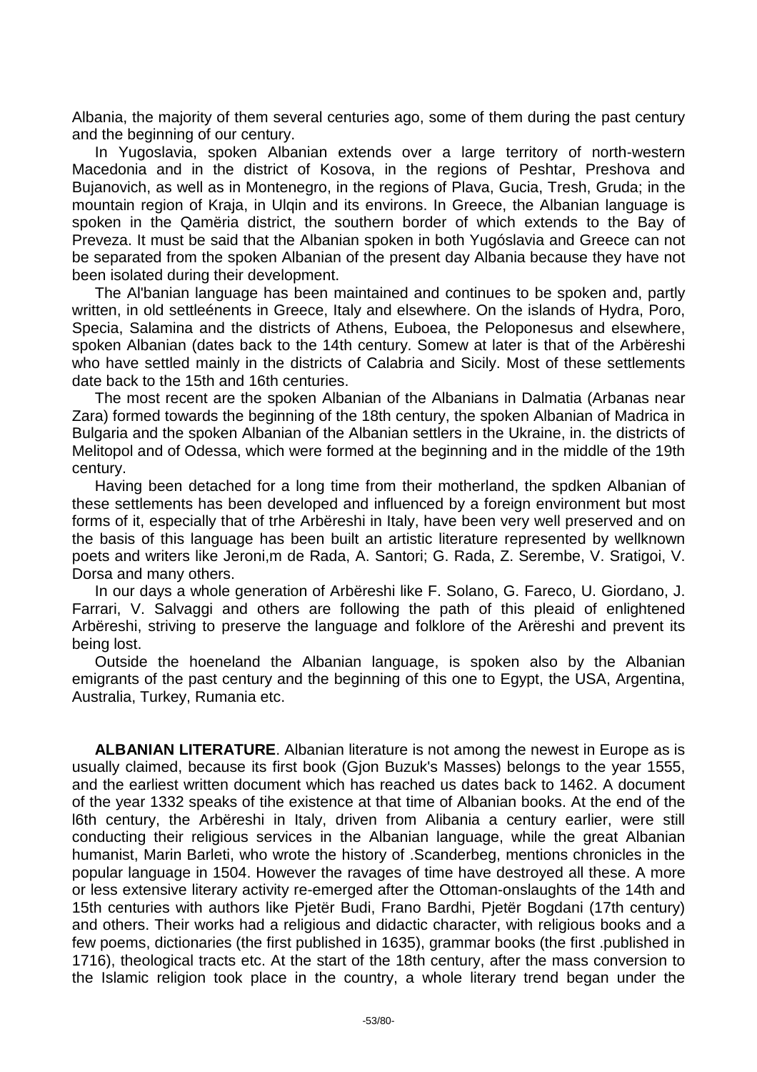Albania, the majority of them several centuries ago, some of them during the past century and the beginning of our century.

In Yugoslavia, spoken Albanian extends over a large territory of north-western Macedonia and in the district of Kosova, in the regions of Peshtar, Preshova and Bujanovich, as well as in Montenegro, in the regions of Plava, Gucia, Tresh, Gruda; in the mountain region of Kraja, in Ulqin and its environs. In Greece, the Albanian language is spoken in the Qamëria district, the southern border of which extends to the Bay of Preveza. It must be said that the Albanian spoken in both Yugóslavia and Greece can not be separated from the spoken Albanian of the present day Albania because they have not been isolated during their development.

The Al'banian language has been maintained and continues to be spoken and, partly written, in old settleénents in Greece, Italy and elsewhere. On the islands of Hydra, Poro, Specia, Salamina and the districts of Athens, Euboea, the Peloponesus and elsewhere, spoken Albanian (dates back to the 14th century. Somew at later is that of the Arbëreshi who have settled mainly in the districts of Calabria and Sicily. Most of these settlements date back to the 15th and 16th centuries.

The most recent are the spoken Albanian of the Albanians in Dalmatia (Arbanas near Zara) formed towards the beginning of the 18th century, the spoken Albanian of Madrica in Bulgaria and the spoken Albanian of the Albanian settlers in the Ukraine, in. the districts of Melitopol and of Odessa, which were formed at the beginning and in the middle of the 19th century.

Having been detached for a long time from their motherland, the spdken Albanian of these settlements has been developed and influenced by a foreign environment but most forms of it, especially that of trhe Arbëreshi in Italy, have been very well preserved and on the basis of this language has been built an artistic literature represented by wellknown poets and writers like Jeroni,m de Rada, A. Santori; G. Rada, Z. Serembe, V. Sratigoi, V. Dorsa and many others.

In our days a whole generation of Arbëreshi like F. Solano, G. Fareco, U. Giordano, J. Farrari, V. Salvaggi and others are following the path of this pleaid of enlightened Arbëreshi, striving to preserve the language and folklore of the Arëreshi and prevent its being lost.

Outside the hoeneland the Albanian language, is spoken also by the Albanian emigrants of the past century and the beginning of this one to Egypt, the USA, Argentina, Australia, Turkey, Rumania etc.

**ALBANIAN LITERATURE**. Albanian literature is not among the newest in Europe as is usually claimed, because its first book (Gjon Buzuk's Masses) belongs to the year 1555, and the earliest written document which has reached us dates back to 1462. A document of the year 1332 speaks of tihe existence at that time of Albanian books. At the end of the l6th century, the Arbëreshi in Italy, driven from Alibania a century earlier, were still conducting their religious services in the Albanian language, while the great Albanian humanist, Marin Barleti, who wrote the history of .Scanderbeg, mentions chronicles in the popular language in 1504. However the ravages of time have destroyed all these. A more or less extensive literary activity re-emerged after the Ottoman-onslaughts of the 14th and 15th centuries with authors like Pjetër Budi, Frano Bardhi, Pjetër Bogdani (17th century) and others. Their works had a religious and didactic character, with religious books and a few poems, dictionaries (the first published in 1635), grammar books (the first .published in 1716), theological tracts etc. At the start of the 18th century, after the mass conversion to the Islamic religion took place in the country, a whole literary trend began under the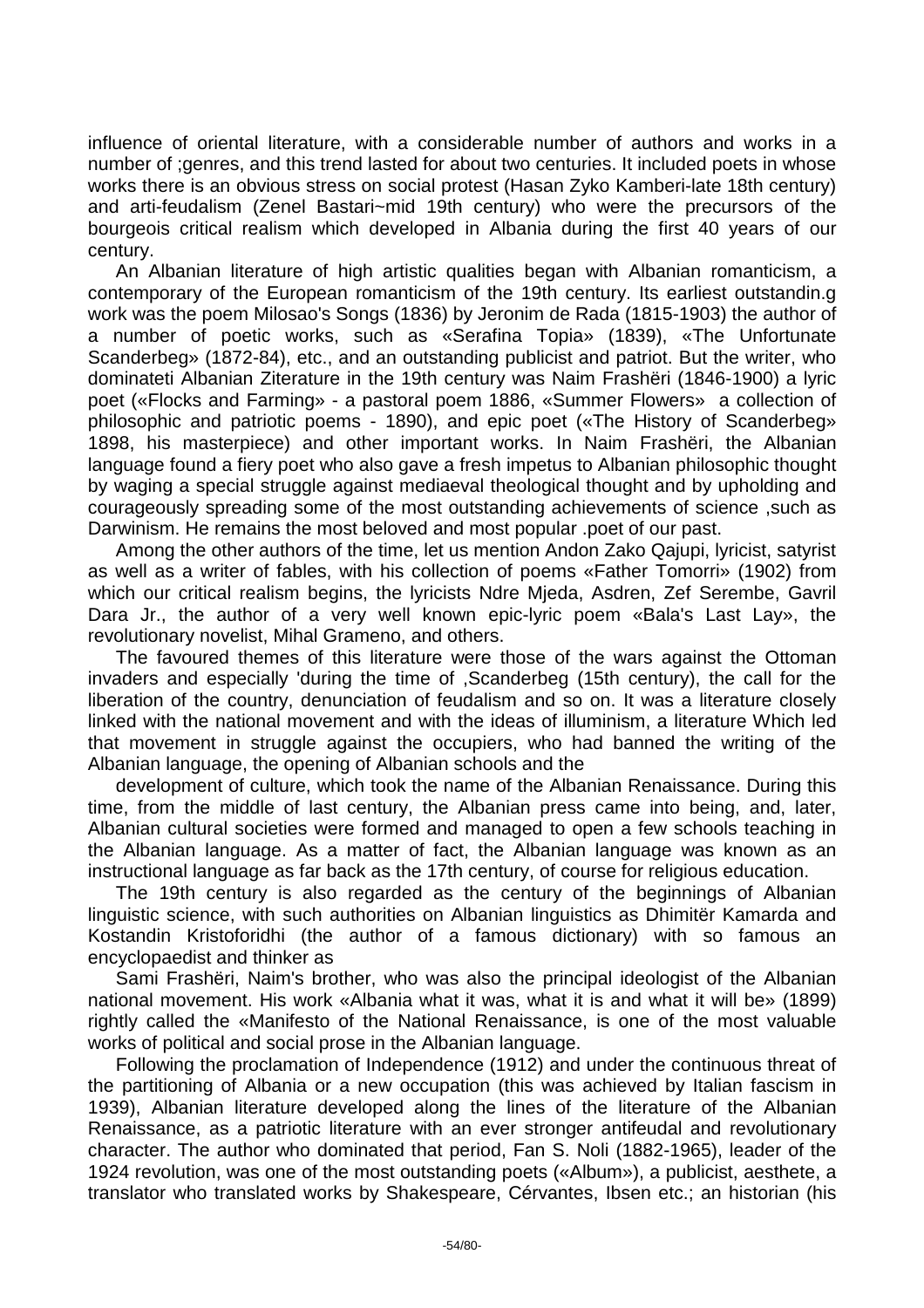influence of oriental literature, with a considerable number of authors and works in a number of ;genres, and this trend lasted for about two centuries. It included poets in whose works there is an obvious stress on social protest (Hasan Zyko Kamberi-late 18th century) and arti-feudalism (Zenel Bastari~mid 19th century) who were the precursors of the bourgeois critical realism which developed in Albania during the first 40 years of our century.

An Albanian literature of high artistic qualities began with Albanian romanticism, a contemporary of the European romanticism of the 19th century. Its earliest outstandin.g work was the poem Milosao's Songs (1836) by Jeronim de Rada (1815-1903) the author of a number of poetic works, such as «Serafina Topia» (1839), «The Unfortunate Scanderbeg» (1872-84), etc., and an outstanding publicist and patriot. But the writer, who dominateti Albanian Ziterature in the 19th century was Naim Frashëri (1846-1900) a lyric poet («Flocks and Farming» - a pastoral poem 1886, «Summer Flowers» a collection of philosophic and patriotic poems - 1890), and epic poet («The History of Scanderbeg» 1898, his masterpiece) and other important works. In Naim Frashëri, the Albanian language found a fiery poet who also gave a fresh impetus to Albanian philosophic thought by waging a special struggle against mediaeval theological thought and by upholding and courageously spreading some of the most outstanding achievements of science ,such as Darwinism. He remains the most beloved and most popular .poet of our past.

Among the other authors of the time, let us mention Andon Zako Qajupi, lyricist, satyrist as well as a writer of fables, with his collection of poems «Father Tomorri» (1902) from which our critical realism begins, the lyricists Ndre Mjeda, Asdren, Zef Serembe, Gavril Dara Jr., the author of a very well known epic-lyric poem «Bala's Last Lay», the revolutionary novelist, Mihal Grameno, and others.

The favoured themes of this literature were those of the wars against the Ottoman invaders and especially 'during the time of ,Scanderbeg (15th century), the call for the liberation of the country, denunciation of feudalism and so on. It was a literature closely linked with the national movement and with the ideas of illuminism, a literature Which led that movement in struggle against the occupiers, who had banned the writing of the Albanian language, the opening of Albanian schools and the

development of culture, which took the name of the Albanian Renaissance. During this time, from the middle of last century, the Albanian press came into being, and, later, Albanian cultural societies were formed and managed to open a few schools teaching in the Albanian language. As a matter of fact, the Albanian language was known as an instructional language as far back as the 17th century, of course for religious education.

The 19th century is also regarded as the century of the beginnings of Albanian linguistic science, with such authorities on Albanian linguistics as Dhimitër Kamarda and Kostandin Kristoforidhi (the author of a famous dictionary) with so famous an encyclopaedist and thinker as

Sami Frashëri, Naim's brother, who was also the principal ideologist of the Albanian national movement. His work «Albania what it was, what it is and what it will be» (1899) rightly called the «Manifesto of the National Renaissance, is one of the most valuable works of political and social prose in the Albanian language.

Following the proclamation of Independence (1912) and under the continuous threat of the partitioning of Albania or a new occupation (this was achieved by Italian fascism in 1939), Albanian literature developed along the lines of the literature of the Albanian Renaissance, as a patriotic literature with an ever stronger antifeudal and revolutionary character. The author who dominated that period, Fan S. Noli (1882-1965), leader of the 1924 revolution, was one of the most outstanding poets («Album»), a publicist, aesthete, a translator who translated works by Shakespeare, Cérvantes, Ibsen etc.; an historian (his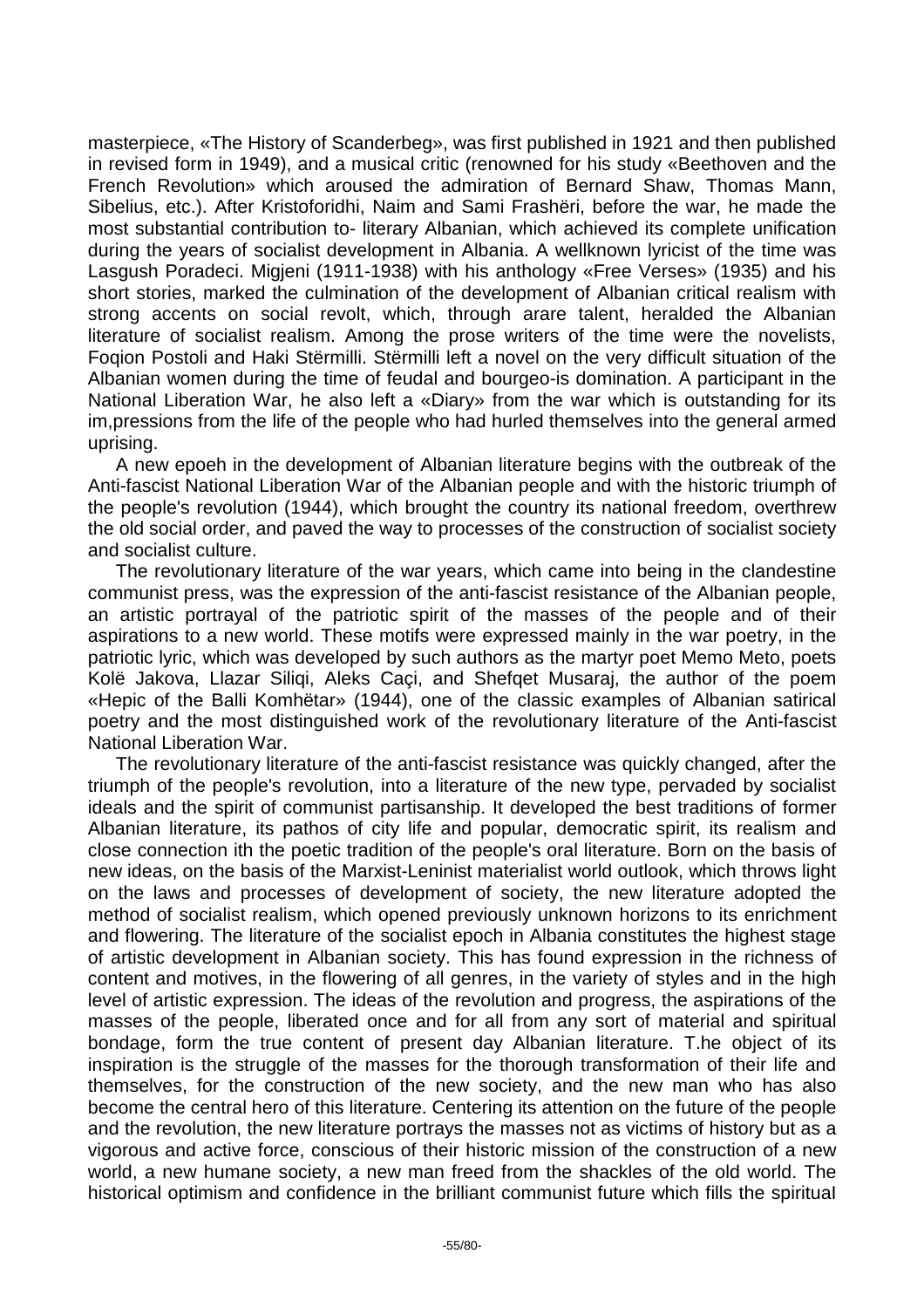masterpiece, «The History of Scanderbeg», was first published in 1921 and then published in revised form in 1949), and a musical critic (renowned for his study «Beethoven and the French Revolution» which aroused the admiration of Bernard Shaw, Thomas Mann, Sibelius, etc.). After Kristoforidhi, Naim and Sami Frashëri, before the war, he made the most substantial contribution to- literary Albanian, which achieved its complete unification during the years of socialist development in Albania. A wellknown lyricist of the time was Lasgush Poradeci. Migjeni (1911-1938) with his anthology «Free Verses» (1935) and his short stories, marked the culmination of the development of Albanian critical realism with strong accents on social revolt, which, through arare talent, heralded the Albanian literature of socialist realism. Among the prose writers of the time were the novelists, Foqion Postoli and Haki Stërmilli. Stërmilli left a novel on the very difficult situation of the Albanian women during the time of feudal and bourgeo-is domination. A participant in the National Liberation War, he also left a «Diary» from the war which is outstanding for its im,pressions from the life of the people who had hurled themselves into the general armed uprising.

A new epoeh in the development of Albanian literature begins with the outbreak of the Anti-fascist National Liberation War of the Albanian people and with the historic triumph of the people's revolution (1944), which brought the country its national freedom, overthrew the old social order, and paved the way to processes of the construction of socialist society and socialist culture.

The revolutionary literature of the war years, which came into being in the clandestine communist press, was the expression of the anti-fascist resistance of the Albanian people, an artistic portrayal of the patriotic spirit of the masses of the people and of their aspirations to a new world. These motifs were expressed mainly in the war poetry, in the patriotic lyric, which was developed by such authors as the martyr poet Memo Meto, poets Kolë Jakova, Llazar Siliqi, Aleks Caçi, and Shefqet Musaraj, the author of the poem «Hepic of the Balli Komhëtar» (1944), one of the classic examples of Albanian satirical poetry and the most distinguished work of the revolutionary literature of the Anti-fascist National Liberation War.

The revolutionary literature of the anti-fascist resistance was quickly changed, after the triumph of the people's revolution, into a literature of the new type, pervaded by socialist ideals and the spirit of communist partisanship. It developed the best traditions of former Albanian literature, its pathos of city life and popular, democratic spirit, its realism and close connection ith the poetic tradition of the people's oral literature. Born on the basis of new ideas, on the basis of the Marxist-Leninist materialist world outlook, which throws light on the laws and processes of development of society, the new literature adopted the method of socialist realism, which opened previously unknown horizons to its enrichment and flowering. The literature of the socialist epoch in Albania constitutes the highest stage of artistic development in Albanian society. This has found expression in the richness of content and motives, in the flowering of all genres, in the variety of styles and in the high level of artistic expression. The ideas of the revolution and progress, the aspirations of the masses of the people, liberated once and for all from any sort of material and spiritual bondage, form the true content of present day Albanian literature. T.he object of its inspiration is the struggle of the masses for the thorough transformation of their life and themselves, for the construction of the new society, and the new man who has also become the central hero of this literature. Centering its attention on the future of the people and the revolution, the new literature portrays the masses not as victims of history but as a vigorous and active force, conscious of their historic mission of the construction of a new world, a new humane society, a new man freed from the shackles of the old world. The historical optimism and confidence in the brilliant communist future which fills the spiritual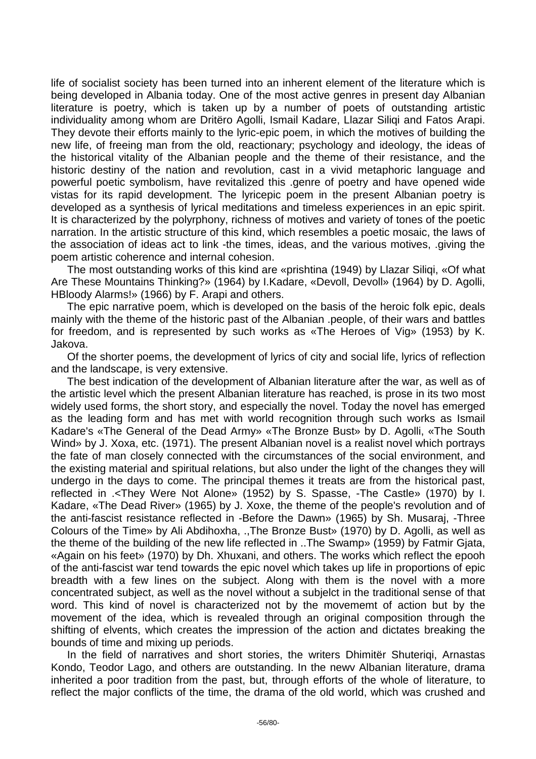life of socialist society has been turned into an inherent element of the literature which is being developed in Albania today. One of the most active genres in present day Albanian literature is poetry, which is taken up by a number of poets of outstanding artistic individuality among whom are Dritëro Agolli, Ismail Kadare, Llazar Siliqi and Fatos Arapi. They devote their efforts mainly to the lyric-epic poem, in which the motives of building the new life, of freeing man from the old, reactionary; psychology and ideology, the ideas of the historical vitality of the Albanian people and the theme of their resistance, and the historic destiny of the nation and revolution, cast in a vivid metaphoric language and powerful poetic symbolism, have revitalized this .genre of poetry and have opened wide vistas for its rapid development. The lyricepic poem in the present Albanian poetry is developed as a synthesis of lyrical meditations and timeless experiences in an epic spirit. It is characterized by the polyrphony, richness of motives and variety of tones of the poetic narration. In the artistic structure of this kind, which resembles a poetic mosaic, the laws of the association of ideas act to link -the times, ideas, and the various motives, .giving the poem artistic coherence and internal cohesion.

The most outstanding works of this kind are «prishtina (1949) by Llazar Siliqi, «Of what Are These Mountains Thinking?» (1964) by I.Kadare, «Devoll, Devoll» (1964) by D. Agolli, HBloody Alarms!» (1966) by F. Arapi and others.

The epic narrative poem, which is developed on the basis of the heroic folk epic, deals mainly with the theme of the historic past of the Albanian .people, of their wars and battles for freedom, and is represented by such works as «The Heroes of Vig» (1953) by K. Jakova.

Of the shorter poems, the development of lyrics of city and social life, lyrics of reflection and the landscape, is very extensive.

The best indication of the development of Albanian literature after the war, as well as of the artistic level which the present Albanian literature has reached, is prose in its two most widely used forms, the short story, and especially the novel. Today the novel has emerged as the leading form and has met with world recognition through such works as Ismail Kadare's «The General of the Dead Army» «The Bronze Bust» by D. Agolli, «The South Wind» by J. Xoxa, etc. (1971). The present Albanian novel is a realist novel which portrays the fate of man closely connected with the circumstances of the social environment, and the existing material and spiritual relations, but also under the light of the changes they will undergo in the days to come. The principal themes it treats are from the historical past, reflected in .<They Were Not Alone» (1952) by S. Spasse, -The Castle» (1970) by I. Kadare, «The Dead River» (1965) by J. Xoxe, the theme of the people's revolution and of the anti-fascist resistance reflected in -Before the Dawn» (1965) by Sh. Musaraj, -Three Colours of the Time» by Ali Abdihoxha, .,The Bronze Bust» (1970) by D. Agolli, as well as the theme of the building of the new life reflected in ..The Swamp» (1959) by Fatmir Gjata, «Again on his feet» (1970) by Dh. Xhuxani, and others. The works which reflect the epooh of the anti-fascist war tend towards the epic novel which takes up life in proportions of epic breadth with a few lines on the subject. Along with them is the novel with a more concentrated subject, as well as the novel without a subjelct in the traditional sense of that word. This kind of novel is characterized not by the movememt of action but by the movement of the idea, which is revealed through an original composition through the shifting of elvents, which creates the impression of the action and dictates breaking the bounds of time and mixing up periods.

In the field of narratives and short stories, the writers Dhimitër Shuteriqi, Arnastas Kondo, Teodor Lago, and others are outstanding. In the newv Albanian literature, drama inherited a poor tradition from the past, but, through efforts of the whole of literature, to reflect the major conflicts of the time, the drama of the old world, which was crushed and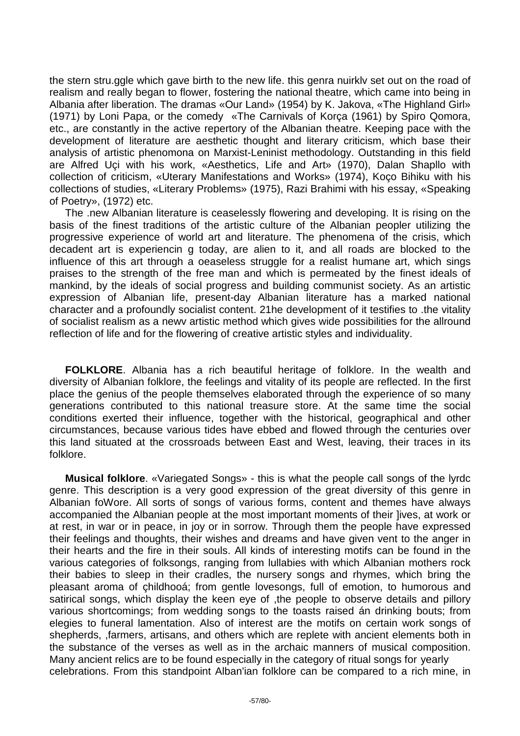the stern stru.ggle which gave birth to the new life. this genra nuirklv set out on the road of realism and really began to flower, fostering the national theatre, which came into being in Albania after liberation. The dramas «Our Land» (1954) by K. Jakova, «The Highland Girl» (1971) by Loni Papa, or the comedy «The Carnivals of Korça (1961) by Spiro Qomora, etc., are constantly in the active repertory of the Albanian theatre. Keeping pace with the development of literature are aesthetic thought and literary criticism, which base their analysis of artistic phenomona on Marxist-Leninist methodology. Outstanding in this field are Alfred Uçi with his work, «Aesthetics, Life and Art» (1970), Dalan Shapllo with collection of criticism, «Uterary Manifestations and Works» (1974), Koço Bihiku with his collections of studies, «Literary Problems» (1975), Razi Brahimi with his essay, «Speaking of Poetry», (1972) etc.

The .new Albanian literature is ceaselessly flowering and developing. It is rising on the basis of the finest traditions of the artistic culture of the Albanian peopler utilizing the progressive experience of world art and literature. The phenomena of the crisis, which decadent art is experiencin g today, are alien to it, and all roads are blocked to the influence of this art through a oeaseless struggle for a realist humane art, which sings praises to the strength of the free man and which is permeated by the finest ideals of mankind, by the ideals of social progress and building communist society. As an artistic expression of Albanian life, present-day Albanian literature has a marked national character and a profoundly socialist content. 21he development of it testifies to .the vitality of socialist realism as a newv artistic method which gives wide possibilities for the allround reflection of life and for the flowering of creative artistic styles and individuality.

**FOLKLORE**. Albania has a rich beautiful heritage of folklore. In the wealth and diversity of Albanian folklore, the feelings and vitality of its people are reflected. In the first place the genius of the people themselves elaborated through the experience of so many generations contributed to this national treasure store. At the same time the social conditions exerted their influence, together with the historical, geographical and other circumstances, because various tides have ebbed and flowed through the centuries over this land situated at the crossroads between East and West, leaving, their traces in its folklore.

**Musical folklore**. «Variegated Songs» - this is what the people call songs of the lyrdc genre. This description is a very good expression of the great diversity of this genre in Albanian foWore. All sorts of songs of various forms, content and themes have always accompanied the Albanian people at the most important moments of their ]ives, at work or at rest, in war or in peace, in joy or in sorrow. Through them the people have expressed their feelings and thoughts, their wishes and dreams and have given vent to the anger in their hearts and the fire in their souls. All kinds of interesting motifs can be found in the various categories of folksongs, ranging from lullabies with which Albanian mothers rock their babies to sleep in their cradles, the nursery songs and rhymes, which bring the pleasant aroma of çhildhooá; from gentle lovesongs, full of emotion, to humorous and satirical songs, which display the keen eye of ,the people to observe details and pillory various shortcomings; from wedding songs to the toasts raised án drinking bouts; from elegies to funeral lamentation. Also of interest are the motifs on certain work songs of shepherds, ,farmers, artisans, and others which are replete with ancient elements both in the substance of the verses as well as in the archaic manners of musical composition. Many ancient relics are to be found especially in the category of ritual songs for yearly celebrations. From this standpoint Alban'ian folklore can be compared to a rich mine, in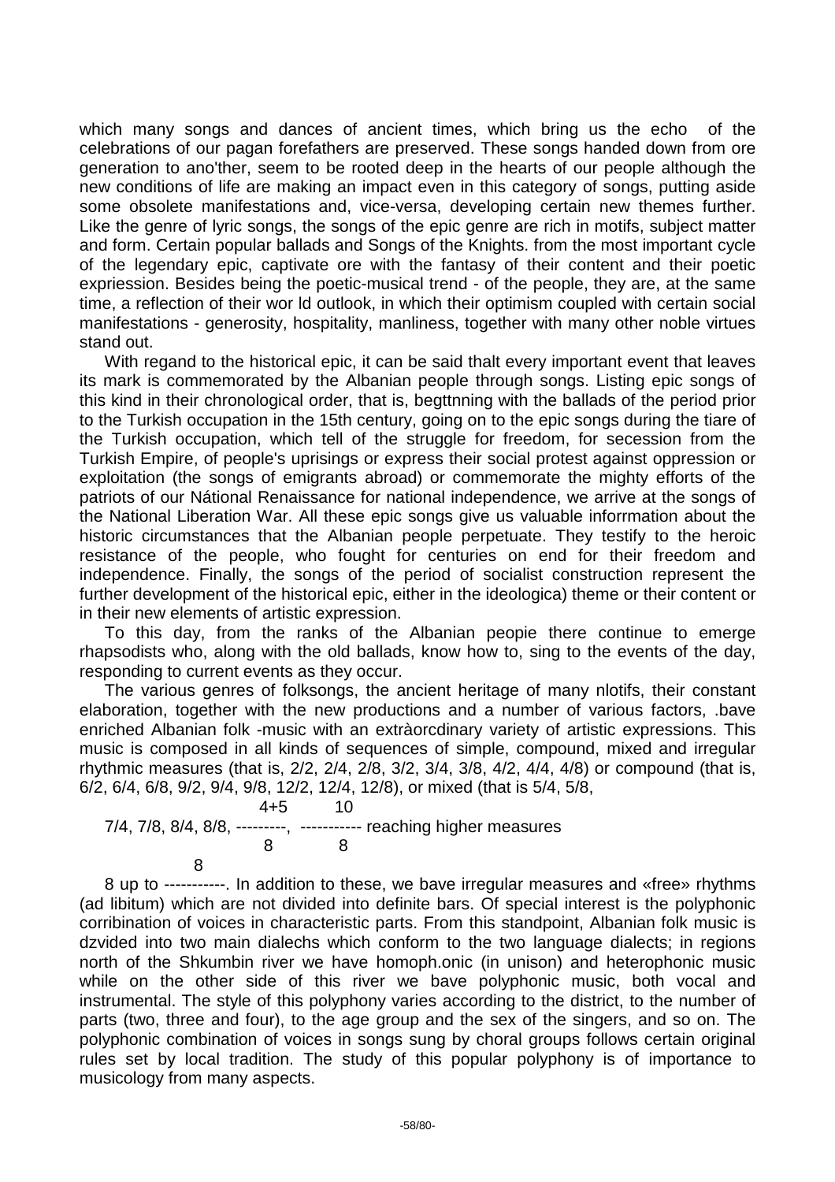which many songs and dances of ancient times, which bring us the echo of the celebrations of our pagan forefathers are preserved. These songs handed down from ore generation to ano'ther, seem to be rooted deep in the hearts of our people although the new conditions of life are making an impact even in this category of songs, putting aside some obsolete manifestations and, vice-versa, developing certain new themes further. Like the genre of lyric songs, the songs of the epic genre are rich in motifs, subject matter and form. Certain popular ballads and Songs of the Knights. from the most important cycle of the legendary epic, captivate ore with the fantasy of their content and their poetic expriession. Besides being the poetic-musical trend - of the people, they are, at the same time, a reflection of their wor ld outlook, in which their optimism coupled with certain social manifestations - generosity, hospitality, manliness, together with many other noble virtues stand out.

With regand to the historical epic, it can be said thalt every important event that leaves its mark is commemorated by the Albanian people through songs. Listing epic songs of this kind in their chronological order, that is, begttnning with the ballads of the period prior to the Turkish occupation in the 15th century, going on to the epic songs during the tiare of the Turkish occupation, which tell of the struggle for freedom, for secession from the Turkish Empire, of people's uprisings or express their social protest against oppression or exploitation (the songs of emigrants abroad) or commemorate the mighty efforts of the patriots of our Nátional Renaissance for national independence, we arrive at the songs of the National Liberation War. All these epic songs give us valuable inforrmation about the historic circumstances that the Albanian people perpetuate. They testify to the heroic resistance of the people, who fought for centuries on end for their freedom and independence. Finally, the songs of the period of socialist construction represent the further development of the historical epic, either in the ideologica) theme or their content or in their new elements of artistic expression.

To this day, from the ranks of the Albanian peopie there continue to emerge rhapsodists who, along with the old ballads, know how to, sing to the events of the day, responding to current events as they occur.

The various genres of folksongs, the ancient heritage of many nlotifs, their constant elaboration, together with the new productions and a number of various factors, .bave enriched Albanian folk -music with an extràorcdinary variety of artistic expressions. This music is composed in all kinds of sequences of simple, compound, mixed and irregular rhythmic measures (that is, 2/2, 2/4, 2/8, 3/2, 3/4, 3/8, 4/2, 4/4, 4/8) or compound (that is, 6/2, 6/4, 6/8, 9/2, 9/4, 9/8, 12/2, 12/4, 12/8), or mixed (that is 5/4, 5/8, 7/4, 7/8, 8/4, 8/8, $\frac{4+5}{8}$, $\frac{10}{8}$ reaching higher measures 8 up to $\frac{\text{-----------}}{8}$. In addition to these, we bave irregular measures and «free» rhythms (ad libitum) which are not divided into definite bars. Of special interest is the polyphonic corribination of voices in characteristic parts. From this standpoint, Albanian folk music is dzvided into two main dialechs which conform to the two language dialects; in regions north of the Shkumbin river we have homoph.onic (in unison) and heterophonic music while on the other side of this river we bave polyphonic music, both vocal and instrumental. The style of this polyphony varies according to the district, to the number of parts (two, three and four), to the age group and the sex of the singers, and so on. The polyphonic combination of voices in songs sung by choral groups follows certain original rules set by local tradition. The study of this popular polyphony is of importance to musicology from many aspects.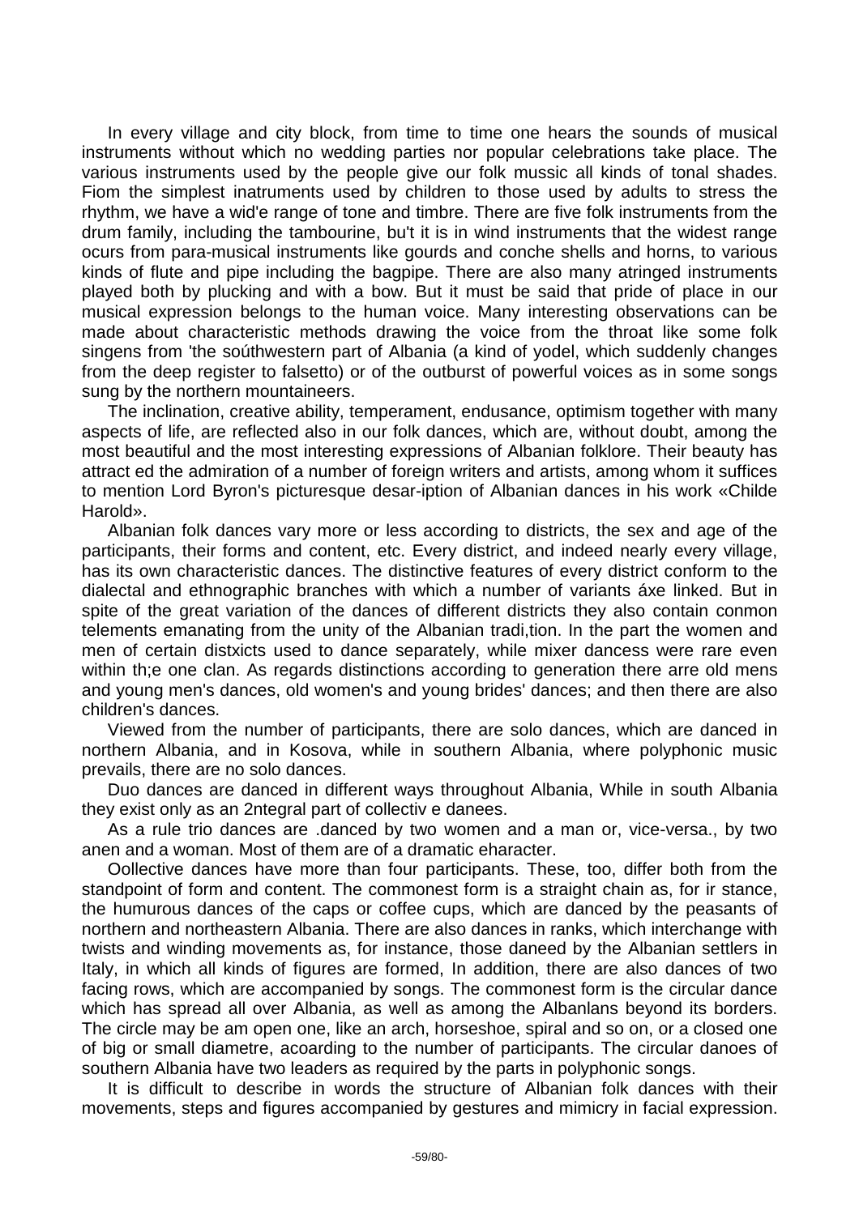In every village and city block, from time to time one hears the sounds of musical instruments without which no wedding parties nor popular celebrations take place. The various instruments used by the people give our folk mussic all kinds of tonal shades. Fiom the simplest inatruments used by children to those used by adults to stress the rhythm, we have a wid'e range of tone and timbre. There are five folk instruments from the drum family, including the tambourine, bu't it is in wind instruments that the widest range ocurs from para-musical instruments like gourds and conche shells and horns, to various kinds of flute and pipe including the bagpipe. There are also many atringed instruments played both by plucking and with a bow. But it must be said that pride of place in our musical expression belongs to the human voice. Many interesting observations can be made about characteristic methods drawing the voice from the throat like some folk singens from 'the soúthwestern part of Albania (a kind of yodel, which suddenly changes from the deep register to falsetto) or of the outburst of powerful voices as in some songs sung by the northern mountaineers.

The inclination, creative ability, temperament, endusance, optimism together with many aspects of life, are reflected also in our folk dances, which are, without doubt, among the most beautiful and the most interesting expressions of Albanian folklore. Their beauty has attract ed the admiration of a number of foreign writers and artists, among whom it suffices to mention Lord Byron's picturesque desar-iption of Albanian dances in his work «Childe Harold».

Albanian folk dances vary more or less according to districts, the sex and age of the participants, their forms and content, etc. Every district, and indeed nearly every village, has its own characteristic dances. The distinctive features of every district conform to the dialectal and ethnographic branches with which a number of variants áxe linked. But in spite of the great variation of the dances of different districts they also contain conmon telements emanating from the unity of the Albanian tradi,tion. In the part the women and men of certain distxicts used to dance separately, while mixer dancess were rare even within th;e one clan. As regards distinctions according to generation there arre old mens and young men's dances, old women's and young brides' dances; and then there are also children's dances.

Viewed from the number of participants, there are solo dances, which are danced in northern Albania, and in Kosova, while in southern Albania, where polyphonic music prevails, there are no solo dances.

Duo dances are danced in different ways throughout Albania, While in south Albania they exist only as an 2ntegral part of collectiv e danees.

As a rule trio dances are .danced by two women and a man or, vice-versa., by two anen and a woman. Most of them are of a dramatic eharacter.

Oollective dances have more than four participants. These, too, differ both from the standpoint of form and content. The commonest form is a straight chain as, for ir stance, the humurous dances of the caps or coffee cups, which are danced by the peasants of northern and northeastern Albania. There are also dances in ranks, which interchange with twists and winding movements as, for instance, those daneed by the Albanian settlers in Italy, in which all kinds of figures are formed, In addition, there are also dances of two facing rows, which are accompanied by songs. The commonest form is the circular dance which has spread all over Albania, as well as among the Albanlans beyond its borders. The circle may be am open one, like an arch, horseshoe, spiral and so on, or a closed one of big or small diametre, acoarding to the number of participants. The circular danoes of southern Albania have two leaders as required by the parts in polyphonic songs.

It is difficult to describe in words the structure of Albanian folk dances with their movements, steps and figures accompanied by gestures and mimicry in facial expression.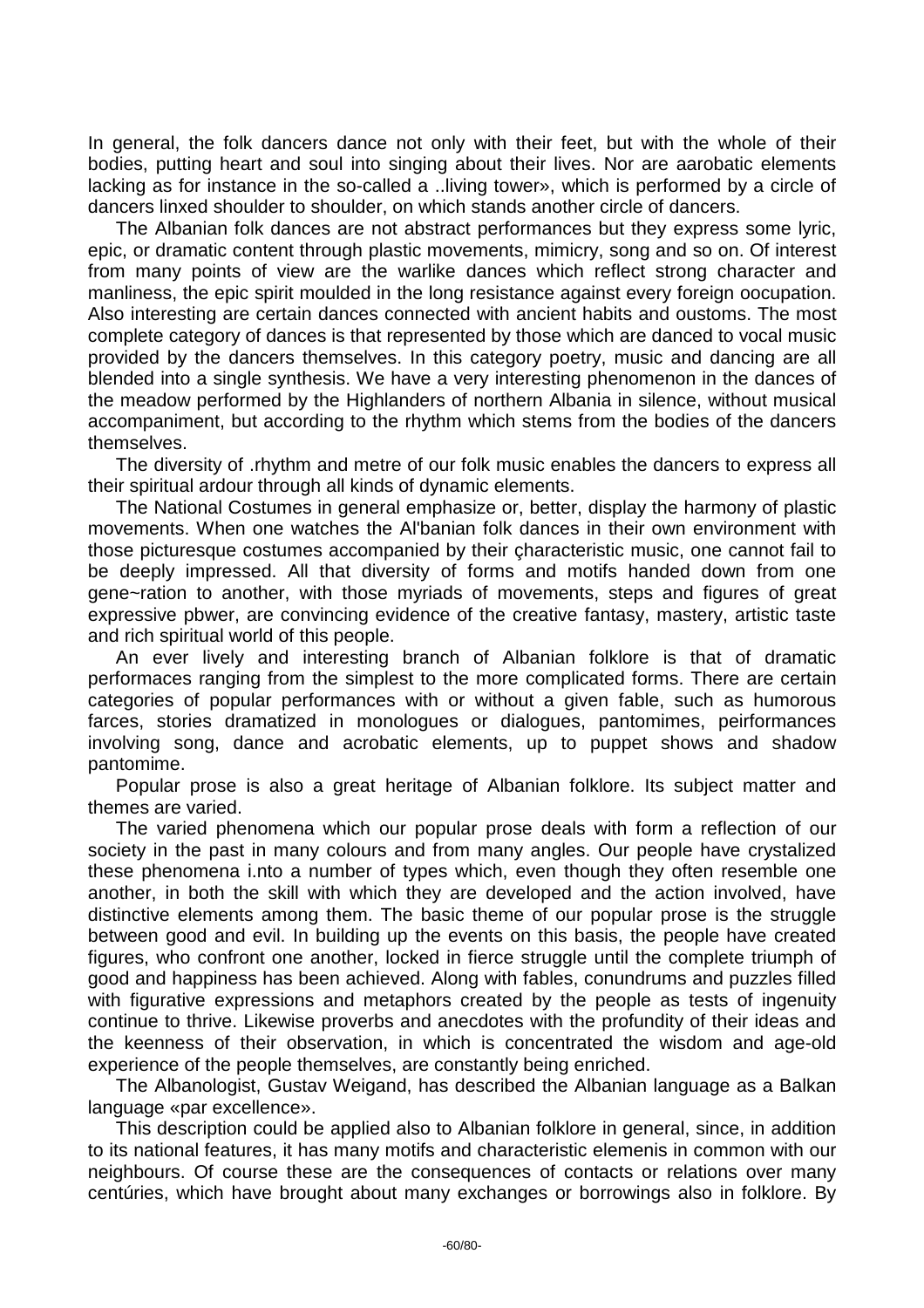In general, the folk dancers dance not only with their feet, but with the whole of their bodies, putting heart and soul into singing about their lives. Nor are aarobatic elements lacking as for instance in the so-called a ..living tower», which is performed by a circle of dancers linxed shoulder to shoulder, on which stands another circle of dancers.

The Albanian folk dances are not abstract performances but they express some lyric, epic, or dramatic content through plastic movements, mimicry, song and so on. Of interest from many points of view are the warlike dances which reflect strong character and manliness, the epic spirit moulded in the long resistance against every foreign oocupation. Also interesting are certain dances connected with ancient habits and oustoms. The most complete category of dances is that represented by those which are danced to vocal music provided by the dancers themselves. In this category poetry, music and dancing are all blended into a single synthesis. We have a very interesting phenomenon in the dances of the meadow performed by the Highlanders of northern Albania in silence, without musical accompaniment, but according to the rhythm which stems from the bodies of the dancers themselves.

The diversity of .rhythm and metre of our folk music enables the dancers to express all their spiritual ardour through all kinds of dynamic elements.

The National Costumes in general emphasize or, better, display the harmony of plastic movements. When one watches the Al'banian folk dances in their own environment with those picturesque costumes accompanied by their çharacteristic music, one cannot fail to be deeply impressed. All that diversity of forms and motifs handed down from one gene~ration to another, with those myriads of movements, steps and figures of great expressive pbwer, are convincing evidence of the creative fantasy, mastery, artistic taste and rich spiritual world of this people.

An ever lively and interesting branch of Albanian folklore is that of dramatic performaces ranging from the simplest to the more complicated forms. There are certain categories of popular performances with or without a given fable, such as humorous farces, stories dramatized in monologues or dialogues, pantomimes, peirformances involving song, dance and acrobatic elements, up to puppet shows and shadow pantomime.

Popular prose is also a great heritage of Albanian folklore. Its subject matter and themes are varied.

The varied phenomena which our popular prose deals with form a reflection of our society in the past in many colours and from many angles. Our people have crystalized these phenomena i.nto a number of types which, even though they often resemble one another, in both the skill with which they are developed and the action involved, have distinctive elements among them. The basic theme of our popular prose is the struggle between good and evil. In building up the events on this basis, the people have created figures, who confront one another, locked in fierce struggle until the complete triumph of good and happiness has been achieved. Along with fables, conundrums and puzzles filled with figurative expressions and metaphors created by the people as tests of ingenuity continue to thrive. Likewise proverbs and anecdotes with the profundity of their ideas and the keenness of their observation, in which is concentrated the wisdom and age-old experience of the people themselves, are constantly being enriched.

The Albanologist, Gustav Weigand, has described the Albanian language as a Balkan language «par excellence».

This description could be applied also to Albanian folklore in general, since, in addition to its national features, it has many motifs and characteristic elemenis in common with our neighbours. Of course these are the consequences of contacts or relations over many centúries, which have brought about many exchanges or borrowings also in folklore. By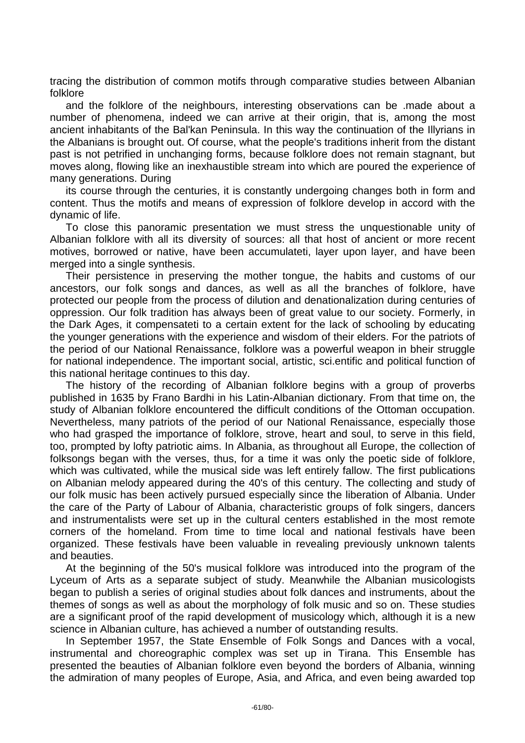tracing the distribution of common motifs through comparative studies between Albanian folklore

and the folklore of the neighbours, interesting observations can be .made about a number of phenomena, indeed we can arrive at their origin, that is, among the most ancient inhabitants of the Bal'kan Peninsula. In this way the continuation of the Illyrians in the Albanians is brought out. Of course, what the people's traditions inherit from the distant past is not petrified in unchanging forms, because folklore does not remain stagnant, but moves along, flowing like an inexhaustible stream into which are poured the experience of many generations. During

its course through the centuries, it is constantly undergoing changes both in form and content. Thus the motifs and means of expression of folklore develop in accord with the dynamic of life.

To close this panoramic presentation we must stress the unquestionable unity of Albanian folklore with all its diversity of sources: all that host of ancient or more recent motives, borrowed or native, have been accumulateti, layer upon layer, and have been merged into a single synthesis.

Their persistence in preserving the mother tongue, the habits and customs of our ancestors, our folk songs and dances, as well as all the branches of folklore, have protected our people from the process of dilution and denationalization during centuries of oppression. Our folk tradition has always been of great value to our society. Formerly, in the Dark Ages, it compensateti to a certain extent for the lack of schooling by educating the younger generations with the experience and wisdom of their elders. For the patriots of the period of our National Renaissance, folklore was a powerful weapon in bheir struggle for national independence. The important social, artistic, sci.entific and political function of this national heritage continues to this day.

The history of the recording of Albanian folklore begins with a group of proverbs published in 1635 by Frano Bardhi in his Latin-Albanian dictionary. From that time on, the study of Albanian folklore encountered the difficult conditions of the Ottoman occupation. Nevertheless, many patriots of the period of our National Renaissance, especially those who had grasped the importance of folklore, strove, heart and soul, to serve in this field, too, prompted by lofty patriotic aims. In Albania, as throughout all Europe, the collection of folksongs began with the verses, thus, for a time it was only the poetic side of folklore, which was cultivated, while the musical side was left entirely fallow. The first publications on Albanian melody appeared during the 40's of this century. The collecting and study of our folk music has been actively pursued especially since the liberation of Albania. Under the care of the Party of Labour of Albania, characteristic groups of folk singers, dancers and instrumentalists were set up in the cultural centers established in the most remote corners of the homeland. From time to time local and national festivals have been organized. These festivals have been valuable in revealing previously unknown talents and beauties.

At the beginning of the 50's musical folklore was introduced into the program of the Lyceum of Arts as a separate subject of study. Meanwhile the Albanian musicologists began to publish a series of original studies about folk dances and instruments, about the themes of songs as well as about the morphology of folk music and so on. These studies are a significant proof of the rapid development of musicology which, although it is a new science in Albanian culture, has achieved a number of outstanding results.

In September 1957, the State Ensemble of Folk Songs and Dances with a vocal, instrumental and choreographic complex was set up in Tirana. This Ensemble has presented the beauties of Albanian folklore even beyond the borders of Albania, winning the admiration of many peoples of Europe, Asia, and Africa, and even being awarded top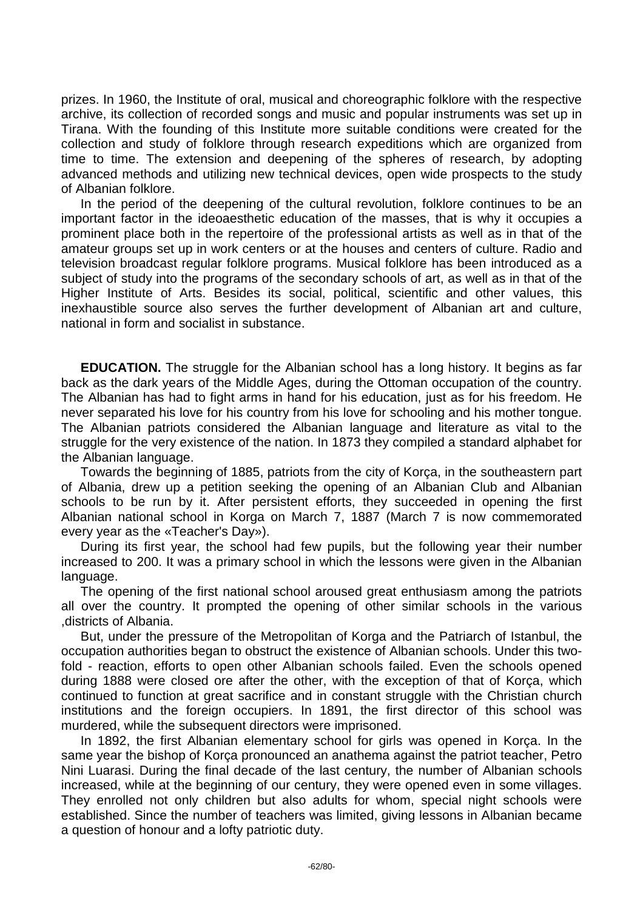prizes. In 1960, the Institute of oral, musical and choreographic folklore with the respective archive, its collection of recorded songs and music and popular instruments was set up in Tirana. With the founding of this Institute more suitable conditions were created for the collection and study of folklore through research expeditions which are organized from time to time. The extension and deepening of the spheres of research, by adopting advanced methods and utilizing new technical devices, open wide prospects to the study of Albanian folklore.

In the period of the deepening of the cultural revolution, folklore continues to be an important factor in the ideoaesthetic education of the masses, that is why it occupies a prominent place both in the repertoire of the professional artists as well as in that of the amateur groups set up in work centers or at the houses and centers of culture. Radio and television broadcast regular folklore programs. Musical folklore has been introduced as a subject of study into the programs of the secondary schools of art, as well as in that of the Higher Institute of Arts. Besides its social, political, scientific and other values, this inexhaustible source also serves the further development of Albanian art and culture, national in form and socialist in substance.

**EDUCATION.** The struggle for the Albanian school has a long history. It begins as far back as the dark years of the Middle Ages, during the Ottoman occupation of the country. The Albanian has had to fight arms in hand for his education, just as for his freedom. He never separated his love for his country from his love for schooling and his mother tongue. The Albanian patriots considered the Albanian language and literature as vital to the struggle for the very existence of the nation. In 1873 they compiled a standard alphabet for the Albanian language.

Towards the beginning of 1885, patriots from the city of Korça, in the southeastern part of Albania, drew up a petition seeking the opening of an Albanian Club and Albanian schools to be run by it. After persistent efforts, they succeeded in opening the first Albanian national school in Korga on March 7, 1887 (March 7 is now commemorated every year as the «Teacher's Day»).

During its first year, the school had few pupils, but the following year their number increased to 200. It was a primary school in which the lessons were given in the Albanian language.

The opening of the first national school aroused great enthusiasm among the patriots all over the country. It prompted the opening of other similar schools in the various ,districts of Albania.

But, under the pressure of the Metropolitan of Korga and the Patriarch of Istanbul, the occupation authorities began to obstruct the existence of Albanian schools. Under this two-fold - reaction, efforts to open other Albanian schools failed. Even the schools opened during 1888 were closed ore after the other, with the exception of that of Korça, which continued to function at great sacrifice and in constant struggle with the Christian church institutions and the foreign occupiers. In 1891, the first director of this school was murdered, while the subsequent directors were imprisoned.

In 1892, the first Albanian elementary school for girls was opened in Korça. In the same year the bishop of Korça pronounced an anathema against the patriot teacher, Petro Nini Luarasi. During the final decade of the last century, the number of Albanian schools increased, while at the beginning of our century, they were opened even in some villages. They enrolled not only children but also adults for whom, special night schools were established. Since the number of teachers was limited, giving lessons in Albanian became a question of honour and a lofty patriotic duty.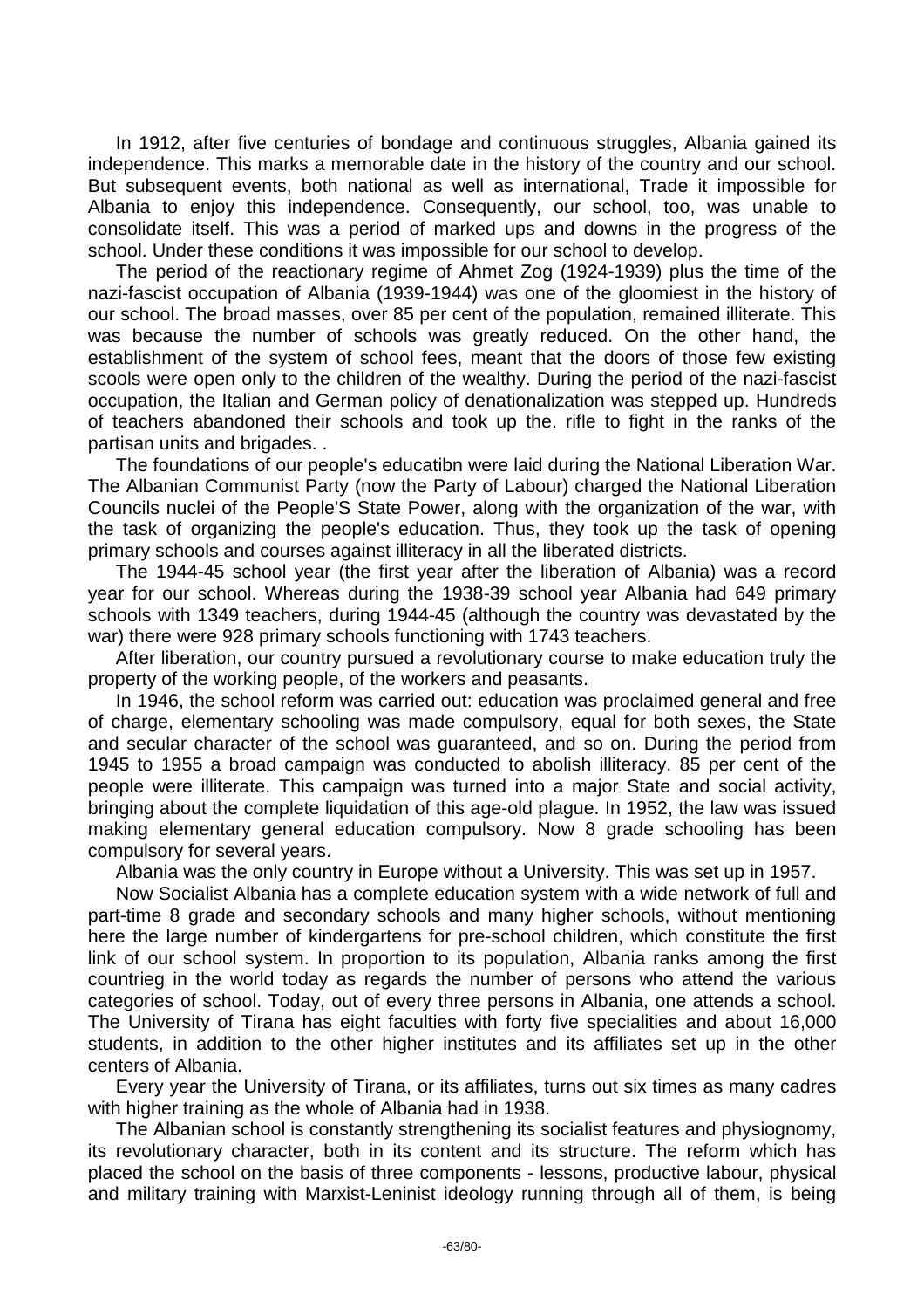In 1912, after five centuries of bondage and continuous struggles, Albania gained its independence. This marks a memorable date in the history of the country and our school. But subsequent events, both national as well as international, Trade it impossible for Albania to enjoy this independence. Consequently, our school, too, was unable to consolidate itself. This was a period of marked ups and downs in the progress of the school. Under these conditions it was impossible for our school to develop.

The period of the reactionary regime of Ahmet Zog (1924-1939) plus the time of the nazi-fascist occupation of Albania (1939-1944) was one of the gloomiest in the history of our school. The broad masses, over 85 per cent of the population, remained illiterate. This was because the number of schools was greatly reduced. On the other hand, the establishment of the system of school fees, meant that the doors of those few existing scools were open only to the children of the wealthy. During the period of the nazi-fascist occupation, the Italian and German policy of denationalization was stepped up. Hundreds of teachers abandoned their schools and took up the. rifle to fight in the ranks of the partisan units and brigades. .

The foundations of our people's educatibn were laid during the National Liberation War. The Albanian Communist Party (now the Party of Labour) charged the National Liberation Councils nuclei of the People'S State Power, along with the organization of the war, with the task of organizing the people's education. Thus, they took up the task of opening primary schools and courses against illiteracy in all the liberated districts.

The 1944-45 school year (the first year after the liberation of Albania) was a record year for our school. Whereas during the 1938-39 school year Albania had 649 primary schools with 1349 teachers, during 1944-45 (although the country was devastated by the war) there were 928 primary schools functioning with 1743 teachers.

After liberation, our country pursued a revolutionary course to make education truly the property of the working people, of the workers and peasants.

In 1946, the school reform was carried out: education was proclaimed general and free of charge, elementary schooling was made compulsory, equal for both sexes, the State and secular character of the school was guaranteed, and so on. During the period from 1945 to 1955 a broad campaign was conducted to abolish illiteracy. 85 per cent of the people were illiterate. This campaign was turned into a major State and social activity, bringing about the complete liquidation of this age-old plague. In 1952, the law was issued making elementary general education compulsory. Now 8 grade schooling has been compulsory for several years.

Albania was the only country in Europe without a University. This was set up in 1957.

Now Socialist Albania has a complete education system with a wide network of full and part-time 8 grade and secondary schools and many higher schools, without mentioning here the large number of kindergartens for pre-school children, which constitute the first link of our school system. In proportion to its population, Albania ranks among the first countrieg in the world today as regards the number of persons who attend the various categories of school. Today, out of every three persons in Albania, one attends a school. The University of Tirana has eight faculties with forty five specialities and about 16,000 students, in addition to the other higher institutes and its affiliates set up in the other centers of Albania.

Every year the University of Tirana, or its affiliates, turns out six times as many cadres with higher training as the whole of Albania had in 1938.

The Albanian school is constantly strengthening its socialist features and physiognomy, its revolutionary character, both in its content and its structure. The reform which has placed the school on the basis of three components - lessons, productive labour, physical and military training with Marxist-Leninist ideology running through all of them, is being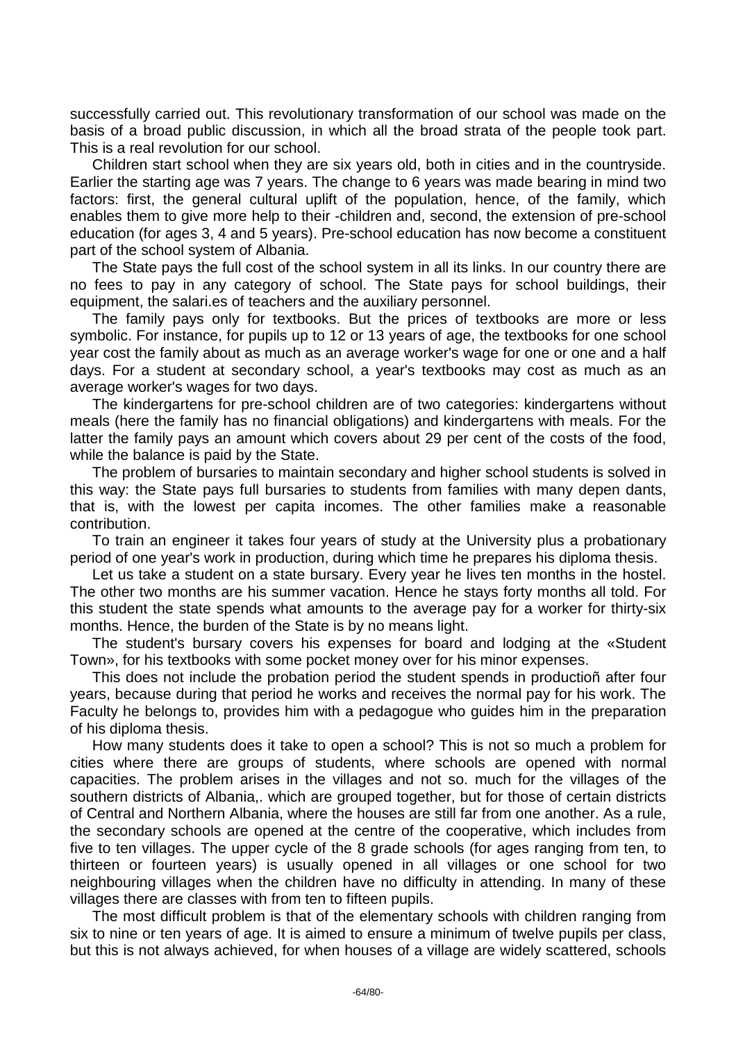successfully carried out. This revolutionary transformation of our school was made on the basis of a broad public discussion, in which all the broad strata of the people took part. This is a real revolution for our school.

Children start school when they are six years old, both in cities and in the countryside. Earlier the starting age was 7 years. The change to 6 years was made bearing in mind two factors: first, the general cultural uplift of the population, hence, of the family, which enables them to give more help to their -children and, second, the extension of pre-school education (for ages 3, 4 and 5 years). Pre-school education has now become a constituent part of the school system of Albania.

The State pays the full cost of the school system in all its links. In our country there are no fees to pay in any category of school. The State pays for school buildings, their equipment, the salari.es of teachers and the auxiliary personnel.

The family pays only for textbooks. But the prices of textbooks are more or less symbolic. For instance, for pupils up to 12 or 13 years of age, the textbooks for one school year cost the family about as much as an average worker's wage for one or one and a half days. For a student at secondary school, a year's textbooks may cost as much as an average worker's wages for two days.

The kindergartens for pre-school children are of two categories: kindergartens without meals (here the family has no financial obligations) and kindergartens with meals. For the latter the family pays an amount which covers about 29 per cent of the costs of the food, while the balance is paid by the State.

The problem of bursaries to maintain secondary and higher school students is solved in this way: the State pays full bursaries to students from families with many depen dants, that is, with the lowest per capita incomes. The other families make a reasonable contribution.

To train an engineer it takes four years of study at the University plus a probationary period of one year's work in production, during which time he prepares his diploma thesis.

Let us take a student on a state bursary. Every year he lives ten months in the hostel. The other two months are his summer vacation. Hence he stays forty months all told. For this student the state spends what amounts to the average pay for a worker for thirty-six months. Hence, the burden of the State is by no means light.

The student's bursary covers his expenses for board and lodging at the «Student Town», for his textbooks with some pocket money over for his minor expenses.

This does not include the probation period the student spends in productioñ after four years, because during that period he works and receives the normal pay for his work. The Faculty he belongs to, provides him with a pedagogue who guides him in the preparation of his diploma thesis.

How many students does it take to open a school? This is not so much a problem for cities where there are groups of students, where schools are opened with normal capacities. The problem arises in the villages and not so. much for the villages of the southern districts of Albania,. which are grouped together, but for those of certain districts of Central and Northern Albania, where the houses are still far from one another. As a rule, the secondary schools are opened at the centre of the cooperative, which includes from five to ten villages. The upper cycle of the 8 grade schools (for ages ranging from ten, to thirteen or fourteen years) is usually opened in all villages or one school for two neighbouring villages when the children have no difficulty in attending. In many of these villages there are classes with from ten to fifteen pupils.

The most difficult problem is that of the elementary schools with children ranging from six to nine or ten years of age. It is aimed to ensure a minimum of twelve pupils per class, but this is not always achieved, for when houses of a village are widely scattered, schools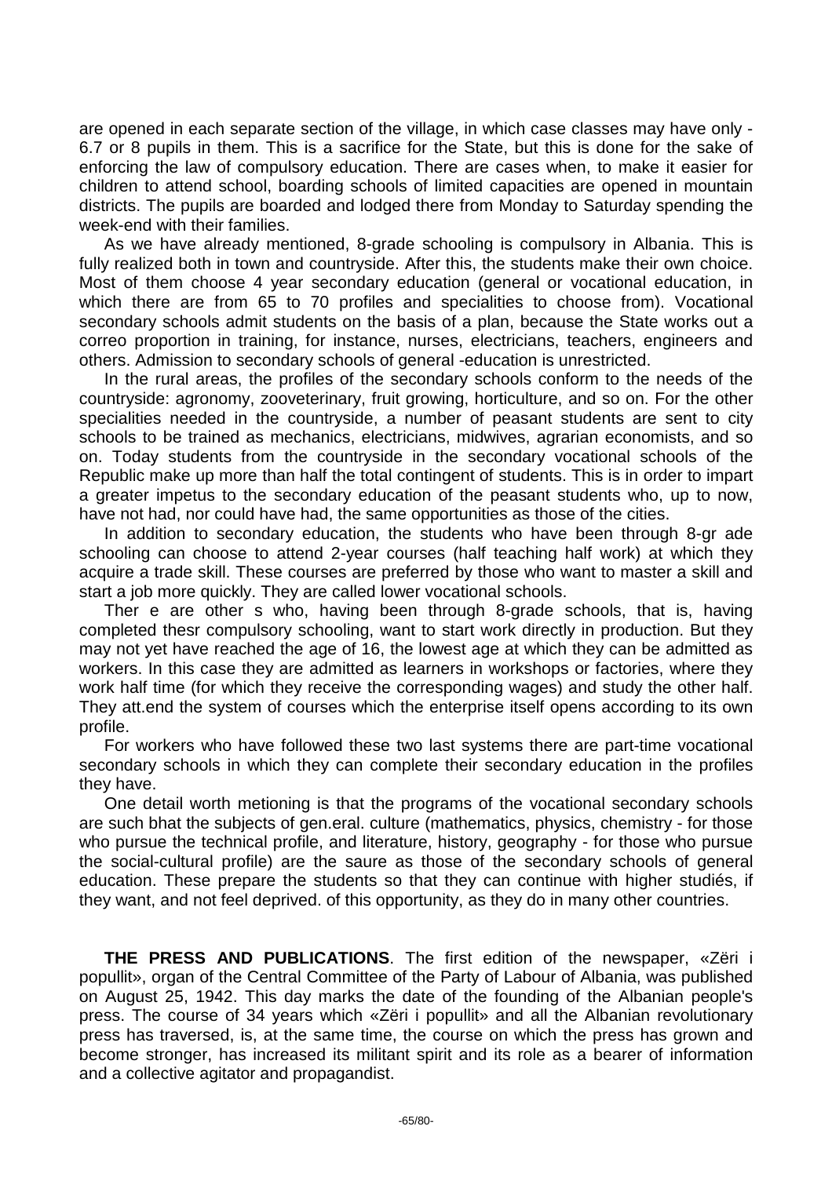are opened in each separate section of the village, in which case classes may have only - 6.7 or 8 pupils in them. This is a sacrifice for the State, but this is done for the sake of enforcing the law of compulsory education. There are cases when, to make it easier for children to attend school, boarding schools of limited capacities are opened in mountain districts. The pupils are boarded and lodged there from Monday to Saturday spending the week-end with their families.

As we have already mentioned, 8-grade schooling is compulsory in Albania. This is fully realized both in town and countryside. After this, the students make their own choice. Most of them choose 4 year secondary education (general or vocational education, in which there are from 65 to 70 profiles and specialities to choose from). Vocational secondary schools admit students on the basis of a plan, because the State works out a correo proportion in training, for instance, nurses, electricians, teachers, engineers and others. Admission to secondary schools of general -education is unrestricted.

In the rural areas, the profiles of the secondary schools conform to the needs of the countryside: agronomy, zooveterinary, fruit growing, horticulture, and so on. For the other specialities needed in the countryside, a number of peasant students are sent to city schools to be trained as mechanics, electricians, midwives, agrarian economists, and so on. Today students from the countryside in the secondary vocational schools of the Republic make up more than half the total contingent of students. This is in order to impart a greater impetus to the secondary education of the peasant students who, up to now, have not had, nor could have had, the same opportunities as those of the cities.

In addition to secondary education, the students who have been through 8-gr ade schooling can choose to attend 2-year courses (half teaching half work) at which they acquire a trade skill. These courses are preferred by those who want to master a skill and start a job more quickly. They are called lower vocational schools.

Ther e are other s who, having been through 8-grade schools, that is, having completed thesr compulsory schooling, want to start work directly in production. But they may not yet have reached the age of 16, the lowest age at which they can be admitted as workers. In this case they are admitted as learners in workshops or factories, where they work half time (for which they receive the corresponding wages) and study the other half. They att.end the system of courses which the enterprise itself opens according to its own profile.

For workers who have followed these two last systems there are part-time vocational secondary schools in which they can complete their secondary education in the profiles they have.

One detail worth metioning is that the programs of the vocational secondary schools are such bhat the subjects of gen.eral. culture (mathematics, physics, chemistry - for those who pursue the technical profile, and literature, history, geography - for those who pursue the social-cultural profile) are the saure as those of the secondary schools of general education. These prepare the students so that they can continue with higher studiés, if they want, and not feel deprived. of this opportunity, as they do in many other countries.

**THE PRESS AND PUBLICATIONS**. The first edition of the newspaper, «Zëri i popullit», organ of the Central Committee of the Party of Labour of Albania, was published on August 25, 1942. This day marks the date of the founding of the Albanian people's press. The course of 34 years which «Zëri i popullit» and all the Albanian revolutionary press has traversed, is, at the same time, the course on which the press has grown and become stronger, has increased its militant spirit and its role as a bearer of information and a collective agitator and propagandist.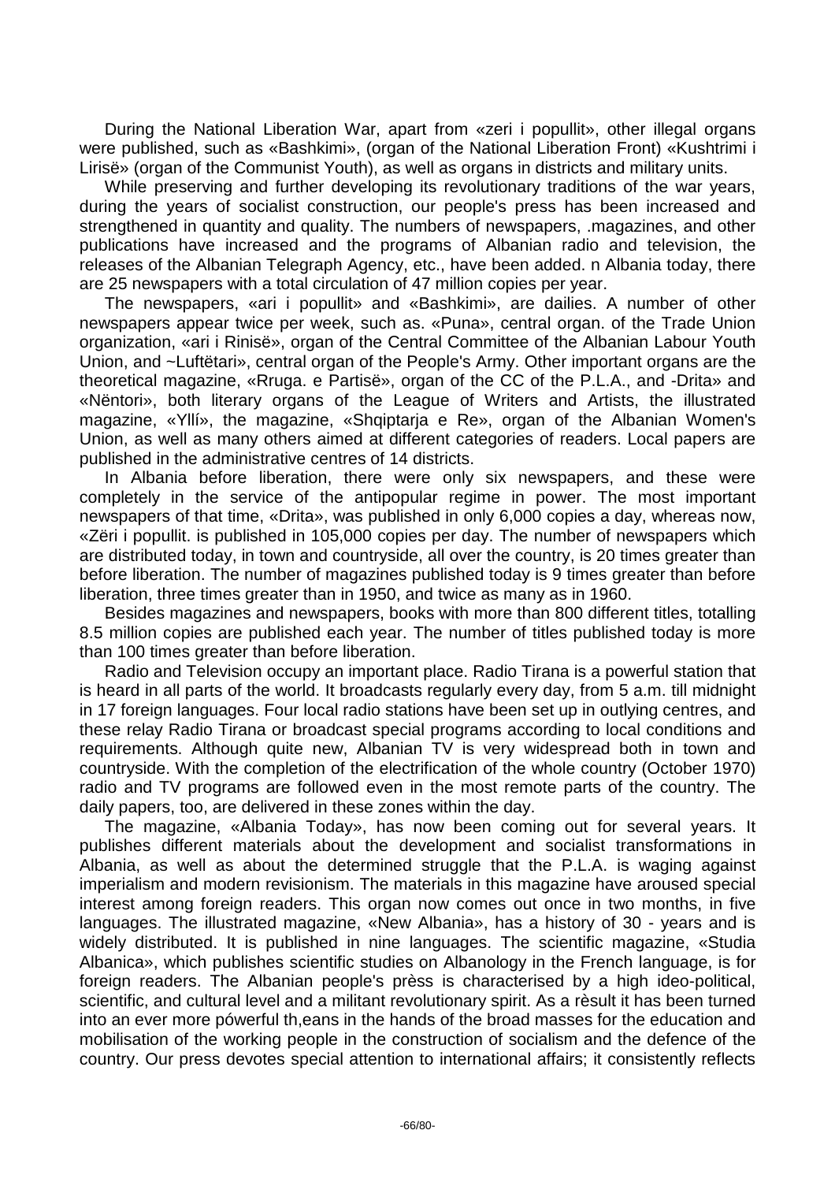During the National Liberation War, apart from «zeri i popullit», other illegal organs were published, such as «Bashkimi», (organ of the National Liberation Front) «Kushtrimi i Lirisë» (organ of the Communist Youth), as well as organs in districts and military units.

While preserving and further developing its revolutionary traditions of the war years, during the years of socialist construction, our people's press has been increased and strengthened in quantity and quality. The numbers of newspapers, .magazines, and other publications have increased and the programs of Albanian radio and television, the releases of the Albanian Telegraph Agency, etc., have been added. n Albania today, there are 25 newspapers with a total circulation of 47 million copies per year.

The newspapers, «ari i popullit» and «Bashkimi», are dailies. A number of other newspapers appear twice per week, such as. «Puna», central organ. of the Trade Union organization, «ari i Rinisë», organ of the Central Committee of the Albanian Labour Youth Union, and ~Luftëtari», central organ of the People's Army. Other important organs are the theoretical magazine, «Rruga. e Partisë», organ of the CC of the P.L.A., and -Drita» and «Nëntori», both literary organs of the League of Writers and Artists, the illustrated magazine, «Yllí», the magazine, «Shqiptarja e Re», organ of the Albanian Women's Union, as well as many others aimed at different categories of readers. Local papers are published in the administrative centres of 14 districts.

In Albania before liberation, there were only six newspapers, and these were completely in the service of the antipopular regime in power. The most important newspapers of that time, «Drita», was published in only 6,000 copies a day, whereas now, «Zëri i popullit. is published in 105,000 copies per day. The number of newspapers which are distributed today, in town and countryside, all over the country, is 20 times greater than before liberation. The number of magazines published today is 9 times greater than before liberation, three times greater than in 1950, and twice as many as in 1960.

Besides magazines and newspapers, books with more than 800 different titles, totalling 8.5 million copies are published each year. The number of titles published today is more than 100 times greater than before liberation.

Radio and Television occupy an important place. Radio Tirana is a powerful station that is heard in all parts of the world. It broadcasts regularly every day, from 5 a.m. till midnight in 17 foreign languages. Four local radio stations have been set up in outlying centres, and these relay Radio Tirana or broadcast special programs according to local conditions and requirements. Although quite new, Albanian TV is very widespread both in town and countryside. With the completion of the electrification of the whole country (October 1970) radio and TV programs are followed even in the most remote parts of the country. The daily papers, too, are delivered in these zones within the day.

The magazine, «Albania Today», has now been coming out for several years. It publishes different materials about the development and socialist transformations in Albania, as well as about the determined struggle that the P.L.A. is waging against imperialism and modern revisionism. The materials in this magazine have aroused special interest among foreign readers. This organ now comes out once in two months, in five languages. The illustrated magazine, «New Albania», has a history of 30 - years and is widely distributed. It is published in nine languages. The scientific magazine, «Studia Albanica», which publishes scientific studies on Albanology in the French language, is for foreign readers. The Albanian people's prèss is characterised by a high ideo-political, scientific, and cultural level and a militant revolutionary spirit. As a rèsult it has been turned into an ever more pówerful th,eans in the hands of the broad masses for the education and mobilisation of the working people in the construction of socialism and the defence of the country. Our press devotes special attention to international affairs; it consistently reflects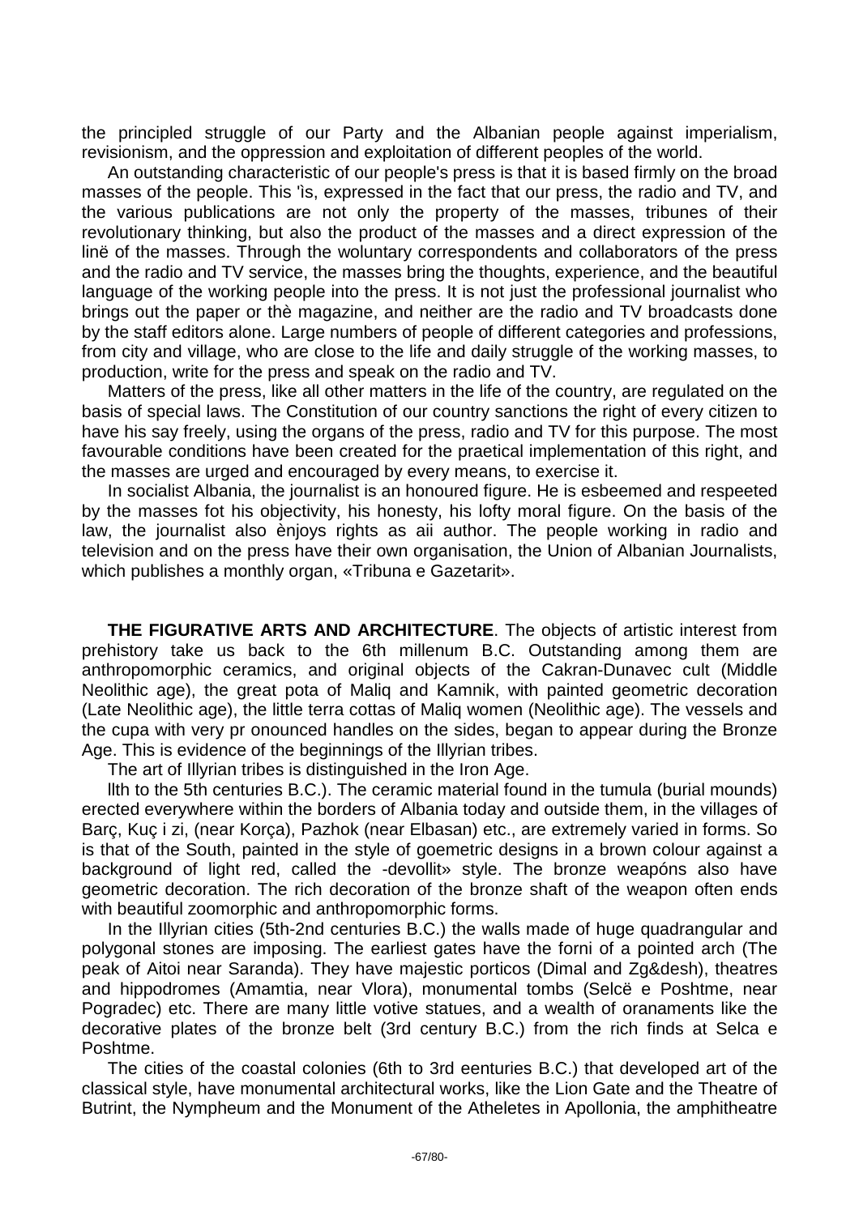the principled struggle of our Party and the Albanian people against imperialism, revisionism, and the oppression and exploitation of different peoples of the world.

An outstanding characteristic of our people's press is that it is based firmly on the broad masses of the people. This 'ìs, expressed in the fact that our press, the radio and TV, and the various publications are not only the property of the masses, tribunes of their revolutionary thinking, but also the product of the masses and a direct expression of the linë of the masses. Through the woluntary correspondents and collaborators of the press and the radio and TV service, the masses bring the thoughts, experience, and the beautiful language of the working people into the press. It is not just the professional journalist who brings out the paper or thè magazine, and neither are the radio and TV broadcasts done by the staff editors alone. Large numbers of people of different categories and professions, from city and village, who are close to the life and daily struggle of the working masses, to production, write for the press and speak on the radio and TV.

Matters of the press, like all other matters in the life of the country, are regulated on the basis of special laws. The Constitution of our country sanctions the right of every citizen to have his say freely, using the organs of the press, radio and TV for this purpose. The most favourable conditions have been created for the praetical implementation of this right, and the masses are urged and encouraged by every means, to exercise it.

In socialist Albania, the journalist is an honoured figure. He is esbeemed and respeeted by the masses fot his objectivity, his honesty, his lofty moral figure. On the basis of the law, the journalist also ènjoys rights as aii author. The people working in radio and television and on the press have their own organisation, the Union of Albanian Journalists, which publishes a monthly organ, «Tribuna e Gazetarit».

**THE FIGURATIVE ARTS AND ARCHITECTURE**. The objects of artistic interest from prehistory take us back to the 6th millenum B.C. Outstanding among them are anthropomorphic ceramics, and original objects of the Cakran-Dunavec cult (Middle Neolithic age), the great pota of Maliq and Kamnik, with painted geometric decoration (Late Neolithic age), the little terra cottas of Maliq women (Neolithic age). The vessels and the cupa with very pr onounced handles on the sides, began to appear during the Bronze Age. This is evidence of the beginnings of the Illyrian tribes.

The art of Illyrian tribes is distinguished in the Iron Age.

llth to the 5th centuries B.C.). The ceramic material found in the tumula (burial mounds) erected everywhere within the borders of Albania today and outside them, in the villages of Barç, Kuç i zi, (near Korça), Pazhok (near Elbasan) etc., are extremely varied in forms. So is that of the South, painted in the style of goemetric designs in a brown colour against a background of light red, called the -devollit» style. The bronze weapóns also have geometric decoration. The rich decoration of the bronze shaft of the weapon often ends with beautiful zoomorphic and anthropomorphic forms.

In the Illyrian cities (5th-2nd centuries B.C.) the walls made of huge quadrangular and polygonal stones are imposing. The earliest gates have the forni of a pointed arch (The peak of Aitoi near Saranda). They have majestic porticos (Dimal and Zg&desh), theatres and hippodromes (Amamtia, near Vlora), monumental tombs (Selcë e Poshtme, near Pogradec) etc. There are many little votive statues, and a wealth of oranaments like the decorative plates of the bronze belt (3rd century B.C.) from the rich finds at Selca e Poshtme.

The cities of the coastal colonies (6th to 3rd eenturies B.C.) that developed art of the classical style, have monumental architectural works, like the Lion Gate and the Theatre of Butrint, the Nympheum and the Monument of the Atheletes in Apollonia, the amphitheatre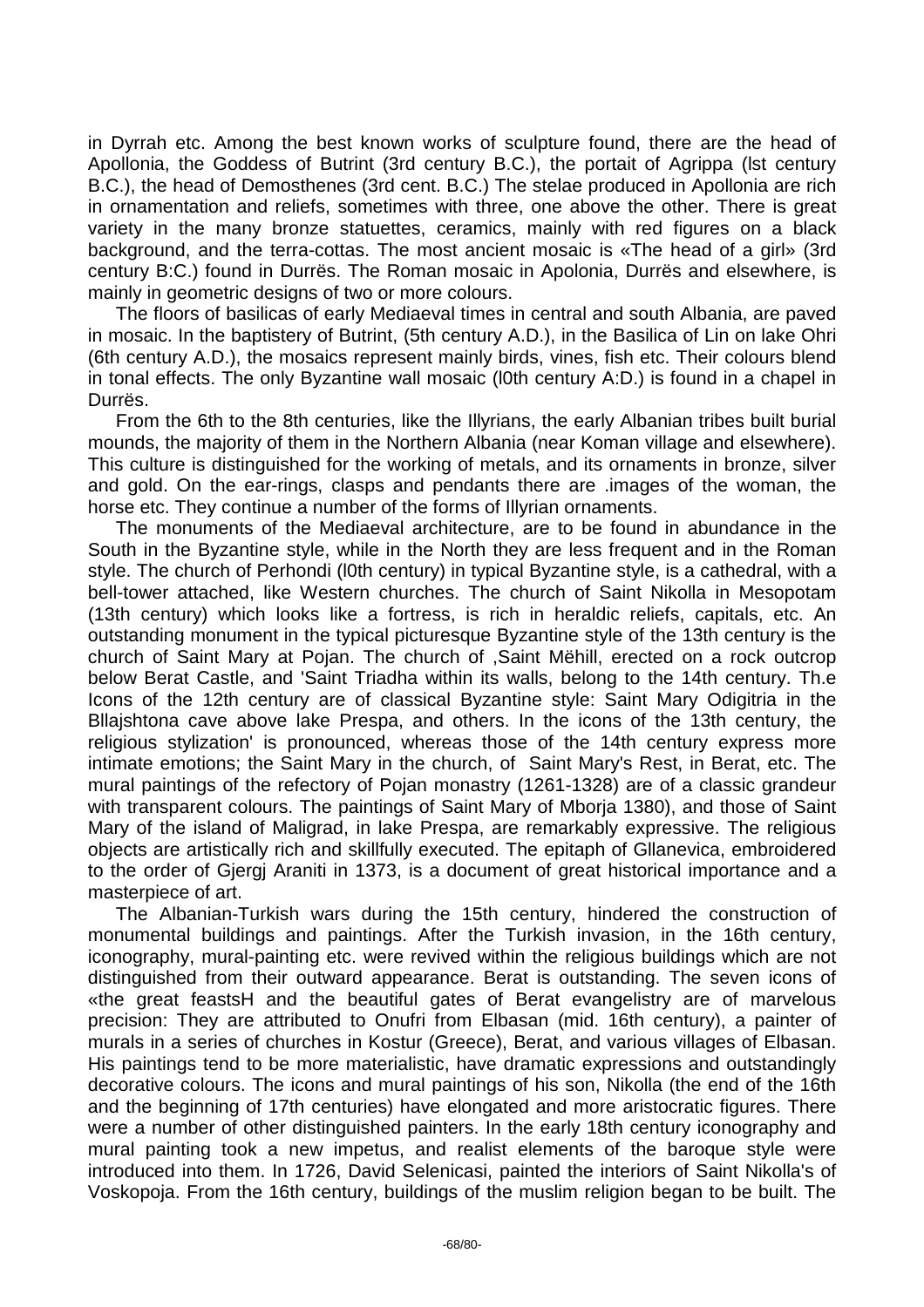in Dyrrah etc. Among the best known works of sculpture found, there are the head of Apollonia, the Goddess of Butrint (3rd century B.C.), the portait of Agrippa (lst century B.C.), the head of Demosthenes (3rd cent. B.C.) The stelae produced in Apollonia are rich in ornamentation and reliefs, sometimes with three, one above the other. There is great variety in the many bronze statuettes, ceramics, mainly with red figures on a black background, and the terra-cottas. The most ancient mosaic is «The head of a girl» (3rd century B:C.) found in Durrës. The Roman mosaic in Apolonia, Durrës and elsewhere, is mainly in geometric designs of two or more colours.

The floors of basilicas of early Mediaeval times in central and south Albania, are paved in mosaic. In the baptistery of Butrint, (5th century A.D.), in the Basilica of Lin on lake Ohri (6th century A.D.), the mosaics represent mainly birds, vines, fish etc. Their colours blend in tonal effects. The only Byzantine wall mosaic (l0th century A:D.) is found in a chapel in Durrës.

From the 6th to the 8th centuries, like the Illyrians, the early Albanian tribes built burial mounds, the majority of them in the Northern Albania (near Koman village and elsewhere). This culture is distinguished for the working of metals, and its ornaments in bronze, silver and gold. On the ear-rings, clasps and pendants there are .images of the woman, the horse etc. They continue a number of the forms of Illyrian ornaments.

The monuments of the Mediaeval architecture, are to be found in abundance in the South in the Byzantine style, while in the North they are less frequent and in the Roman style. The church of Perhondi (l0th century) in typical Byzantine style, is a cathedral, with a bell-tower attached, like Western churches. The church of Saint Nikolla in Mesopotam (13th century) which looks like a fortress, is rich in heraldic reliefs, capitals, etc. An outstanding monument in the typical picturesque Byzantine style of the 13th century is the church of Saint Mary at Pojan. The church of ,Saint Mëhill, erected on a rock outcrop below Berat Castle, and 'Saint Triadha within its walls, belong to the 14th century. Th.e Icons of the 12th century are of classical Byzantine style: Saint Mary Odigitria in the Bllajshtona cave above lake Prespa, and others. In the icons of the 13th century, the religious stylization' is pronounced, whereas those of the 14th century express more intimate emotions; the Saint Mary in the church, of Saint Mary's Rest, in Berat, etc. The mural paintings of the refectory of Pojan monastry (1261-1328) are of a classic grandeur with transparent colours. The paintings of Saint Mary of Mborja 1380), and those of Saint Mary of the island of Maligrad, in lake Prespa, are remarkably expressive. The religious objects are artistically rich and skillfully executed. The epitaph of Gllanevica, embroidered to the order of Gjergj Araniti in 1373, is a document of great historical importance and a masterpiece of art.

The Albanian-Turkish wars during the 15th century, hindered the construction of monumental buildings and paintings. After the Turkish invasion, in the 16th century, iconography, mural-painting etc. were revived within the religious buildings which are not distinguished from their outward appearance. Berat is outstanding. The seven icons of «the great feastsH and the beautiful gates of Berat evangelistry are of marvelous precision: They are attributed to Onufri from Elbasan (mid. 16th century), a painter of murals in a series of churches in Kostur (Greece), Berat, and various villages of Elbasan. His paintings tend to be more materialistic, have dramatic expressions and outstandingly decorative colours. The icons and mural paintings of his son, Nikolla (the end of the 16th and the beginning of 17th centuries) have elongated and more aristocratic figures. There were a number of other distinguished painters. In the early 18th century iconography and mural painting took a new impetus, and realist elements of the baroque style were introduced into them. In 1726, David Selenicasi, painted the interiors of Saint Nikolla's of Voskopoja. From the 16th century, buildings of the muslim religion began to be built. The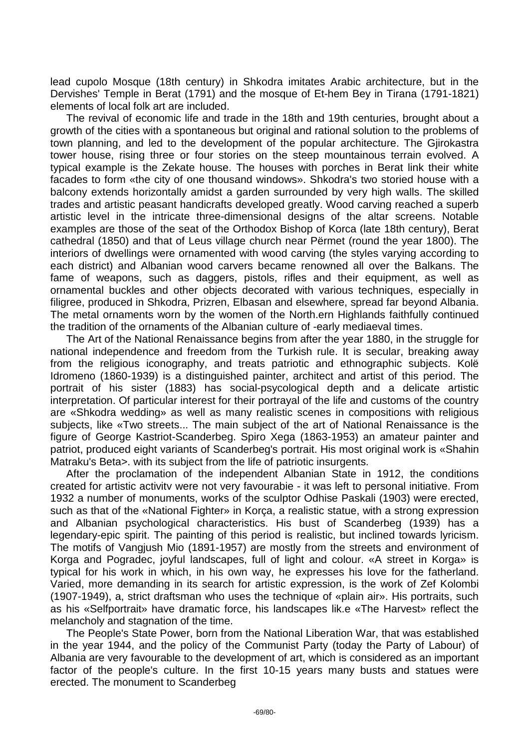lead cupolo Mosque (18th century) in Shkodra imitates Arabic architecture, but in the Dervishes' Temple in Berat (1791) and the mosque of Et-hem Bey in Tirana (1791-1821) elements of local folk art are included.

The revival of economic life and trade in the 18th and 19th centuries, brought about a growth of the cities with a spontaneous but original and rational solution to the problems of town planning, and led to the development of the popular architecture. The Gjirokastra tower house, rising three or four stories on the steep mountainous terrain evolved. A typical example is the Zekate house. The houses with porches in Berat link their white facades to form «the city of one thousand windows». Shkodra's two storied house with a balcony extends horizontally amidst a garden surrounded by very high walls. The skilled trades and artistic peasant handicrafts developed greatly. Wood carving reached a superb artistic level in the intricate three-dimensional designs of the altar screens. Notable examples are those of the seat of the Orthodox Bishop of Korca (late 18th century), Berat cathedral (1850) and that of Leus village church near Përmet (round the year 1800). The interiors of dwellings were ornamented with wood carving (the styles varying according to each district) and Albanian wood carvers became renowned all over the Balkans. The fame of weapons, such as daggers, pistols, rifles and their equipment, as well as ornamental buckles and other objects decorated with various techniques, especially in filigree, produced in Shkodra, Prizren, Elbasan and elsewhere, spread far beyond Albania. The metal ornaments worn by the women of the North.ern Highlands faithfully continued the tradition of the ornaments of the Albanian culture of -early mediaeval times.

The Art of the National Renaissance begins from after the year 1880, in the struggle for national independence and freedom from the Turkish rule. It is secular, breaking away from the religious iconography, and treats patriotic and ethnographic subjects. Kolë Idromeno (1860-1939) is a distinguished painter, architect and artist of this period. The portrait of his sister (1883) has social-psycological depth and a delicate artistic interpretation. Of particular interest for their portrayal of the life and customs of the country are «Shkodra wedding» as well as many realistic scenes in compositions with religious subjects, like «Two streets... The main subject of the art of National Renaissance is the figure of George Kastriot-Scanderbeg. Spiro Xega (1863-1953) an amateur painter and patriot, produced eight variants of Scanderbeg's portrait. His most original work is «Shahin Matraku's Beta>. with its subject from the life of patriotic insurgents.

After the proclamation of the independent Albanian State in 1912, the conditions created for artistic activitv were not very favourabie - it was left to personal initiative. From 1932 a number of monuments, works of the sculptor Odhise Paskali (1903) were erected, such as that of the «National Fighter» in Korça, a realistic statue, with a strong expression and Albanian psychological characteristics. His bust of Scanderbeg (1939) has a legendary-epic spirit. The painting of this period is realistic, but inclined towards lyricism. The motifs of Vangjush Mio (1891-1957) are mostly from the streets and environment of Korga and Pogradec, joyful landscapes, full of light and colour. «A street in Korga» is typical for his work in which, in his own way, he expresses his love for the fatherland. Varied, more demanding in its search for artistic expression, is the work of Zef Kolombi (1907-1949), a, strict draftsman who uses the technique of «plain air». His portraits, such as his «Selfportrait» have dramatic force, his landscapes lik.e «The Harvest» reflect the melancholy and stagnation of the time.

The People's State Power, born from the National Liberation War, that was established in the year 1944, and the policy of the Communist Party (today the Party of Labour) of Albania are very favourable to the development of art, which is considered as an important factor of the people's culture. In the first 10-15 years many busts and statues were erected. The monument to Scanderbeg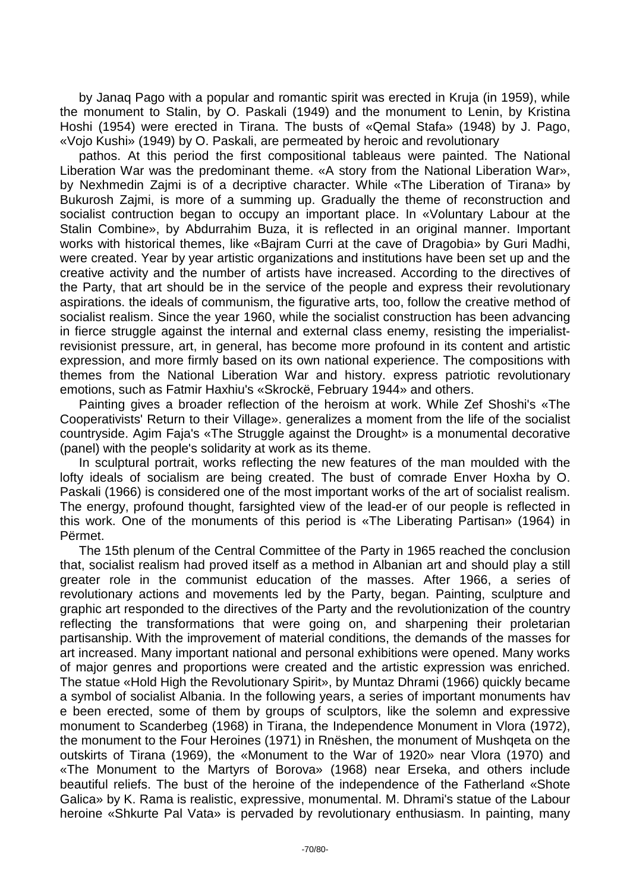by Janaq Pago with a popular and romantic spirit was erected in Kruja (in 1959), while the monument to Stalin, by O. Paskali (1949) and the monument to Lenin, by Kristina Hoshi (1954) were erected in Tirana. The busts of «Qemal Stafa» (1948) by J. Pago, «Vojo Kushi» (1949) by O. Paskali, are permeated by heroic and revolutionary

pathos. At this period the first compositional tableaus were painted. The National Liberation War was the predominant theme. «A story from the National Liberation War», by Nexhmedin Zajmi is of a decriptive character. While «The Liberation of Tirana» by Bukurosh Zajmi, is more of a summing up. Gradually the theme of reconstruction and socialist contruction began to occupy an important place. In «Voluntary Labour at the Stalin Combine», by Abdurrahim Buza, it is reflected in an original manner. Important works with historical themes, like «Bajram Curri at the cave of Dragobia» by Guri Madhi, were created. Year by year artistic organizations and institutions have been set up and the creative activity and the number of artists have increased. According to the directives of the Party, that art should be in the service of the people and express their revolutionary aspirations. the ideals of communism, the figurative arts, too, follow the creative method of socialist realism. Since the year 1960, while the socialist construction has been advancing in fierce struggle against the internal and external class enemy, resisting the imperialist-revisionist pressure, art, in general, has become more profound in its content and artistic expression, and more firmly based on its own national experience. The compositions with themes from the National Liberation War and history. express patriotic revolutionary emotions, such as Fatmir Haxhiu's «Skrockë, February 1944» and others.

Painting gives a broader reflection of the heroism at work. While Zef Shoshi's «The Cooperativists' Return to their Village». generalizes a moment from the life of the socialist countryside. Agim Faja's «The Struggle against the Drought» is a monumental decorative (panel) with the people's solidarity at work as its theme.

In sculptural portrait, works reflecting the new features of the man moulded with the lofty ideals of socialism are being created. The bust of comrade Enver Hoxha by O. Paskali (1966) is considered one of the most important works of the art of socialist realism. The energy, profound thought, farsighted view of the lead-er of our people is reflected in this work. One of the monuments of this period is «The Liberating Partisan» (1964) in Përmet.

The 15th plenum of the Central Committee of the Party in 1965 reached the conclusion that, socialist realism had proved itself as a method in Albanian art and should play a still greater role in the communist education of the masses. After 1966, a series of revolutionary actions and movements led by the Party, began. Painting, sculpture and graphic art responded to the directives of the Party and the revolutionization of the country reflecting the transformations that were going on, and sharpening their proletarian partisanship. With the improvement of material conditions, the demands of the masses for art increased. Many important national and personal exhibitions were opened. Many works of major genres and proportions were created and the artistic expression was enriched. The statue «Hold High the Revolutionary Spirit», by Muntaz Dhrami (1966) quickly became a symbol of socialist Albania. In the following years, a series of important monuments hav e been erected, some of them by groups of sculptors, like the solemn and expressive monument to Scanderbeg (1968) in Tirana, the Independence Monument in Vlora (1972), the monument to the Four Heroines (1971) in Rnëshen, the monument of Mushqeta on the outskirts of Tirana (1969), the «Monument to the War of 1920» near Vlora (1970) and «The Monument to the Martyrs of Borova» (1968) near Erseka, and others include beautiful reliefs. The bust of the heroine of the independence of the Fatherland «Shote Galica» by K. Rama is realistic, expressive, monumental. M. Dhrami's statue of the Labour heroine «Shkurte Pal Vata» is pervaded by revolutionary enthusiasm. In painting, many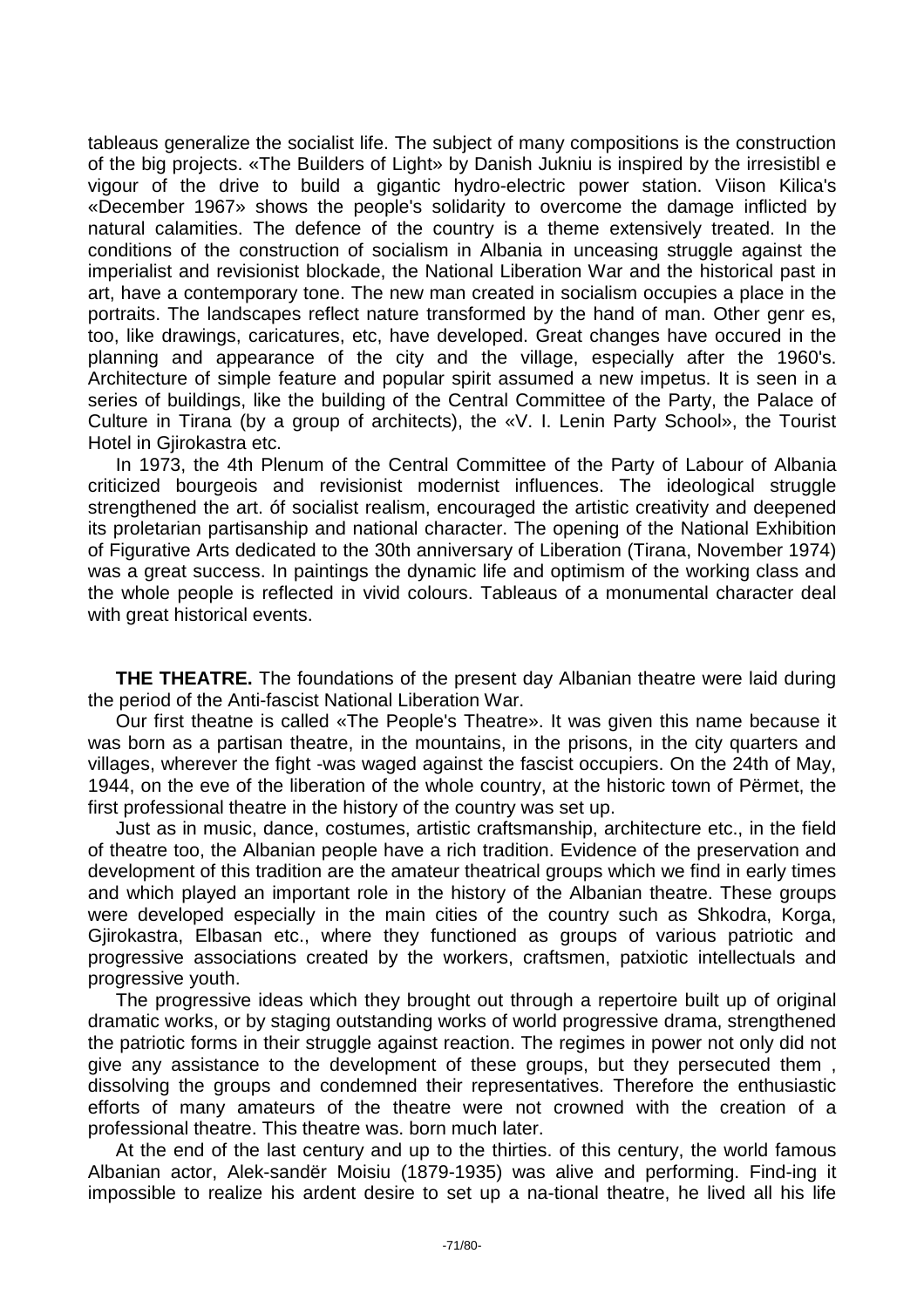tableaus generalize the socialist life. The subject of many compositions is the construction of the big projects. «The Builders of Light» by Danish Jukniu is inspired by the irresistibl e vigour of the drive to build a gigantic hydro-electric power station. Viison Kilica's «December 1967» shows the people's solidarity to overcome the damage inflicted by natural calamities. The defence of the country is a theme extensively treated. In the conditions of the construction of socialism in Albania in unceasing struggle against the imperialist and revisionist blockade, the National Liberation War and the historical past in art, have a contemporary tone. The new man created in socialism occupies a place in the portraits. The landscapes reflect nature transformed by the hand of man. Other genr es, too, like drawings, caricatures, etc, have developed. Great changes have occured in the planning and appearance of the city and the village, especially after the 1960's. Architecture of simple feature and popular spirit assumed a new impetus. It is seen in a series of buildings, like the building of the Central Committee of the Party, the Palace of Culture in Tirana (by a group of architects), the «V. I. Lenin Party School», the Tourist Hotel in Gjirokastra etc.

In 1973, the 4th Plenum of the Central Committee of the Party of Labour of Albania criticized bourgeois and revisionist modernist influences. The ideological struggle strengthened the art. óf socialist realism, encouraged the artistic creativity and deepened its proletarian partisanship and national character. The opening of the National Exhibition of Figurative Arts dedicated to the 30th anniversary of Liberation (Tirana, November 1974) was a great success. In paintings the dynamic life and optimism of the working class and the whole people is reflected in vivid colours. Tableaus of a monumental character deal with great historical events.

**THE THEATRE.** The foundations of the present day Albanian theatre were laid during the period of the Anti-fascist National Liberation War.

Our first theatne is called «The People's Theatre». It was given this name because it was born as a partisan theatre, in the mountains, in the prisons, in the city quarters and villages, wherever the fight -was waged against the fascist occupiers. On the 24th of May, 1944, on the eve of the liberation of the whole country, at the historic town of Përmet, the first professional theatre in the history of the country was set up.

Just as in music, dance, costumes, artistic craftsmanship, architecture etc., in the field of theatre too, the Albanian people have a rich tradition. Evidence of the preservation and development of this tradition are the amateur theatrical groups which we find in early times and which played an important role in the history of the Albanian theatre. These groups were developed especially in the main cities of the country such as Shkodra, Korga, Gjirokastra, Elbasan etc., where they functioned as groups of various patriotic and progressive associations created by the workers, craftsmen, patxiotic intellectuals and progressive youth.

The progressive ideas which they brought out through a repertoire built up of original dramatic works, or by staging outstanding works of world progressive drama, strengthened the patriotic forms in their struggle against reaction. The regimes in power not only did not give any assistance to the development of these groups, but they persecuted them , dissolving the groups and condemned their representatives. Therefore the enthusiastic efforts of many amateurs of the theatre were not crowned with the creation of a professional theatre. This theatre was. born much later.

At the end of the last century and up to the thirties. of this century, the world famous Albanian actor, Alek-sandër Moisiu (1879-1935) was alive and performing. Find-ing it impossible to realize his ardent desire to set up a na-tional theatre, he lived all his life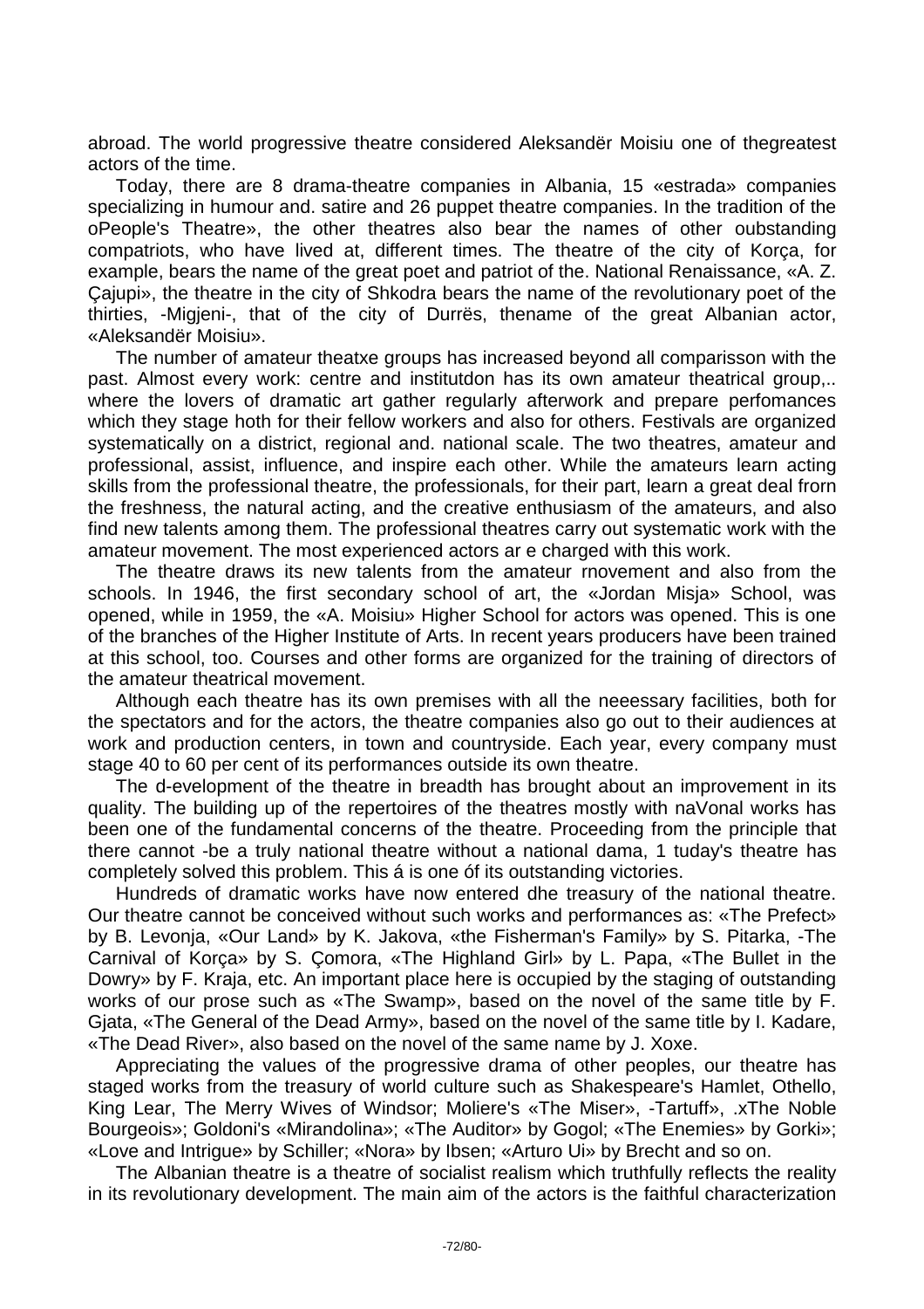abroad. The world progressive theatre considered Aleksandër Moisiu one of thegreatest actors of the time.

Today, there are 8 drama-theatre companies in Albania, 15 «estrada» companies specializing in humour and. satire and 26 puppet theatre companies. In the tradition of the oPeople's Theatre», the other theatres also bear the names of other oubstanding compatriots, who have lived at, different times. The theatre of the city of Korça, for example, bears the name of the great poet and patriot of the. National Renaissance, «A. Z. Çajupi», the theatre in the city of Shkodra bears the name of the revolutionary poet of the thirties, -Migjeni-, that of the city of Durrës, thename of the great Albanian actor, «Aleksandër Moisiu».

The number of amateur theatxe groups has increased beyond all comparisson with the past. Almost every work: centre and institutdon has its own amateur theatrical group,.. where the lovers of dramatic art gather regularly afterwork and prepare perfomances which they stage hoth for their fellow workers and also for others. Festivals are organized systematically on a district, regional and. national scale. The two theatres, amateur and professional, assist, influence, and inspire each other. While the amateurs learn acting skills from the professional theatre, the professionals, for their part, learn a great deal frorn the freshness, the natural acting, and the creative enthusiasm of the amateurs, and also find new talents among them. The professional theatres carry out systematic work with the amateur movement. The most experienced actors ar e charged with this work.

The theatre draws its new talents from the amateur rnovement and also from the schools. In 1946, the first secondary school of art, the «Jordan Misja» School, was opened, while in 1959, the «A. Moisiu» Higher School for actors was opened. This is one of the branches of the Higher Institute of Arts. In recent years producers have been trained at this school, too. Courses and other forms are organized for the training of directors of the amateur theatrical movement.

Although each theatre has its own premises with all the neeessary facilities, both for the spectators and for the actors, the theatre companies also go out to their audiences at work and production centers, in town and countryside. Each year, every company must stage 40 to 60 per cent of its performances outside its own theatre.

The d-evelopment of the theatre in breadth has brought about an improvement in its quality. The building up of the repertoires of the theatres mostly with naVonal works has been one of the fundamental concerns of the theatre. Proceeding from the principle that there cannot -be a truly national theatre without a national dama, 1 tuday's theatre has completely solved this problem. This á is one óf its outstanding victories.

Hundreds of dramatic works have now entered dhe treasury of the national theatre. Our theatre cannot be conceived without such works and performances as: «The Prefect» by B. Levonja, «Our Land» by K. Jakova, «the Fisherman's Family» by S. Pitarka, -The Carnival of Korça» by S. Çomora, «The Highland Girl» by L. Papa, «The Bullet in the Dowry» by F. Kraja, etc. An important place here is occupied by the staging of outstanding works of our prose such as «The Swamp», based on the novel of the same title by F. Gjata, «The General of the Dead Army», based on the novel of the same title by I. Kadare, «The Dead River», also based on the novel of the same name by J. Xoxe.

Appreciating the values of the progressive drama of other peoples, our theatre has staged works from the treasury of world culture such as Shakespeare's Hamlet, Othello, King Lear, The Merry Wives of Windsor; Moliere's «The Miser», -Tartuff», .xThe Noble Bourgeois»; Goldoni's «Mirandolina»; «The Auditor» by Gogol; «The Enemies» by Gorki»; «Love and Intrigue» by Schiller; «Nora» by Ibsen; «Arturo Ui» by Brecht and so on.

The Albanian theatre is a theatre of socialist realism which truthfully reflects the reality in its revolutionary development. The main aim of the actors is the faithful characterization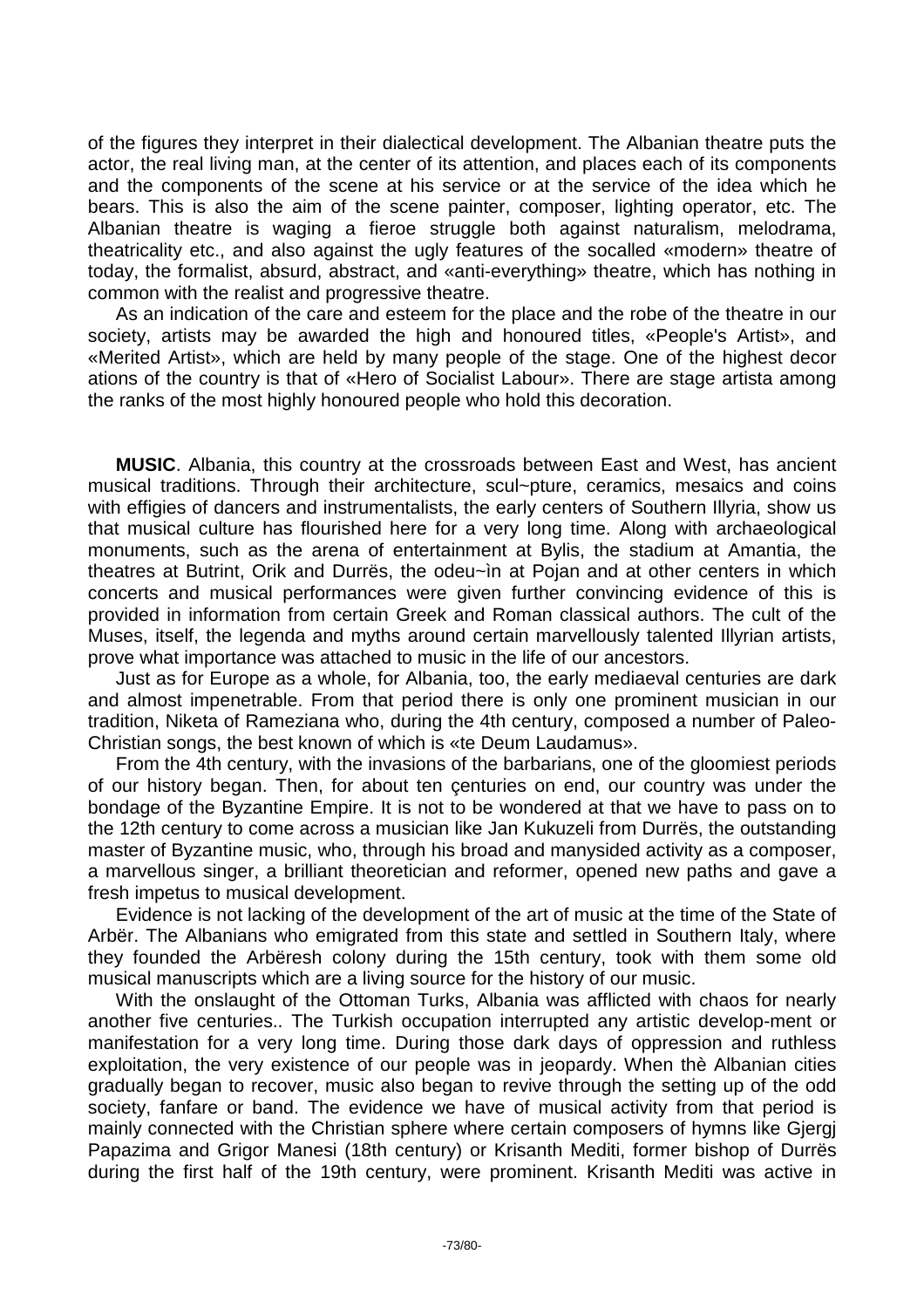of the figures they interpret in their dialectical development. The Albanian theatre puts the actor, the real living man, at the center of its attention, and places each of its components and the components of the scene at his service or at the service of the idea which he bears. This is also the aim of the scene painter, composer, lighting operator, etc. The Albanian theatre is waging a fieroe struggle both against naturalism, melodrama, theatricality etc., and also against the ugly features of the socalled «modern» theatre of today, the formalist, absurd, abstract, and «anti-everything» theatre, which has nothing in common with the realist and progressive theatre.

As an indication of the care and esteem for the place and the robe of the theatre in our society, artists may be awarded the high and honoured titles, «People's Artist», and «Merited Artist», which are held by many people of the stage. One of the highest decor ations of the country is that of «Hero of Socialist Labour». There are stage artista among the ranks of the most highly honoured people who hold this decoration.

**MUSIC**. Albania, this country at the crossroads between East and West, has ancient musical traditions. Through their architecture, scul~pture, ceramics, mesaics and coins with effigies of dancers and instrumentalists, the early centers of Southern Illyria, show us that musical culture has flourished here for a very long time. Along with archaeological monuments, such as the arena of entertainment at Bylis, the stadium at Amantia, the theatres at Butrint, Orik and Durrës, the odeu~ìn at Pojan and at other centers in which concerts and musical performances were given further convincing evidence of this is provided in information from certain Greek and Roman classical authors. The cult of the Muses, itself, the legenda and myths around certain marvellously talented Illyrian artists, prove what importance was attached to music in the life of our ancestors.

Just as for Europe as a whole, for Albania, too, the early mediaeval centuries are dark and almost impenetrable. From that period there is only one prominent musician in our tradition, Niketa of Rameziana who, during the 4th century, composed a number of Paleo-Christian songs, the best known of which is «te Deum Laudamus».

From the 4th century, with the invasions of the barbarians, one of the gloomiest periods of our history began. Then, for about ten çenturies on end, our country was under the bondage of the Byzantine Empire. It is not to be wondered at that we have to pass on to the 12th century to come across a musician like Jan Kukuzeli from Durrës, the outstanding master of Byzantine music, who, through his broad and manysided activity as a composer, a marvellous singer, a brilliant theoretician and reformer, opened new paths and gave a fresh impetus to musical development.

Evidence is not lacking of the development of the art of music at the time of the State of Arbër. The Albanians who emigrated from this state and settled in Southern Italy, where they founded the Arbëresh colony during the 15th century, took with them some old musical manuscripts which are a living source for the history of our music.

With the onslaught of the Ottoman Turks, Albania was afflicted with chaos for nearly another five centuries.. The Turkish occupation interrupted any artistic develop-ment or manifestation for a very long time. During those dark days of oppression and ruthless exploitation, the very existence of our people was in jeopardy. When thè Albanian cities gradually began to recover, music also began to revive through the setting up of the odd society, fanfare or band. The evidence we have of musical activity from that period is mainly connected with the Christian sphere where certain composers of hymns like Gjergj Papazima and Grigor Manesi (18th century) or Krisanth Mediti, former bishop of Durrës during the first half of the 19th century, were prominent. Krisanth Mediti was active in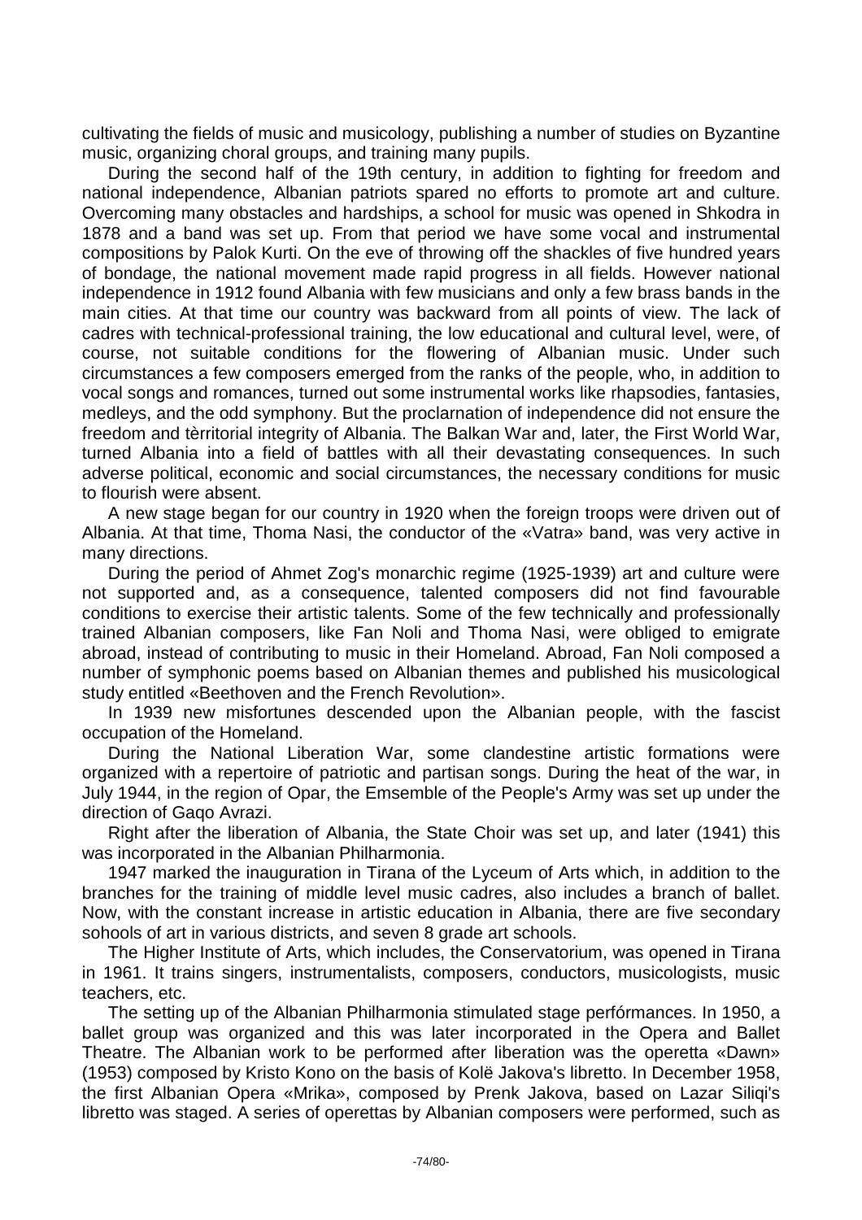cultivating the fields of music and musicology, publishing a number of studies on Byzantine music, organizing choral groups, and training many pupils.

During the second half of the 19th century, in addition to fighting for freedom and national independence, Albanian patriots spared no efforts to promote art and culture. Overcoming many obstacles and hardships, a school for music was opened in Shkodra in 1878 and a band was set up. From that period we have some vocal and instrumental compositions by Palok Kurti. On the eve of throwing off the shackles of five hundred years of bondage, the national movement made rapid progress in all fields. However national independence in 1912 found Albania with few musicians and only a few brass bands in the main cities. At that time our country was backward from all points of view. The lack of cadres with technical-professional training, the low educational and cultural level, were, of course, not suitable conditions for the flowering of Albanian music. Under such circumstances a few composers emerged from the ranks of the people, who, in addition to vocal songs and romances, turned out some instrumental works like rhapsodies, fantasies, medleys, and the odd symphony. But the proclarnation of independence did not ensure the freedom and tèrritorial integrity of Albania. The Balkan War and, later, the First World War, turned Albania into a field of battles with all their devastating consequences. In such adverse political, economic and social circumstances, the necessary conditions for music to flourish were absent.

A new stage began for our country in 1920 when the foreign troops were driven out of Albania. At that time, Thoma Nasi, the conductor of the «Vatra» band, was very active in many directions.

During the period of Ahmet Zog's monarchic regime (1925-1939) art and culture were not supported and, as a consequence, talented composers did not find favourable conditions to exercise their artistic talents. Some of the few technically and professionally trained Albanian composers, like Fan Noli and Thoma Nasi, were obliged to emigrate abroad, instead of contributing to music in their Homeland. Abroad, Fan Noli composed a number of symphonic poems based on Albanian themes and published his musicological study entitled «Beethoven and the French Revolution».

In 1939 new misfortunes descended upon the Albanian people, with the fascist occupation of the Homeland.

During the National Liberation War, some clandestine artistic formations were organized with a repertoire of patriotic and partisan songs. During the heat of the war, in July 1944, in the region of Opar, the Emsemble of the People's Army was set up under the direction of Gaqo Avrazi.

Right after the liberation of Albania, the State Choir was set up, and later (1941) this was incorporated in the Albanian Philharmonia.

1947 marked the inauguration in Tirana of the Lyceum of Arts which, in addition to the branches for the training of middle level music cadres, also includes a branch of ballet. Now, with the constant increase in artistic education in Albania, there are five secondary sohools of art in various districts, and seven 8 grade art schools.

The Higher Institute of Arts, which includes, the Conservatorium, was opened in Tirana in 1961. It trains singers, instrumentalists, composers, conductors, musicologists, music teachers, etc.

The setting up of the Albanian Philharmonia stimulated stage perfórmances. In 1950, a ballet group was organized and this was later incorporated in the Opera and Ballet Theatre. The Albanian work to be performed after liberation was the operetta «Dawn» (1953) composed by Kristo Kono on the basis of Kolë Jakova's libretto. In December 1958, the first Albanian Opera «Mrika», composed by Prenk Jakova, based on Lazar Siliqi's libretto was staged. A series of operettas by Albanian composers were performed, such as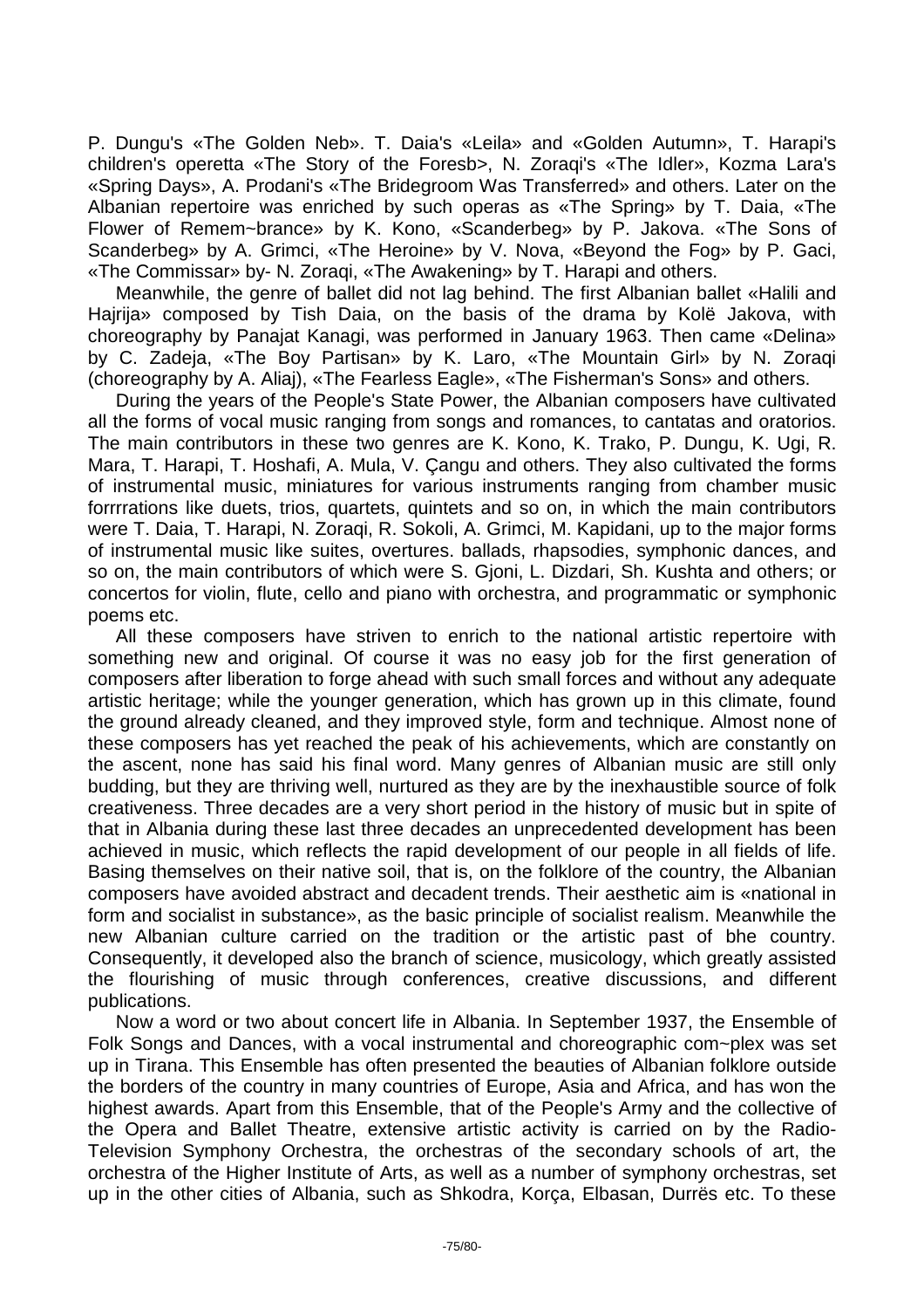P. Dungu's «The Golden Neb». T. Daia's «Leila» and «Golden Autumn», T. Harapi's children's operetta «The Story of the Foresb>, N. Zoraqi's «The Idler», Kozma Lara's «Spring Days», A. Prodani's «The Bridegroom Was Transferred» and others. Later on the Albanian repertoire was enriched by such operas as «The Spring» by T. Daia, «The Flower of Remem~brance» by K. Kono, «Scanderbeg» by P. Jakova. «The Sons of Scanderbeg» by A. Grimci, «The Heroine» by V. Nova, «Beyond the Fog» by P. Gaci, «The Commissar» by- N. Zoraqi, «The Awakening» by T. Harapi and others.

Meanwhile, the genre of ballet did not lag behind. The first Albanian ballet «Halili and Hajrija» composed by Tish Daia, on the basis of the drama by Kolë Jakova, with choreography by Panajat Kanagi, was performed in January 1963. Then came «Delina» by C. Zadeja, «The Boy Partisan» by K. Laro, «The Mountain Girl» by N. Zoraqi (choreography by A. Aliaj), «The Fearless Eagle», «The Fisherman's Sons» and others.

During the years of the People's State Power, the Albanian composers have cultivated all the forms of vocal music ranging from songs and romances, to cantatas and oratorios. The main contributors in these two genres are K. Kono, K. Trako, P. Dungu, K. Ugi, R. Mara, T. Harapi, T. Hoshafi, A. Mula, V. Çangu and others. They also cultivated the forms of instrumental music, miniatures for various instruments ranging from chamber music forrrrations like duets, trios, quartets, quintets and so on, in which the main contributors were T. Daia, T. Harapi, N. Zoraqi, R. Sokoli, A. Grimci, M. Kapidani, up to the major forms of instrumental music like suites, overtures. ballads, rhapsodies, symphonic dances, and so on, the main contributors of which were S. Gjoni, L. Dizdari, Sh. Kushta and others; or concertos for violin, flute, cello and piano with orchestra, and programmatic or symphonic poems etc.

All these composers have striven to enrich to the national artistic repertoire with something new and original. Of course it was no easy job for the first generation of composers after liberation to forge ahead with such small forces and without any adequate artistic heritage; while the younger generation, which has grown up in this climate, found the ground already cleaned, and they improved style, form and technique. Almost none of these composers has yet reached the peak of his achievements, which are constantly on the ascent, none has said his final word. Many genres of Albanian music are still only budding, but they are thriving well, nurtured as they are by the inexhaustible source of folk creativeness. Three decades are a very short period in the history of music but in spite of that in Albania during these last three decades an unprecedented development has been achieved in music, which reflects the rapid development of our people in all fields of life. Basing themselves on their native soil, that is, on the folklore of the country, the Albanian composers have avoided abstract and decadent trends. Their aesthetic aim is «national in form and socialist in substance», as the basic principle of socialist realism. Meanwhile the new Albanian culture carried on the tradition or the artistic past of bhe country. Consequently, it developed also the branch of science, musicology, which greatly assisted the flourishing of music through conferences, creative discussions, and different publications.

Now a word or two about concert life in Albania. In September 1937, the Ensemble of Folk Songs and Dances, with a vocal instrumental and choreographic com~plex was set up in Tirana. This Ensemble has often presented the beauties of Albanian folklore outside the borders of the country in many countries of Europe, Asia and Africa, and has won the highest awards. Apart from this Ensemble, that of the People's Army and the collective of the Opera and Ballet Theatre, extensive artistic activity is carried on by the Radio-Television Symphony Orchestra, the orchestras of the secondary schools of art, the orchestra of the Higher Institute of Arts, as well as a number of symphony orchestras, set up in the other cities of Albania, such as Shkodra, Korça, Elbasan, Durrës etc. To these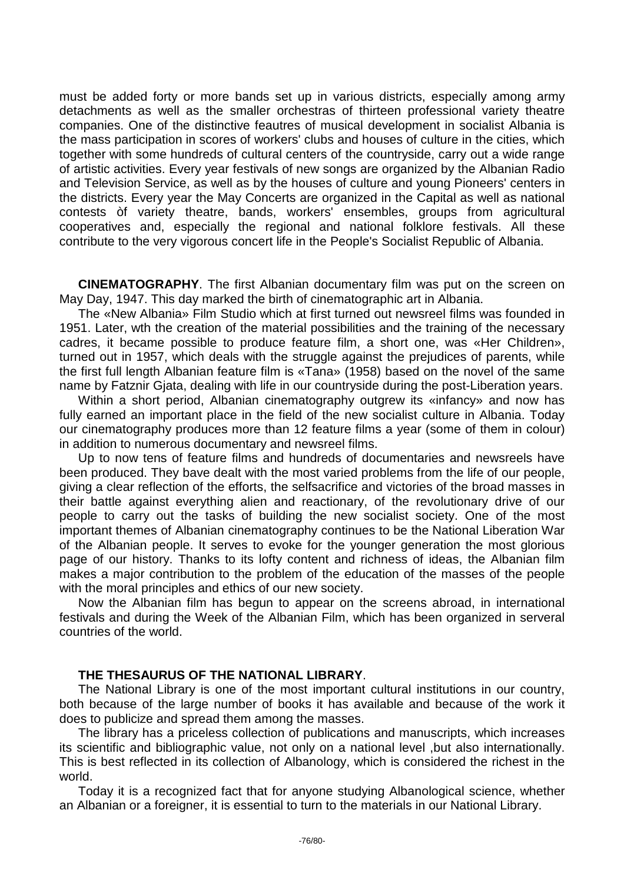must be added forty or more bands set up in various districts, especially among army detachments as well as the smaller orchestras of thirteen professional variety theatre companies. One of the distinctive feautres of musical development in socialist Albania is the mass participation in scores of workers' clubs and houses of culture in the cities, which together with some hundreds of cultural centers of the countryside, carry out a wide range of artistic activities. Every year festivals of new songs are organized by the Albanian Radio and Television Service, as well as by the houses of culture and young Pioneers' centers in the districts. Every year the May Concerts are organized in the Capital as well as national contests òf variety theatre, bands, workers' ensembles, groups from agricultural cooperatives and, especially the regional and national folklore festivals. All these contribute to the very vigorous concert life in the People's Socialist Republic of Albania.

**CINEMATOGRAPHY**. The first Albanian documentary film was put on the screen on May Day, 1947. This day marked the birth of cinematographic art in Albania.

The «New Albania» Film Studio which at first turned out newsreel films was founded in 1951. Later, wth the creation of the material possibilities and the training of the necessary cadres, it became possible to produce feature film, a short one, was «Her Children», turned out in 1957, which deals with the struggle against the prejudices of parents, while the first full length Albanian feature film is «Tana» (1958) based on the novel of the same name by Fatznir Gjata, dealing with life in our countryside during the post-Liberation years.

Within a short period, Albanian cinematography outgrew its «infancy» and now has fully earned an important place in the field of the new socialist culture in Albania. Today our cinematography produces more than 12 feature films a year (some of them in colour) in addition to numerous documentary and newsreel films.

Up to now tens of feature films and hundreds of documentaries and newsreels have been produced. They bave dealt with the most varied problems from the life of our people, giving a clear reflection of the efforts, the selfsacrifice and victories of the broad masses in their battle against everything alien and reactionary, of the revolutionary drive of our people to carry out the tasks of building the new socialist society. One of the most important themes of Albanian cinematography continues to be the National Liberation War of the Albanian people. It serves to evoke for the younger generation the most glorious page of our history. Thanks to its lofty content and richness of ideas, the Albanian film makes a major contribution to the problem of the education of the masses of the people with the moral principles and ethics of our new society.

Now the Albanian film has begun to appear on the screens abroad, in international festivals and during the Week of the Albanian Film, which has been organized in serveral countries of the world.

**THE THESAURUS OF THE NATIONAL LIBRARY**.

The National Library is one of the most important cultural institutions in our country, both because of the large number of books it has available and because of the work it does to publicize and spread them among the masses.

The library has a priceless collection of publications and manuscripts, which increases its scientific and bibliographic value, not only on a national level ,but also internationally. This is best reflected in its collection of Albanology, which is considered the richest in the world.

Today it is a recognized fact that for anyone studying Albanological science, whether an Albanian or a foreigner, it is essential to turn to the materials in our National Library.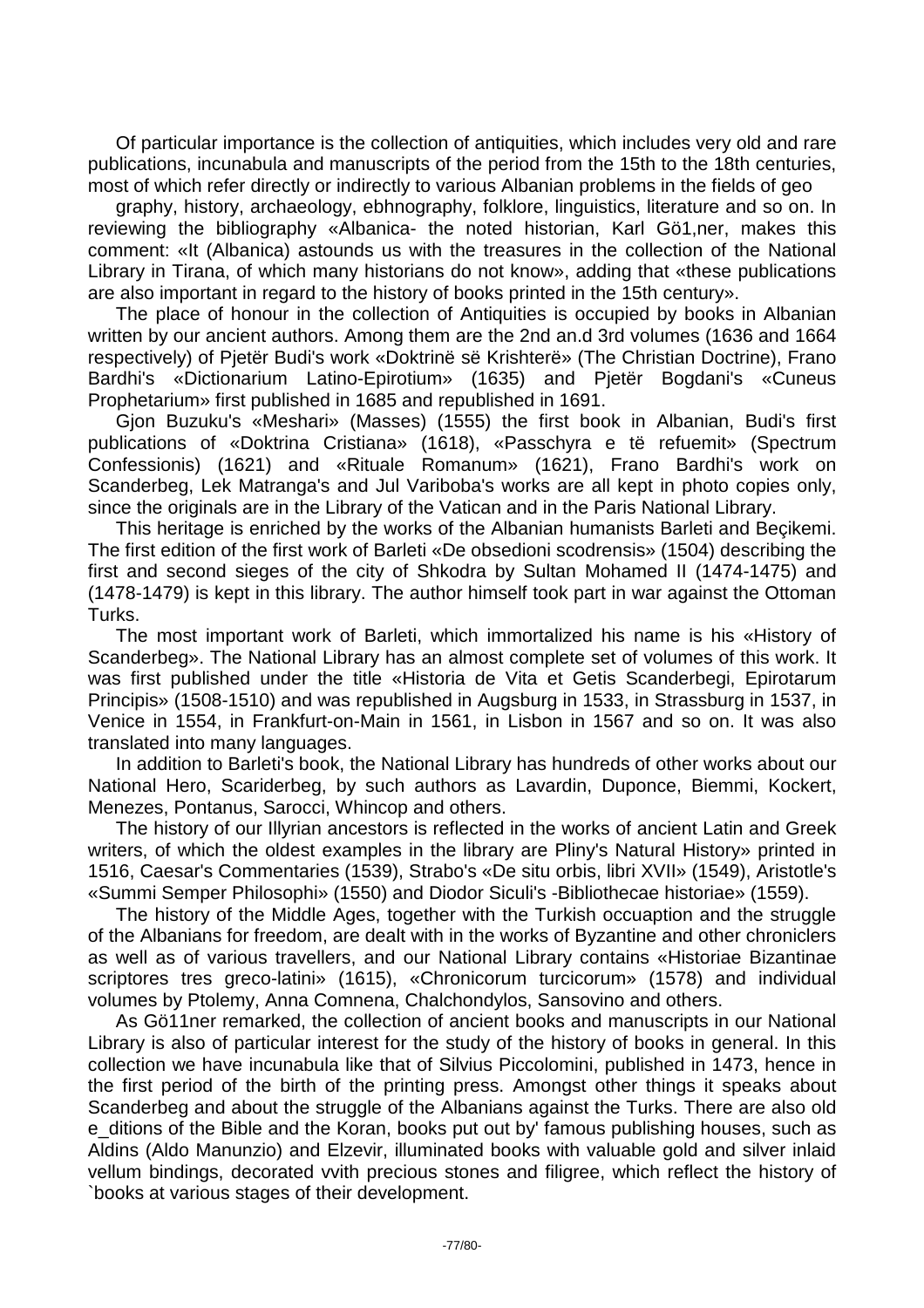Of particular importance is the collection of antiquities, which includes very old and rare publications, incunabula and manuscripts of the period from the 15th to the 18th centuries, most of which refer directly or indirectly to various Albanian problems in the fields of geo

graphy, history, archaeology, ebhnography, folklore, linguistics, literature and so on. In reviewing the bibliography «Albanica- the noted historian, Karl Gö1,ner, makes this comment: «It (Albanica) astounds us with the treasures in the collection of the National Library in Tirana, of which many historians do not know», adding that «these publications are also important in regard to the history of books printed in the 15th century».

The place of honour in the collection of Antiquities is occupied by books in Albanian written by our ancient authors. Among them are the 2nd an.d 3rd volumes (1636 and 1664 respectively) of Pjetër Budi's work «Doktrinë së Krishterë» (The Christian Doctrine), Frano Bardhi's «Dictionarium Latino-Epirotium» (1635) and Pjetër Bogdani's «Cuneus Prophetarium» first published in 1685 and republished in 1691.

Gjon Buzuku's «Meshari» (Masses) (1555) the first book in Albanian, Budi's first publications of «Doktrina Cristiana» (1618), «Passchyra e të refuemit» (Spectrum Confessionis) (1621) and «Rituale Romanum» (1621), Frano Bardhi's work on Scanderbeg, Lek Matranga's and Jul Variboba's works are all kept in photo copies only, since the originals are in the Library of the Vatican and in the Paris National Library.

This heritage is enriched by the works of the Albanian humanists Barleti and Beçikemi. The first edition of the first work of Barleti «De obsedioni scodrensis» (1504) describing the first and second sieges of the city of Shkodra by Sultan Mohamed II (1474-1475) and (1478-1479) is kept in this library. The author himself took part in war against the Ottoman Turks.

The most important work of Barleti, which immortalized his name is his «History of Scanderbeg». The National Library has an almost complete set of volumes of this work. It was first published under the title «Historia de Vita et Getis Scanderbegi, Epirotarum Principis» (1508-1510) and was republished in Augsburg in 1533, in Strassburg in 1537, in Venice in 1554, in Frankfurt-on-Main in 1561, in Lisbon in 1567 and so on. It was also translated into many languages.

In addition to Barleti's book, the National Library has hundreds of other works about our National Hero, Scariderbeg, by such authors as Lavardin, Duponce, Biemmi, Kockert, Menezes, Pontanus, Sarocci, Whincop and others.

The history of our Illyrian ancestors is reflected in the works of ancient Latin and Greek writers, of which the oldest examples in the library are Pliny's Natural History» printed in 1516, Caesar's Commentaries (1539), Strabo's «De situ orbis, libri XVII» (1549), Aristotle's «Summi Semper Philosophi» (1550) and Diodor Siculi's -Bibliothecae historiae» (1559).

The history of the Middle Ages, together with the Turkish occuaption and the struggle of the Albanians for freedom, are dealt with in the works of Byzantine and other chroniclers as well as of various travellers, and our National Library contains «Historiae Bizantinae scriptores tres greco-latini» (1615), «Chronicorum turcicorum» (1578) and individual volumes by Ptolemy, Anna Comnena, Chalchondylos, Sansovino and others.

As Gö11ner remarked, the collection of ancient books and manuscripts in our National Library is also of particular interest for the study of the history of books in general. In this collection we have incunabula like that of Silvius Piccolomini, published in 1473, hence in the first period of the birth of the printing press. Amongst other things it speaks about Scanderbeg and about the struggle of the Albanians against the Turks. There are also old e_ditions of the Bible and the Koran, books put out by' famous publishing houses, such as Aldins (Aldo Manunzio) and Elzevir, illuminated books with valuable gold and silver inlaid vellum bindings, decorated vvith precious stones and filigree, which reflect the history of `books at various stages of their development.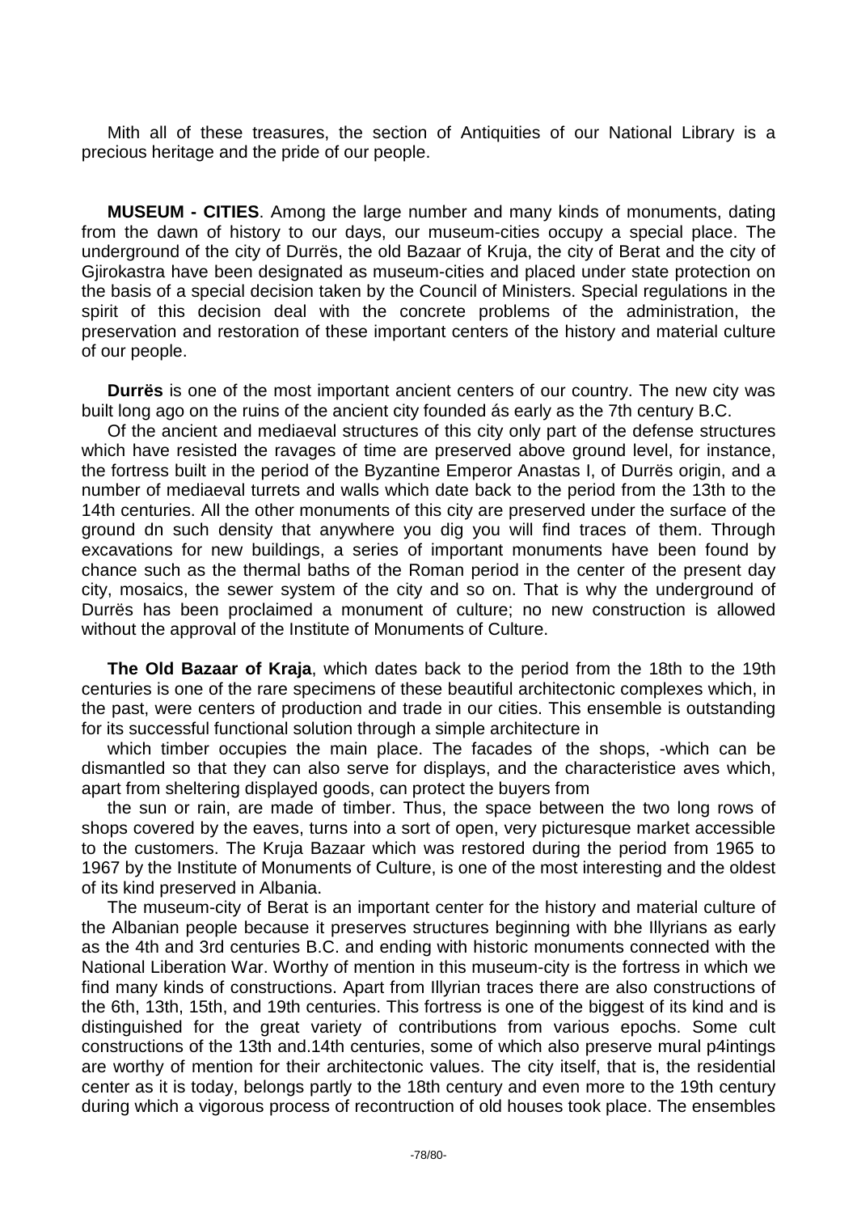Mith all of these treasures, the section of Antiquities of our National Library is a precious heritage and the pride of our people.

**MUSEUM - CITIES**. Among the large number and many kinds of monuments, dating from the dawn of history to our days, our museum-cities occupy a special place. The underground of the city of Durrës, the old Bazaar of Kruja, the city of Berat and the city of Gjirokastra have been designated as museum-cities and placed under state protection on the basis of a special decision taken by the Council of Ministers. Special regulations in the spirit of this decision deal with the concrete problems of the administration, the preservation and restoration of these important centers of the history and material culture of our people.

**Durrës** is one of the most important ancient centers of our country. The new city was built long ago on the ruins of the ancient city founded ás early as the 7th century B.C.

Of the ancient and mediaeval structures of this city only part of the defense structures which have resisted the ravages of time are preserved above ground level, for instance, the fortress built in the period of the Byzantine Emperor Anastas I, of Durrës origin, and a number of mediaeval turrets and walls which date back to the period from the 13th to the 14th centuries. All the other monuments of this city are preserved under the surface of the ground dn such density that anywhere you dig you will find traces of them. Through excavations for new buildings, a series of important monuments have been found by chance such as the thermal baths of the Roman period in the center of the present day city, mosaics, the sewer system of the city and so on. That is why the underground of Durrës has been proclaimed a monument of culture; no new construction is allowed without the approval of the Institute of Monuments of Culture.

**The Old Bazaar of Kraja**, which dates back to the period from the 18th to the 19th centuries is one of the rare specimens of these beautiful architectonic complexes which, in the past, were centers of production and trade in our cities. This ensemble is outstanding for its successful functional solution through a simple architecture in

which timber occupies the main place. The facades of the shops, -which can be dismantled so that they can also serve for displays, and the characteristice aves which, apart from sheltering displayed goods, can protect the buyers from

the sun or rain, are made of timber. Thus, the space between the two long rows of shops covered by the eaves, turns into a sort of open, very picturesque market accessible to the customers. The Kruja Bazaar which was restored during the period from 1965 to 1967 by the Institute of Monuments of Culture, is one of the most interesting and the oldest of its kind preserved in Albania.

The museum-city of Berat is an important center for the history and material culture of the Albanian people because it preserves structures beginning with bhe Illyrians as early as the 4th and 3rd centuries B.C. and ending with historic monuments connected with the National Liberation War. Worthy of mention in this museum-city is the fortress in which we find many kinds of constructions. Apart from Illyrian traces there are also constructions of the 6th, 13th, 15th, and 19th centuries. This fortress is one of the biggest of its kind and is distinguished for the great variety of contributions from various epochs. Some cult constructions of the 13th and.14th centuries, some of which also preserve mural p4intings are worthy of mention for their architectonic values. The city itself, that is, the residential center as it is today, belongs partly to the 18th century and even more to the 19th century during which a vigorous process of recontruction of old houses took place. The ensembles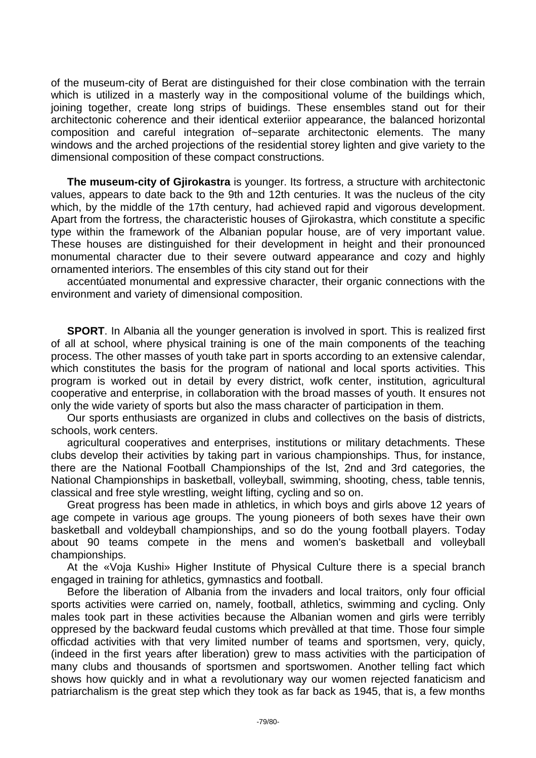of the museum-city of Berat are distinguished for their close combination with the terrain which is utilized in a masterly way in the compositional volume of the buildings which, joining together, create long strips of buidings. These ensembles stand out for their architectonic coherence and their identical exteriior appearance, the balanced horizontal composition and careful integration of~separate architectonic elements. The many windows and the arched projections of the residential storey lighten and give variety to the dimensional composition of these compact constructions.

**The museum-city of Gjirokastra** is younger. Its fortress, a structure with architectonic values, appears to date back to the 9th and 12th centuries. It was the nucleus of the city which, by the middle of the 17th century, had achieved rapid and vigorous development. Apart from the fortress, the characteristic houses of Gjirokastra, which constitute a specific type within the framework of the Albanian popular house, are of very important value. These houses are distinguished for their development in height and their pronounced monumental character due to their severe outward appearance and cozy and highly ornamented interiors. The ensembles of this city stand out for their

accentúated monumental and expressive character, their organic connections with the environment and variety of dimensional composition.

**SPORT**. In Albania all the younger generation is involved in sport. This is realized first of all at school, where physical training is one of the main components of the teaching process. The other masses of youth take part in sports according to an extensive calendar, which constitutes the basis for the program of national and local sports activities. This program is worked out in detail by every district, wofk center, institution, agricultural cooperative and enterprise, in collaboration with the broad masses of youth. It ensures not only the wide variety of sports but also the mass character of participation in them.

Our sports enthusiasts are organized in clubs and collectives on the basis of districts, schools, work centers.

agricultural cooperatives and enterprises, institutions or military detachments. These clubs develop their activities by taking part in various championships. Thus, for instance, there are the National Football Championships of the lst, 2nd and 3rd categories, the National Championships in basketball, volleyball, swimming, shooting, chess, table tennis, classical and free style wrestling, weight lifting, cycling and so on.

Great progress has been made in athletics, in which boys and girls above 12 years of age compete in various age groups. The young pioneers of both sexes have their own basketball and voldeyball championships, and so do the young football players. Today about 90 teams compete in the mens and women's basketball and volleyball championships.

At the «Voja Kushi» Higher Institute of Physical Culture there is a special branch engaged in training for athletics, gymnastics and football.

Before the liberation of Albania from the invaders and local traitors, only four official sports activities were carried on, namely, football, athletics, swimming and cycling. Only males took part in these activities because the Albanian women and girls were terribly oppresed by the backward feudal customs which prevàlled at that time. Those four simple officdad activities with that very limited number of teams and sportsmen, very, quicly, (indeed in the first years after liberation) grew to mass activities with the participation of many clubs and thousands of sportsmen and sportswomen. Another telling fact which shows how quickly and in what a revolutionary way our women rejected fanaticism and patriarchalism is the great step which they took as far back as 1945, that is, a few months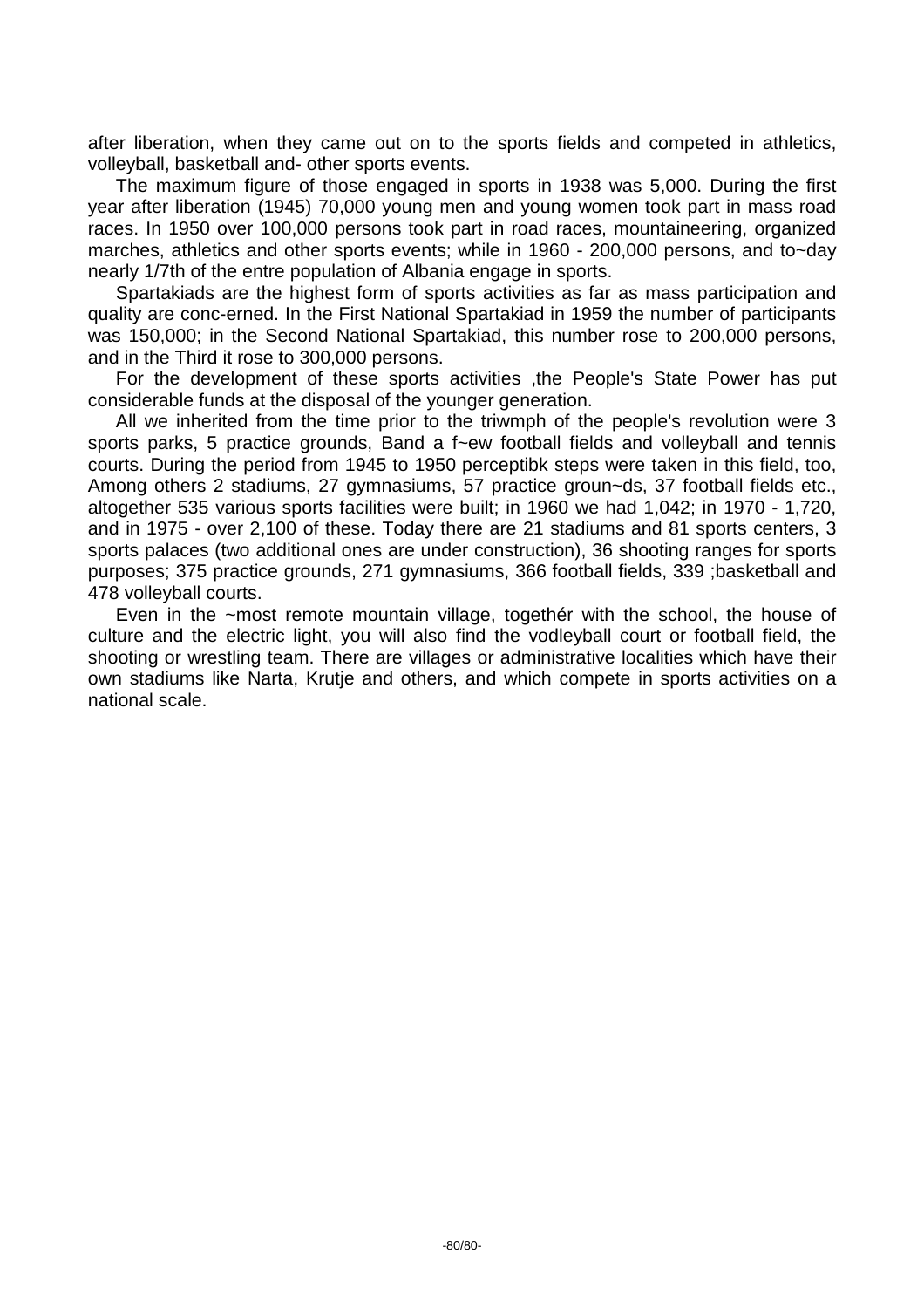after liberation, when they came out on to the sports fields and competed in athletics, volleyball, basketball and- other sports events.

The maximum figure of those engaged in sports in 1938 was 5,000. During the first year after liberation (1945) 70,000 young men and young women took part in mass road races. In 1950 over 100,000 persons took part in road races, mountaineering, organized marches, athletics and other sports events; while in 1960 - 200,000 persons, and to~day nearly 1/7th of the entre population of Albania engage in sports.

Spartakiads are the highest form of sports activities as far as mass participation and quality are conc-erned. In the First National Spartakiad in 1959 the number of participants was 150,000; in the Second National Spartakiad, this number rose to 200,000 persons, and in the Third it rose to 300,000 persons.

For the development of these sports activities ,the People's State Power has put considerable funds at the disposal of the younger generation.

All we inherited from the time prior to the triwmph of the people's revolution were 3 sports parks, 5 practice grounds, Band a f~ew football fields and volleyball and tennis courts. During the period from 1945 to 1950 perceptibk steps were taken in this field, too, Among others 2 stadiums, 27 gymnasiums, 57 practice groun~ds, 37 football fields etc., altogether 535 various sports facilities were built; in 1960 we had 1,042; in 1970 - 1,720, and in 1975 - over 2,100 of these. Today there are 21 stadiums and 81 sports centers, 3 sports palaces (two additional ones are under construction), 36 shooting ranges for sports purposes; 375 practice grounds, 271 gymnasiums, 366 football fields, 339 ;basketball and 478 volleyball courts.

Even in the ~most remote mountain village, togethér with the school, the house of culture and the electric light, you will also find the vodleyball court or football field, the shooting or wrestling team. There are villages or administrative localities which have their own stadiums like Narta, Krutje and others, and which compete in sports activities on a national scale.